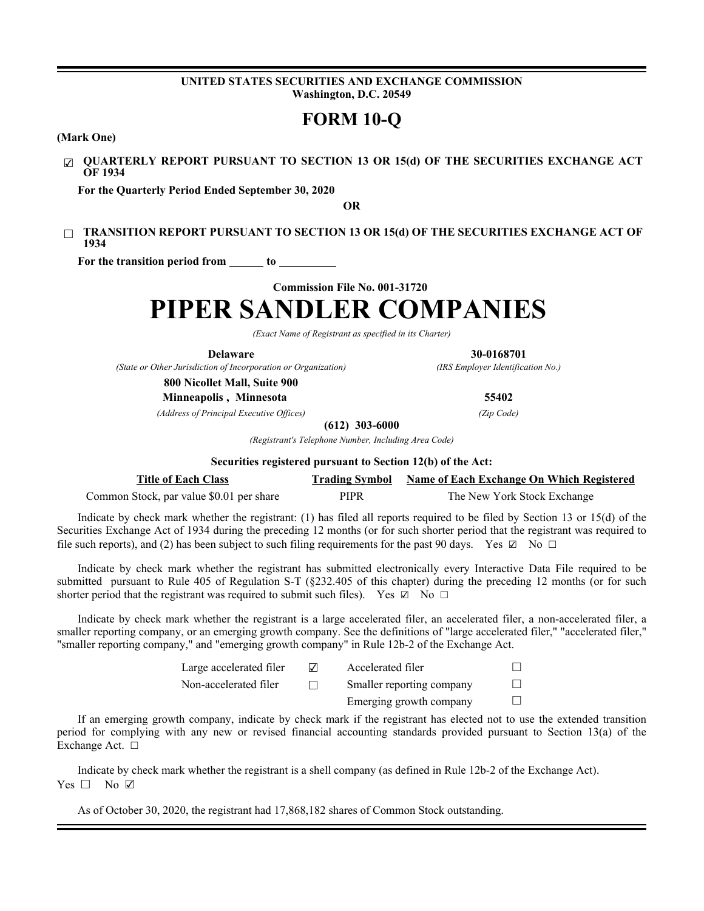**UNITED STATES SECURITIES AND EXCHANGE COMMISSION**
**Washington, D.C. 20549**

# FORM 10-Q

**(Mark One)**

☑ **QUARTERLY REPORT PURSUANT TO SECTION 13 OR 15(d) OF THE SECURITIES EXCHANGE ACT OF 1934**

**For the Quarterly Period Ended September 30, 2020**

**OR**

☐ **TRANSITION REPORT PURSUANT TO SECTION 13 OR 15(d) OF THE SECURITIES EXCHANGE ACT OF 1934**

**For the transition period from \_\_\_\_\_\_ to \_\_\_\_\_\_\_\_\_\_**

**Commission File No. 001-31720**

# PIPER SANDLER COMPANIES

*(Exact Name of Registrant as specified in its Charter)*

| | |
|---|---|
| **Delaware** | **30-0168701** |
| *(State or Other Jurisdiction of Incorporation or Organization)* | *(IRS Employer Identification No.)* |
| **800 Nicollet Mall, Suite 900** | |
| **Minneapolis , Minnesota** | **55402** |
| *(Address of Principal Executive Offices)* | *(Zip Code)* |

**(612) 303-6000**

*(Registrant's Telephone Number, Including Area Code)*

**Securities registered pursuant to Section 12(b) of the Act:**

| Title of Each Class | Trading Symbol | Name of Each Exchange On Which Registered |
|---|---|---|
| Common Stock, par value $0.01 per share | PIPR | The New York Stock Exchange |

Indicate by check mark whether the registrant: (1) has filed all reports required to be filed by Section 13 or 15(d) of the Securities Exchange Act of 1934 during the preceding 12 months (or for such shorter period that the registrant was required to file such reports), and (2) has been subject to such filing requirements for the past 90 days. Yes ☑ No ☐

Indicate by check mark whether the registrant has submitted electronically every Interactive Data File required to be submitted pursuant to Rule 405 of Regulation S-T (§232.405 of this chapter) during the preceding 12 months (or for such shorter period that the registrant was required to submit such files). Yes ☑ No ☐

Indicate by check mark whether the registrant is a large accelerated filer, an accelerated filer, a non-accelerated filer, a smaller reporting company, or an emerging growth company. See the definitions of "large accelerated filer," "accelerated filer," "smaller reporting company," and "emerging growth company" in Rule 12b-2 of the Exchange Act.

| | | | |
|---|---|---|---|
| Large accelerated filer | ☑ | Accelerated filer | ☐ |
| Non-accelerated filer | ☐ | Smaller reporting company | ☐ |
| | | Emerging growth company | ☐ |

If an emerging growth company, indicate by check mark if the registrant has elected not to use the extended transition period for complying with any new or revised financial accounting standards provided pursuant to Section 13(a) of the Exchange Act. ☐

Indicate by check mark whether the registrant is a shell company (as defined in Rule 12b-2 of the Exchange Act).
Yes ☐ No ☑

As of October 30, 2020, the registrant had 17,868,182 shares of Common Stock outstanding.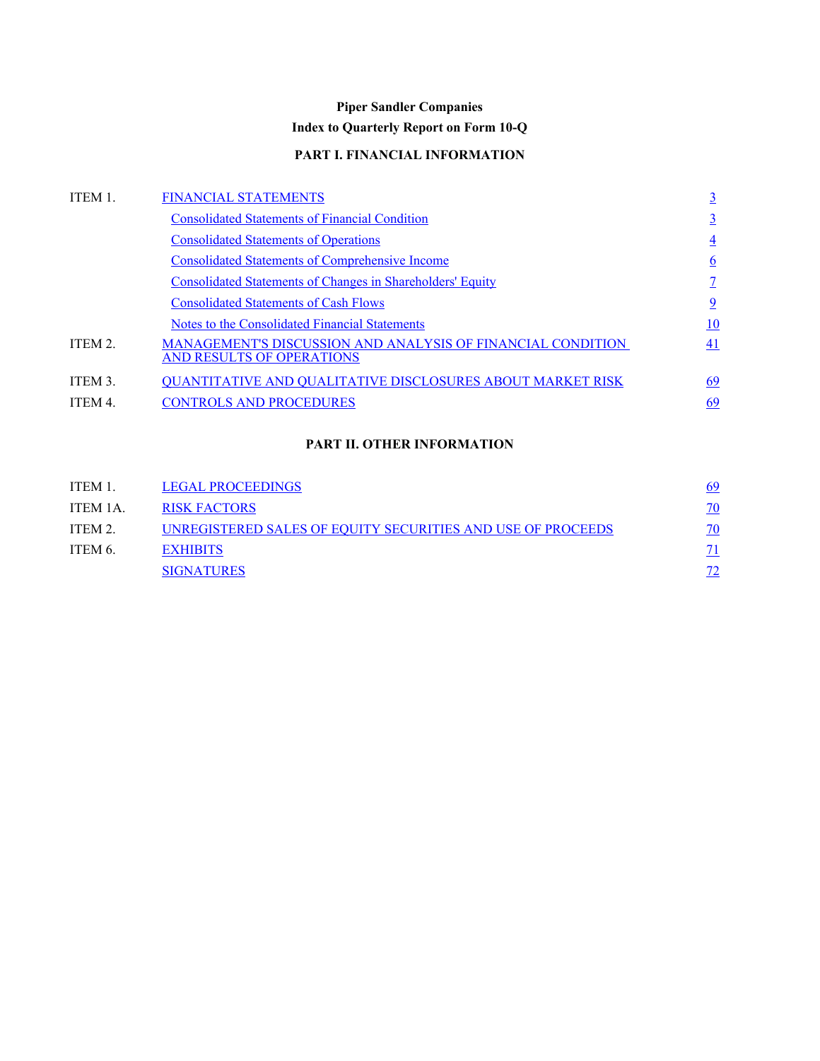# Piper Sandler Companies

## Index to Quarterly Report on Form 10-Q

### PART I. FINANCIAL INFORMATION

| | | |
|---|---|---|
| ITEM 1. | FINANCIAL STATEMENTS | 3 |
| | Consolidated Statements of Financial Condition | 3 |
| | Consolidated Statements of Operations | 4 |
| | Consolidated Statements of Comprehensive Income | 6 |
| | Consolidated Statements of Changes in Shareholders' Equity | 7 |
| | Consolidated Statements of Cash Flows | 9 |
| | Notes to the Consolidated Financial Statements | 10 |
| ITEM 2. | MANAGEMENT'S DISCUSSION AND ANALYSIS OF FINANCIAL CONDITION AND RESULTS OF OPERATIONS | 41 |
| ITEM 3. | QUANTITATIVE AND QUALITATIVE DISCLOSURES ABOUT MARKET RISK | 69 |
| ITEM 4. | CONTROLS AND PROCEDURES | 69 |

### PART II. OTHER INFORMATION

| | | |
|---|---|---|
| ITEM 1. | LEGAL PROCEEDINGS | 69 |
| ITEM 1A. | RISK FACTORS | 70 |
| ITEM 2. | UNREGISTERED SALES OF EQUITY SECURITIES AND USE OF PROCEEDS | 70 |
| ITEM 6. | EXHIBITS | 71 |
| | SIGNATURES | 72 |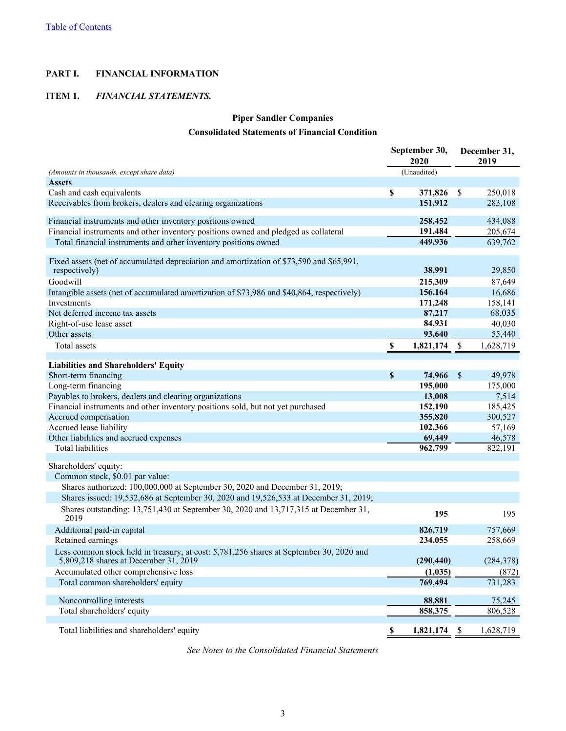[Table of Contents](#)

## PART I. FINANCIAL INFORMATION

### ITEM 1. *FINANCIAL STATEMENTS.*

**Piper Sandler Companies**

**Consolidated Statements of Financial Condition**

| *(Amounts in thousands, except share data)* | September 30, 2020 (Unaudited) | December 31, 2019 |
|---|---|---|
| **Assets** | | |
| Cash and cash equivalents | **$ 371,826** | $ 250,018 |
| Receivables from brokers, dealers and clearing organizations | **151,912** | 283,108 |
| | | |
| Financial instruments and other inventory positions owned | **258,452** | 434,088 |
| Financial instruments and other inventory positions owned and pledged as collateral | **191,484** | 205,674 |
| Total financial instruments and other inventory positions owned | **449,936** | 639,762 |
| | | |
| Fixed assets (net of accumulated depreciation and amortization of $73,590 and $65,991, respectively) | **38,991** | 29,850 |
| Goodwill | **215,309** | 87,649 |
| Intangible assets (net of accumulated amortization of $73,986 and $40,864, respectively) | **156,164** | 16,686 |
| Investments | **171,248** | 158,141 |
| Net deferred income tax assets | **87,217** | 68,035 |
| Right-of-use lease asset | **84,931** | 40,030 |
| Other assets | **93,640** | 55,440 |
| Total assets | **$ 1,821,174** | $ 1,628,719 |
| | | |
| **Liabilities and Shareholders' Equity** | | |
| Short-term financing | **$ 74,966** | $ 49,978 |
| Long-term financing | **195,000** | 175,000 |
| Payables to brokers, dealers and clearing organizations | **13,008** | 7,514 |
| Financial instruments and other inventory positions sold, but not yet purchased | **152,190** | 185,425 |
| Accrued compensation | **355,820** | 300,527 |
| Accrued lease liability | **102,366** | 57,169 |
| Other liabilities and accrued expenses | **69,449** | 46,578 |
| Total liabilities | **962,799** | 822,191 |
| | | |
| Shareholders' equity: | | |
| Common stock, $0.01 par value: | | |
| Shares authorized: 100,000,000 at September 30, 2020 and December 31, 2019; | | |
| Shares issued: 19,532,686 at September 30, 2020 and 19,526,533 at December 31, 2019; | | |
| Shares outstanding: 13,751,430 at September 30, 2020 and 13,717,315 at December 31, 2019 | **195** | 195 |
| Additional paid-in capital | **826,719** | 757,669 |
| Retained earnings | **234,055** | 258,669 |
| Less common stock held in treasury, at cost: 5,781,256 shares at September 30, 2020 and 5,809,218 shares at December 31, 2019 | **(290,440)** | (284,378) |
| Accumulated other comprehensive loss | **(1,035)** | (872) |
| Total common shareholders' equity | **769,494** | 731,283 |
| | | |
| Noncontrolling interests | **88,881** | 75,245 |
| Total shareholders' equity | **858,375** | 806,528 |
| | | |
| Total liabilities and shareholders' equity | **$ 1,821,174** | $ 1,628,719 |

*See Notes to the Consolidated Financial Statements*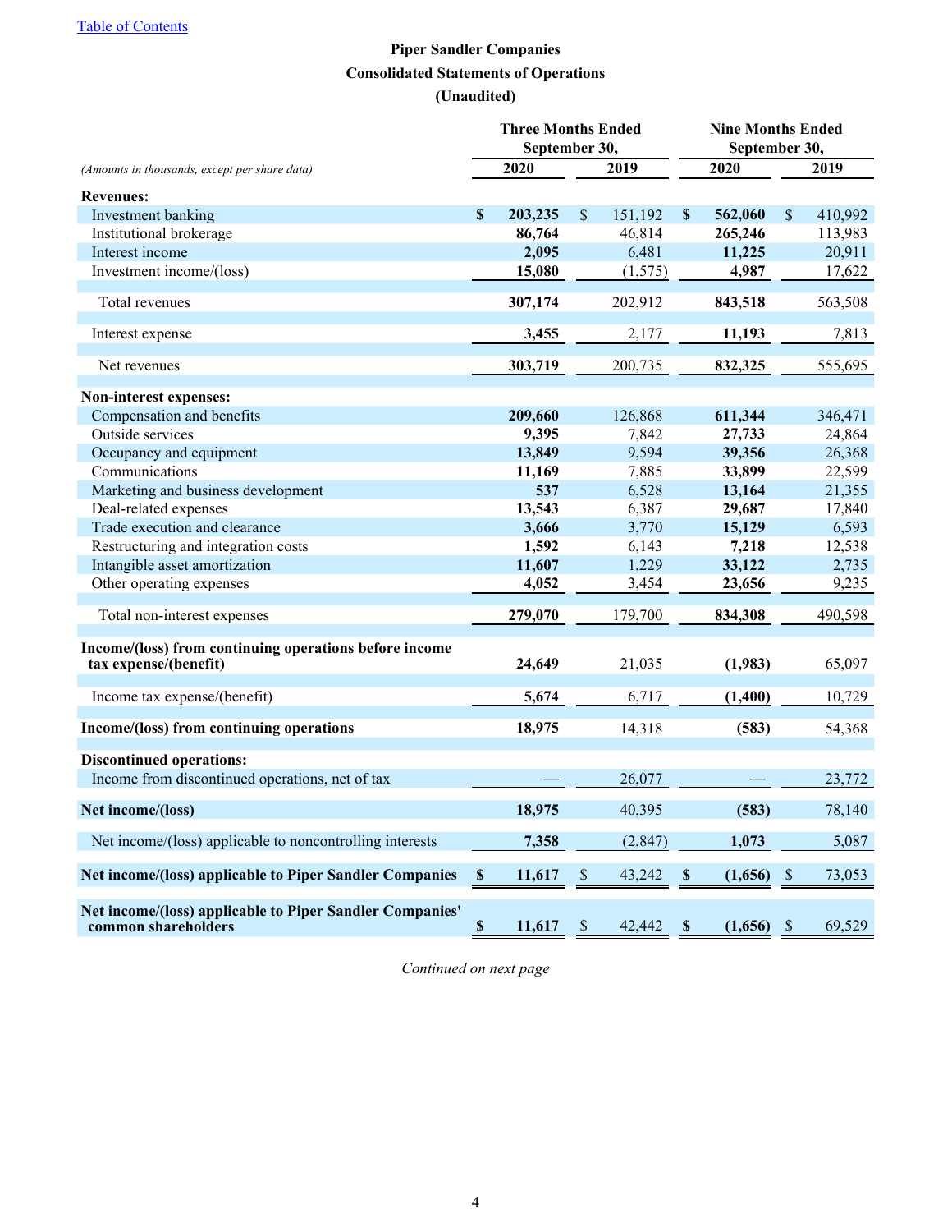[Table of Contents](#)

# Piper Sandler Companies
## Consolidated Statements of Operations
### (Unaudited)

| *(Amounts in thousands, except per share data)* | Three Months Ended September 30, 2020 | Three Months Ended September 30, 2019 | Nine Months Ended September 30, 2020 | Nine Months Ended September 30, 2019 |
|---|---|---|---|---|
| **Revenues:** | | | | |
| Investment banking | **$ 203,235** | $ 151,192 | **$ 562,060** | $ 410,992 |
| Institutional brokerage | **86,764** | 46,814 | **265,246** | 113,983 |
| Interest income | **2,095** | 6,481 | **11,225** | 20,911 |
| Investment income/(loss) | **15,080** | (1,575) | **4,987** | 17,622 |
| Total revenues | **307,174** | 202,912 | **843,518** | 563,508 |
| Interest expense | **3,455** | 2,177 | **11,193** | 7,813 |
| Net revenues | **303,719** | 200,735 | **832,325** | 555,695 |
| **Non-interest expenses:** | | | | |
| Compensation and benefits | **209,660** | 126,868 | **611,344** | 346,471 |
| Outside services | **9,395** | 7,842 | **27,733** | 24,864 |
| Occupancy and equipment | **13,849** | 9,594 | **39,356** | 26,368 |
| Communications | **11,169** | 7,885 | **33,899** | 22,599 |
| Marketing and business development | **537** | 6,528 | **13,164** | 21,355 |
| Deal-related expenses | **13,543** | 6,387 | **29,687** | 17,840 |
| Trade execution and clearance | **3,666** | 3,770 | **15,129** | 6,593 |
| Restructuring and integration costs | **1,592** | 6,143 | **7,218** | 12,538 |
| Intangible asset amortization | **11,607** | 1,229 | **33,122** | 2,735 |
| Other operating expenses | **4,052** | 3,454 | **23,656** | 9,235 |
| Total non-interest expenses | **279,070** | 179,700 | **834,308** | 490,598 |
| **Income/(loss) from continuing operations before income tax expense/(benefit)** | **24,649** | 21,035 | **(1,983)** | 65,097 |
| Income tax expense/(benefit) | **5,674** | 6,717 | **(1,400)** | 10,729 |
| **Income/(loss) from continuing operations** | **18,975** | 14,318 | **(583)** | 54,368 |
| **Discontinued operations:** | | | | |
| Income from discontinued operations, net of tax | **—** | 26,077 | **—** | 23,772 |
| **Net income/(loss)** | **18,975** | 40,395 | **(583)** | 78,140 |
| Net income/(loss) applicable to noncontrolling interests | **7,358** | (2,847) | **1,073** | 5,087 |
| **Net income/(loss) applicable to Piper Sandler Companies** | **$ 11,617** | $ 43,242 | **$ (1,656)** | $ 73,053 |
| **Net income/(loss) applicable to Piper Sandler Companies' common shareholders** | **$ 11,617** | $ 42,442 | **$ (1,656)** | $ 69,529 |

*Continued on next page*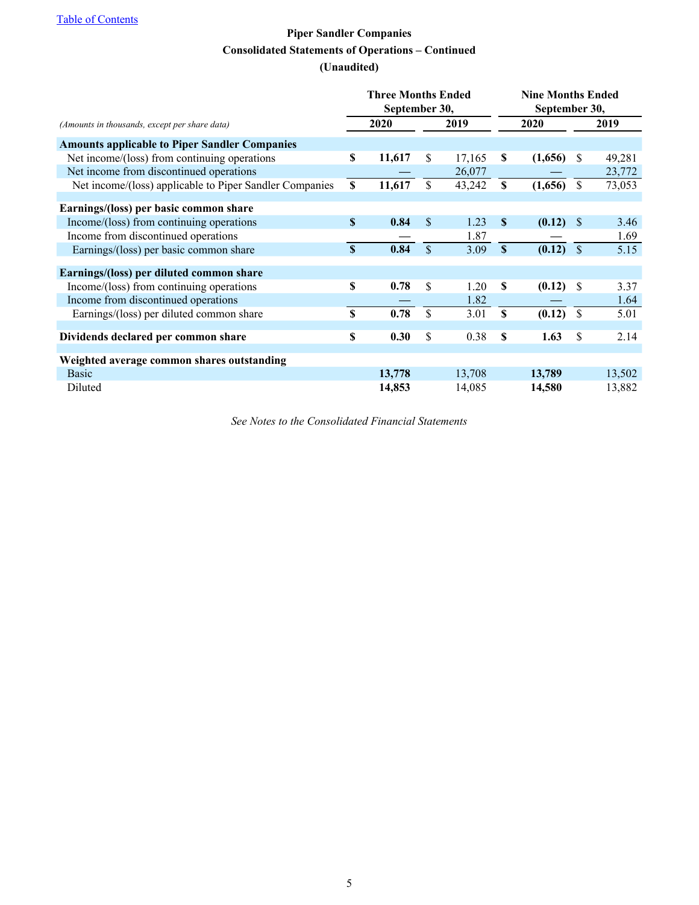Table of Contents

# Piper Sandler Companies

## Consolidated Statements of Operations – Continued

## (Unaudited)

| *(Amounts in thousands, except per share data)* | Three Months Ended September 30, 2020 | Three Months Ended September 30, 2019 | Nine Months Ended September 30, 2020 | Nine Months Ended September 30, 2019 |
|---|---|---|---|---|
| **Amounts applicable to Piper Sandler Companies** | | | | |
| Net income/(loss) from continuing operations | **$ 11,617** | $ 17,165 | **$ (1,656)** | $ 49,281 |
| Net income from discontinued operations | **—** | 26,077 | **—** | 23,772 |
| Net income/(loss) applicable to Piper Sandler Companies | **$ 11,617** | $ 43,242 | **$ (1,656)** | $ 73,053 |
| **Earnings/(loss) per basic common share** | | | | |
| Income/(loss) from continuing operations | **$ 0.84** | $ 1.23 | **$ (0.12)** | $ 3.46 |
| Income from discontinued operations | **—** | 1.87 | **—** | 1.69 |
| Earnings/(loss) per basic common share | **$ 0.84** | $ 3.09 | **$ (0.12)** | $ 5.15 |
| **Earnings/(loss) per diluted common share** | | | | |
| Income/(loss) from continuing operations | **$ 0.78** | $ 1.20 | **$ (0.12)** | $ 3.37 |
| Income from discontinued operations | **—** | 1.82 | **—** | 1.64 |
| Earnings/(loss) per diluted common share | **$ 0.78** | $ 3.01 | **$ (0.12)** | $ 5.01 |
| **Dividends declared per common share** | **$ 0.30** | $ 0.38 | **$ 1.63** | $ 2.14 |
| **Weighted average common shares outstanding** | | | | |
| Basic | **13,778** | 13,708 | **13,789** | 13,502 |
| Diluted | **14,853** | 14,085 | **14,580** | 13,882 |

*See Notes to the Consolidated Financial Statements*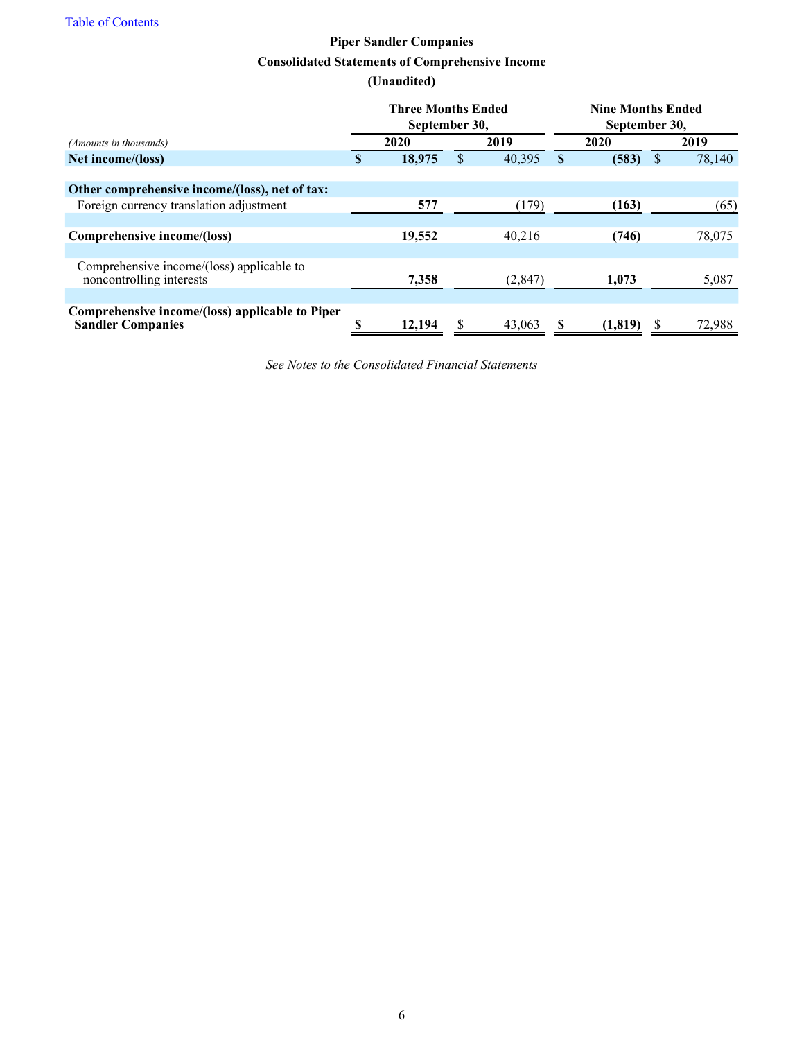[Table of Contents](#)

**Piper Sandler Companies**

**Consolidated Statements of Comprehensive Income**

**(Unaudited)**

| *(Amounts in thousands)* | Three Months Ended September 30, 2020 | Three Months Ended September 30, 2019 | Nine Months Ended September 30, 2020 | Nine Months Ended September 30, 2019 |
|---|---|---|---|---|
| **Net income/(loss)** | **$ 18,975** | $ 40,395 | **$ (583)** | $ 78,140 |
| **Other comprehensive income/(loss), net of tax:** | | | | |
| Foreign currency translation adjustment | **577** | (179) | **(163)** | (65) |
| **Comprehensive income/(loss)** | **19,552** | 40,216 | **(746)** | 78,075 |
| Comprehensive income/(loss) applicable to noncontrolling interests | **7,358** | (2,847) | **1,073** | 5,087 |
| **Comprehensive income/(loss) applicable to Piper Sandler Companies** | **$ 12,194** | $ 43,063 | **$ (1,819)** | $ 72,988 |

*See Notes to the Consolidated Financial Statements*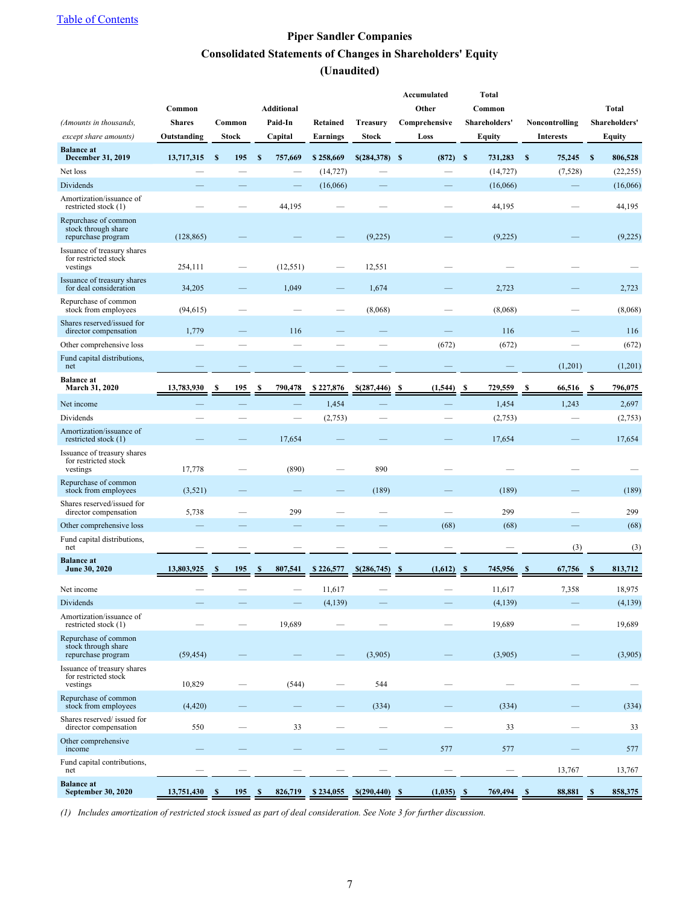[Table of Contents]

# Piper Sandler Companies

## Consolidated Statements of Changes in Shareholders' Equity

## (Unaudited)

| *(Amounts in thousands, except share amounts)* | Common Shares Outstanding | Common Stock | Additional Paid-In Capital | Retained Earnings | Treasury Stock | Accumulated Other Comprehensive Loss | Total Common Shareholders' Equity | Noncontrolling Interests | Total Shareholders' Equity |
|---|---|---|---|---|---|---|---|---|---|
| **Balance at December 31, 2019** | **13,717,315** | **$ 195** | **$ 757,669** | **$ 258,669** | **$(284,378)** | **$ (872)** | **$ 731,283** | **$ 75,245** | **$ 806,528** |
| Net loss | — | — | — | (14,727) | — | — | (14,727) | (7,528) | (22,255) |
| Dividends | — | — | — | (16,066) | — | — | (16,066) | — | (16,066) |
| Amortization/issuance of restricted stock (1) | — | — | 44,195 | — | — | — | 44,195 | — | 44,195 |
| Repurchase of common stock through share repurchase program | (128,865) | — | — | — | (9,225) | — | (9,225) | — | (9,225) |
| Issuance of treasury shares for restricted stock vestings | 254,111 | — | (12,551) | — | 12,551 | — | — | — | — |
| Issuance of treasury shares for deal consideration | 34,205 | — | 1,049 | — | 1,674 | — | 2,723 | — | 2,723 |
| Repurchase of common stock from employees | (94,615) | — | — | — | (8,068) | — | (8,068) | — | (8,068) |
| Shares reserved/issued for director compensation | 1,779 | — | 116 | — | — | — | 116 | — | 116 |
| Other comprehensive loss | — | — | — | — | — | (672) | (672) | — | (672) |
| Fund capital distributions, net | — | — | — | — | — | — | — | (1,201) | (1,201) |
| **Balance at March 31, 2020** | **13,783,930** | **$ 195** | **$ 790,478** | **$ 227,876** | **$(287,446)** | **$ (1,544)** | **$ 729,559** | **$ 66,516** | **$ 796,075** |
| Net income | — | — | — | 1,454 | — | — | 1,454 | 1,243 | 2,697 |
| Dividends | — | — | — | (2,753) | — | — | (2,753) | — | (2,753) |
| Amortization/issuance of restricted stock (1) | — | — | 17,654 | — | — | — | 17,654 | — | 17,654 |
| Issuance of treasury shares for restricted stock vestings | 17,778 | — | (890) | — | 890 | — | — | — | — |
| Repurchase of common stock from employees | (3,521) | — | — | — | (189) | — | (189) | — | (189) |
| Shares reserved/issued for director compensation | 5,738 | — | 299 | — | — | — | 299 | — | 299 |
| Other comprehensive loss | — | — | — | — | — | (68) | (68) | — | (68) |
| Fund capital distributions, net | — | — | — | — | — | — | — | (3) | (3) |
| **Balance at June 30, 2020** | **13,803,925** | **$ 195** | **$ 807,541** | **$ 226,577** | **$(286,745)** | **$ (1,612)** | **$ 745,956** | **$ 67,756** | **$ 813,712** |
| Net income | — | — | — | 11,617 | — | — | 11,617 | 7,358 | 18,975 |
| Dividends | — | — | — | (4,139) | — | — | (4,139) | — | (4,139) |
| Amortization/issuance of restricted stock (1) | — | — | 19,689 | — | — | — | 19,689 | — | 19,689 |
| Repurchase of common stock through share repurchase program | (59,454) | — | — | — | (3,905) | — | (3,905) | — | (3,905) |
| Issuance of treasury shares for restricted stock vestings | 10,829 | — | (544) | — | 544 | — | — | — | — |
| Repurchase of common stock from employees | (4,420) | — | — | — | (334) | — | (334) | — | (334) |
| Shares reserved/ issued for director compensation | 550 | — | 33 | — | — | — | 33 | — | 33 |
| Other comprehensive income | — | — | — | — | — | 577 | 577 | — | 577 |
| Fund capital contributions, net | — | — | — | — | — | — | — | 13,767 | 13,767 |
| **Balance at September 30, 2020** | **13,751,430** | **$ 195** | **$ 826,719** | **$ 234,055** | **$(290,440)** | **$ (1,035)** | **$ 769,494** | **$ 88,881** | **$ 858,375** |

*(1) Includes amortization of restricted stock issued as part of deal consideration. See Note 3 for further discussion.*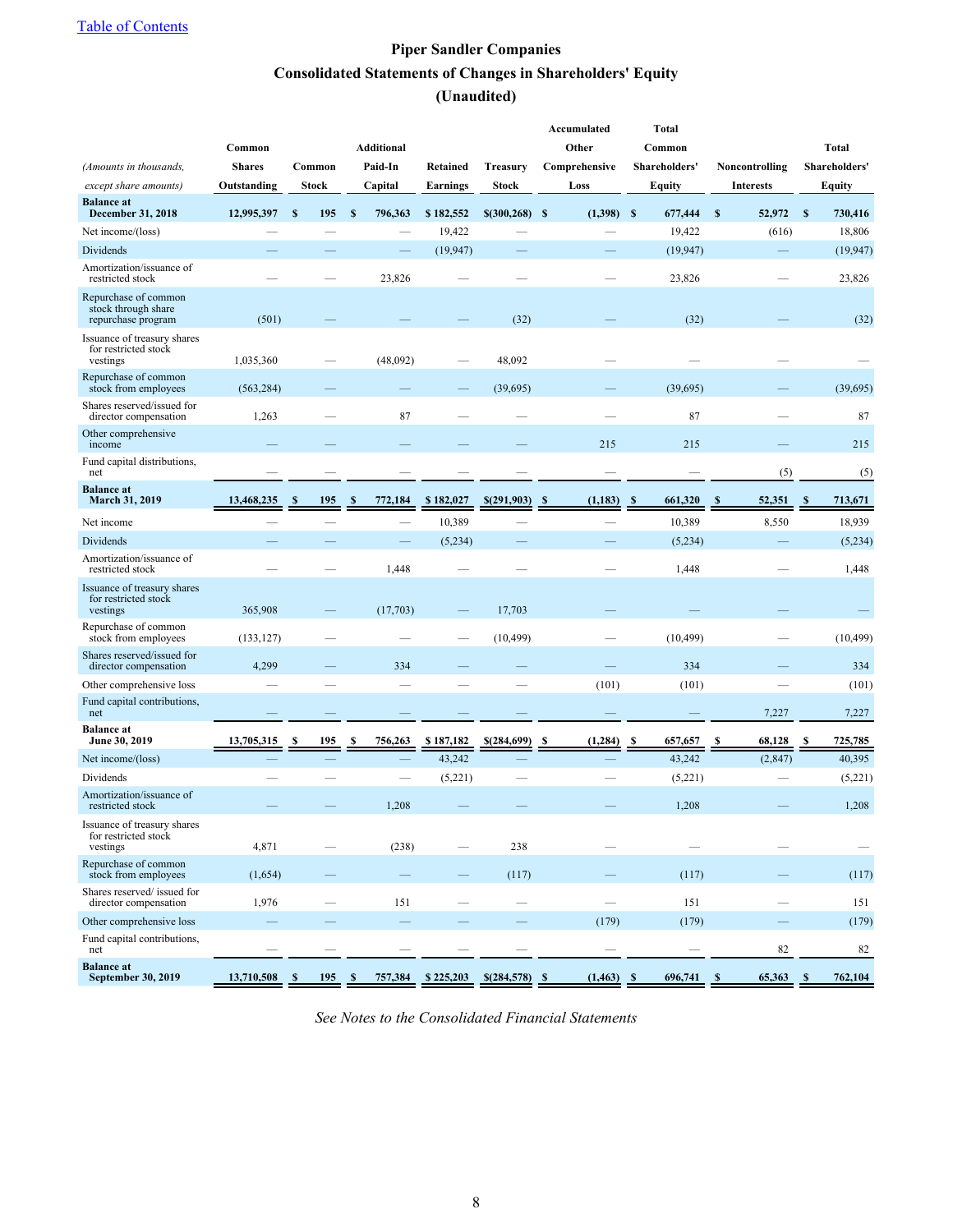[Table of Contents](#)

# Piper Sandler Companies

## Consolidated Statements of Changes in Shareholders' Equity

## (Unaudited)

| *(Amounts in thousands, except share amounts)* | Common Shares Outstanding | Common Stock | Additional Paid-In Capital | Retained Earnings | Treasury Stock | Accumulated Other Comprehensive Loss | Total Common Shareholders' Equity | Noncontrolling Interests | Total Shareholders' Equity |
|---|---|---|---|---|---|---|---|---|---|
| **Balance at December 31, 2018** | **12,995,397** | **$ 195** | **$ 796,363** | **$ 182,552** | **$(300,268)** | **$ (1,398)** | **$ 677,444** | **$ 52,972** | **$ 730,416** |
| Net income/(loss) | — | — | — | 19,422 | — | — | 19,422 | (616) | 18,806 |
| Dividends | — | — | — | (19,947) | — | — | (19,947) | — | (19,947) |
| Amortization/issuance of restricted stock | — | — | 23,826 | — | — | — | 23,826 | — | 23,826 |
| Repurchase of common stock through share repurchase program | (501) | — | — | — | (32) | — | (32) | — | (32) |
| Issuance of treasury shares for restricted stock vestings | 1,035,360 | — | (48,092) | — | 48,092 | — | — | — | — |
| Repurchase of common stock from employees | (563,284) | — | — | — | (39,695) | — | (39,695) | — | (39,695) |
| Shares reserved/issued for director compensation | 1,263 | — | 87 | — | — | — | 87 | — | 87 |
| Other comprehensive income | — | — | — | — | — | 215 | 215 | — | 215 |
| Fund capital distributions, net | — | — | — | — | — | — | — | (5) | (5) |
| **Balance at March 31, 2019** | **13,468,235** | **$ 195** | **$ 772,184** | **$ 182,027** | **$(291,903)** | **$ (1,183)** | **$ 661,320** | **$ 52,351** | **$ 713,671** |
| Net income | — | — | — | 10,389 | — | — | 10,389 | 8,550 | 18,939 |
| Dividends | — | — | — | (5,234) | — | — | (5,234) | — | (5,234) |
| Amortization/issuance of restricted stock | — | — | 1,448 | — | — | — | 1,448 | — | 1,448 |
| Issuance of treasury shares for restricted stock vestings | 365,908 | — | (17,703) | — | 17,703 | — | — | — | — |
| Repurchase of common stock from employees | (133,127) | — | — | — | (10,499) | — | (10,499) | — | (10,499) |
| Shares reserved/issued for director compensation | 4,299 | — | 334 | — | — | — | 334 | — | 334 |
| Other comprehensive loss | — | — | — | — | — | (101) | (101) | — | (101) |
| Fund capital contributions, net | — | — | — | — | — | — | — | 7,227 | 7,227 |
| **Balance at June 30, 2019** | **13,705,315** | **$ 195** | **$ 756,263** | **$ 187,182** | **$(284,699)** | **$ (1,284)** | **$ 657,657** | **$ 68,128** | **$ 725,785** |
| Net income/(loss) | — | — | — | 43,242 | — | — | 43,242 | (2,847) | 40,395 |
| Dividends | — | — | — | (5,221) | — | — | (5,221) | — | (5,221) |
| Amortization/issuance of restricted stock | — | — | 1,208 | — | — | — | 1,208 | — | 1,208 |
| Issuance of treasury shares for restricted stock vestings | 4,871 | — | (238) | — | 238 | — | — | — | — |
| Repurchase of common stock from employees | (1,654) | — | — | — | (117) | — | (117) | — | (117) |
| Shares reserved/ issued for director compensation | 1,976 | — | 151 | — | — | — | 151 | — | 151 |
| Other comprehensive loss | — | — | — | — | — | (179) | (179) | — | (179) |
| Fund capital contributions, net | — | — | — | — | — | — | — | 82 | 82 |
| **Balance at September 30, 2019** | **13,710,508** | **$ 195** | **$ 757,384** | **$ 225,203** | **$(284,578)** | **$ (1,463)** | **$ 696,741** | **$ 65,363** | **$ 762,104** |

*See Notes to the Consolidated Financial Statements*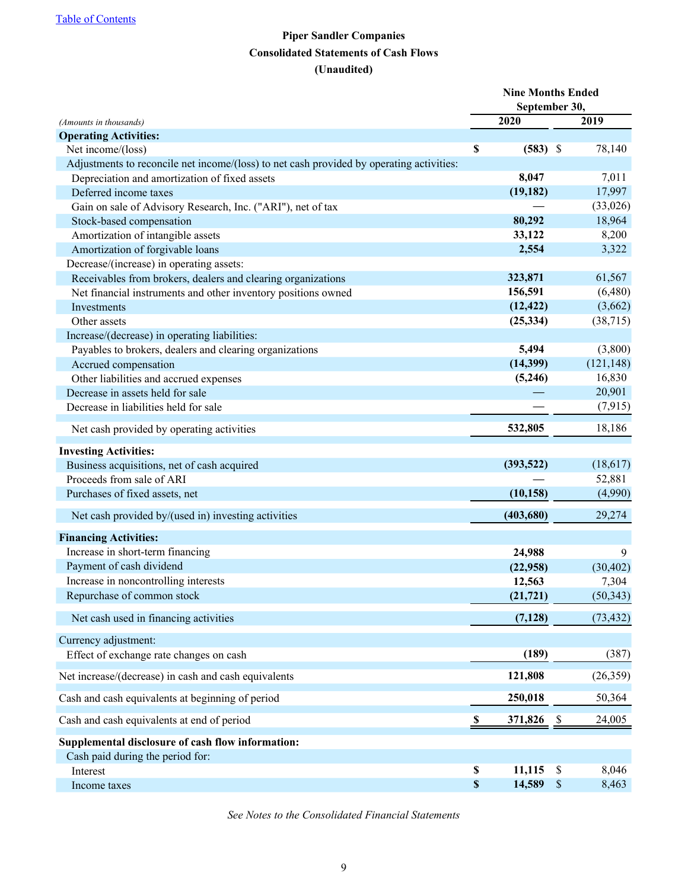[Table of Contents]()

# Piper Sandler Companies

## Consolidated Statements of Cash Flows

## (Unaudited)

| *(Amounts in thousands)* | Nine Months Ended September 30, 2020 | 2019 |
|---|---|---|
| **Operating Activities:** | | |
| Net income/(loss) | **$ (583)** | $ 78,140 |
| Adjustments to reconcile net income/(loss) to net cash provided by operating activities: | | |
| Depreciation and amortization of fixed assets | **8,047** | 7,011 |
| Deferred income taxes | **(19,182)** | 17,997 |
| Gain on sale of Advisory Research, Inc. ("ARI"), net of tax | **—** | (33,026) |
| Stock-based compensation | **80,292** | 18,964 |
| Amortization of intangible assets | **33,122** | 8,200 |
| Amortization of forgivable loans | **2,554** | 3,322 |
| Decrease/(increase) in operating assets: | | |
| Receivables from brokers, dealers and clearing organizations | **323,871** | 61,567 |
| Net financial instruments and other inventory positions owned | **156,591** | (6,480) |
| Investments | **(12,422)** | (3,662) |
| Other assets | **(25,334)** | (38,715) |
| Increase/(decrease) in operating liabilities: | | |
| Payables to brokers, dealers and clearing organizations | **5,494** | (3,800) |
| Accrued compensation | **(14,399)** | (121,148) |
| Other liabilities and accrued expenses | **(5,246)** | 16,830 |
| Decrease in assets held for sale | **—** | 20,901 |
| Decrease in liabilities held for sale | **—** | (7,915) |
| Net cash provided by operating activities | **532,805** | 18,186 |
| **Investing Activities:** | | |
| Business acquisitions, net of cash acquired | **(393,522)** | (18,617) |
| Proceeds from sale of ARI | **—** | 52,881 |
| Purchases of fixed assets, net | **(10,158)** | (4,990) |
| Net cash provided by/(used in) investing activities | **(403,680)** | 29,274 |
| **Financing Activities:** | | |
| Increase in short-term financing | **24,988** | 9 |
| Payment of cash dividend | **(22,958)** | (30,402) |
| Increase in noncontrolling interests | **12,563** | 7,304 |
| Repurchase of common stock | **(21,721)** | (50,343) |
| Net cash used in financing activities | **(7,128)** | (73,432) |
| Currency adjustment: | | |
| Effect of exchange rate changes on cash | **(189)** | (387) |
| Net increase/(decrease) in cash and cash equivalents | **121,808** | (26,359) |
| Cash and cash equivalents at beginning of period | **250,018** | 50,364 |
| Cash and cash equivalents at end of period | **$ 371,826** | $ 24,005 |
| **Supplemental disclosure of cash flow information:** | | |
| Cash paid during the period for: | | |
| Interest | **$ 11,115** | $ 8,046 |
| Income taxes | **$ 14,589** | $ 8,463 |

*See Notes to the Consolidated Financial Statements*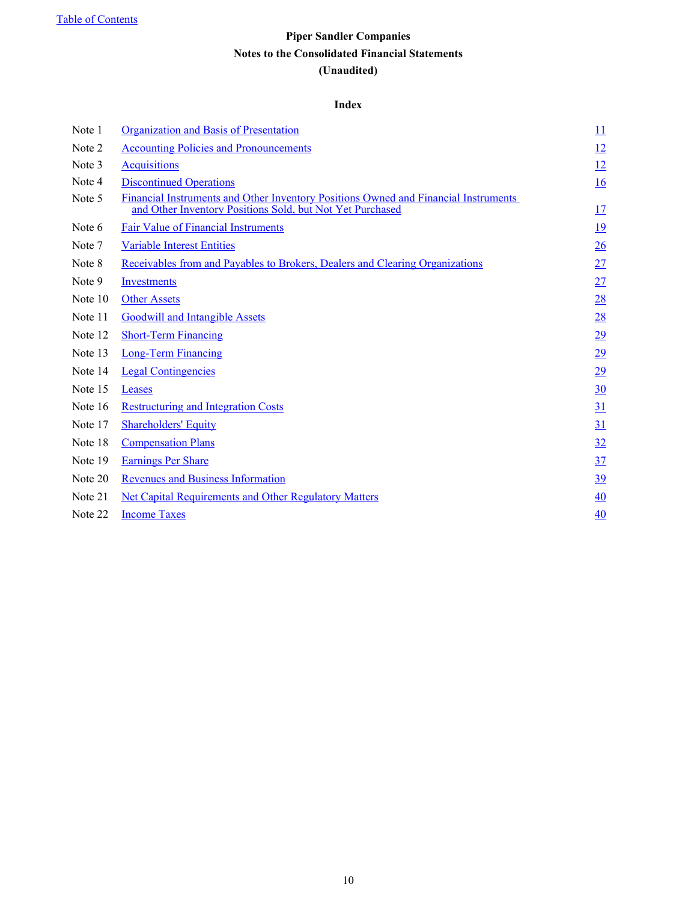Table of Contents

# Piper Sandler Companies

## Notes to the Consolidated Financial Statements

## (Unaudited)

### Index

| | | |
|---|---|---|
| Note 1 | Organization and Basis of Presentation | 11 |
| Note 2 | Accounting Policies and Pronouncements | 12 |
| Note 3 | Acquisitions | 12 |
| Note 4 | Discontinued Operations | 16 |
| Note 5 | Financial Instruments and Other Inventory Positions Owned and Financial Instruments and Other Inventory Positions Sold, but Not Yet Purchased | 17 |
| Note 6 | Fair Value of Financial Instruments | 19 |
| Note 7 | Variable Interest Entities | 26 |
| Note 8 | Receivables from and Payables to Brokers, Dealers and Clearing Organizations | 27 |
| Note 9 | Investments | 27 |
| Note 10 | Other Assets | 28 |
| Note 11 | Goodwill and Intangible Assets | 28 |
| Note 12 | Short-Term Financing | 29 |
| Note 13 | Long-Term Financing | 29 |
| Note 14 | Legal Contingencies | 29 |
| Note 15 | Leases | 30 |
| Note 16 | Restructuring and Integration Costs | 31 |
| Note 17 | Shareholders' Equity | 31 |
| Note 18 | Compensation Plans | 32 |
| Note 19 | Earnings Per Share | 37 |
| Note 20 | Revenues and Business Information | 39 |
| Note 21 | Net Capital Requirements and Other Regulatory Matters | 40 |
| Note 22 | Income Taxes | 40 |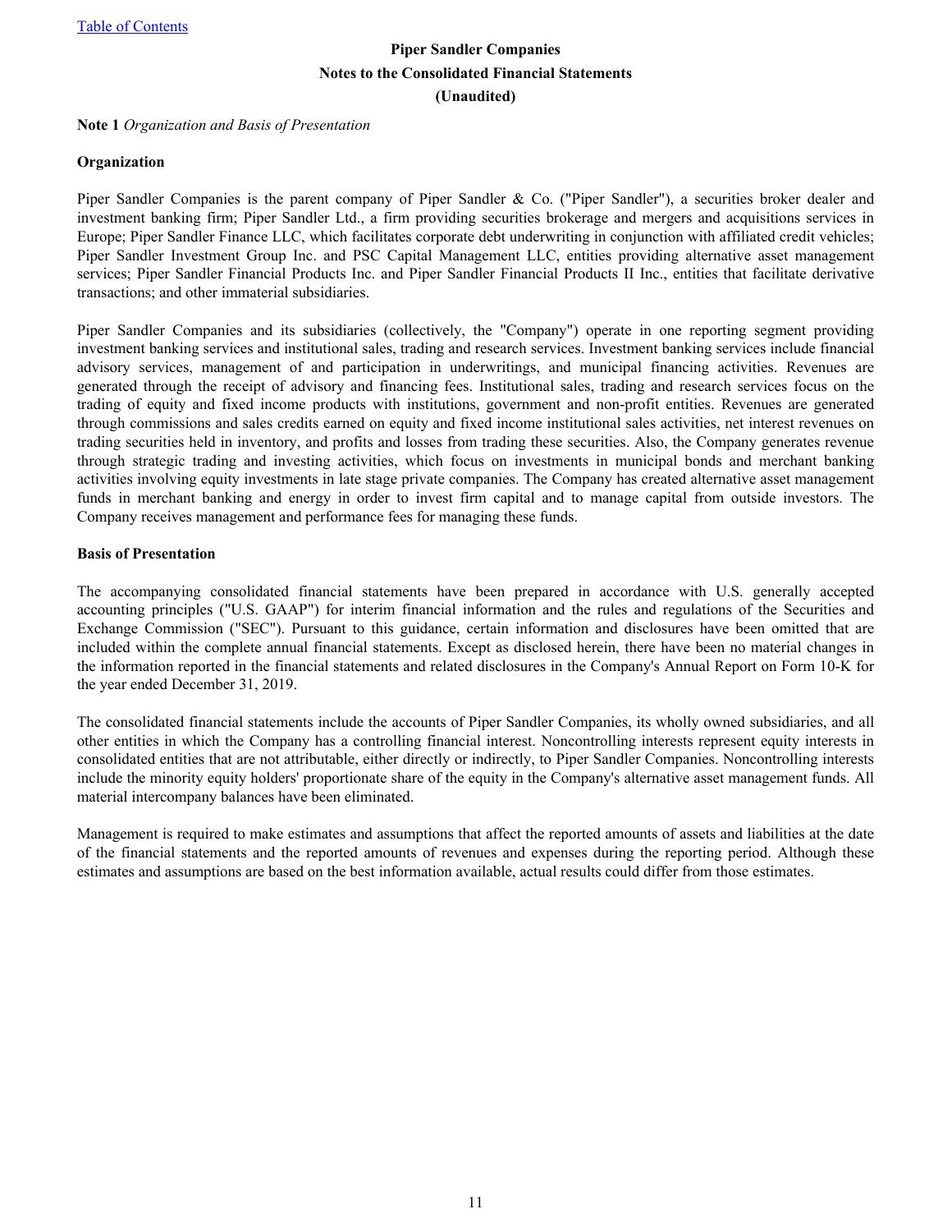**Piper Sandler Companies**

**Notes to the Consolidated Financial Statements**

**(Unaudited)**

**Note 1** *Organization and Basis of Presentation*

**Organization**

Piper Sandler Companies is the parent company of Piper Sandler & Co. ("Piper Sandler"), a securities broker dealer and investment banking firm; Piper Sandler Ltd., a firm providing securities brokerage and mergers and acquisitions services in Europe; Piper Sandler Finance LLC, which facilitates corporate debt underwriting in conjunction with affiliated credit vehicles; Piper Sandler Investment Group Inc. and PSC Capital Management LLC, entities providing alternative asset management services; Piper Sandler Financial Products Inc. and Piper Sandler Financial Products II Inc., entities that facilitate derivative transactions; and other immaterial subsidiaries.

Piper Sandler Companies and its subsidiaries (collectively, the "Company") operate in one reporting segment providing investment banking services and institutional sales, trading and research services. Investment banking services include financial advisory services, management of and participation in underwritings, and municipal financing activities. Revenues are generated through the receipt of advisory and financing fees. Institutional sales, trading and research services focus on the trading of equity and fixed income products with institutions, government and non-profit entities. Revenues are generated through commissions and sales credits earned on equity and fixed income institutional sales activities, net interest revenues on trading securities held in inventory, and profits and losses from trading these securities. Also, the Company generates revenue through strategic trading and investing activities, which focus on investments in municipal bonds and merchant banking activities involving equity investments in late stage private companies. The Company has created alternative asset management funds in merchant banking and energy in order to invest firm capital and to manage capital from outside investors. The Company receives management and performance fees for managing these funds.

**Basis of Presentation**

The accompanying consolidated financial statements have been prepared in accordance with U.S. generally accepted accounting principles ("U.S. GAAP") for interim financial information and the rules and regulations of the Securities and Exchange Commission ("SEC"). Pursuant to this guidance, certain information and disclosures have been omitted that are included within the complete annual financial statements. Except as disclosed herein, there have been no material changes in the information reported in the financial statements and related disclosures in the Company's Annual Report on Form 10-K for the year ended December 31, 2019.

The consolidated financial statements include the accounts of Piper Sandler Companies, its wholly owned subsidiaries, and all other entities in which the Company has a controlling financial interest. Noncontrolling interests represent equity interests in consolidated entities that are not attributable, either directly or indirectly, to Piper Sandler Companies. Noncontrolling interests include the minority equity holders' proportionate share of the equity in the Company's alternative asset management funds. All material intercompany balances have been eliminated.

Management is required to make estimates and assumptions that affect the reported amounts of assets and liabilities at the date of the financial statements and the reported amounts of revenues and expenses during the reporting period. Although these estimates and assumptions are based on the best information available, actual results could differ from those estimates.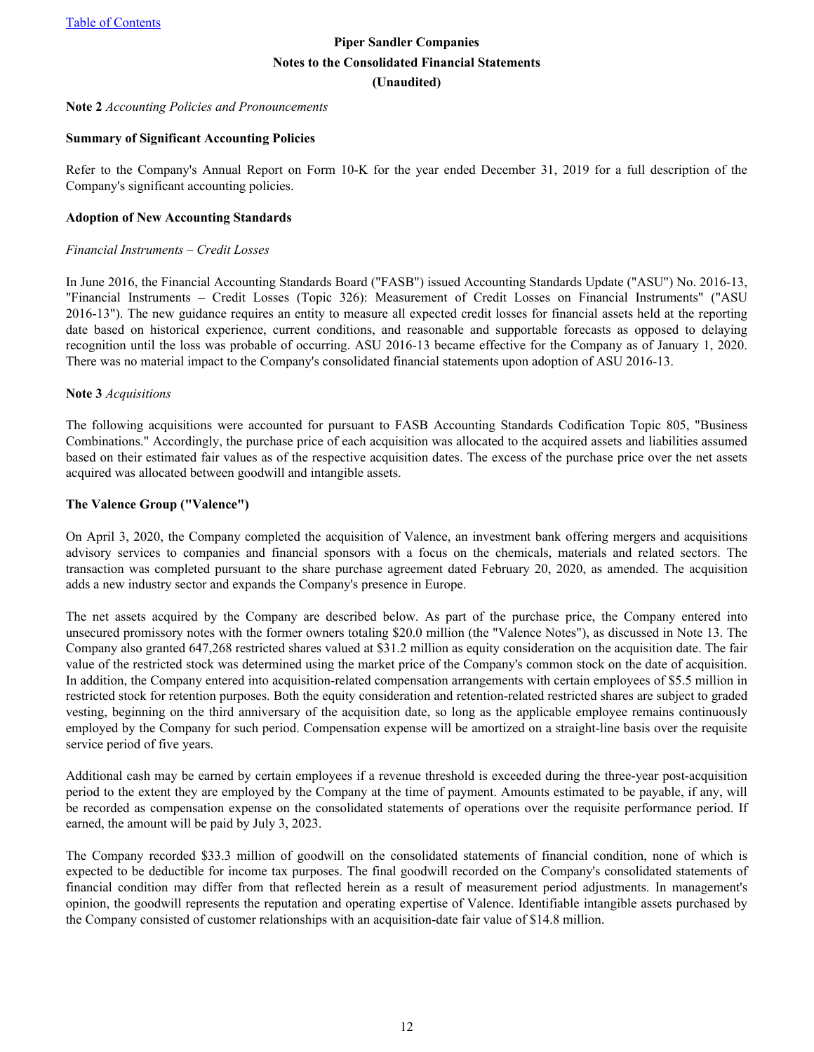Table of Contents

**Piper Sandler Companies**
**Notes to the Consolidated Financial Statements**
**(Unaudited)**

**Note 2** *Accounting Policies and Pronouncements*

**Summary of Significant Accounting Policies**

Refer to the Company's Annual Report on Form 10-K for the year ended December 31, 2019 for a full description of the Company's significant accounting policies.

**Adoption of New Accounting Standards**

*Financial Instruments – Credit Losses*

In June 2016, the Financial Accounting Standards Board ("FASB") issued Accounting Standards Update ("ASU") No. 2016-13, "Financial Instruments – Credit Losses (Topic 326): Measurement of Credit Losses on Financial Instruments" ("ASU 2016-13"). The new guidance requires an entity to measure all expected credit losses for financial assets held at the reporting date based on historical experience, current conditions, and reasonable and supportable forecasts as opposed to delaying recognition until the loss was probable of occurring. ASU 2016-13 became effective for the Company as of January 1, 2020. There was no material impact to the Company's consolidated financial statements upon adoption of ASU 2016-13.

**Note 3** *Acquisitions*

The following acquisitions were accounted for pursuant to FASB Accounting Standards Codification Topic 805, "Business Combinations." Accordingly, the purchase price of each acquisition was allocated to the acquired assets and liabilities assumed based on their estimated fair values as of the respective acquisition dates. The excess of the purchase price over the net assets acquired was allocated between goodwill and intangible assets.

**The Valence Group ("Valence")**

On April 3, 2020, the Company completed the acquisition of Valence, an investment bank offering mergers and acquisitions advisory services to companies and financial sponsors with a focus on the chemicals, materials and related sectors. The transaction was completed pursuant to the share purchase agreement dated February 20, 2020, as amended. The acquisition adds a new industry sector and expands the Company's presence in Europe.

The net assets acquired by the Company are described below. As part of the purchase price, the Company entered into unsecured promissory notes with the former owners totaling $20.0 million (the "Valence Notes"), as discussed in Note 13. The Company also granted 647,268 restricted shares valued at $31.2 million as equity consideration on the acquisition date. The fair value of the restricted stock was determined using the market price of the Company's common stock on the date of acquisition. In addition, the Company entered into acquisition-related compensation arrangements with certain employees of $5.5 million in restricted stock for retention purposes. Both the equity consideration and retention-related restricted shares are subject to graded vesting, beginning on the third anniversary of the acquisition date, so long as the applicable employee remains continuously employed by the Company for such period. Compensation expense will be amortized on a straight-line basis over the requisite service period of five years.

Additional cash may be earned by certain employees if a revenue threshold is exceeded during the three-year post-acquisition period to the extent they are employed by the Company at the time of payment. Amounts estimated to be payable, if any, will be recorded as compensation expense on the consolidated statements of operations over the requisite performance period. If earned, the amount will be paid by July 3, 2023.

The Company recorded $33.3 million of goodwill on the consolidated statements of financial condition, none of which is expected to be deductible for income tax purposes. The final goodwill recorded on the Company's consolidated statements of financial condition may differ from that reflected herein as a result of measurement period adjustments. In management's opinion, the goodwill represents the reputation and operating expertise of Valence. Identifiable intangible assets purchased by the Company consisted of customer relationships with an acquisition-date fair value of $14.8 million.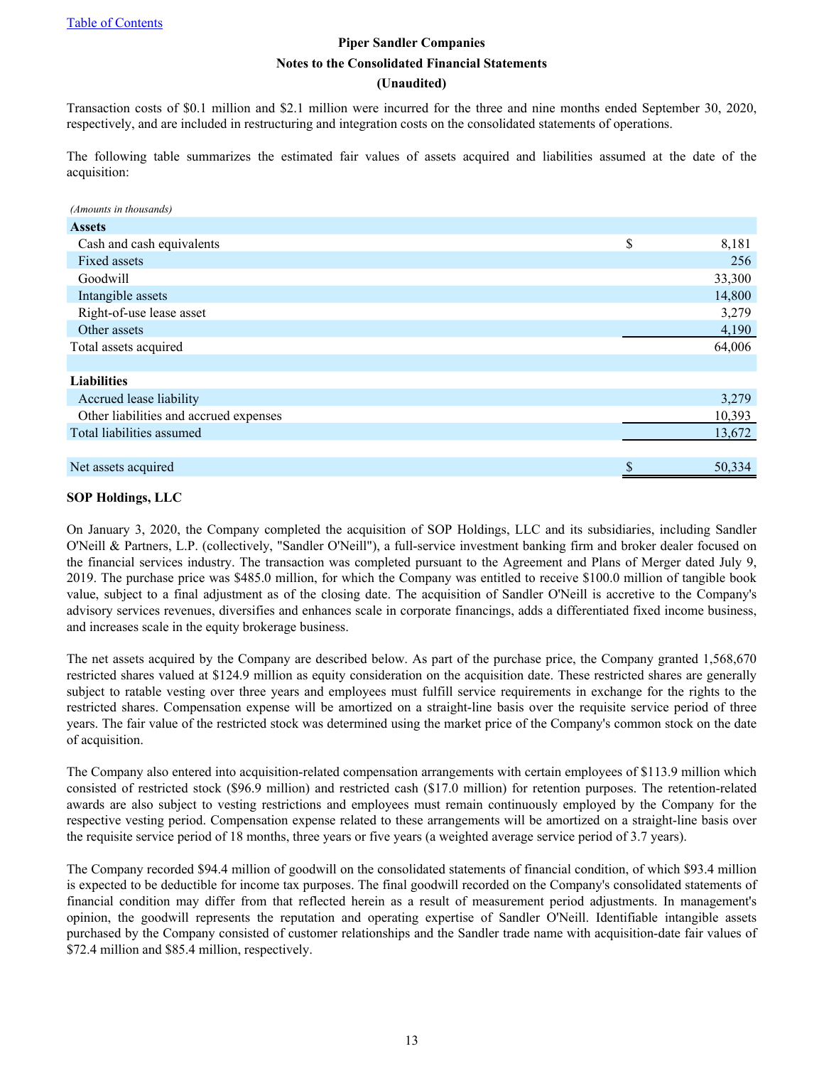Piper Sandler Companies

Notes to the Consolidated Financial Statements

(Unaudited)

Transaction costs of $0.1 million and $2.1 million were incurred for the three and nine months ended September 30, 2020, respectively, and are included in restructuring and integration costs on the consolidated statements of operations.

The following table summarizes the estimated fair values of assets acquired and liabilities assumed at the date of the acquisition:

*(Amounts in thousands)*

| | |
|---|---|
| **Assets** | |
| Cash and cash equivalents | $ 8,181 |
| Fixed assets | 256 |
| Goodwill | 33,300 |
| Intangible assets | 14,800 |
| Right-of-use lease asset | 3,279 |
| Other assets | 4,190 |
| Total assets acquired | 64,006 |
| | |
| **Liabilities** | |
| Accrued lease liability | 3,279 |
| Other liabilities and accrued expenses | 10,393 |
| Total liabilities assumed | 13,672 |
| | |
| Net assets acquired | $ 50,334 |

**SOP Holdings, LLC**

On January 3, 2020, the Company completed the acquisition of SOP Holdings, LLC and its subsidiaries, including Sandler O'Neill & Partners, L.P. (collectively, "Sandler O'Neill"), a full-service investment banking firm and broker dealer focused on the financial services industry. The transaction was completed pursuant to the Agreement and Plans of Merger dated July 9, 2019. The purchase price was $485.0 million, for which the Company was entitled to receive $100.0 million of tangible book value, subject to a final adjustment as of the closing date. The acquisition of Sandler O'Neill is accretive to the Company's advisory services revenues, diversifies and enhances scale in corporate financings, adds a differentiated fixed income business, and increases scale in the equity brokerage business.

The net assets acquired by the Company are described below. As part of the purchase price, the Company granted 1,568,670 restricted shares valued at $124.9 million as equity consideration on the acquisition date. These restricted shares are generally subject to ratable vesting over three years and employees must fulfill service requirements in exchange for the rights to the restricted shares. Compensation expense will be amortized on a straight-line basis over the requisite service period of three years. The fair value of the restricted stock was determined using the market price of the Company's common stock on the date of acquisition.

The Company also entered into acquisition-related compensation arrangements with certain employees of $113.9 million which consisted of restricted stock ($96.9 million) and restricted cash ($17.0 million) for retention purposes. The retention-related awards are also subject to vesting restrictions and employees must remain continuously employed by the Company for the respective vesting period. Compensation expense related to these arrangements will be amortized on a straight-line basis over the requisite service period of 18 months, three years or five years (a weighted average service period of 3.7 years).

The Company recorded $94.4 million of goodwill on the consolidated statements of financial condition, of which $93.4 million is expected to be deductible for income tax purposes. The final goodwill recorded on the Company's consolidated statements of financial condition may differ from that reflected herein as a result of measurement period adjustments. In management's opinion, the goodwill represents the reputation and operating expertise of Sandler O'Neill. Identifiable intangible assets purchased by the Company consisted of customer relationships and the Sandler trade name with acquisition-date fair values of $72.4 million and $85.4 million, respectively.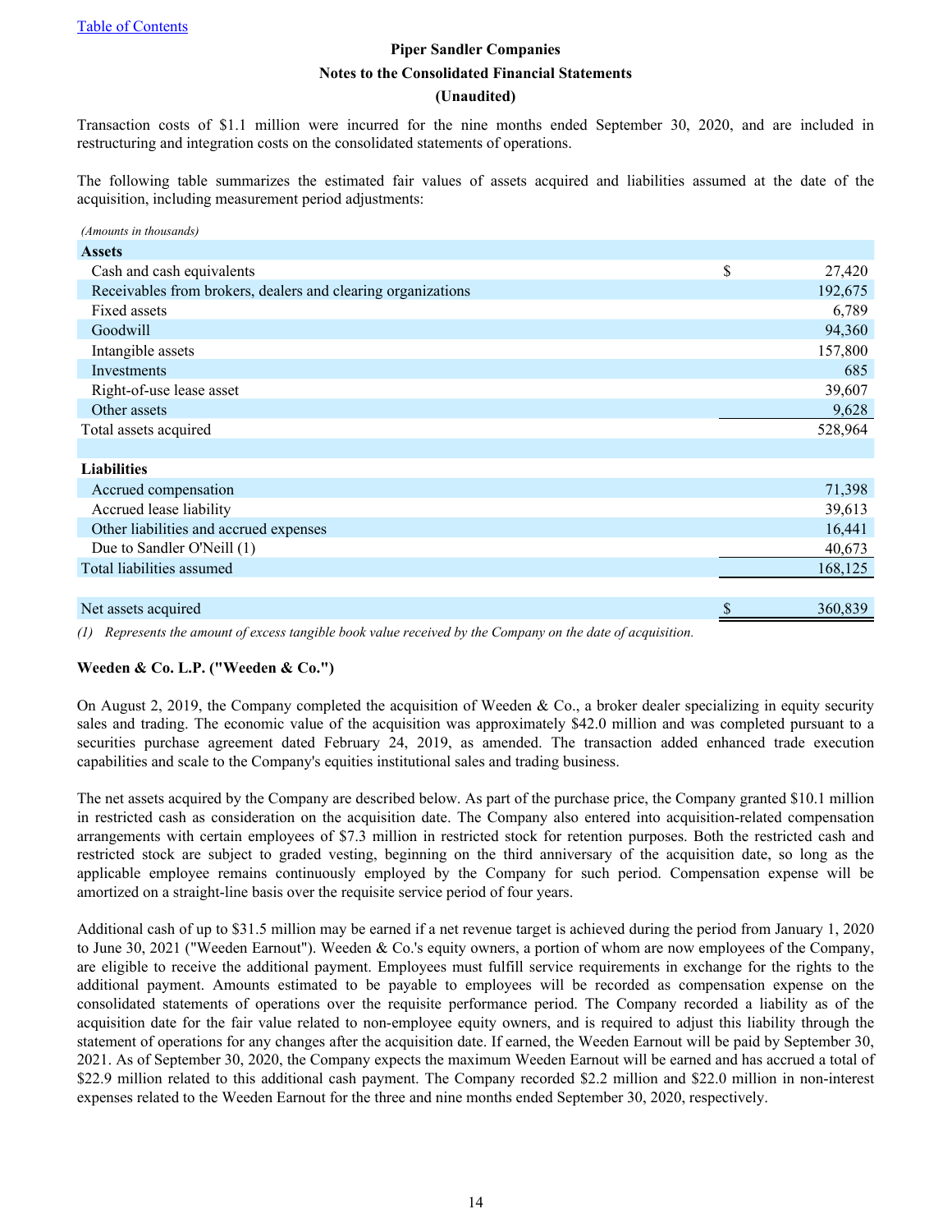Transaction costs of $1.1 million were incurred for the nine months ended September 30, 2020, and are included in restructuring and integration costs on the consolidated statements of operations.

The following table summarizes the estimated fair values of assets acquired and liabilities assumed at the date of the acquisition, including measurement period adjustments:

| *(Amounts in thousands)* | |
|---|---|
| **Assets** | |
| Cash and cash equivalents | $ 27,420 |
| Receivables from brokers, dealers and clearing organizations | 192,675 |
| Fixed assets | 6,789 |
| Goodwill | 94,360 |
| Intangible assets | 157,800 |
| Investments | 685 |
| Right-of-use lease asset | 39,607 |
| Other assets | 9,628 |
| Total assets acquired | 528,964 |
| | |
| **Liabilities** | |
| Accrued compensation | 71,398 |
| Accrued lease liability | 39,613 |
| Other liabilities and accrued expenses | 16,441 |
| Due to Sandler O'Neill (1) | 40,673 |
| Total liabilities assumed | 168,125 |
| | |
| Net assets acquired | $ 360,839 |

*(1) Represents the amount of excess tangible book value received by the Company on the date of acquisition.*

**Weeden & Co. L.P. ("Weeden & Co.")**

On August 2, 2019, the Company completed the acquisition of Weeden & Co., a broker dealer specializing in equity security sales and trading. The economic value of the acquisition was approximately $42.0 million and was completed pursuant to a securities purchase agreement dated February 24, 2019, as amended. The transaction added enhanced trade execution capabilities and scale to the Company's equities institutional sales and trading business.

The net assets acquired by the Company are described below. As part of the purchase price, the Company granted $10.1 million in restricted cash as consideration on the acquisition date. The Company also entered into acquisition-related compensation arrangements with certain employees of $7.3 million in restricted stock for retention purposes. Both the restricted cash and restricted stock are subject to graded vesting, beginning on the third anniversary of the acquisition date, so long as the applicable employee remains continuously employed by the Company for such period. Compensation expense will be amortized on a straight-line basis over the requisite service period of four years.

Additional cash of up to $31.5 million may be earned if a net revenue target is achieved during the period from January 1, 2020 to June 30, 2021 ("Weeden Earnout"). Weeden & Co.'s equity owners, a portion of whom are now employees of the Company, are eligible to receive the additional payment. Employees must fulfill service requirements in exchange for the rights to the additional payment. Amounts estimated to be payable to employees will be recorded as compensation expense on the consolidated statements of operations over the requisite performance period. The Company recorded a liability as of the acquisition date for the fair value related to non-employee equity owners, and is required to adjust this liability through the statement of operations for any changes after the acquisition date. If earned, the Weeden Earnout will be paid by September 30, 2021. As of September 30, 2020, the Company expects the maximum Weeden Earnout will be earned and has accrued a total of $22.9 million related to this additional cash payment. The Company recorded $2.2 million and $22.0 million in non-interest expenses related to the Weeden Earnout for the three and nine months ended September 30, 2020, respectively.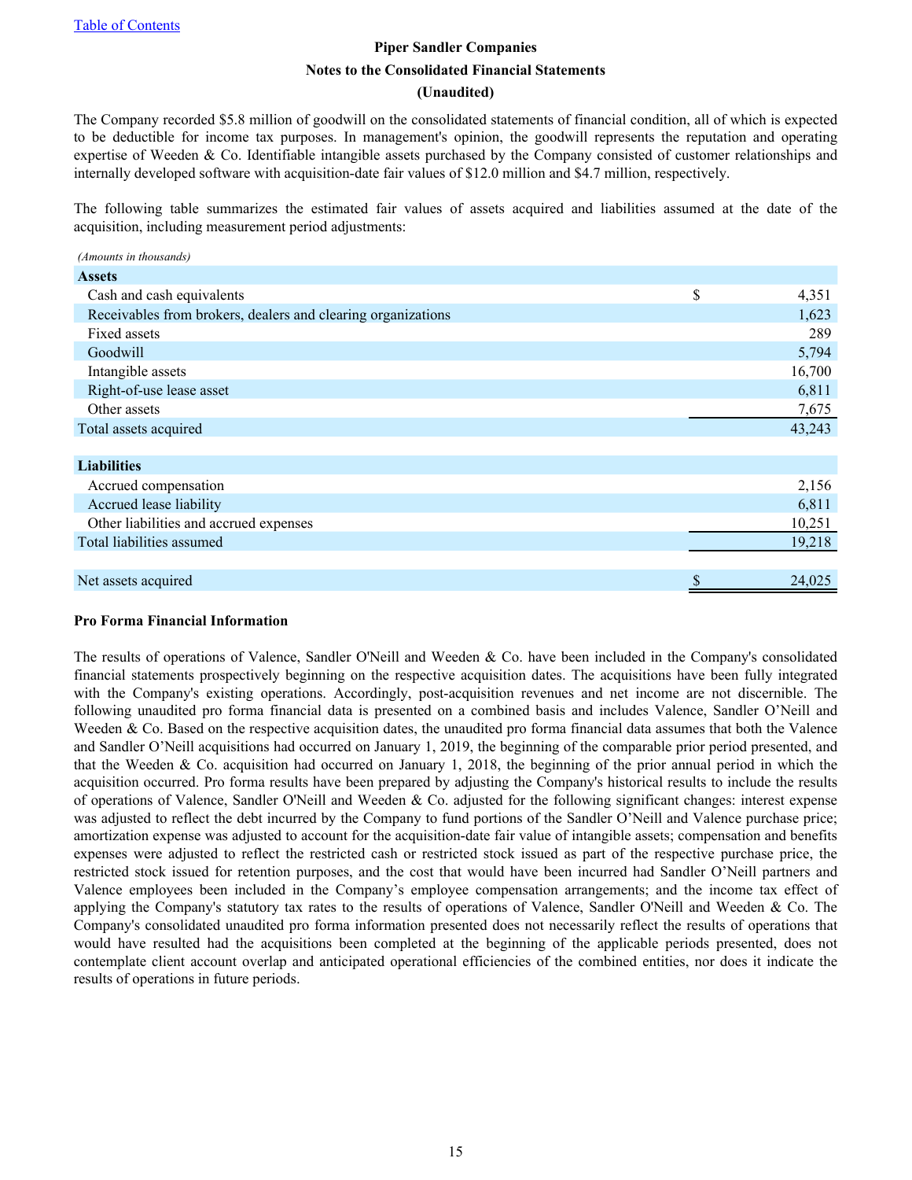### Piper Sandler Companies

### Notes to the Consolidated Financial Statements

### (Unaudited)

The Company recorded $5.8 million of goodwill on the consolidated statements of financial condition, all of which is expected to be deductible for income tax purposes. In management's opinion, the goodwill represents the reputation and operating expertise of Weeden & Co. Identifiable intangible assets purchased by the Company consisted of customer relationships and internally developed software with acquisition-date fair values of $12.0 million and $4.7 million, respectively.

The following table summarizes the estimated fair values of assets acquired and liabilities assumed at the date of the acquisition, including measurement period adjustments:

*(Amounts in thousands)*

| | |
|---|---|
| **Assets** | |
| Cash and cash equivalents | $ 4,351 |
| Receivables from brokers, dealers and clearing organizations | 1,623 |
| Fixed assets | 289 |
| Goodwill | 5,794 |
| Intangible assets | 16,700 |
| Right-of-use lease asset | 6,811 |
| Other assets | 7,675 |
| Total assets acquired | 43,243 |
| | |
| **Liabilities** | |
| Accrued compensation | 2,156 |
| Accrued lease liability | 6,811 |
| Other liabilities and accrued expenses | 10,251 |
| Total liabilities assumed | 19,218 |
| | |
| Net assets acquired | $ 24,025 |

**Pro Forma Financial Information**

The results of operations of Valence, Sandler O'Neill and Weeden & Co. have been included in the Company's consolidated financial statements prospectively beginning on the respective acquisition dates. The acquisitions have been fully integrated with the Company's existing operations. Accordingly, post-acquisition revenues and net income are not discernible. The following unaudited pro forma financial data is presented on a combined basis and includes Valence, Sandler O'Neill and Weeden & Co. Based on the respective acquisition dates, the unaudited pro forma financial data assumes that both the Valence and Sandler O'Neill acquisitions had occurred on January 1, 2019, the beginning of the comparable prior period presented, and that the Weeden & Co. acquisition had occurred on January 1, 2018, the beginning of the prior annual period in which the acquisition occurred. Pro forma results have been prepared by adjusting the Company's historical results to include the results of operations of Valence, Sandler O'Neill and Weeden & Co. adjusted for the following significant changes: interest expense was adjusted to reflect the debt incurred by the Company to fund portions of the Sandler O'Neill and Valence purchase price; amortization expense was adjusted to account for the acquisition-date fair value of intangible assets; compensation and benefits expenses were adjusted to reflect the restricted cash or restricted stock issued as part of the respective purchase price, the restricted stock issued for retention purposes, and the cost that would have been incurred had Sandler O'Neill partners and Valence employees been included in the Company's employee compensation arrangements; and the income tax effect of applying the Company's statutory tax rates to the results of operations of Valence, Sandler O'Neill and Weeden & Co. The Company's consolidated unaudited pro forma information presented does not necessarily reflect the results of operations that would have resulted had the acquisitions been completed at the beginning of the applicable periods presented, does not contemplate client account overlap and anticipated operational efficiencies of the combined entities, nor does it indicate the results of operations in future periods.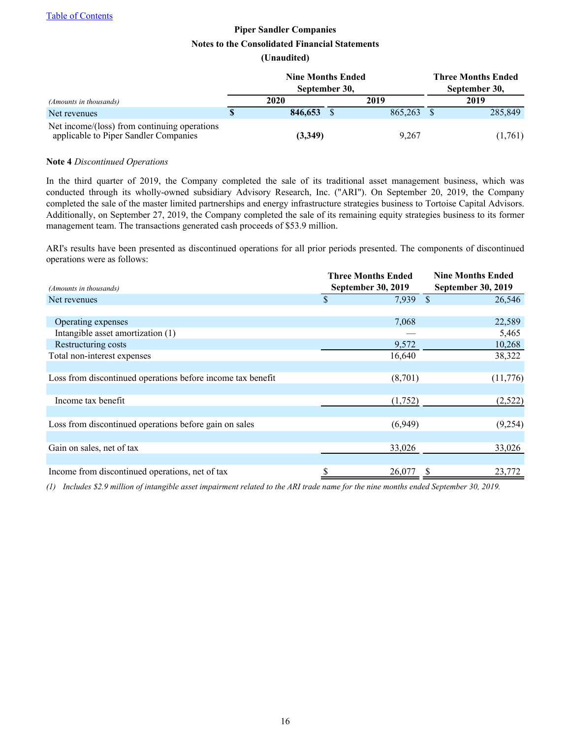Piper Sandler Companies

Notes to the Consolidated Financial Statements

(Unaudited)

| *(Amounts in thousands)* | Nine Months Ended September 30, 2020 | Nine Months Ended September 30, 2019 | Three Months Ended September 30, 2019 |
|---|---|---|---|
| Net revenues | **$ 846,653** | $ 865,263 | $ 285,849 |
| Net income/(loss) from continuing operations applicable to Piper Sandler Companies | **(3,349)** | 9,267 | (1,761) |

**Note 4** *Discontinued Operations*

In the third quarter of 2019, the Company completed the sale of its traditional asset management business, which was conducted through its wholly-owned subsidiary Advisory Research, Inc. ("ARI"). On September 20, 2019, the Company completed the sale of the master limited partnerships and energy infrastructure strategies business to Tortoise Capital Advisors. Additionally, on September 27, 2019, the Company completed the sale of its remaining equity strategies business to its former management team. The transactions generated cash proceeds of $53.9 million.

ARI's results have been presented as discontinued operations for all prior periods presented. The components of discontinued operations were as follows:

| *(Amounts in thousands)* | Three Months Ended September 30, 2019 | Nine Months Ended September 30, 2019 |
|---|---|---|
| Net revenues | $ 7,939 | $ 26,546 |
| | | |
| Operating expenses | 7,068 | 22,589 |
| Intangible asset amortization (1) | — | 5,465 |
| Restructuring costs | 9,572 | 10,268 |
| Total non-interest expenses | 16,640 | 38,322 |
| | | |
| Loss from discontinued operations before income tax benefit | (8,701) | (11,776) |
| | | |
| Income tax benefit | (1,752) | (2,522) |
| | | |
| Loss from discontinued operations before gain on sales | (6,949) | (9,254) |
| | | |
| Gain on sales, net of tax | 33,026 | 33,026 |
| | | |
| Income from discontinued operations, net of tax | $ 26,077 | $ 23,772 |

*(1) Includes $2.9 million of intangible asset impairment related to the ARI trade name for the nine months ended September 30, 2019.*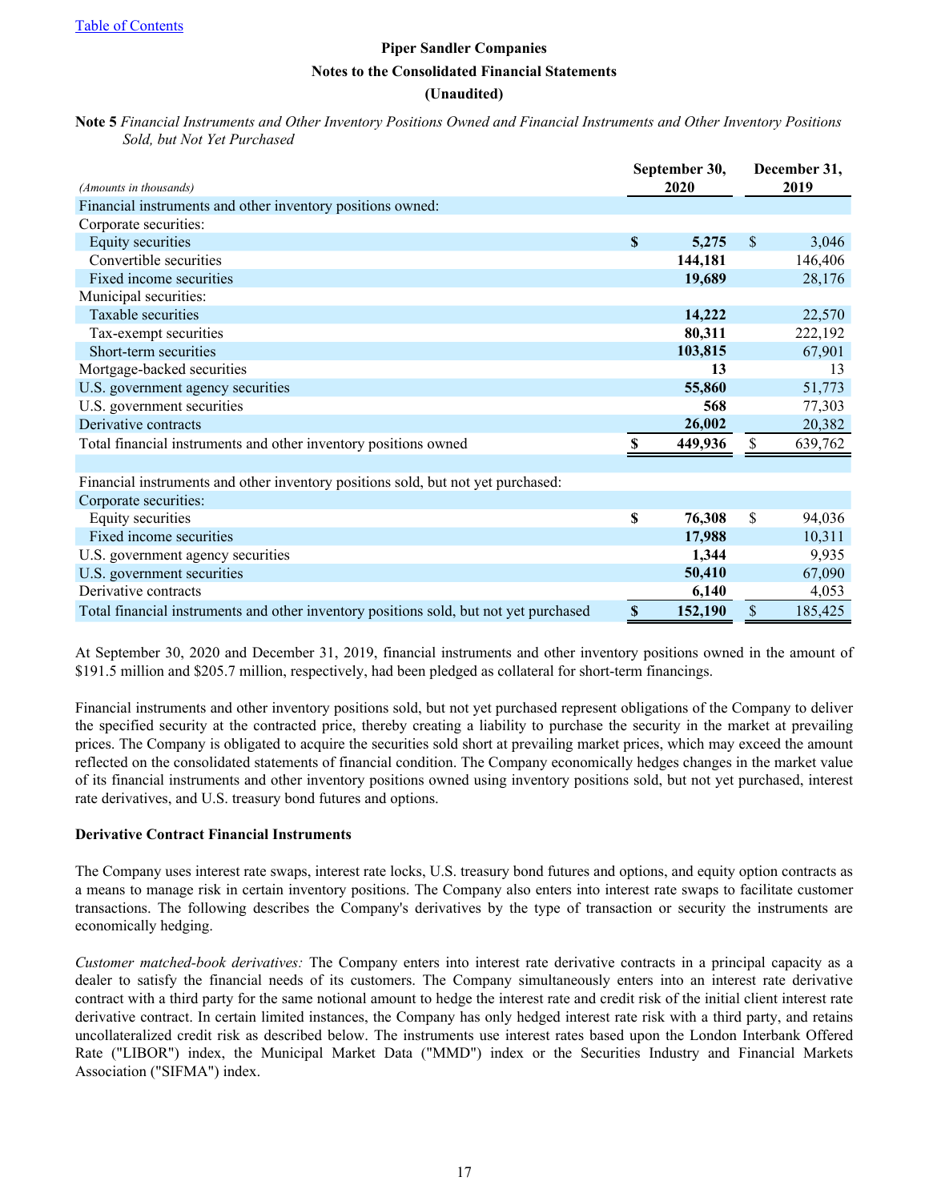Piper Sandler Companies

Notes to the Consolidated Financial Statements

(Unaudited)

**Note 5** *Financial Instruments and Other Inventory Positions Owned and Financial Instruments and Other Inventory Positions Sold, but Not Yet Purchased*

| *(Amounts in thousands)* | September 30, 2020 | December 31, 2019 |
|---|---|---|
| Financial instruments and other inventory positions owned: | | |
| Corporate securities: | | |
| Equity securities | **$ 5,275** | $ 3,046 |
| Convertible securities | **144,181** | 146,406 |
| Fixed income securities | **19,689** | 28,176 |
| Municipal securities: | | |
| Taxable securities | **14,222** | 22,570 |
| Tax-exempt securities | **80,311** | 222,192 |
| Short-term securities | **103,815** | 67,901 |
| Mortgage-backed securities | **13** | 13 |
| U.S. government agency securities | **55,860** | 51,773 |
| U.S. government securities | **568** | 77,303 |
| Derivative contracts | **26,002** | 20,382 |
| Total financial instruments and other inventory positions owned | **$ 449,936** | $ 639,762 |
| | | |
| Financial instruments and other inventory positions sold, but not yet purchased: | | |
| Corporate securities: | | |
| Equity securities | **$ 76,308** | $ 94,036 |
| Fixed income securities | **17,988** | 10,311 |
| U.S. government agency securities | **1,344** | 9,935 |
| U.S. government securities | **50,410** | 67,090 |
| Derivative contracts | **6,140** | 4,053 |
| Total financial instruments and other inventory positions sold, but not yet purchased | **$ 152,190** | $ 185,425 |

At September 30, 2020 and December 31, 2019, financial instruments and other inventory positions owned in the amount of $191.5 million and $205.7 million, respectively, had been pledged as collateral for short-term financings.

Financial instruments and other inventory positions sold, but not yet purchased represent obligations of the Company to deliver the specified security at the contracted price, thereby creating a liability to purchase the security in the market at prevailing prices. The Company is obligated to acquire the securities sold short at prevailing market prices, which may exceed the amount reflected on the consolidated statements of financial condition. The Company economically hedges changes in the market value of its financial instruments and other inventory positions owned using inventory positions sold, but not yet purchased, interest rate derivatives, and U.S. treasury bond futures and options.

**Derivative Contract Financial Instruments**

The Company uses interest rate swaps, interest rate locks, U.S. treasury bond futures and options, and equity option contracts as a means to manage risk in certain inventory positions. The Company also enters into interest rate swaps to facilitate customer transactions. The following describes the Company's derivatives by the type of transaction or security the instruments are economically hedging.

*Customer matched-book derivatives:* The Company enters into interest rate derivative contracts in a principal capacity as a dealer to satisfy the financial needs of its customers. The Company simultaneously enters into an interest rate derivative contract with a third party for the same notional amount to hedge the interest rate and credit risk of the initial client interest rate derivative contract. In certain limited instances, the Company has only hedged interest rate risk with a third party, and retains uncollateralized credit risk as described below. The instruments use interest rates based upon the London Interbank Offered Rate ("LIBOR") index, the Municipal Market Data ("MMD") index or the Securities Industry and Financial Markets Association ("SIFMA") index.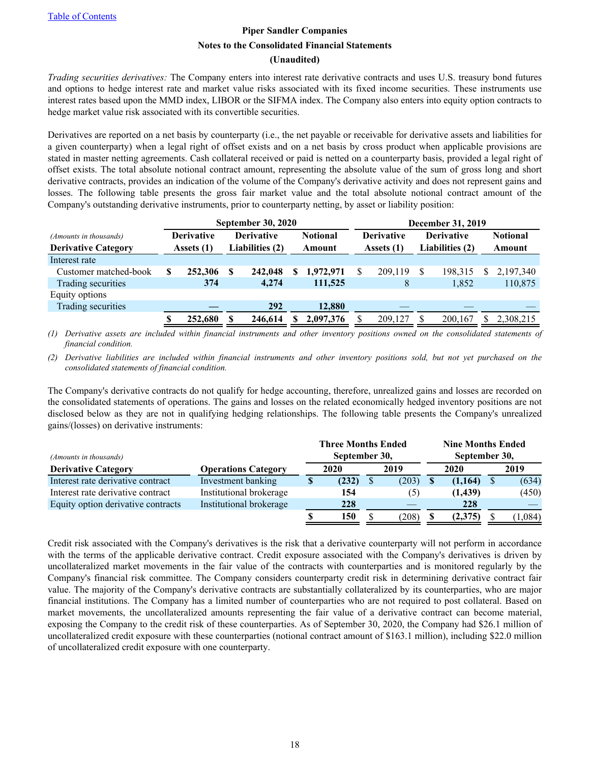Table of Contents

**Piper Sandler Companies**
**Notes to the Consolidated Financial Statements**
**(Unaudited)**

*Trading securities derivatives:* The Company enters into interest rate derivative contracts and uses U.S. treasury bond futures and options to hedge interest rate and market value risks associated with its fixed income securities. These instruments use interest rates based upon the MMD index, LIBOR or the SIFMA index. The Company also enters into equity option contracts to hedge market value risk associated with its convertible securities.

Derivatives are reported on a net basis by counterparty (i.e., the net payable or receivable for derivative assets and liabilities for a given counterparty) when a legal right of offset exists and on a net basis by cross product when applicable provisions are stated in master netting agreements. Cash collateral received or paid is netted on a counterparty basis, provided a legal right of offset exists. The total absolute notional contract amount, representing the absolute value of the sum of gross long and short derivative contracts, provides an indication of the volume of the Company's derivative activity and does not represent gains and losses. The following table presents the gross fair market value and the total absolute notional contract amount of the Company's outstanding derivative instruments, prior to counterparty netting, by asset or liability position:

| *(Amounts in thousands)* | **September 30, 2020** | | | **December 31, 2019** | | |
|---|---|---|---|---|---|---|
| **Derivative Category** | **Derivative Assets (1)** | **Derivative Liabilities (2)** | **Notional Amount** | **Derivative Assets (1)** | **Derivative Liabilities (2)** | **Notional Amount** |
| Interest rate | | | | | | |
| Customer matched-book | **$ 252,306** | **$ 242,048** | **$ 1,972,971** | $ 209,119 | $ 198,315 | $ 2,197,340 |
| Trading securities | **374** | **4,274** | **111,525** | 8 | 1,852 | 110,875 |
| Equity options | | | | | | |
| Trading securities | **—** | **292** | **12,880** | — | — | — |
| | **$ 252,680** | **$ 246,614** | **$ 2,097,376** | $ 209,127 | $ 200,167 | $ 2,308,215 |

*(1) Derivative assets are included within financial instruments and other inventory positions owned on the consolidated statements of financial condition.*

*(2) Derivative liabilities are included within financial instruments and other inventory positions sold, but not yet purchased on the consolidated statements of financial condition.*

The Company's derivative contracts do not qualify for hedge accounting, therefore, unrealized gains and losses are recorded on the consolidated statements of operations. The gains and losses on the related economically hedged inventory positions are not disclosed below as they are not in qualifying hedging relationships. The following table presents the Company's unrealized gains/(losses) on derivative instruments:

| *(Amounts in thousands)* | | **Three Months Ended September 30,** | | **Nine Months Ended September 30,** | |
|---|---|---|---|---|---|
| **Derivative Category** | **Operations Category** | **2020** | **2019** | **2020** | **2019** |
| Interest rate derivative contract | Investment banking | **$ (232)** | $ (203) | **$ (1,164)** | $ (634) |
| Interest rate derivative contract | Institutional brokerage | **154** | (5) | **(1,439)** | (450) |
| Equity option derivative contracts | Institutional brokerage | **228** | — | **228** | — |
| | | **$ 150** | $ (208) | **$ (2,375)** | $ (1,084) |

Credit risk associated with the Company's derivatives is the risk that a derivative counterparty will not perform in accordance with the terms of the applicable derivative contract. Credit exposure associated with the Company's derivatives is driven by uncollateralized market movements in the fair value of the contracts with counterparties and is monitored regularly by the Company's financial risk committee. The Company considers counterparty credit risk in determining derivative contract fair value. The majority of the Company's derivative contracts are substantially collateralized by its counterparties, who are major financial institutions. The Company has a limited number of counterparties who are not required to post collateral. Based on market movements, the uncollateralized amounts representing the fair value of a derivative contract can become material, exposing the Company to the credit risk of these counterparties. As of September 30, 2020, the Company had $26.1 million of uncollateralized credit exposure with these counterparties (notional contract amount of $163.1 million), including $22.0 million of uncollateralized credit exposure with one counterparty.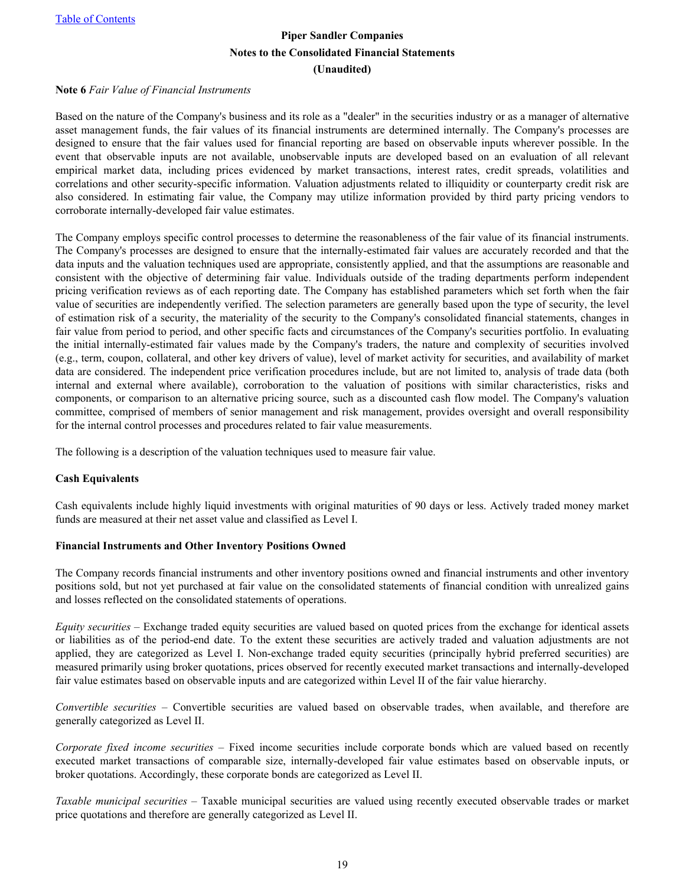**Piper Sandler Companies**

**Notes to the Consolidated Financial Statements**

**(Unaudited)**

**Note 6** *Fair Value of Financial Instruments*

Based on the nature of the Company's business and its role as a "dealer" in the securities industry or as a manager of alternative asset management funds, the fair values of its financial instruments are determined internally. The Company's processes are designed to ensure that the fair values used for financial reporting are based on observable inputs wherever possible. In the event that observable inputs are not available, unobservable inputs are developed based on an evaluation of all relevant empirical market data, including prices evidenced by market transactions, interest rates, credit spreads, volatilities and correlations and other security-specific information. Valuation adjustments related to illiquidity or counterparty credit risk are also considered. In estimating fair value, the Company may utilize information provided by third party pricing vendors to corroborate internally-developed fair value estimates.

The Company employs specific control processes to determine the reasonableness of the fair value of its financial instruments. The Company's processes are designed to ensure that the internally-estimated fair values are accurately recorded and that the data inputs and the valuation techniques used are appropriate, consistently applied, and that the assumptions are reasonable and consistent with the objective of determining fair value. Individuals outside of the trading departments perform independent pricing verification reviews as of each reporting date. The Company has established parameters which set forth when the fair value of securities are independently verified. The selection parameters are generally based upon the type of security, the level of estimation risk of a security, the materiality of the security to the Company's consolidated financial statements, changes in fair value from period to period, and other specific facts and circumstances of the Company's securities portfolio. In evaluating the initial internally-estimated fair values made by the Company's traders, the nature and complexity of securities involved (e.g., term, coupon, collateral, and other key drivers of value), level of market activity for securities, and availability of market data are considered. The independent price verification procedures include, but are not limited to, analysis of trade data (both internal and external where available), corroboration to the valuation of positions with similar characteristics, risks and components, or comparison to an alternative pricing source, such as a discounted cash flow model. The Company's valuation committee, comprised of members of senior management and risk management, provides oversight and overall responsibility for the internal control processes and procedures related to fair value measurements.

The following is a description of the valuation techniques used to measure fair value.

**Cash Equivalents**

Cash equivalents include highly liquid investments with original maturities of 90 days or less. Actively traded money market funds are measured at their net asset value and classified as Level I.

**Financial Instruments and Other Inventory Positions Owned**

The Company records financial instruments and other inventory positions owned and financial instruments and other inventory positions sold, but not yet purchased at fair value on the consolidated statements of financial condition with unrealized gains and losses reflected on the consolidated statements of operations.

*Equity securities* – Exchange traded equity securities are valued based on quoted prices from the exchange for identical assets or liabilities as of the period-end date. To the extent these securities are actively traded and valuation adjustments are not applied, they are categorized as Level I. Non-exchange traded equity securities (principally hybrid preferred securities) are measured primarily using broker quotations, prices observed for recently executed market transactions and internally-developed fair value estimates based on observable inputs and are categorized within Level II of the fair value hierarchy.

*Convertible securities* – Convertible securities are valued based on observable trades, when available, and therefore are generally categorized as Level II.

*Corporate fixed income securities* – Fixed income securities include corporate bonds which are valued based on recently executed market transactions of comparable size, internally-developed fair value estimates based on observable inputs, or broker quotations. Accordingly, these corporate bonds are categorized as Level II.

*Taxable municipal securities* – Taxable municipal securities are valued using recently executed observable trades or market price quotations and therefore are generally categorized as Level II.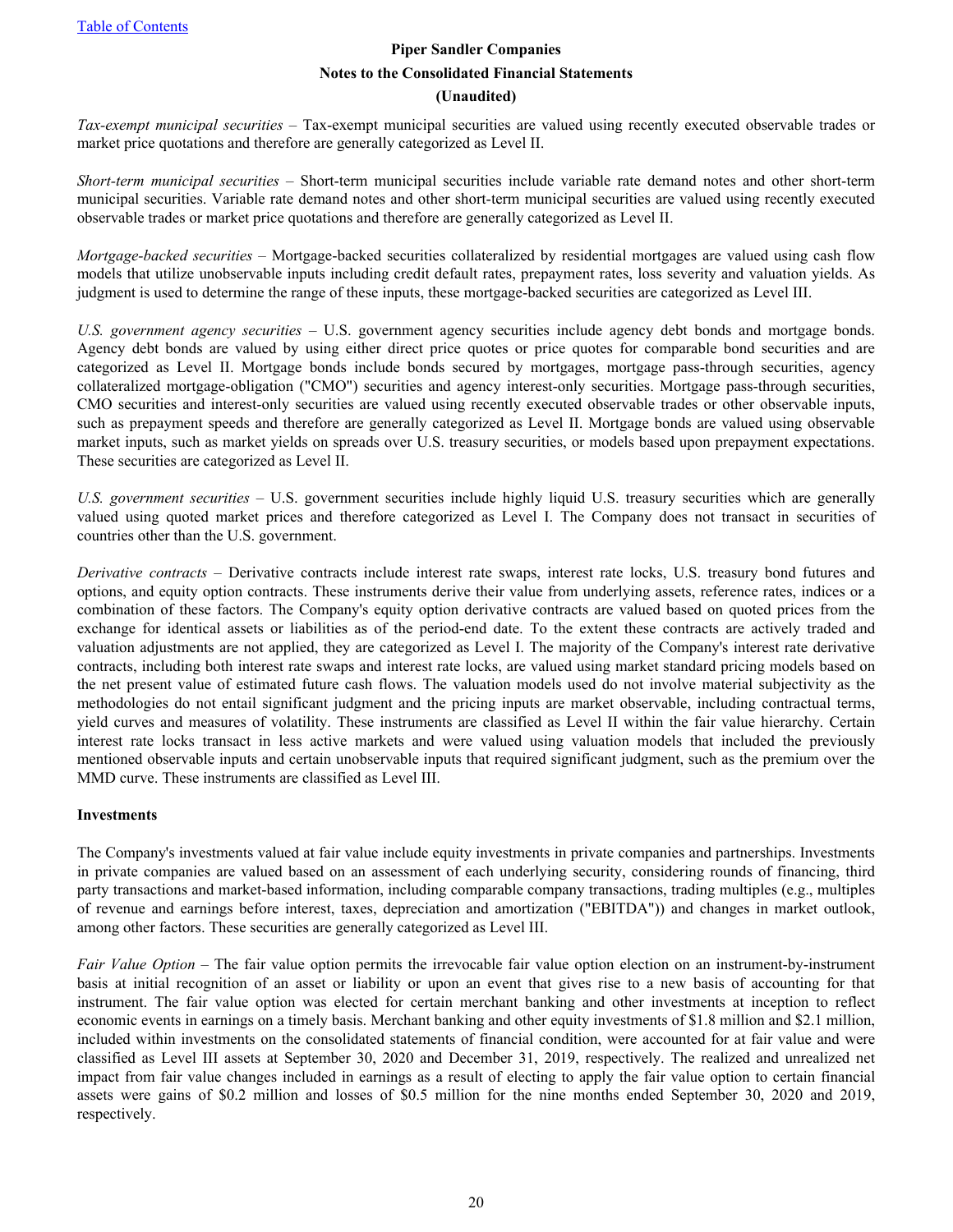*Tax-exempt municipal securities* – Tax-exempt municipal securities are valued using recently executed observable trades or market price quotations and therefore are generally categorized as Level II.

*Short-term municipal securities* – Short-term municipal securities include variable rate demand notes and other short-term municipal securities. Variable rate demand notes and other short-term municipal securities are valued using recently executed observable trades or market price quotations and therefore are generally categorized as Level II.

*Mortgage-backed securities* – Mortgage-backed securities collateralized by residential mortgages are valued using cash flow models that utilize unobservable inputs including credit default rates, prepayment rates, loss severity and valuation yields. As judgment is used to determine the range of these inputs, these mortgage-backed securities are categorized as Level III.

*U.S. government agency securities* – U.S. government agency securities include agency debt bonds and mortgage bonds. Agency debt bonds are valued by using either direct price quotes or price quotes for comparable bond securities and are categorized as Level II. Mortgage bonds include bonds secured by mortgages, mortgage pass-through securities, agency collateralized mortgage-obligation ("CMO") securities and agency interest-only securities. Mortgage pass-through securities, CMO securities and interest-only securities are valued using recently executed observable trades or other observable inputs, such as prepayment speeds and therefore are generally categorized as Level II. Mortgage bonds are valued using observable market inputs, such as market yields on spreads over U.S. treasury securities, or models based upon prepayment expectations. These securities are categorized as Level II.

*U.S. government securities* – U.S. government securities include highly liquid U.S. treasury securities which are generally valued using quoted market prices and therefore categorized as Level I. The Company does not transact in securities of countries other than the U.S. government.

*Derivative contracts* – Derivative contracts include interest rate swaps, interest rate locks, U.S. treasury bond futures and options, and equity option contracts. These instruments derive their value from underlying assets, reference rates, indices or a combination of these factors. The Company's equity option derivative contracts are valued based on quoted prices from the exchange for identical assets or liabilities as of the period-end date. To the extent these contracts are actively traded and valuation adjustments are not applied, they are categorized as Level I. The majority of the Company's interest rate derivative contracts, including both interest rate swaps and interest rate locks, are valued using market standard pricing models based on the net present value of estimated future cash flows. The valuation models used do not involve material subjectivity as the methodologies do not entail significant judgment and the pricing inputs are market observable, including contractual terms, yield curves and measures of volatility. These instruments are classified as Level II within the fair value hierarchy. Certain interest rate locks transact in less active markets and were valued using valuation models that included the previously mentioned observable inputs and certain unobservable inputs that required significant judgment, such as the premium over the MMD curve. These instruments are classified as Level III.

**Investments**

The Company's investments valued at fair value include equity investments in private companies and partnerships. Investments in private companies are valued based on an assessment of each underlying security, considering rounds of financing, third party transactions and market-based information, including comparable company transactions, trading multiples (e.g., multiples of revenue and earnings before interest, taxes, depreciation and amortization ("EBITDA")) and changes in market outlook, among other factors. These securities are generally categorized as Level III.

*Fair Value Option* – The fair value option permits the irrevocable fair value option election on an instrument-by-instrument basis at initial recognition of an asset or liability or upon an event that gives rise to a new basis of accounting for that instrument. The fair value option was elected for certain merchant banking and other investments at inception to reflect economic events in earnings on a timely basis. Merchant banking and other equity investments of $1.8 million and $2.1 million, included within investments on the consolidated statements of financial condition, were accounted for at fair value and were classified as Level III assets at September 30, 2020 and December 31, 2019, respectively. The realized and unrealized net impact from fair value changes included in earnings as a result of electing to apply the fair value option to certain financial assets were gains of $0.2 million and losses of $0.5 million for the nine months ended September 30, 2020 and 2019, respectively.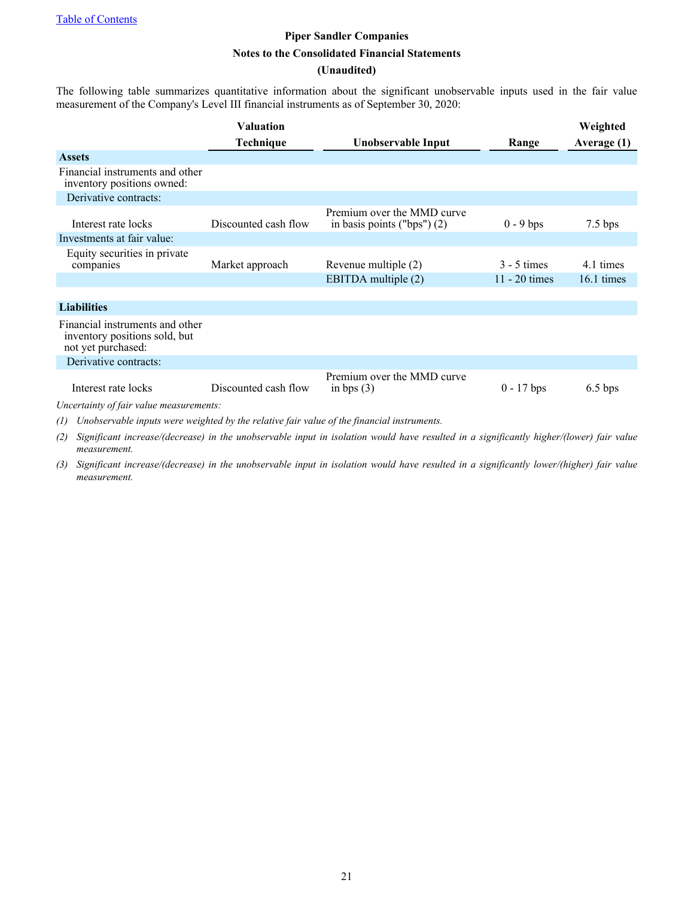Piper Sandler Companies

Notes to the Consolidated Financial Statements

(Unaudited)

The following table summarizes quantitative information about the significant unobservable inputs used in the fair value measurement of the Company's Level III financial instruments as of September 30, 2020:

| | Valuation Technique | Unobservable Input | Range | Weighted Average (1) |
|---|---|---|---|---|
| **Assets** | | | | |
| Financial instruments and other inventory positions owned: | | | | |
| Derivative contracts: | | | | |
| Interest rate locks | Discounted cash flow | Premium over the MMD curve in basis points ("bps") (2) | 0 - 9 bps | 7.5 bps |
| Investments at fair value: | | | | |
| Equity securities in private companies | Market approach | Revenue multiple (2) | 3 - 5 times | 4.1 times |
| | | EBITDA multiple (2) | 11 - 20 times | 16.1 times |
| **Liabilities** | | | | |
| Financial instruments and other inventory positions sold, but not yet purchased: | | | | |
| Derivative contracts: | | | | |
| Interest rate locks | Discounted cash flow | Premium over the MMD curve in bps (3) | 0 - 17 bps | 6.5 bps |

*Uncertainty of fair value measurements:*

*(1) Unobservable inputs were weighted by the relative fair value of the financial instruments.*

*(2) Significant increase/(decrease) in the unobservable input in isolation would have resulted in a significantly higher/(lower) fair value measurement.*

*(3) Significant increase/(decrease) in the unobservable input in isolation would have resulted in a significantly lower/(higher) fair value measurement.*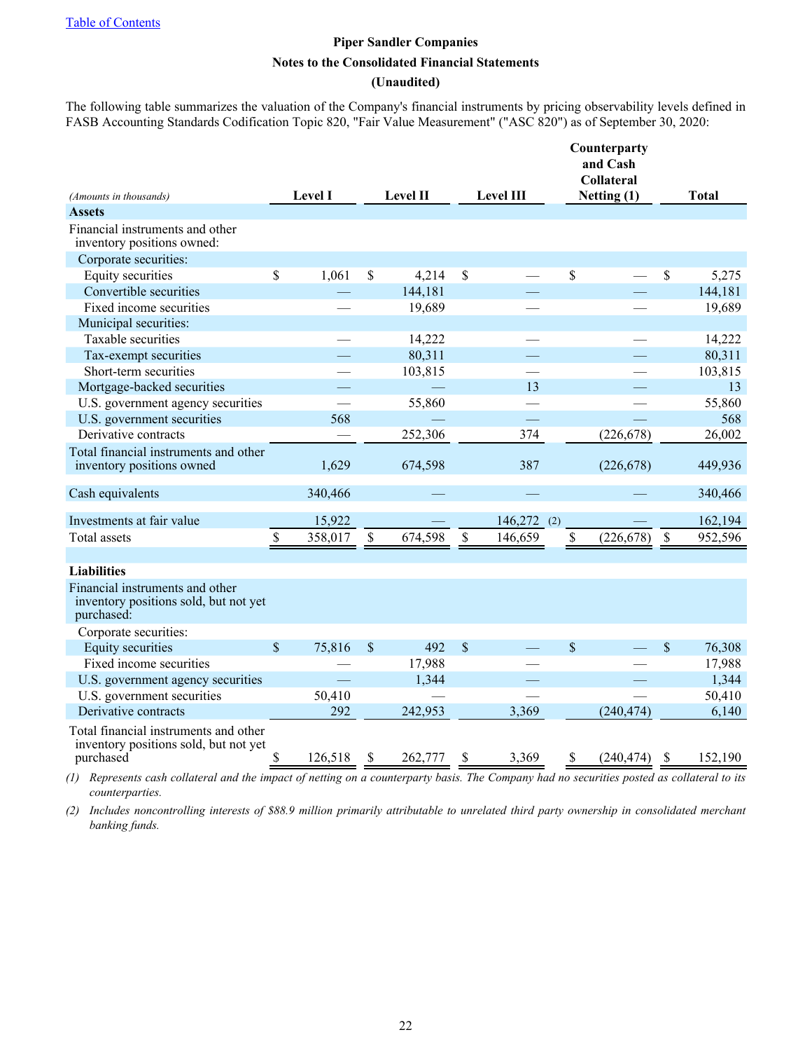Table of Contents

**Piper Sandler Companies**

**Notes to the Consolidated Financial Statements**

**(Unaudited)**

The following table summarizes the valuation of the Company's financial instruments by pricing observability levels defined in FASB Accounting Standards Codification Topic 820, "Fair Value Measurement" ("ASC 820") as of September 30, 2020:

| *(Amounts in thousands)* | Level I | Level II | Level III | Counterparty and Cash Collateral Netting (1) | Total |
|---|---|---|---|---|---|
| **Assets** | | | | | |
| Financial instruments and other inventory positions owned: | | | | | |
| Corporate securities: | | | | | |
| Equity securities | $ 1,061 | $ 4,214 | $ — | $ — | $ 5,275 |
| Convertible securities | — | 144,181 | — | — | 144,181 |
| Fixed income securities | — | 19,689 | — | — | 19,689 |
| Municipal securities: | | | | | |
| Taxable securities | — | 14,222 | — | — | 14,222 |
| Tax-exempt securities | — | 80,311 | — | — | 80,311 |
| Short-term securities | — | 103,815 | — | — | 103,815 |
| Mortgage-backed securities | — | — | 13 | — | 13 |
| U.S. government agency securities | — | 55,860 | — | — | 55,860 |
| U.S. government securities | 568 | — | — | — | 568 |
| Derivative contracts | — | 252,306 | 374 | (226,678) | 26,002 |
| Total financial instruments and other inventory positions owned | 1,629 | 674,598 | 387 | (226,678) | 449,936 |
| Cash equivalents | 340,466 | — | — | — | 340,466 |
| Investments at fair value | 15,922 | — | 146,272 (2) | — | 162,194 |
| Total assets | $ 358,017 | $ 674,598 | $ 146,659 | $ (226,678) | $ 952,596 |
| **Liabilities** | | | | | |
| Financial instruments and other inventory positions sold, but not yet purchased: | | | | | |
| Corporate securities: | | | | | |
| Equity securities | $ 75,816 | $ 492 | $ — | $ — | $ 76,308 |
| Fixed income securities | — | 17,988 | — | — | 17,988 |
| U.S. government agency securities | — | 1,344 | — | — | 1,344 |
| U.S. government securities | 50,410 | — | — | — | 50,410 |
| Derivative contracts | 292 | 242,953 | 3,369 | (240,474) | 6,140 |
| Total financial instruments and other inventory positions sold, but not yet purchased | $ 126,518 | $ 262,777 | $ 3,369 | $ (240,474) | $ 152,190 |

*(1) Represents cash collateral and the impact of netting on a counterparty basis. The Company had no securities posted as collateral to its counterparties.*

*(2) Includes noncontrolling interests of $88.9 million primarily attributable to unrelated third party ownership in consolidated merchant banking funds.*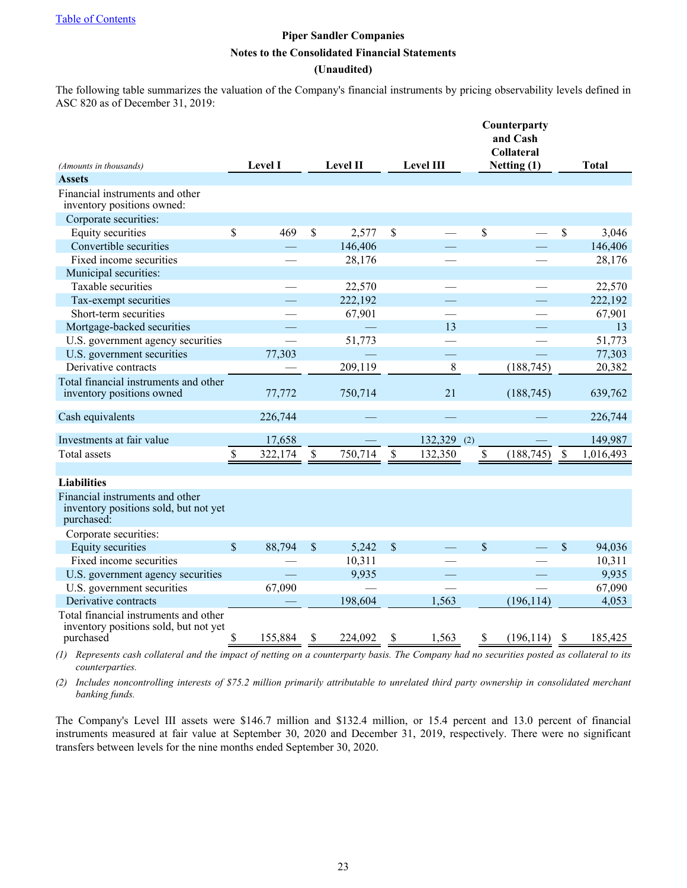Table of Contents

**Piper Sandler Companies**

**Notes to the Consolidated Financial Statements**

**(Unaudited)**

The following table summarizes the valuation of the Company's financial instruments by pricing observability levels defined in ASC 820 as of December 31, 2019:

| *(Amounts in thousands)* | Level I | Level II | Level III | Counterparty and Cash Collateral Netting (1) | Total |
|---|---|---|---|---|---|
| **Assets** | | | | | |
| Financial instruments and other inventory positions owned: | | | | | |
| Corporate securities: | | | | | |
| Equity securities | $ 469 | $ 2,577 | $ — | $ — | $ 3,046 |
| Convertible securities | — | 146,406 | — | — | 146,406 |
| Fixed income securities | — | 28,176 | — | — | 28,176 |
| Municipal securities: | | | | | |
| Taxable securities | — | 22,570 | — | — | 22,570 |
| Tax-exempt securities | — | 222,192 | — | — | 222,192 |
| Short-term securities | — | 67,901 | — | — | 67,901 |
| Mortgage-backed securities | — | — | 13 | — | 13 |
| U.S. government agency securities | — | 51,773 | — | — | 51,773 |
| U.S. government securities | 77,303 | — | — | — | 77,303 |
| Derivative contracts | — | 209,119 | 8 | (188,745) | 20,382 |
| Total financial instruments and other inventory positions owned | 77,772 | 750,714 | 21 | (188,745) | 639,762 |
| Cash equivalents | 226,744 | — | — | — | 226,744 |
| Investments at fair value | 17,658 | — | 132,329 (2) | — | 149,987 |
| Total assets | $ 322,174 | $ 750,714 | $ 132,350 | $ (188,745) | $ 1,016,493 |
| **Liabilities** | | | | | |
| Financial instruments and other inventory positions sold, but not yet purchased: | | | | | |
| Corporate securities: | | | | | |
| Equity securities | $ 88,794 | $ 5,242 | $ — | $ — | $ 94,036 |
| Fixed income securities | — | 10,311 | — | — | 10,311 |
| U.S. government agency securities | — | 9,935 | — | — | 9,935 |
| U.S. government securities | 67,090 | — | — | — | 67,090 |
| Derivative contracts | — | 198,604 | 1,563 | (196,114) | 4,053 |
| Total financial instruments and other inventory positions sold, but not yet purchased | $ 155,884 | $ 224,092 | $ 1,563 | $ (196,114) | $ 185,425 |

*(1) Represents cash collateral and the impact of netting on a counterparty basis. The Company had no securities posted as collateral to its counterparties.*

*(2) Includes noncontrolling interests of $75.2 million primarily attributable to unrelated third party ownership in consolidated merchant banking funds.*

The Company's Level III assets were $146.7 million and $132.4 million, or 15.4 percent and 13.0 percent of financial instruments measured at fair value at September 30, 2020 and December 31, 2019, respectively. There were no significant transfers between levels for the nine months ended September 30, 2020.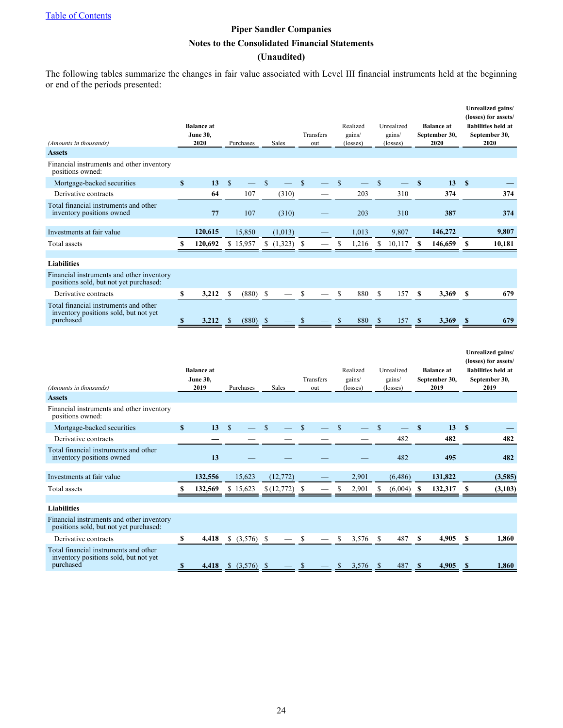Piper Sandler Companies

Notes to the Consolidated Financial Statements

(Unaudited)

The following tables summarize the changes in fair value associated with Level III financial instruments held at the beginning or end of the periods presented:

| *(Amounts in thousands)* | Balance at June 30, 2020 | Purchases | Sales | Transfers out | Realized gains/ (losses) | Unrealized gains/ (losses) | Balance at September 30, 2020 | Unrealized gains/ (losses) for assets/ liabilities held at September 30, 2020 |
|---|---|---|---|---|---|---|---|---|
| **Assets** | | | | | | | | |
| Financial instruments and other inventory positions owned: | | | | | | | | |
| Mortgage-backed securities | $ 13 | $ — | $ — | $ — | $ — | $ — | $ 13 | $ — |
| Derivative contracts | 64 | 107 | (310) | — | 203 | 310 | 374 | 374 |
| Total financial instruments and other inventory positions owned | 77 | 107 | (310) | — | 203 | 310 | 387 | 374 |
| Investments at fair value | 120,615 | 15,850 | (1,013) | — | 1,013 | 9,807 | 146,272 | 9,807 |
| Total assets | $ 120,692 | $ 15,957 | $ (1,323) | $ — | $ 1,216 | $ 10,117 | $ 146,659 | $ 10,181 |
| **Liabilities** | | | | | | | | |
| Financial instruments and other inventory positions sold, but not yet purchased: | | | | | | | | |
| Derivative contracts | $ 3,212 | $ (880) | $ — | $ — | $ 880 | $ 157 | $ 3,369 | $ 679 |
| Total financial instruments and other inventory positions sold, but not yet purchased | $ 3,212 | $ (880) | $ — | $ — | $ 880 | $ 157 | $ 3,369 | $ 679 |

| *(Amounts in thousands)* | Balance at June 30, 2019 | Purchases | Sales | Transfers out | Realized gains/ (losses) | Unrealized gains/ (losses) | Balance at September 30, 2019 | Unrealized gains/ (losses) for assets/ liabilities held at September 30, 2019 |
|---|---|---|---|---|---|---|---|---|
| **Assets** | | | | | | | | |
| Financial instruments and other inventory positions owned: | | | | | | | | |
| Mortgage-backed securities | $ 13 | $ — | $ — | $ — | $ — | $ — | $ 13 | $ — |
| Derivative contracts | — | — | — | — | — | 482 | 482 | 482 |
| Total financial instruments and other inventory positions owned | 13 | — | — | — | — | 482 | 495 | 482 |
| Investments at fair value | 132,556 | 15,623 | (12,772) | — | 2,901 | (6,486) | 131,822 | (3,585) |
| Total assets | $ 132,569 | $ 15,623 | $ (12,772) | $ — | $ 2,901 | $ (6,004) | $ 132,317 | $ (3,103) |
| **Liabilities** | | | | | | | | |
| Financial instruments and other inventory positions sold, but not yet purchased: | | | | | | | | |
| Derivative contracts | $ 4,418 | $ (3,576) | $ — | $ — | $ 3,576 | $ 487 | $ 4,905 | $ 1,860 |
| Total financial instruments and other inventory positions sold, but not yet purchased | $ 4,418 | $ (3,576) | $ — | $ — | $ 3,576 | $ 487 | $ 4,905 | $ 1,860 |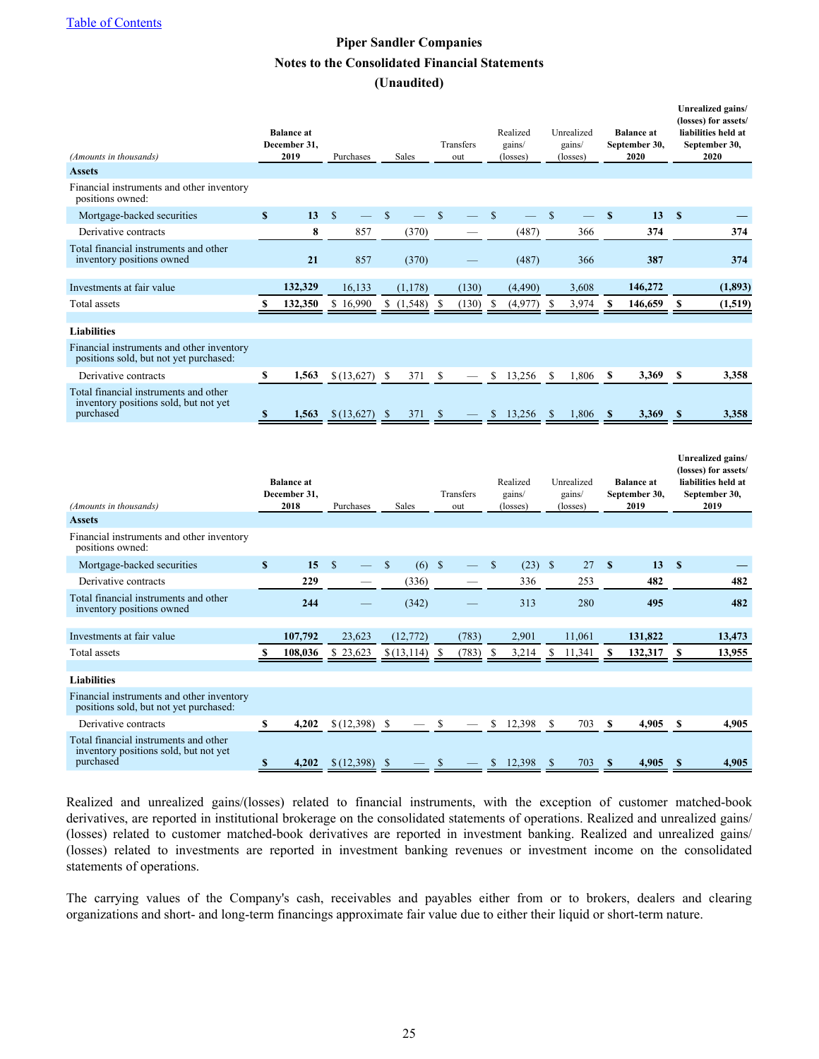[Table of Contents](#)

**Piper Sandler Companies**

**Notes to the Consolidated Financial Statements**

**(Unaudited)**

| *(Amounts in thousands)* | Balance at December 31, 2019 | Purchases | Sales | Transfers out | Realized gains/ (losses) | Unrealized gains/ (losses) | Balance at September 30, 2020 | Unrealized gains/ (losses) for assets/ liabilities held at September 30, 2020 |
|---|---|---|---|---|---|---|---|---|
| **Assets** | | | | | | | | |
| Financial instruments and other inventory positions owned: | | | | | | | | |
| Mortgage-backed securities | $ 13 | $ — | $ — | $ — | $ — | $ — | $ 13 | $ — |
| Derivative contracts | 8 | 857 | (370) | — | (487) | 366 | 374 | 374 |
| Total financial instruments and other inventory positions owned | 21 | 857 | (370) | — | (487) | 366 | 387 | 374 |
| Investments at fair value | 132,329 | 16,133 | (1,178) | (130) | (4,490) | 3,608 | 146,272 | (1,893) |
| Total assets | $ 132,350 | $ 16,990 | $ (1,548) | $ (130) | $ (4,977) | $ 3,974 | $ 146,659 | $ (1,519) |
| **Liabilities** | | | | | | | | |
| Financial instruments and other inventory positions sold, but not yet purchased: | | | | | | | | |
| Derivative contracts | $ 1,563 | $ (13,627) | $ 371 | $ — | $ 13,256 | $ 1,806 | $ 3,369 | $ 3,358 |
| Total financial instruments and other inventory positions sold, but not yet purchased | $ 1,563 | $ (13,627) | $ 371 | $ — | $ 13,256 | $ 1,806 | $ 3,369 | $ 3,358 |

| *(Amounts in thousands)* | Balance at December 31, 2018 | Purchases | Sales | Transfers out | Realized gains/ (losses) | Unrealized gains/ (losses) | Balance at September 30, 2019 | Unrealized gains/ (losses) for assets/ liabilities held at September 30, 2019 |
|---|---|---|---|---|---|---|---|---|
| **Assets** | | | | | | | | |
| Financial instruments and other inventory positions owned: | | | | | | | | |
| Mortgage-backed securities | $ 15 | $ — | $ (6) | $ — | $ (23) | $ 27 | $ 13 | $ — |
| Derivative contracts | 229 | — | (336) | — | 336 | 253 | 482 | 482 |
| Total financial instruments and other inventory positions owned | 244 | — | (342) | — | 313 | 280 | 495 | 482 |
| Investments at fair value | 107,792 | 23,623 | (12,772) | (783) | 2,901 | 11,061 | 131,822 | 13,473 |
| Total assets | $ 108,036 | $ 23,623 | $ (13,114) | $ (783) | $ 3,214 | $ 11,341 | $ 132,317 | $ 13,955 |
| **Liabilities** | | | | | | | | |
| Financial instruments and other inventory positions sold, but not yet purchased: | | | | | | | | |
| Derivative contracts | $ 4,202 | $ (12,398) | $ — | $ — | $ 12,398 | $ 703 | $ 4,905 | $ 4,905 |
| Total financial instruments and other inventory positions sold, but not yet purchased | $ 4,202 | $ (12,398) | $ — | $ — | $ 12,398 | $ 703 | $ 4,905 | $ 4,905 |

Realized and unrealized gains/(losses) related to financial instruments, with the exception of customer matched-book derivatives, are reported in institutional brokerage on the consolidated statements of operations. Realized and unrealized gains/ (losses) related to customer matched-book derivatives are reported in investment banking. Realized and unrealized gains/ (losses) related to investments are reported in investment banking revenues or investment income on the consolidated statements of operations.

The carrying values of the Company's cash, receivables and payables either from or to brokers, dealers and clearing organizations and short- and long-term financings approximate fair value due to either their liquid or short-term nature.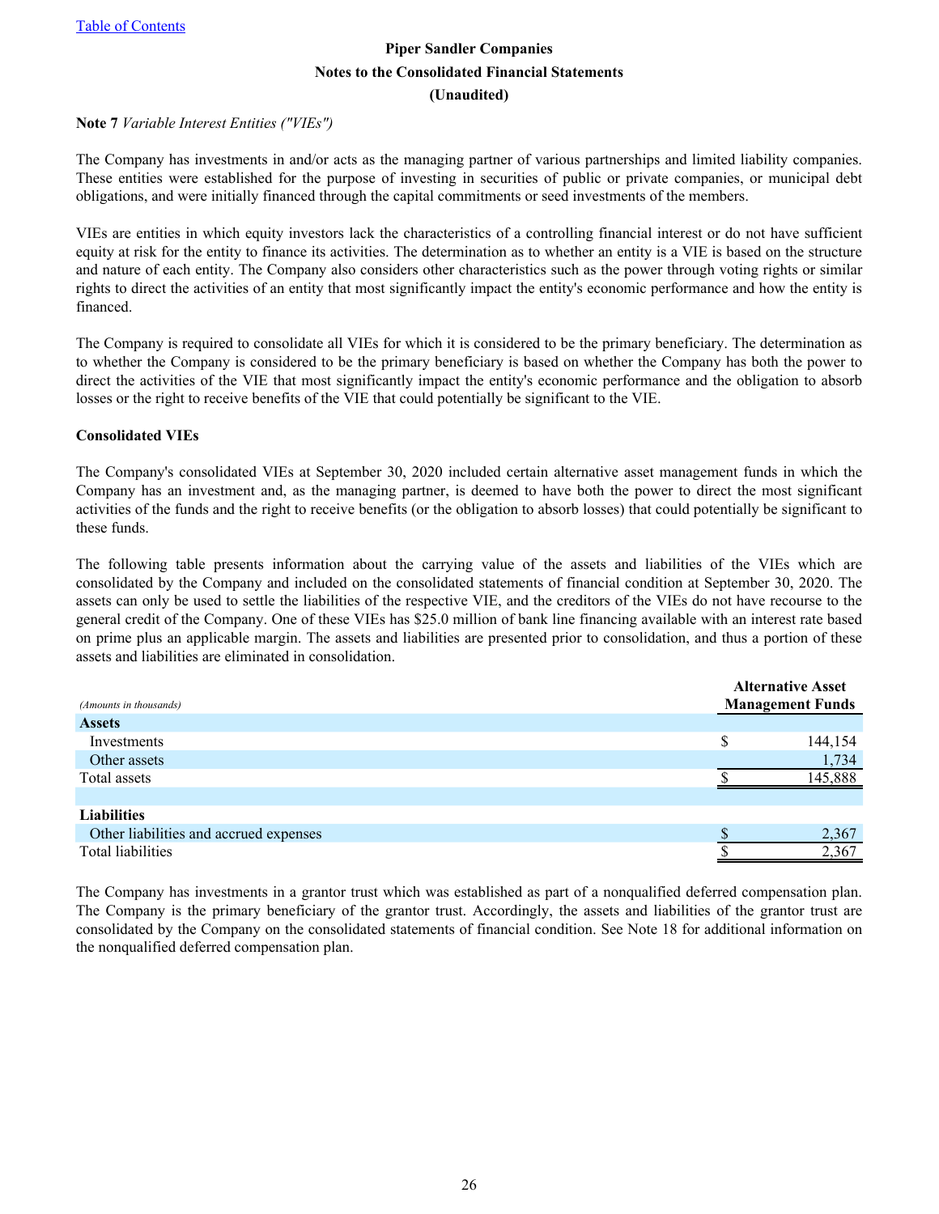Piper Sandler Companies
Notes to the Consolidated Financial Statements
(Unaudited)

**Note 7** *Variable Interest Entities ("VIEs")*

The Company has investments in and/or acts as the managing partner of various partnerships and limited liability companies. These entities were established for the purpose of investing in securities of public or private companies, or municipal debt obligations, and were initially financed through the capital commitments or seed investments of the members.

VIEs are entities in which equity investors lack the characteristics of a controlling financial interest or do not have sufficient equity at risk for the entity to finance its activities. The determination as to whether an entity is a VIE is based on the structure and nature of each entity. The Company also considers other characteristics such as the power through voting rights or similar rights to direct the activities of an entity that most significantly impact the entity's economic performance and how the entity is financed.

The Company is required to consolidate all VIEs for which it is considered to be the primary beneficiary. The determination as to whether the Company is considered to be the primary beneficiary is based on whether the Company has both the power to direct the activities of the VIE that most significantly impact the entity's economic performance and the obligation to absorb losses or the right to receive benefits of the VIE that could potentially be significant to the VIE.

**Consolidated VIEs**

The Company's consolidated VIEs at September 30, 2020 included certain alternative asset management funds in which the Company has an investment and, as the managing partner, is deemed to have both the power to direct the most significant activities of the funds and the right to receive benefits (or the obligation to absorb losses) that could potentially be significant to these funds.

The following table presents information about the carrying value of the assets and liabilities of the VIEs which are consolidated by the Company and included on the consolidated statements of financial condition at September 30, 2020. The assets can only be used to settle the liabilities of the respective VIE, and the creditors of the VIEs do not have recourse to the general credit of the Company. One of these VIEs has $25.0 million of bank line financing available with an interest rate based on prime plus an applicable margin. The assets and liabilities are presented prior to consolidation, and thus a portion of these assets and liabilities are eliminated in consolidation.

| *(Amounts in thousands)* | Alternative Asset Management Funds |
|---|---|
| **Assets** | |
| Investments | $ 144,154 |
| Other assets | 1,734 |
| Total assets | $ 145,888 |
| | |
| **Liabilities** | |
| Other liabilities and accrued expenses | $ 2,367 |
| Total liabilities | $ 2,367 |

The Company has investments in a grantor trust which was established as part of a nonqualified deferred compensation plan. The Company is the primary beneficiary of the grantor trust. Accordingly, the assets and liabilities of the grantor trust are consolidated by the Company on the consolidated statements of financial condition. See Note 18 for additional information on the nonqualified deferred compensation plan.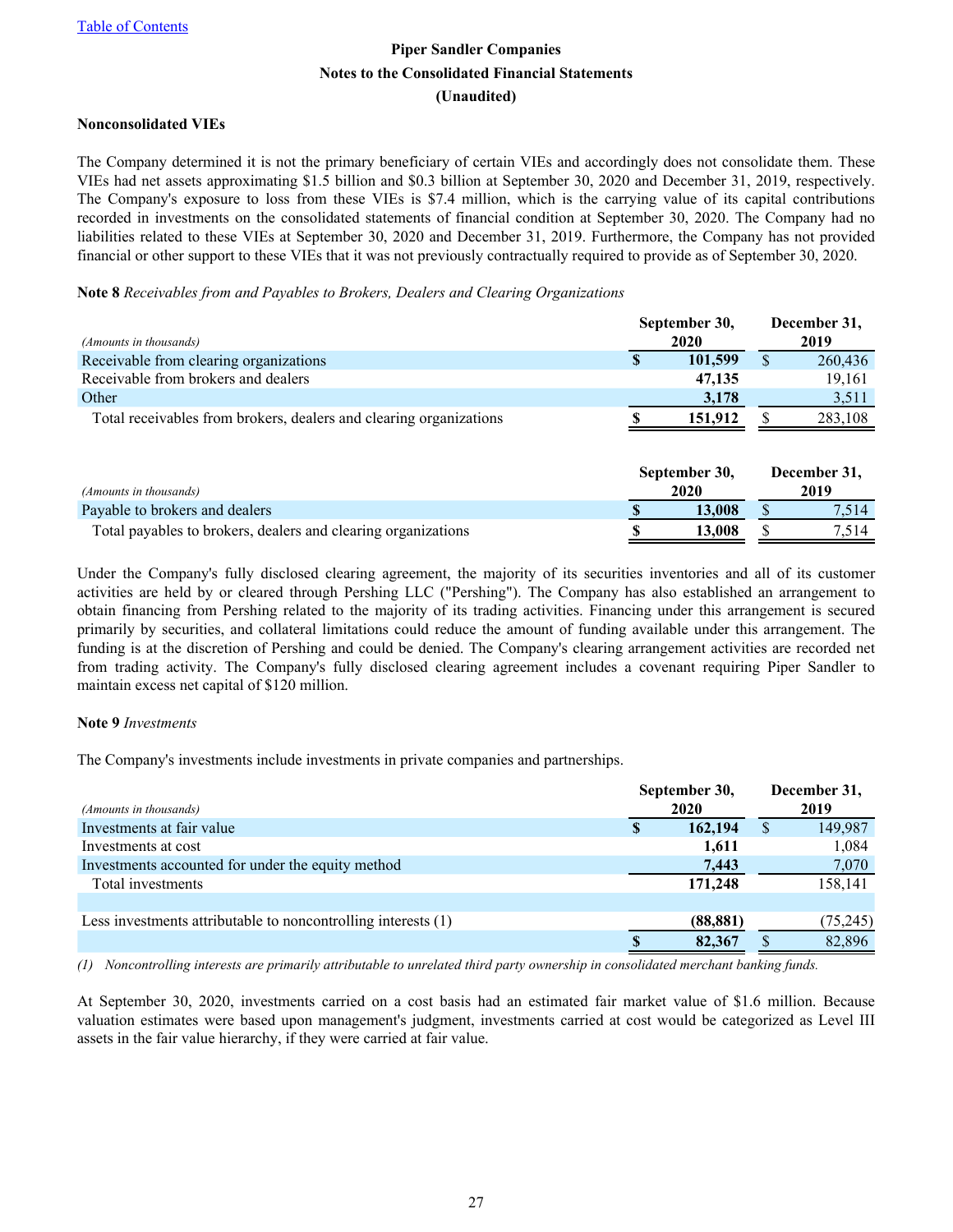Piper Sandler Companies
Notes to the Consolidated Financial Statements
(Unaudited)

**Nonconsolidated VIEs**

The Company determined it is not the primary beneficiary of certain VIEs and accordingly does not consolidate them. These VIEs had net assets approximating $1.5 billion and $0.3 billion at September 30, 2020 and December 31, 2019, respectively. The Company's exposure to loss from these VIEs is $7.4 million, which is the carrying value of its capital contributions recorded in investments on the consolidated statements of financial condition at September 30, 2020. The Company had no liabilities related to these VIEs at September 30, 2020 and December 31, 2019. Furthermore, the Company has not provided financial or other support to these VIEs that it was not previously contractually required to provide as of September 30, 2020.

**Note 8** *Receivables from and Payables to Brokers, Dealers and Clearing Organizations*

| *(Amounts in thousands)* | September 30, 2020 | December 31, 2019 |
|---|---|---|
| Receivable from clearing organizations | **$ 101,599** | $ 260,436 |
| Receivable from brokers and dealers | **47,135** | 19,161 |
| Other | **3,178** | 3,511 |
| Total receivables from brokers, dealers and clearing organizations | **$ 151,912** | $ 283,108 |

| *(Amounts in thousands)* | September 30, 2020 | December 31, 2019 |
|---|---|---|
| Payable to brokers and dealers | **$ 13,008** | $ 7,514 |
| Total payables to brokers, dealers and clearing organizations | **$ 13,008** | $ 7,514 |

Under the Company's fully disclosed clearing agreement, the majority of its securities inventories and all of its customer activities are held by or cleared through Pershing LLC ("Pershing"). The Company has also established an arrangement to obtain financing from Pershing related to the majority of its trading activities. Financing under this arrangement is secured primarily by securities, and collateral limitations could reduce the amount of funding available under this arrangement. The funding is at the discretion of Pershing and could be denied. The Company's clearing arrangement activities are recorded net from trading activity. The Company's fully disclosed clearing agreement includes a covenant requiring Piper Sandler to maintain excess net capital of $120 million.

**Note 9** *Investments*

The Company's investments include investments in private companies and partnerships.

| *(Amounts in thousands)* | September 30, 2020 | December 31, 2019 |
|---|---|---|
| Investments at fair value | **$ 162,194** | $ 149,987 |
| Investments at cost | **1,611** | 1,084 |
| Investments accounted for under the equity method | **7,443** | 7,070 |
| Total investments | **171,248** | 158,141 |
| | | |
| Less investments attributable to noncontrolling interests (1) | **(88,881)** | (75,245) |
| | **$ 82,367** | $ 82,896 |

*(1) Noncontrolling interests are primarily attributable to unrelated third party ownership in consolidated merchant banking funds.*

At September 30, 2020, investments carried on a cost basis had an estimated fair market value of $1.6 million. Because valuation estimates were based upon management's judgment, investments carried at cost would be categorized as Level III assets in the fair value hierarchy, if they were carried at fair value.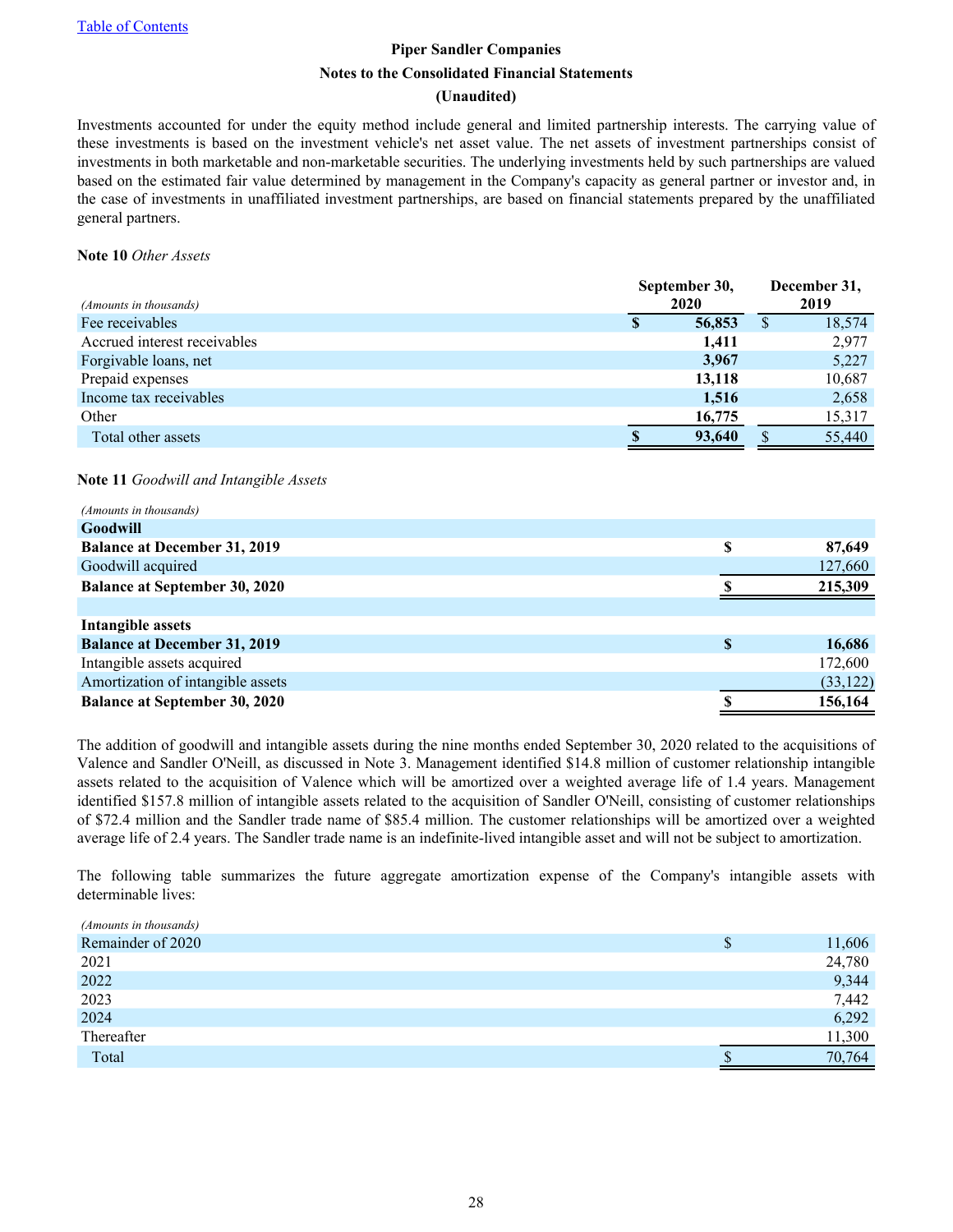Table of Contents

# Piper Sandler Companies

## Notes to the Consolidated Financial Statements

## (Unaudited)

Investments accounted for under the equity method include general and limited partnership interests. The carrying value of these investments is based on the investment vehicle's net asset value. The net assets of investment partnerships consist of investments in both marketable and non-marketable securities. The underlying investments held by such partnerships are valued based on the estimated fair value determined by management in the Company's capacity as general partner or investor and, in the case of investments in unaffiliated investment partnerships, are based on financial statements prepared by the unaffiliated general partners.

**Note 10** *Other Assets*

| *(Amounts in thousands)* | September 30, 2020 | December 31, 2019 |
|---|---|---|
| Fee receivables | **$ 56,853** | $ 18,574 |
| Accrued interest receivables | **1,411** | 2,977 |
| Forgivable loans, net | **3,967** | 5,227 |
| Prepaid expenses | **13,118** | 10,687 |
| Income tax receivables | **1,516** | 2,658 |
| Other | **16,775** | 15,317 |
| Total other assets | **$ 93,640** | $ 55,440 |

**Note 11** *Goodwill and Intangible Assets*

| *(Amounts in thousands)* | |
|---|---|
| **Goodwill** | |
| **Balance at December 31, 2019** | **$ 87,649** |
| Goodwill acquired | 127,660 |
| **Balance at September 30, 2020** | **$ 215,309** |
| | |
| **Intangible assets** | |
| **Balance at December 31, 2019** | **$ 16,686** |
| Intangible assets acquired | 172,600 |
| Amortization of intangible assets | (33,122) |
| **Balance at September 30, 2020** | **$ 156,164** |

The addition of goodwill and intangible assets during the nine months ended September 30, 2020 related to the acquisitions of Valence and Sandler O'Neill, as discussed in Note 3. Management identified $14.8 million of customer relationship intangible assets related to the acquisition of Valence which will be amortized over a weighted average life of 1.4 years. Management identified $157.8 million of intangible assets related to the acquisition of Sandler O'Neill, consisting of customer relationships of $72.4 million and the Sandler trade name of $85.4 million. The customer relationships will be amortized over a weighted average life of 2.4 years. The Sandler trade name is an indefinite-lived intangible asset and will not be subject to amortization.

The following table summarizes the future aggregate amortization expense of the Company's intangible assets with determinable lives:

| *(Amounts in thousands)* | |
|---|---|
| Remainder of 2020 | $ 11,606 |
| 2021 | 24,780 |
| 2022 | 9,344 |
| 2023 | 7,442 |
| 2024 | 6,292 |
| Thereafter | 11,300 |
| Total | $ 70,764 |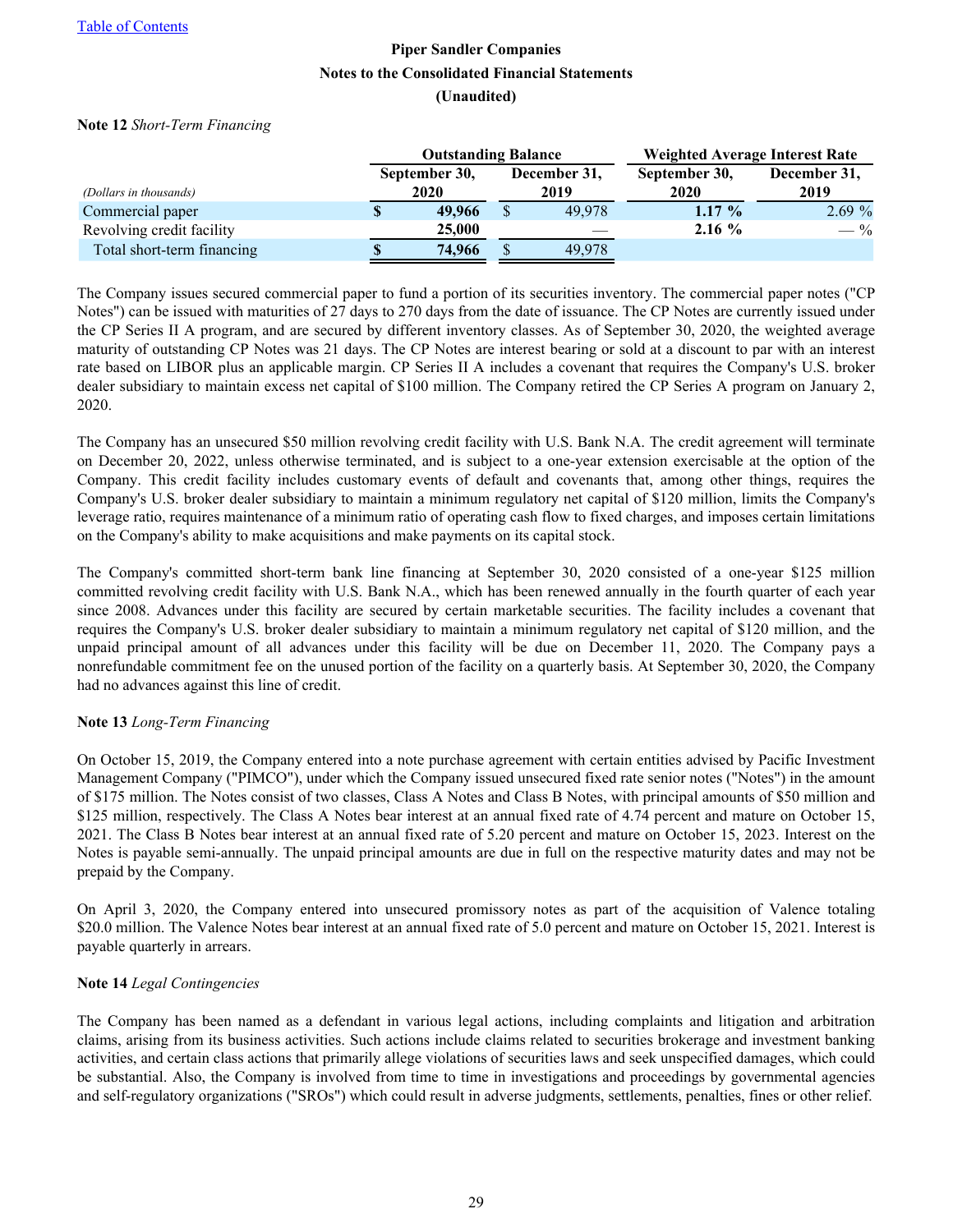Table of Contents

**Piper Sandler Companies**

**Notes to the Consolidated Financial Statements**

**(Unaudited)**

**Note 12** *Short-Term Financing*

| *(Dollars in thousands)* | Outstanding Balance | | Weighted Average Interest Rate | |
|---|---|---|---|---|
| | **September 30, 2020** | December 31, 2019 | **September 30, 2020** | December 31, 2019 |
| Commercial paper | **$ 49,966** | $ 49,978 | **1.17 %** | 2.69 % |
| Revolving credit facility | **25,000** | — | **2.16 %** | — % |
| Total short-term financing | **$ 74,966** | $ 49,978 | | |

The Company issues secured commercial paper to fund a portion of its securities inventory. The commercial paper notes ("CP Notes") can be issued with maturities of 27 days to 270 days from the date of issuance. The CP Notes are currently issued under the CP Series II A program, and are secured by different inventory classes. As of September 30, 2020, the weighted average maturity of outstanding CP Notes was 21 days. The CP Notes are interest bearing or sold at a discount to par with an interest rate based on LIBOR plus an applicable margin. CP Series II A includes a covenant that requires the Company's U.S. broker dealer subsidiary to maintain excess net capital of $100 million. The Company retired the CP Series A program on January 2, 2020.

The Company has an unsecured $50 million revolving credit facility with U.S. Bank N.A. The credit agreement will terminate on December 20, 2022, unless otherwise terminated, and is subject to a one-year extension exercisable at the option of the Company. This credit facility includes customary events of default and covenants that, among other things, requires the Company's U.S. broker dealer subsidiary to maintain a minimum regulatory net capital of $120 million, limits the Company's leverage ratio, requires maintenance of a minimum ratio of operating cash flow to fixed charges, and imposes certain limitations on the Company's ability to make acquisitions and make payments on its capital stock.

The Company's committed short-term bank line financing at September 30, 2020 consisted of a one-year $125 million committed revolving credit facility with U.S. Bank N.A., which has been renewed annually in the fourth quarter of each year since 2008. Advances under this facility are secured by certain marketable securities. The facility includes a covenant that requires the Company's U.S. broker dealer subsidiary to maintain a minimum regulatory net capital of $120 million, and the unpaid principal amount of all advances under this facility will be due on December 11, 2020. The Company pays a nonrefundable commitment fee on the unused portion of the facility on a quarterly basis. At September 30, 2020, the Company had no advances against this line of credit.

**Note 13** *Long-Term Financing*

On October 15, 2019, the Company entered into a note purchase agreement with certain entities advised by Pacific Investment Management Company ("PIMCO"), under which the Company issued unsecured fixed rate senior notes ("Notes") in the amount of $175 million. The Notes consist of two classes, Class A Notes and Class B Notes, with principal amounts of $50 million and $125 million, respectively. The Class A Notes bear interest at an annual fixed rate of 4.74 percent and mature on October 15, 2021. The Class B Notes bear interest at an annual fixed rate of 5.20 percent and mature on October 15, 2023. Interest on the Notes is payable semi-annually. The unpaid principal amounts are due in full on the respective maturity dates and may not be prepaid by the Company.

On April 3, 2020, the Company entered into unsecured promissory notes as part of the acquisition of Valence totaling $20.0 million. The Valence Notes bear interest at an annual fixed rate of 5.0 percent and mature on October 15, 2021. Interest is payable quarterly in arrears.

**Note 14** *Legal Contingencies*

The Company has been named as a defendant in various legal actions, including complaints and litigation and arbitration claims, arising from its business activities. Such actions include claims related to securities brokerage and investment banking activities, and certain class actions that primarily allege violations of securities laws and seek unspecified damages, which could be substantial. Also, the Company is involved from time to time in investigations and proceedings by governmental agencies and self-regulatory organizations ("SROs") which could result in adverse judgments, settlements, penalties, fines or other relief.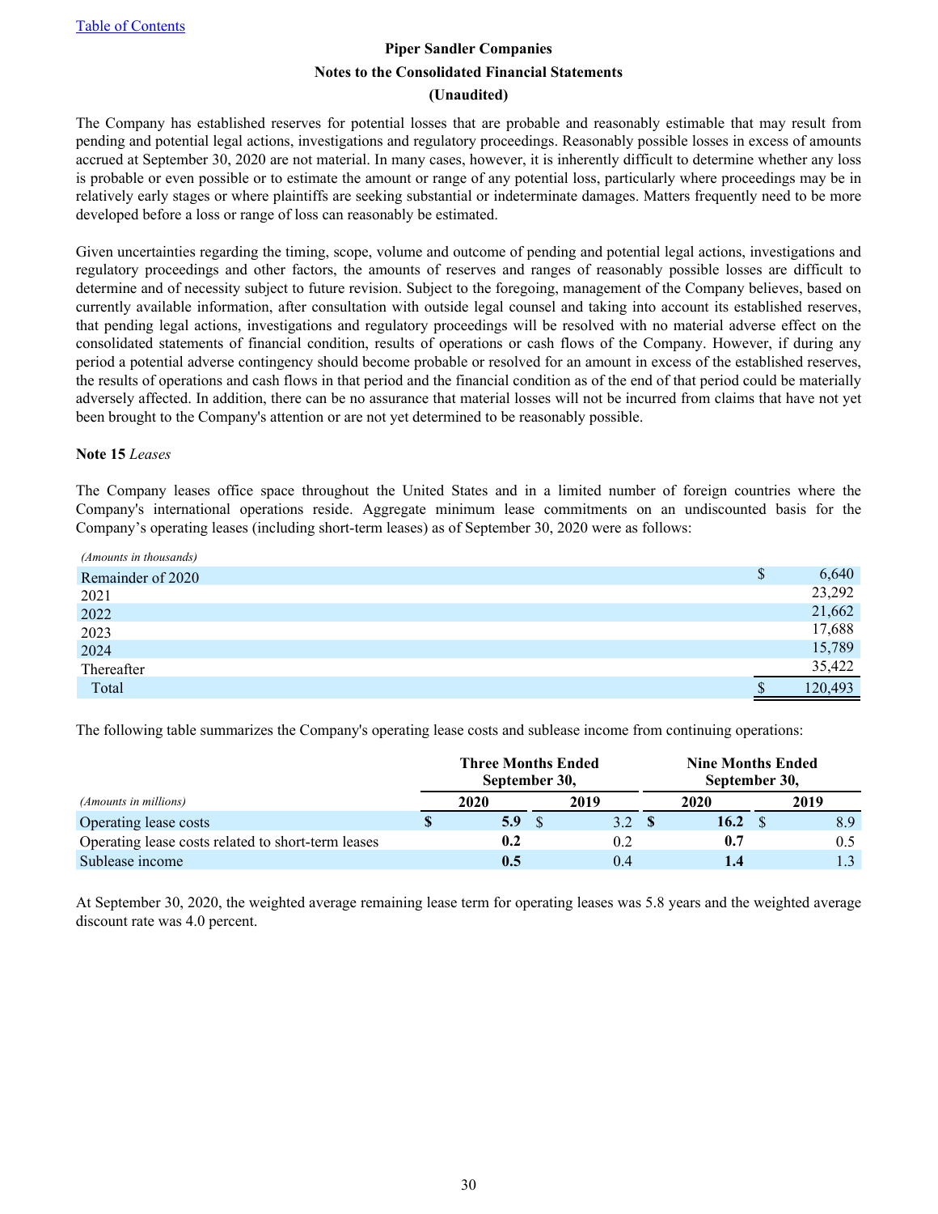The Company has established reserves for potential losses that are probable and reasonably estimable that may result from pending and potential legal actions, investigations and regulatory proceedings. Reasonably possible losses in excess of amounts accrued at September 30, 2020 are not material. In many cases, however, it is inherently difficult to determine whether any loss is probable or even possible or to estimate the amount or range of any potential loss, particularly where proceedings may be in relatively early stages or where plaintiffs are seeking substantial or indeterminate damages. Matters frequently need to be more developed before a loss or range of loss can reasonably be estimated.

Given uncertainties regarding the timing, scope, volume and outcome of pending and potential legal actions, investigations and regulatory proceedings and other factors, the amounts of reserves and ranges of reasonably possible losses are difficult to determine and of necessity subject to future revision. Subject to the foregoing, management of the Company believes, based on currently available information, after consultation with outside legal counsel and taking into account its established reserves, that pending legal actions, investigations and regulatory proceedings will be resolved with no material adverse effect on the consolidated statements of financial condition, results of operations or cash flows of the Company. However, if during any period a potential adverse contingency should become probable or resolved for an amount in excess of the established reserves, the results of operations and cash flows in that period and the financial condition as of the end of that period could be materially adversely affected. In addition, there can be no assurance that material losses will not be incurred from claims that have not yet been brought to the Company's attention or are not yet determined to be reasonably possible.

**Note 15** *Leases*

The Company leases office space throughout the United States and in a limited number of foreign countries where the Company's international operations reside. Aggregate minimum lease commitments on an undiscounted basis for the Company's operating leases (including short-term leases) as of September 30, 2020 were as follows:

| *(Amounts in thousands)* | |
|---|---|
| Remainder of 2020 | $ 6,640 |
| 2021 | 23,292 |
| 2022 | 21,662 |
| 2023 | 17,688 |
| 2024 | 15,789 |
| Thereafter | 35,422 |
| Total | $ 120,493 |

The following table summarizes the Company's operating lease costs and sublease income from continuing operations:

| | Three Months Ended September 30, | | Nine Months Ended September 30, | |
|---|---|---|---|---|
| *(Amounts in millions)* | **2020** | 2019 | **2020** | 2019 |
| Operating lease costs | **$ 5.9** | $ 3.2 | **$ 16.2** | $ 8.9 |
| Operating lease costs related to short-term leases | **0.2** | 0.2 | **0.7** | 0.5 |
| Sublease income | **0.5** | 0.4 | **1.4** | 1.3 |

At September 30, 2020, the weighted average remaining lease term for operating leases was 5.8 years and the weighted average discount rate was 4.0 percent.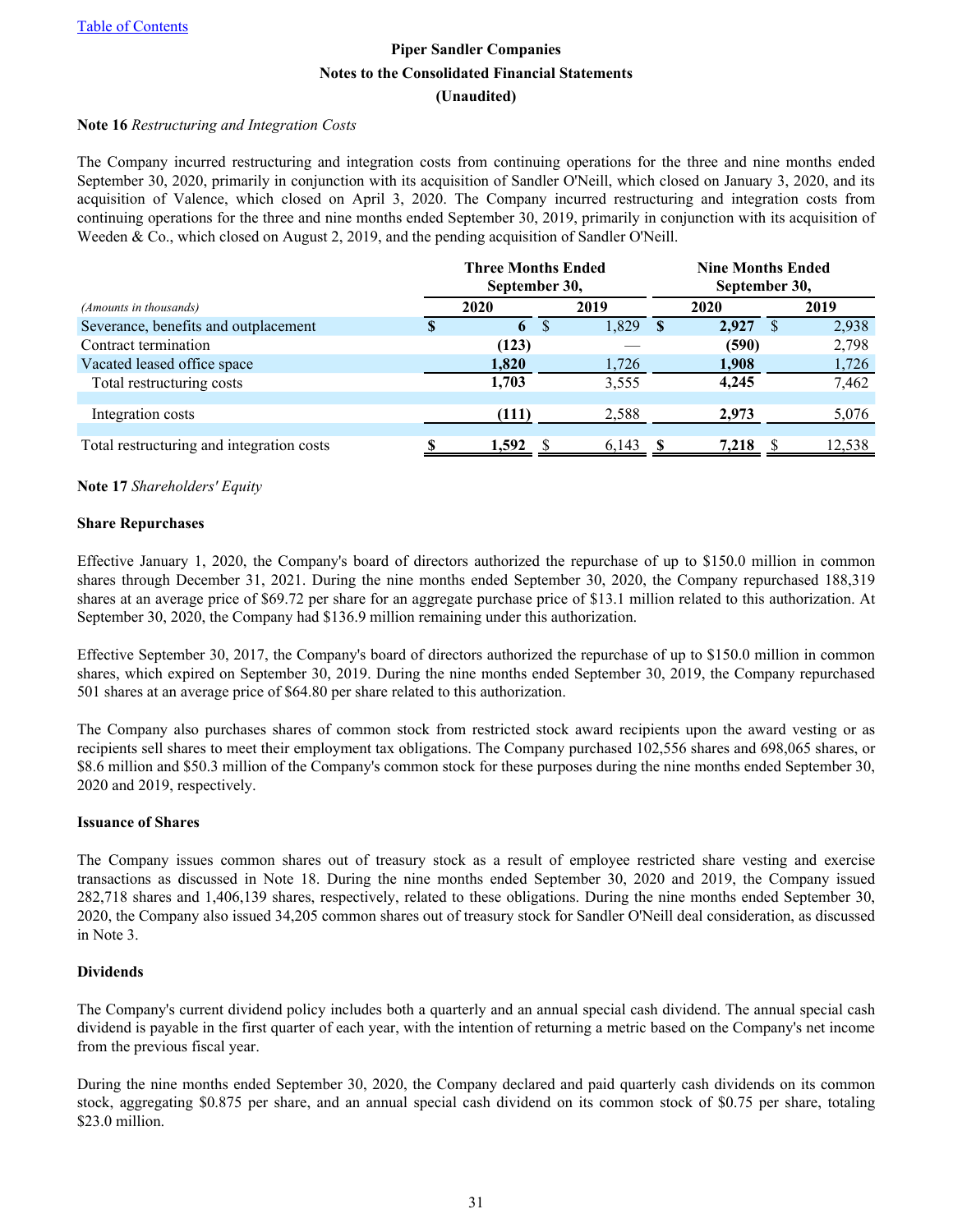[Table of Contents]

**Piper Sandler Companies**
**Notes to the Consolidated Financial Statements**
**(Unaudited)**

**Note 16** *Restructuring and Integration Costs*

The Company incurred restructuring and integration costs from continuing operations for the three and nine months ended September 30, 2020, primarily in conjunction with its acquisition of Sandler O'Neill, which closed on January 3, 2020, and its acquisition of Valence, which closed on April 3, 2020. The Company incurred restructuring and integration costs from continuing operations for the three and nine months ended September 30, 2019, primarily in conjunction with its acquisition of Weeden & Co., which closed on August 2, 2019, and the pending acquisition of Sandler O'Neill.

| *(Amounts in thousands)* | Three Months Ended September 30, 2020 | Three Months Ended September 30, 2019 | Nine Months Ended September 30, 2020 | Nine Months Ended September 30, 2019 |
|---|---|---|---|---|
| Severance, benefits and outplacement | **$ 6** | $ 1,829 | **$ 2,927** | $ 2,938 |
| Contract termination | **(123)** | — | **(590)** | 2,798 |
| Vacated leased office space | **1,820** | 1,726 | **1,908** | 1,726 |
| Total restructuring costs | **1,703** | 3,555 | **4,245** | 7,462 |
| Integration costs | **(111)** | 2,588 | **2,973** | 5,076 |
| Total restructuring and integration costs | **$ 1,592** | $ 6,143 | **$ 7,218** | $ 12,538 |

**Note 17** *Shareholders' Equity*

**Share Repurchases**

Effective January 1, 2020, the Company's board of directors authorized the repurchase of up to $150.0 million in common shares through December 31, 2021. During the nine months ended September 30, 2020, the Company repurchased 188,319 shares at an average price of $69.72 per share for an aggregate purchase price of $13.1 million related to this authorization. At September 30, 2020, the Company had $136.9 million remaining under this authorization.

Effective September 30, 2017, the Company's board of directors authorized the repurchase of up to $150.0 million in common shares, which expired on September 30, 2019. During the nine months ended September 30, 2019, the Company repurchased 501 shares at an average price of $64.80 per share related to this authorization.

The Company also purchases shares of common stock from restricted stock award recipients upon the award vesting or as recipients sell shares to meet their employment tax obligations. The Company purchased 102,556 shares and 698,065 shares, or $8.6 million and $50.3 million of the Company's common stock for these purposes during the nine months ended September 30, 2020 and 2019, respectively.

**Issuance of Shares**

The Company issues common shares out of treasury stock as a result of employee restricted share vesting and exercise transactions as discussed in Note 18. During the nine months ended September 30, 2020 and 2019, the Company issued 282,718 shares and 1,406,139 shares, respectively, related to these obligations. During the nine months ended September 30, 2020, the Company also issued 34,205 common shares out of treasury stock for Sandler O'Neill deal consideration, as discussed in Note 3.

**Dividends**

The Company's current dividend policy includes both a quarterly and an annual special cash dividend. The annual special cash dividend is payable in the first quarter of each year, with the intention of returning a metric based on the Company's net income from the previous fiscal year.

During the nine months ended September 30, 2020, the Company declared and paid quarterly cash dividends on its common stock, aggregating $0.875 per share, and an annual special cash dividend on its common stock of $0.75 per share, totaling $23.0 million.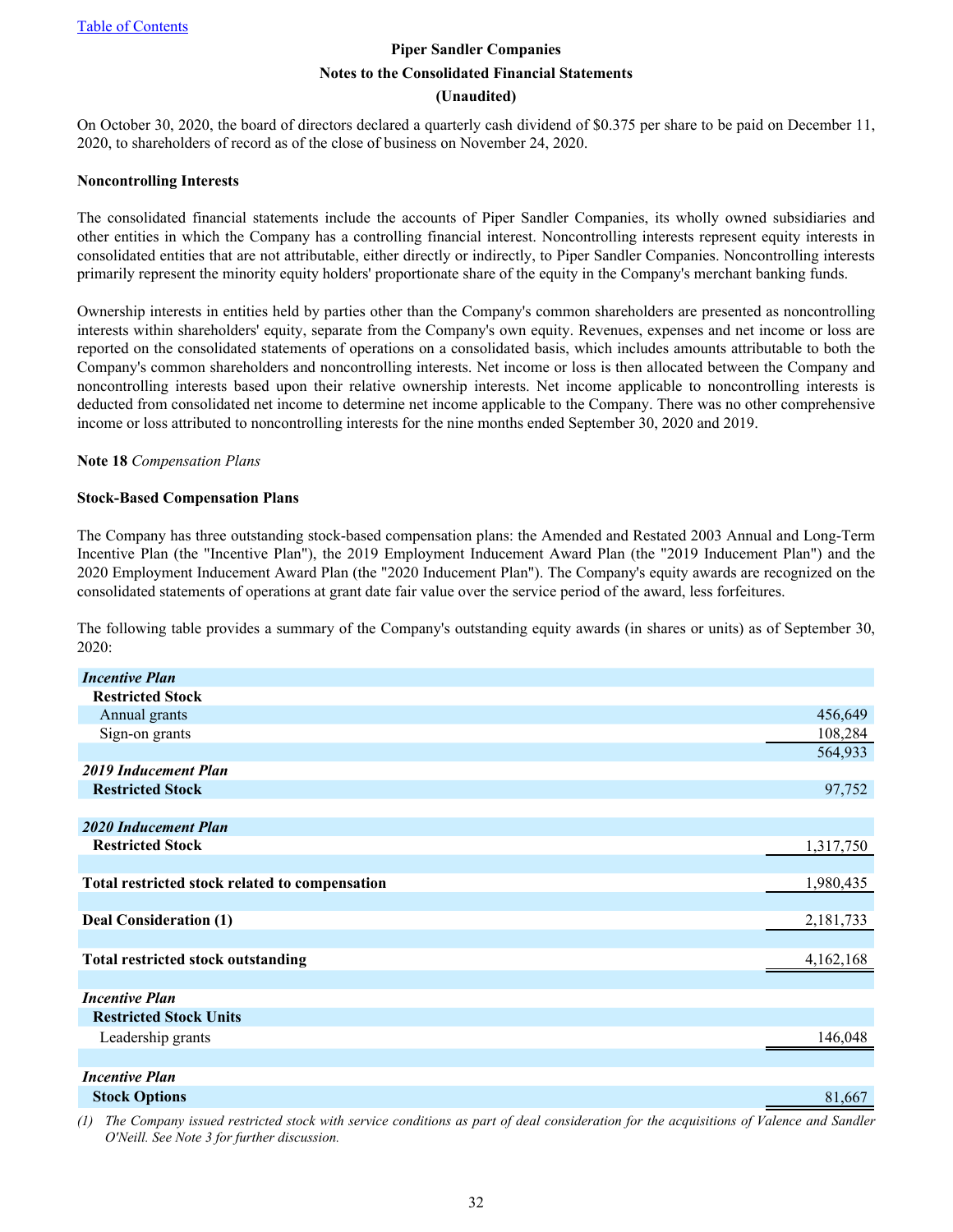On October 30, 2020, the board of directors declared a quarterly cash dividend of $0.375 per share to be paid on December 11, 2020, to shareholders of record as of the close of business on November 24, 2020.

**Noncontrolling Interests**

The consolidated financial statements include the accounts of Piper Sandler Companies, its wholly owned subsidiaries and other entities in which the Company has a controlling financial interest. Noncontrolling interests represent equity interests in consolidated entities that are not attributable, either directly or indirectly, to Piper Sandler Companies. Noncontrolling interests primarily represent the minority equity holders' proportionate share of the equity in the Company's merchant banking funds.

Ownership interests in entities held by parties other than the Company's common shareholders are presented as noncontrolling interests within shareholders' equity, separate from the Company's own equity. Revenues, expenses and net income or loss are reported on the consolidated statements of operations on a consolidated basis, which includes amounts attributable to both the Company's common shareholders and noncontrolling interests. Net income or loss is then allocated between the Company and noncontrolling interests based upon their relative ownership interests. Net income applicable to noncontrolling interests is deducted from consolidated net income to determine net income applicable to the Company. There was no other comprehensive income or loss attributed to noncontrolling interests for the nine months ended September 30, 2020 and 2019.

**Note 18** *Compensation Plans*

**Stock-Based Compensation Plans**

The Company has three outstanding stock-based compensation plans: the Amended and Restated 2003 Annual and Long-Term Incentive Plan (the "Incentive Plan"), the 2019 Employment Inducement Award Plan (the "2019 Inducement Plan") and the 2020 Employment Inducement Award Plan (the "2020 Inducement Plan"). The Company's equity awards are recognized on the consolidated statements of operations at grant date fair value over the service period of the award, less forfeitures.

The following table provides a summary of the Company's outstanding equity awards (in shares or units) as of September 30, 2020:

| | |
|---|---|
| ***Incentive Plan*** | |
| **Restricted Stock** | |
| Annual grants | 456,649 |
| Sign-on grants | 108,284 |
| | 564,933 |
| ***2019 Inducement Plan*** | |
| **Restricted Stock** | 97,752 |
| ***2020 Inducement Plan*** | |
| **Restricted Stock** | 1,317,750 |
| **Total restricted stock related to compensation** | 1,980,435 |
| **Deal Consideration (1)** | 2,181,733 |
| **Total restricted stock outstanding** | 4,162,168 |
| ***Incentive Plan*** | |
| **Restricted Stock Units** | |
| Leadership grants | 146,048 |
| ***Incentive Plan*** | |
| **Stock Options** | 81,667 |

(1) *The Company issued restricted stock with service conditions as part of deal consideration for the acquisitions of Valence and Sandler O'Neill. See Note 3 for further discussion.*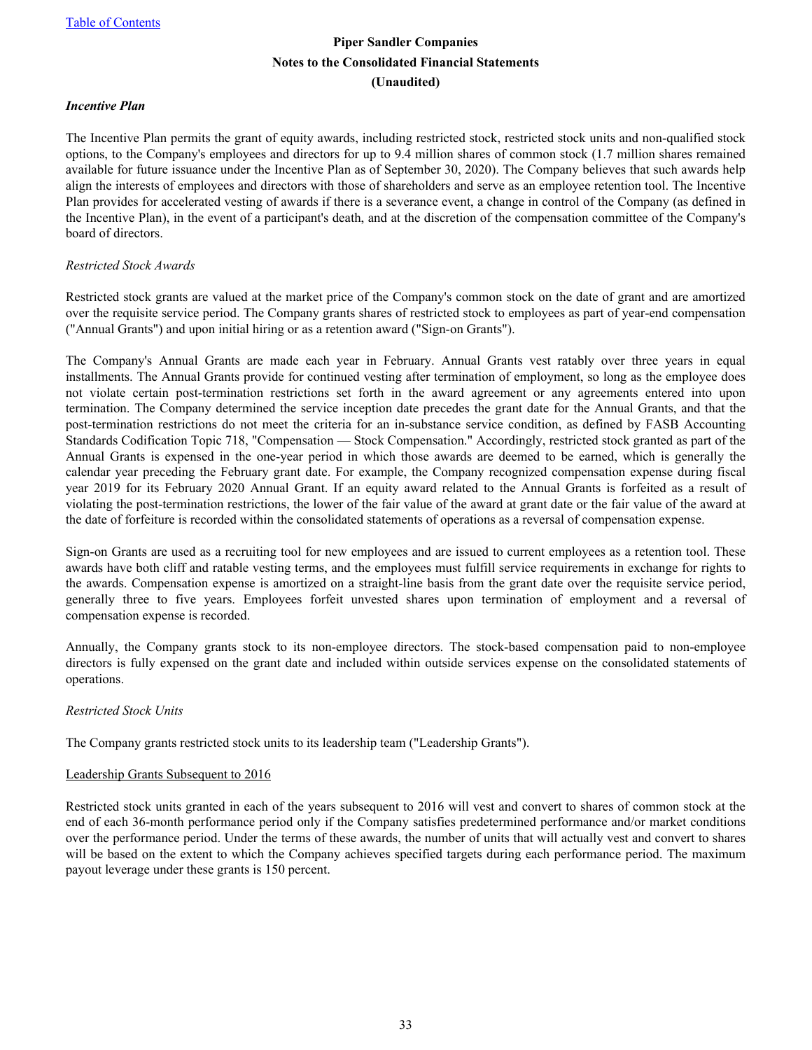# Piper Sandler Companies
## Notes to the Consolidated Financial Statements
## (Unaudited)

***Incentive Plan***

The Incentive Plan permits the grant of equity awards, including restricted stock, restricted stock units and non-qualified stock options, to the Company's employees and directors for up to 9.4 million shares of common stock (1.7 million shares remained available for future issuance under the Incentive Plan as of September 30, 2020). The Company believes that such awards help align the interests of employees and directors with those of shareholders and serve as an employee retention tool. The Incentive Plan provides for accelerated vesting of awards if there is a severance event, a change in control of the Company (as defined in the Incentive Plan), in the event of a participant's death, and at the discretion of the compensation committee of the Company's board of directors.

*Restricted Stock Awards*

Restricted stock grants are valued at the market price of the Company's common stock on the date of grant and are amortized over the requisite service period. The Company grants shares of restricted stock to employees as part of year-end compensation ("Annual Grants") and upon initial hiring or as a retention award ("Sign-on Grants").

The Company's Annual Grants are made each year in February. Annual Grants vest ratably over three years in equal installments. The Annual Grants provide for continued vesting after termination of employment, so long as the employee does not violate certain post-termination restrictions set forth in the award agreement or any agreements entered into upon termination. The Company determined the service inception date precedes the grant date for the Annual Grants, and that the post-termination restrictions do not meet the criteria for an in-substance service condition, as defined by FASB Accounting Standards Codification Topic 718, "Compensation — Stock Compensation." Accordingly, restricted stock granted as part of the Annual Grants is expensed in the one-year period in which those awards are deemed to be earned, which is generally the calendar year preceding the February grant date. For example, the Company recognized compensation expense during fiscal year 2019 for its February 2020 Annual Grant. If an equity award related to the Annual Grants is forfeited as a result of violating the post-termination restrictions, the lower of the fair value of the award at grant date or the fair value of the award at the date of forfeiture is recorded within the consolidated statements of operations as a reversal of compensation expense.

Sign-on Grants are used as a recruiting tool for new employees and are issued to current employees as a retention tool. These awards have both cliff and ratable vesting terms, and the employees must fulfill service requirements in exchange for rights to the awards. Compensation expense is amortized on a straight-line basis from the grant date over the requisite service period, generally three to five years. Employees forfeit unvested shares upon termination of employment and a reversal of compensation expense is recorded.

Annually, the Company grants stock to its non-employee directors. The stock-based compensation paid to non-employee directors is fully expensed on the grant date and included within outside services expense on the consolidated statements of operations.

*Restricted Stock Units*

The Company grants restricted stock units to its leadership team ("Leadership Grants").

<u>Leadership Grants Subsequent to 2016</u>

Restricted stock units granted in each of the years subsequent to 2016 will vest and convert to shares of common stock at the end of each 36-month performance period only if the Company satisfies predetermined performance and/or market conditions over the performance period. Under the terms of these awards, the number of units that will actually vest and convert to shares will be based on the extent to which the Company achieves specified targets during each performance period. The maximum payout leverage under these grants is 150 percent.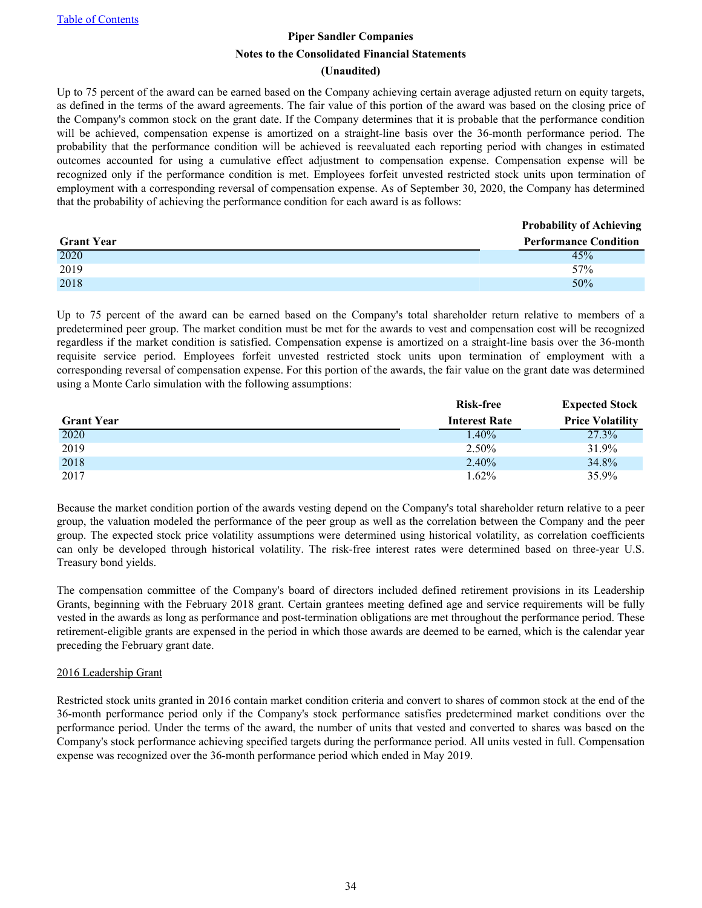Piper Sandler Companies

Notes to the Consolidated Financial Statements

(Unaudited)

Up to 75 percent of the award can be earned based on the Company achieving certain average adjusted return on equity targets, as defined in the terms of the award agreements. The fair value of this portion of the award was based on the closing price of the Company's common stock on the grant date. If the Company determines that it is probable that the performance condition will be achieved, compensation expense is amortized on a straight-line basis over the 36-month performance period. The probability that the performance condition will be achieved is reevaluated each reporting period with changes in estimated outcomes accounted for using a cumulative effect adjustment to compensation expense. Compensation expense will be recognized only if the performance condition is met. Employees forfeit unvested restricted stock units upon termination of employment with a corresponding reversal of compensation expense. As of September 30, 2020, the Company has determined that the probability of achieving the performance condition for each award is as follows:

| Grant Year | Probability of Achieving Performance Condition |
|---|---|
| 2020 | 45% |
| 2019 | 57% |
| 2018 | 50% |

Up to 75 percent of the award can be earned based on the Company's total shareholder return relative to members of a predetermined peer group. The market condition must be met for the awards to vest and compensation cost will be recognized regardless if the market condition is satisfied. Compensation expense is amortized on a straight-line basis over the 36-month requisite service period. Employees forfeit unvested restricted stock units upon termination of employment with a corresponding reversal of compensation expense. For this portion of the awards, the fair value on the grant date was determined using a Monte Carlo simulation with the following assumptions:

| Grant Year | Risk-free Interest Rate | Expected Stock Price Volatility |
|---|---|---|
| 2020 | 1.40% | 27.3% |
| 2019 | 2.50% | 31.9% |
| 2018 | 2.40% | 34.8% |
| 2017 | 1.62% | 35.9% |

Because the market condition portion of the awards vesting depend on the Company's total shareholder return relative to a peer group, the valuation modeled the performance of the peer group as well as the correlation between the Company and the peer group. The expected stock price volatility assumptions were determined using historical volatility, as correlation coefficients can only be developed through historical volatility. The risk-free interest rates were determined based on three-year U.S. Treasury bond yields.

The compensation committee of the Company's board of directors included defined retirement provisions in its Leadership Grants, beginning with the February 2018 grant. Certain grantees meeting defined age and service requirements will be fully vested in the awards as long as performance and post-termination obligations are met throughout the performance period. These retirement-eligible grants are expensed in the period in which those awards are deemed to be earned, which is the calendar year preceding the February grant date.

2016 Leadership Grant

Restricted stock units granted in 2016 contain market condition criteria and convert to shares of common stock at the end of the 36-month performance period only if the Company's stock performance satisfies predetermined market conditions over the performance period. Under the terms of the award, the number of units that vested and converted to shares was based on the Company's stock performance achieving specified targets during the performance period. All units vested in full. Compensation expense was recognized over the 36-month performance period which ended in May 2019.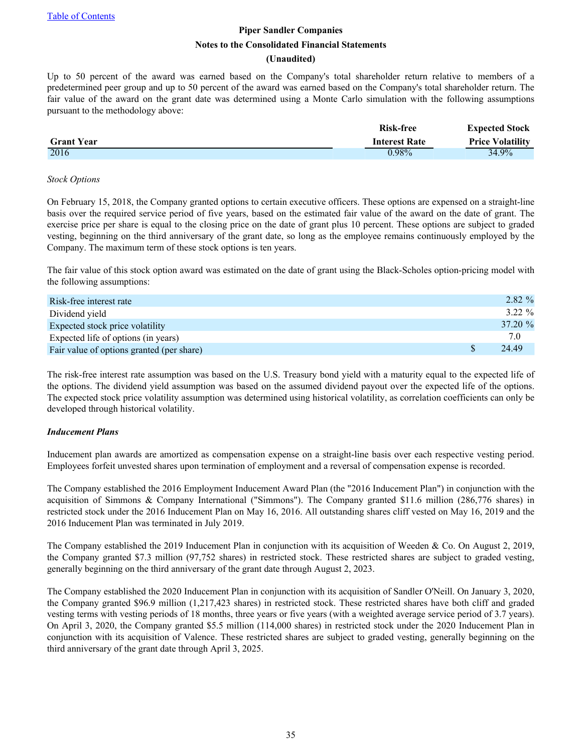Piper Sandler Companies

Notes to the Consolidated Financial Statements

(Unaudited)

Up to 50 percent of the award was earned based on the Company's total shareholder return relative to members of a predetermined peer group and up to 50 percent of the award was earned based on the Company's total shareholder return. The fair value of the award on the grant date was determined using a Monte Carlo simulation with the following assumptions pursuant to the methodology above:

| Grant Year | Risk-free Interest Rate | Expected Stock Price Volatility |
|---|---|---|
| 2016 | 0.98% | 34.9% |

*Stock Options*

On February 15, 2018, the Company granted options to certain executive officers. These options are expensed on a straight-line basis over the required service period of five years, based on the estimated fair value of the award on the date of grant. The exercise price per share is equal to the closing price on the date of grant plus 10 percent. These options are subject to graded vesting, beginning on the third anniversary of the grant date, so long as the employee remains continuously employed by the Company. The maximum term of these stock options is ten years.

The fair value of this stock option award was estimated on the date of grant using the Black-Scholes option-pricing model with the following assumptions:

| | |
|---|---|
| Risk-free interest rate | 2.82 % |
| Dividend yield | 3.22 % |
| Expected stock price volatility | 37.20 % |
| Expected life of options (in years) | 7.0 |
| Fair value of options granted (per share) | $ 24.49 |

The risk-free interest rate assumption was based on the U.S. Treasury bond yield with a maturity equal to the expected life of the options. The dividend yield assumption was based on the assumed dividend payout over the expected life of the options. The expected stock price volatility assumption was determined using historical volatility, as correlation coefficients can only be developed through historical volatility.

***Inducement Plans***

Inducement plan awards are amortized as compensation expense on a straight-line basis over each respective vesting period. Employees forfeit unvested shares upon termination of employment and a reversal of compensation expense is recorded.

The Company established the 2016 Employment Inducement Award Plan (the "2016 Inducement Plan") in conjunction with the acquisition of Simmons & Company International ("Simmons"). The Company granted $11.6 million (286,776 shares) in restricted stock under the 2016 Inducement Plan on May 16, 2016. All outstanding shares cliff vested on May 16, 2019 and the 2016 Inducement Plan was terminated in July 2019.

The Company established the 2019 Inducement Plan in conjunction with its acquisition of Weeden & Co. On August 2, 2019, the Company granted $7.3 million (97,752 shares) in restricted stock. These restricted shares are subject to graded vesting, generally beginning on the third anniversary of the grant date through August 2, 2023.

The Company established the 2020 Inducement Plan in conjunction with its acquisition of Sandler O'Neill. On January 3, 2020, the Company granted $96.9 million (1,217,423 shares) in restricted stock. These restricted shares have both cliff and graded vesting terms with vesting periods of 18 months, three years or five years (with a weighted average service period of 3.7 years). On April 3, 2020, the Company granted $5.5 million (114,000 shares) in restricted stock under the 2020 Inducement Plan in conjunction with its acquisition of Valence. These restricted shares are subject to graded vesting, generally beginning on the third anniversary of the grant date through April 3, 2025.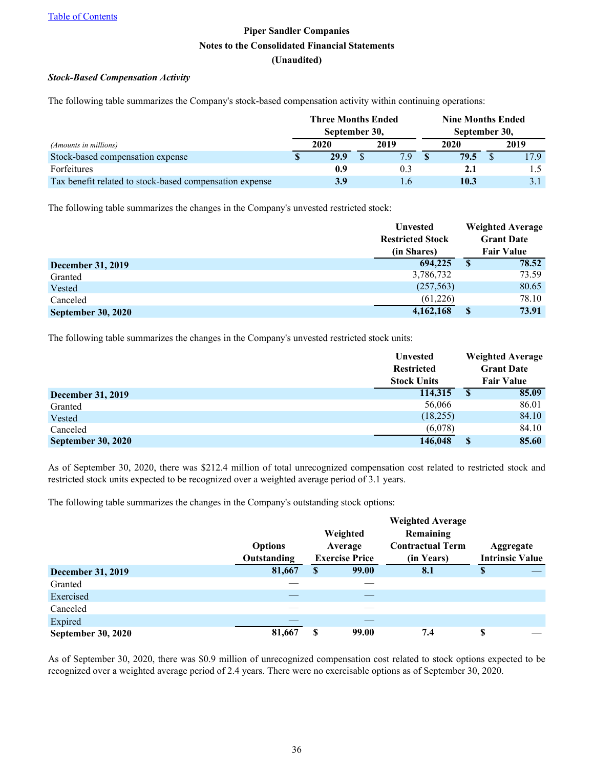Piper Sandler Companies

Notes to the Consolidated Financial Statements

(Unaudited)

***Stock-Based Compensation Activity***

The following table summarizes the Company's stock-based compensation activity within continuing operations:

| *(Amounts in millions)* | Three Months Ended September 30, 2020 | Three Months Ended September 30, 2019 | Nine Months Ended September 30, 2020 | Nine Months Ended September 30, 2019 |
|---|---|---|---|---|
| Stock-based compensation expense | **$ 29.9** | $ 7.9 | **$ 79.5** | $ 17.9 |
| Forfeitures | **0.9** | 0.3 | **2.1** | 1.5 |
| Tax benefit related to stock-based compensation expense | **3.9** | 1.6 | **10.3** | 3.1 |

The following table summarizes the changes in the Company's unvested restricted stock:

| | Unvested Restricted Stock (in Shares) | Weighted Average Grant Date Fair Value |
|---|---|---|
| **December 31, 2019** | **694,225** | **$ 78.52** |
| Granted | 3,786,732 | 73.59 |
| Vested | (257,563) | 80.65 |
| Canceled | (61,226) | 78.10 |
| **September 30, 2020** | **4,162,168** | **$ 73.91** |

The following table summarizes the changes in the Company's unvested restricted stock units:

| | Unvested Restricted Stock Units | Weighted Average Grant Date Fair Value |
|---|---|---|
| **December 31, 2019** | **114,315** | **$ 85.09** |
| Granted | 56,066 | 86.01 |
| Vested | (18,255) | 84.10 |
| Canceled | (6,078) | 84.10 |
| **September 30, 2020** | **146,048** | **$ 85.60** |

As of September 30, 2020, there was $212.4 million of total unrecognized compensation cost related to restricted stock and restricted stock units expected to be recognized over a weighted average period of 3.1 years.

The following table summarizes the changes in the Company's outstanding stock options:

| | Options Outstanding | Weighted Average Exercise Price | Weighted Average Remaining Contractual Term (in Years) | Aggregate Intrinsic Value |
|---|---|---|---|---|
| **December 31, 2019** | **81,667** | **$ 99.00** | **8.1** | **$ —** |
| Granted | — | — | | |
| Exercised | — | — | | |
| Canceled | — | — | | |
| Expired | — | — | | |
| **September 30, 2020** | **81,667** | **$ 99.00** | **7.4** | **$ —** |

As of September 30, 2020, there was $0.9 million of unrecognized compensation cost related to stock options expected to be recognized over a weighted average period of 2.4 years. There were no exercisable options as of September 30, 2020.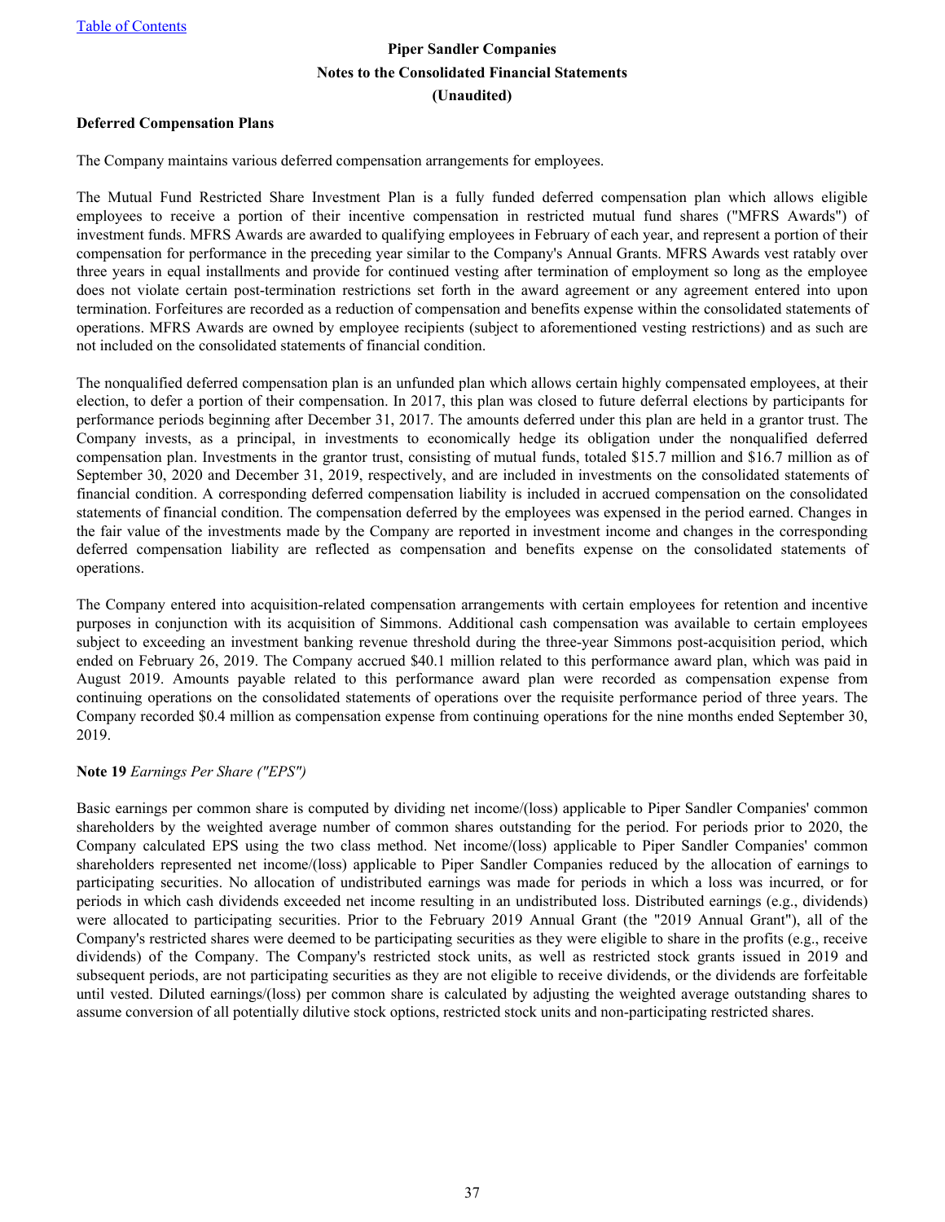**Deferred Compensation Plans**

The Company maintains various deferred compensation arrangements for employees.

The Mutual Fund Restricted Share Investment Plan is a fully funded deferred compensation plan which allows eligible employees to receive a portion of their incentive compensation in restricted mutual fund shares ("MFRS Awards") of investment funds. MFRS Awards are awarded to qualifying employees in February of each year, and represent a portion of their compensation for performance in the preceding year similar to the Company's Annual Grants. MFRS Awards vest ratably over three years in equal installments and provide for continued vesting after termination of employment so long as the employee does not violate certain post-termination restrictions set forth in the award agreement or any agreement entered into upon termination. Forfeitures are recorded as a reduction of compensation and benefits expense within the consolidated statements of operations. MFRS Awards are owned by employee recipients (subject to aforementioned vesting restrictions) and as such are not included on the consolidated statements of financial condition.

The nonqualified deferred compensation plan is an unfunded plan which allows certain highly compensated employees, at their election, to defer a portion of their compensation. In 2017, this plan was closed to future deferral elections by participants for performance periods beginning after December 31, 2017. The amounts deferred under this plan are held in a grantor trust. The Company invests, as a principal, in investments to economically hedge its obligation under the nonqualified deferred compensation plan. Investments in the grantor trust, consisting of mutual funds, totaled $15.7 million and $16.7 million as of September 30, 2020 and December 31, 2019, respectively, and are included in investments on the consolidated statements of financial condition. A corresponding deferred compensation liability is included in accrued compensation on the consolidated statements of financial condition. The compensation deferred by the employees was expensed in the period earned. Changes in the fair value of the investments made by the Company are reported in investment income and changes in the corresponding deferred compensation liability are reflected as compensation and benefits expense on the consolidated statements of operations.

The Company entered into acquisition-related compensation arrangements with certain employees for retention and incentive purposes in conjunction with its acquisition of Simmons. Additional cash compensation was available to certain employees subject to exceeding an investment banking revenue threshold during the three-year Simmons post-acquisition period, which ended on February 26, 2019. The Company accrued $40.1 million related to this performance award plan, which was paid in August 2019. Amounts payable related to this performance award plan were recorded as compensation expense from continuing operations on the consolidated statements of operations over the requisite performance period of three years. The Company recorded $0.4 million as compensation expense from continuing operations for the nine months ended September 30, 2019.

**Note 19** *Earnings Per Share ("EPS")*

Basic earnings per common share is computed by dividing net income/(loss) applicable to Piper Sandler Companies' common shareholders by the weighted average number of common shares outstanding for the period. For periods prior to 2020, the Company calculated EPS using the two class method. Net income/(loss) applicable to Piper Sandler Companies' common shareholders represented net income/(loss) applicable to Piper Sandler Companies reduced by the allocation of earnings to participating securities. No allocation of undistributed earnings was made for periods in which a loss was incurred, or for periods in which cash dividends exceeded net income resulting in an undistributed loss. Distributed earnings (e.g., dividends) were allocated to participating securities. Prior to the February 2019 Annual Grant (the "2019 Annual Grant"), all of the Company's restricted shares were deemed to be participating securities as they were eligible to share in the profits (e.g., receive dividends) of the Company. The Company's restricted stock units, as well as restricted stock grants issued in 2019 and subsequent periods, are not participating securities as they are not eligible to receive dividends, or the dividends are forfeitable until vested. Diluted earnings/(loss) per common share is calculated by adjusting the weighted average outstanding shares to assume conversion of all potentially dilutive stock options, restricted stock units and non-participating restricted shares.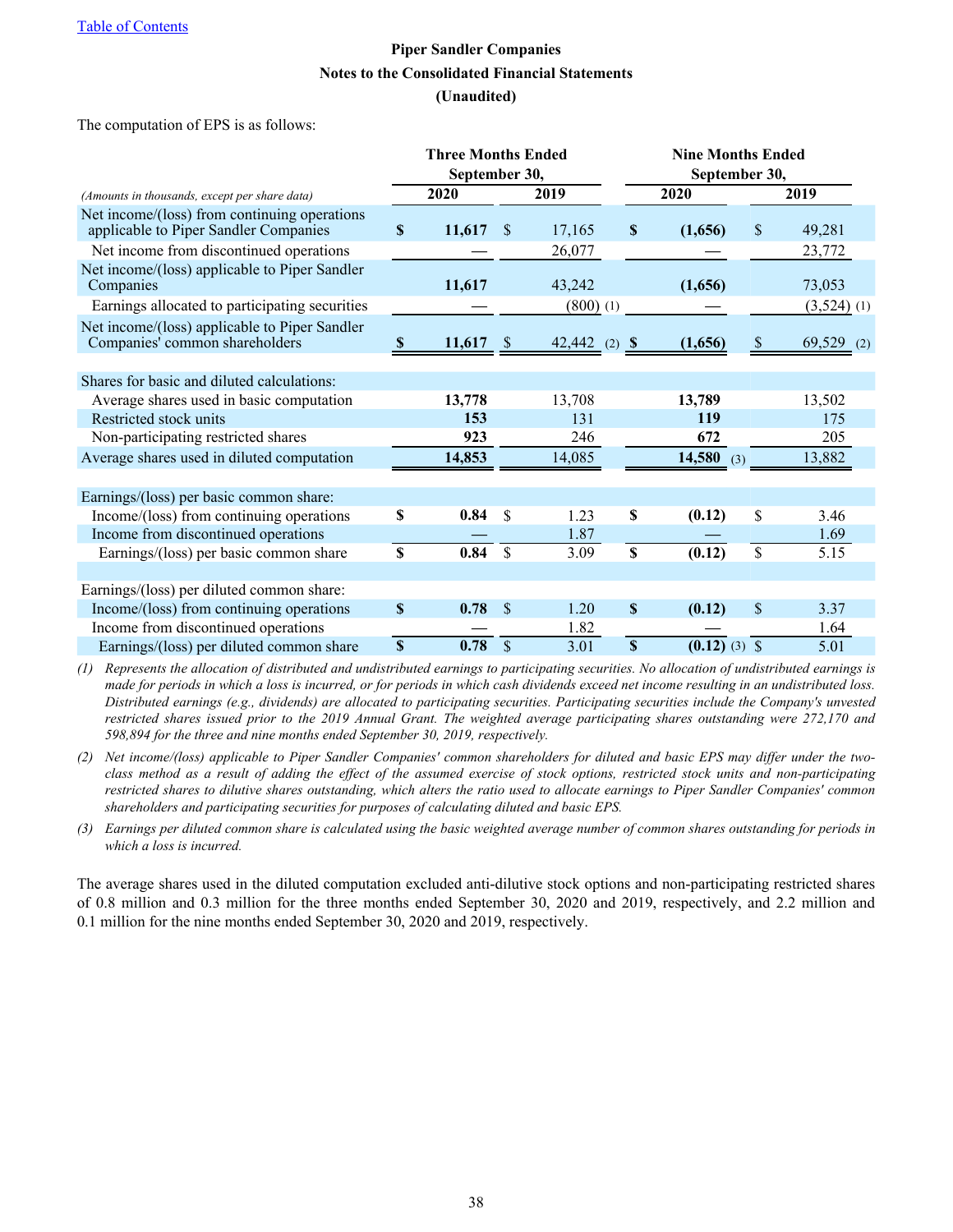Table of Contents

**Piper Sandler Companies**
**Notes to the Consolidated Financial Statements**
**(Unaudited)**

The computation of EPS is as follows:

| *(Amounts in thousands, except per share data)* | Three Months Ended September 30, 2020 | Three Months Ended September 30, 2019 | Nine Months Ended September 30, 2020 | Nine Months Ended September 30, 2019 |
|---|---|---|---|---|
| Net income/(loss) from continuing operations applicable to Piper Sandler Companies | **$ 11,617** | $ 17,165 | **$ (1,656)** | $ 49,281 |
| Net income from discontinued operations | **—** | 26,077 | **—** | 23,772 |
| Net income/(loss) applicable to Piper Sandler Companies | **11,617** | 43,242 | **(1,656)** | 73,053 |
| Earnings allocated to participating securities | **—** | (800) (1) | **—** | (3,524) (1) |
| Net income/(loss) applicable to Piper Sandler Companies' common shareholders | **$ 11,617** | $ 42,442 (2) | **$ (1,656)** | $ 69,529 (2) |
| Shares for basic and diluted calculations: | | | | |
| Average shares used in basic computation | **13,778** | 13,708 | **13,789** | 13,502 |
| Restricted stock units | **153** | 131 | **119** | 175 |
| Non-participating restricted shares | **923** | 246 | **672** | 205 |
| Average shares used in diluted computation | **14,853** | 14,085 | **14,580** (3) | 13,882 |
| Earnings/(loss) per basic common share: | | | | |
| Income/(loss) from continuing operations | **$ 0.84** | $ 1.23 | **$ (0.12)** | $ 3.46 |
| Income from discontinued operations | **—** | 1.87 | **—** | 1.69 |
| Earnings/(loss) per basic common share | **$ 0.84** | $ 3.09 | **$ (0.12)** | $ 5.15 |
| Earnings/(loss) per diluted common share: | | | | |
| Income/(loss) from continuing operations | **$ 0.78** | $ 1.20 | **$ (0.12)** | $ 3.37 |
| Income from discontinued operations | **—** | 1.82 | **—** | 1.64 |
| Earnings/(loss) per diluted common share | **$ 0.78** | $ 3.01 | **$ (0.12)** (3) | $ 5.01 |

(1) *Represents the allocation of distributed and undistributed earnings to participating securities. No allocation of undistributed earnings is made for periods in which a loss is incurred, or for periods in which cash dividends exceed net income resulting in an undistributed loss. Distributed earnings (e.g., dividends) are allocated to participating securities. Participating securities include the Company's unvested restricted shares issued prior to the 2019 Annual Grant. The weighted average participating shares outstanding were 272,170 and 598,894 for the three and nine months ended September 30, 2019, respectively.*

(2) *Net income/(loss) applicable to Piper Sandler Companies' common shareholders for diluted and basic EPS may differ under the two-class method as a result of adding the effect of the assumed exercise of stock options, restricted stock units and non-participating restricted shares to dilutive shares outstanding, which alters the ratio used to allocate earnings to Piper Sandler Companies' common shareholders and participating securities for purposes of calculating diluted and basic EPS.*

(3) *Earnings per diluted common share is calculated using the basic weighted average number of common shares outstanding for periods in which a loss is incurred.*

The average shares used in the diluted computation excluded anti-dilutive stock options and non-participating restricted shares of 0.8 million and 0.3 million for the three months ended September 30, 2020 and 2019, respectively, and 2.2 million and 0.1 million for the nine months ended September 30, 2020 and 2019, respectively.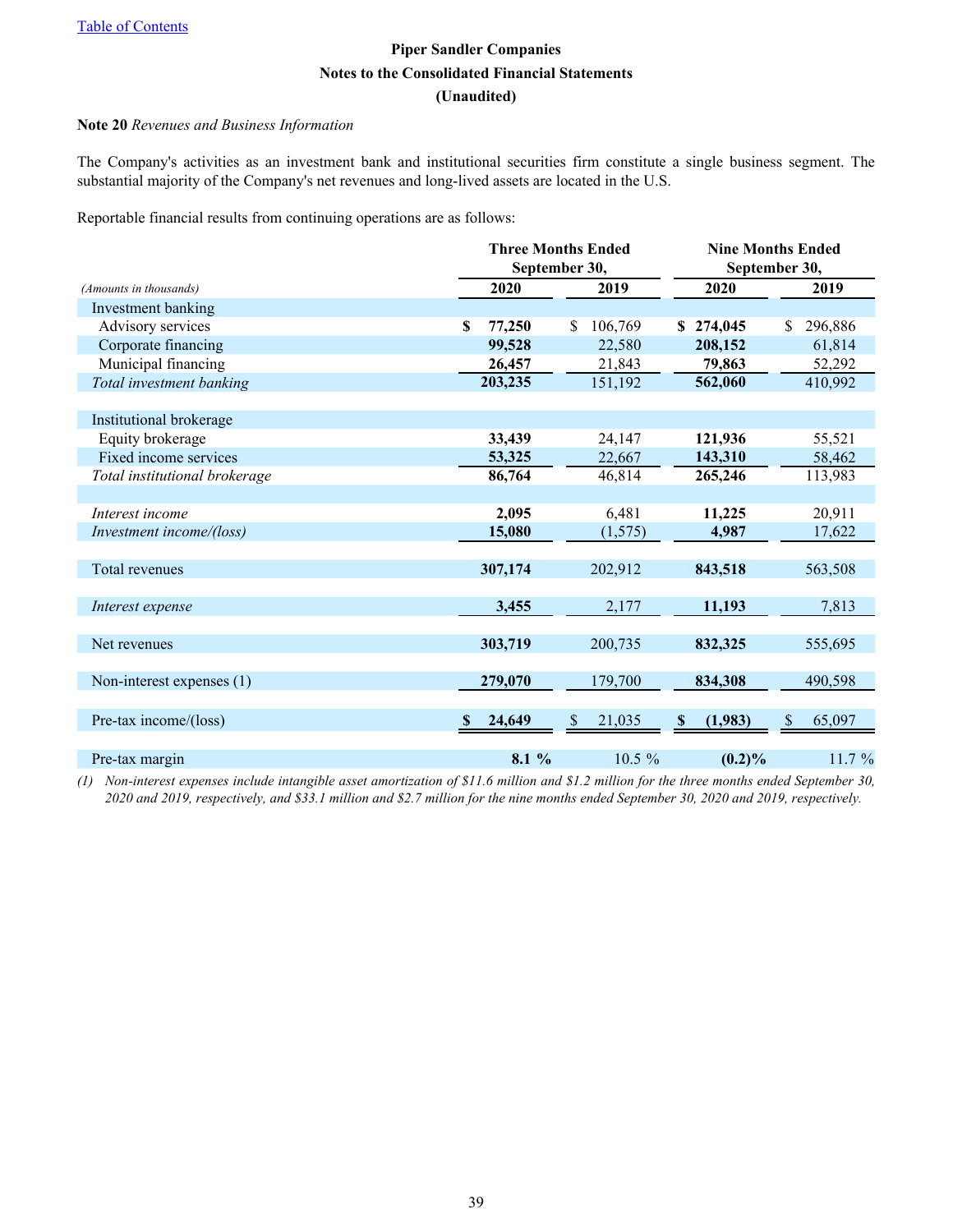Table of Contents

**Piper Sandler Companies**
**Notes to the Consolidated Financial Statements**
**(Unaudited)**

**Note 20** *Revenues and Business Information*

The Company's activities as an investment bank and institutional securities firm constitute a single business segment. The substantial majority of the Company's net revenues and long-lived assets are located in the U.S.

Reportable financial results from continuing operations are as follows:

| | Three Months Ended September 30, | | Nine Months Ended September 30, | |
|---|---|---|---|---|
| *(Amounts in thousands)* | **2020** | **2019** | **2020** | **2019** |
| Investment banking | | | | |
| Advisory services | **$ 77,250** | $ 106,769 | **$ 274,045** | $ 296,886 |
| Corporate financing | **99,528** | 22,580 | **208,152** | 61,814 |
| Municipal financing | **26,457** | 21,843 | **79,863** | 52,292 |
| *Total investment banking* | **203,235** | 151,192 | **562,060** | 410,992 |
| | | | | |
| Institutional brokerage | | | | |
| Equity brokerage | **33,439** | 24,147 | **121,936** | 55,521 |
| Fixed income services | **53,325** | 22,667 | **143,310** | 58,462 |
| *Total institutional brokerage* | **86,764** | 46,814 | **265,246** | 113,983 |
| | | | | |
| *Interest income* | **2,095** | 6,481 | **11,225** | 20,911 |
| *Investment income/(loss)* | **15,080** | (1,575) | **4,987** | 17,622 |
| | | | | |
| Total revenues | **307,174** | 202,912 | **843,518** | 563,508 |
| | | | | |
| *Interest expense* | **3,455** | 2,177 | **11,193** | 7,813 |
| | | | | |
| Net revenues | **303,719** | 200,735 | **832,325** | 555,695 |
| | | | | |
| Non-interest expenses (1) | **279,070** | 179,700 | **834,308** | 490,598 |
| | | | | |
| Pre-tax income/(loss) | **$ 24,649** | $ 21,035 | **$ (1,983)** | $ 65,097 |
| | | | | |
| Pre-tax margin | **8.1 %** | 10.5 % | **(0.2)%** | 11.7 % |

*(1) Non-interest expenses include intangible asset amortization of $11.6 million and $1.2 million for the three months ended September 30, 2020 and 2019, respectively, and $33.1 million and $2.7 million for the nine months ended September 30, 2020 and 2019, respectively.*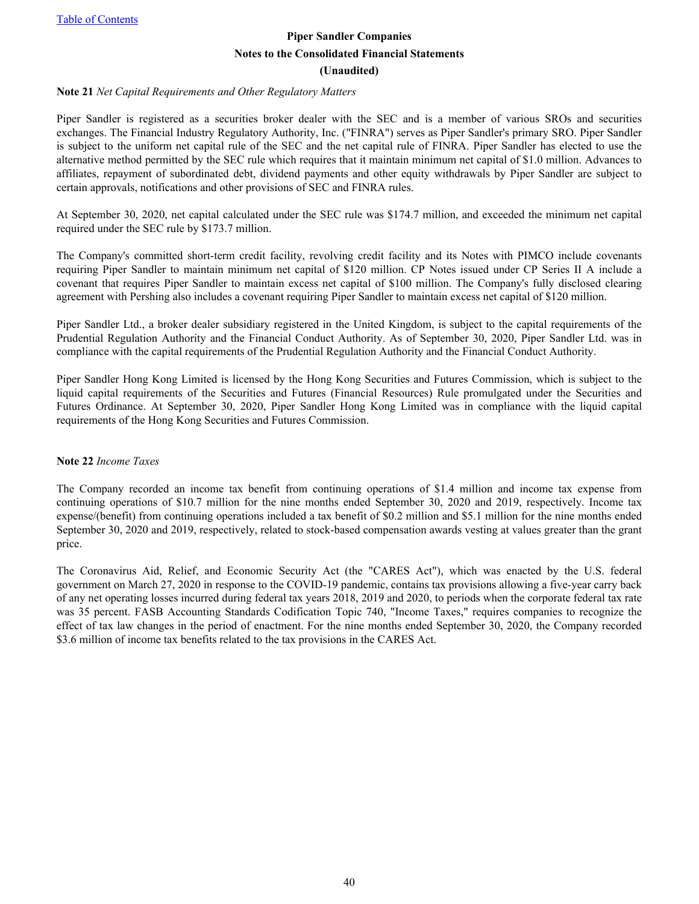**Note 21** *Net Capital Requirements and Other Regulatory Matters*

Piper Sandler is registered as a securities broker dealer with the SEC and is a member of various SROs and securities exchanges. The Financial Industry Regulatory Authority, Inc. ("FINRA") serves as Piper Sandler's primary SRO. Piper Sandler is subject to the uniform net capital rule of the SEC and the net capital rule of FINRA. Piper Sandler has elected to use the alternative method permitted by the SEC rule which requires that it maintain minimum net capital of $1.0 million. Advances to affiliates, repayment of subordinated debt, dividend payments and other equity withdrawals by Piper Sandler are subject to certain approvals, notifications and other provisions of SEC and FINRA rules.

At September 30, 2020, net capital calculated under the SEC rule was $174.7 million, and exceeded the minimum net capital required under the SEC rule by $173.7 million.

The Company's committed short-term credit facility, revolving credit facility and its Notes with PIMCO include covenants requiring Piper Sandler to maintain minimum net capital of $120 million. CP Notes issued under CP Series II A include a covenant that requires Piper Sandler to maintain excess net capital of $100 million. The Company's fully disclosed clearing agreement with Pershing also includes a covenant requiring Piper Sandler to maintain excess net capital of $120 million.

Piper Sandler Ltd., a broker dealer subsidiary registered in the United Kingdom, is subject to the capital requirements of the Prudential Regulation Authority and the Financial Conduct Authority. As of September 30, 2020, Piper Sandler Ltd. was in compliance with the capital requirements of the Prudential Regulation Authority and the Financial Conduct Authority.

Piper Sandler Hong Kong Limited is licensed by the Hong Kong Securities and Futures Commission, which is subject to the liquid capital requirements of the Securities and Futures (Financial Resources) Rule promulgated under the Securities and Futures Ordinance. At September 30, 2020, Piper Sandler Hong Kong Limited was in compliance with the liquid capital requirements of the Hong Kong Securities and Futures Commission.

**Note 22** *Income Taxes*

The Company recorded an income tax benefit from continuing operations of $1.4 million and income tax expense from continuing operations of $10.7 million for the nine months ended September 30, 2020 and 2019, respectively. Income tax expense/(benefit) from continuing operations included a tax benefit of $0.2 million and $5.1 million for the nine months ended September 30, 2020 and 2019, respectively, related to stock-based compensation awards vesting at values greater than the grant price.

The Coronavirus Aid, Relief, and Economic Security Act (the "CARES Act"), which was enacted by the U.S. federal government on March 27, 2020 in response to the COVID-19 pandemic, contains tax provisions allowing a five-year carry back of any net operating losses incurred during federal tax years 2018, 2019 and 2020, to periods when the corporate federal tax rate was 35 percent. FASB Accounting Standards Codification Topic 740, "Income Taxes," requires companies to recognize the effect of tax law changes in the period of enactment. For the nine months ended September 30, 2020, the Company recorded $3.6 million of income tax benefits related to the tax provisions in the CARES Act.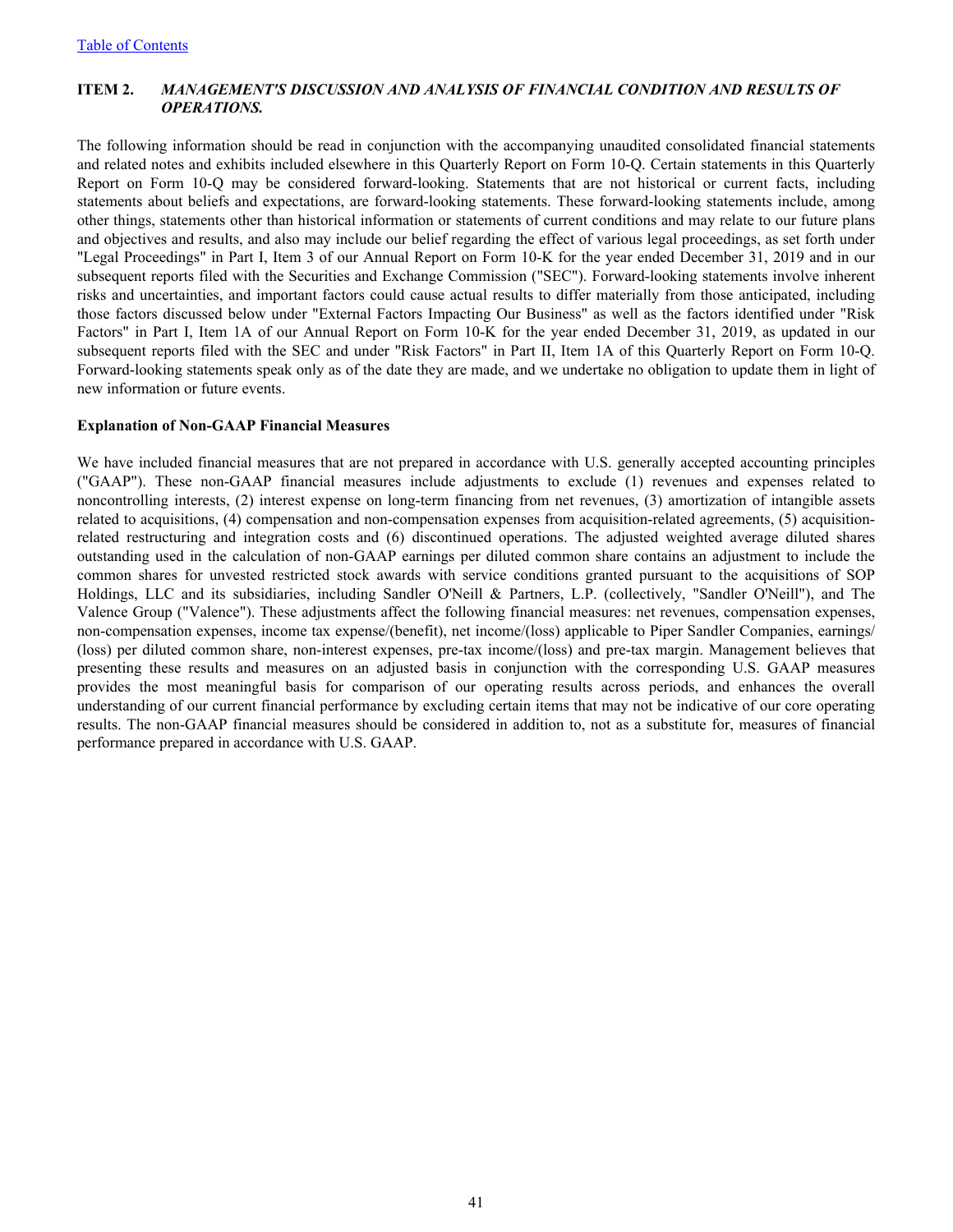## ITEM 2. *MANAGEMENT'S DISCUSSION AND ANALYSIS OF FINANCIAL CONDITION AND RESULTS OF OPERATIONS.*

The following information should be read in conjunction with the accompanying unaudited consolidated financial statements and related notes and exhibits included elsewhere in this Quarterly Report on Form 10-Q. Certain statements in this Quarterly Report on Form 10-Q may be considered forward-looking. Statements that are not historical or current facts, including statements about beliefs and expectations, are forward-looking statements. These forward-looking statements include, among other things, statements other than historical information or statements of current conditions and may relate to our future plans and objectives and results, and also may include our belief regarding the effect of various legal proceedings, as set forth under "Legal Proceedings" in Part I, Item 3 of our Annual Report on Form 10-K for the year ended December 31, 2019 and in our subsequent reports filed with the Securities and Exchange Commission ("SEC"). Forward-looking statements involve inherent risks and uncertainties, and important factors could cause actual results to differ materially from those anticipated, including those factors discussed below under "External Factors Impacting Our Business" as well as the factors identified under "Risk Factors" in Part I, Item 1A of our Annual Report on Form 10-K for the year ended December 31, 2019, as updated in our subsequent reports filed with the SEC and under "Risk Factors" in Part II, Item 1A of this Quarterly Report on Form 10-Q. Forward-looking statements speak only as of the date they are made, and we undertake no obligation to update them in light of new information or future events.

**Explanation of Non-GAAP Financial Measures**

We have included financial measures that are not prepared in accordance with U.S. generally accepted accounting principles ("GAAP"). These non-GAAP financial measures include adjustments to exclude (1) revenues and expenses related to noncontrolling interests, (2) interest expense on long-term financing from net revenues, (3) amortization of intangible assets related to acquisitions, (4) compensation and non-compensation expenses from acquisition-related agreements, (5) acquisition-related restructuring and integration costs and (6) discontinued operations. The adjusted weighted average diluted shares outstanding used in the calculation of non-GAAP earnings per diluted common share contains an adjustment to include the common shares for unvested restricted stock awards with service conditions granted pursuant to the acquisitions of SOP Holdings, LLC and its subsidiaries, including Sandler O'Neill & Partners, L.P. (collectively, "Sandler O'Neill"), and The Valence Group ("Valence"). These adjustments affect the following financial measures: net revenues, compensation expenses, non-compensation expenses, income tax expense/(benefit), net income/(loss) applicable to Piper Sandler Companies, earnings/(loss) per diluted common share, non-interest expenses, pre-tax income/(loss) and pre-tax margin. Management believes that presenting these results and measures on an adjusted basis in conjunction with the corresponding U.S. GAAP measures provides the most meaningful basis for comparison of our operating results across periods, and enhances the overall understanding of our current financial performance by excluding certain items that may not be indicative of our core operating results. The non-GAAP financial measures should be considered in addition to, not as a substitute for, measures of financial performance prepared in accordance with U.S. GAAP.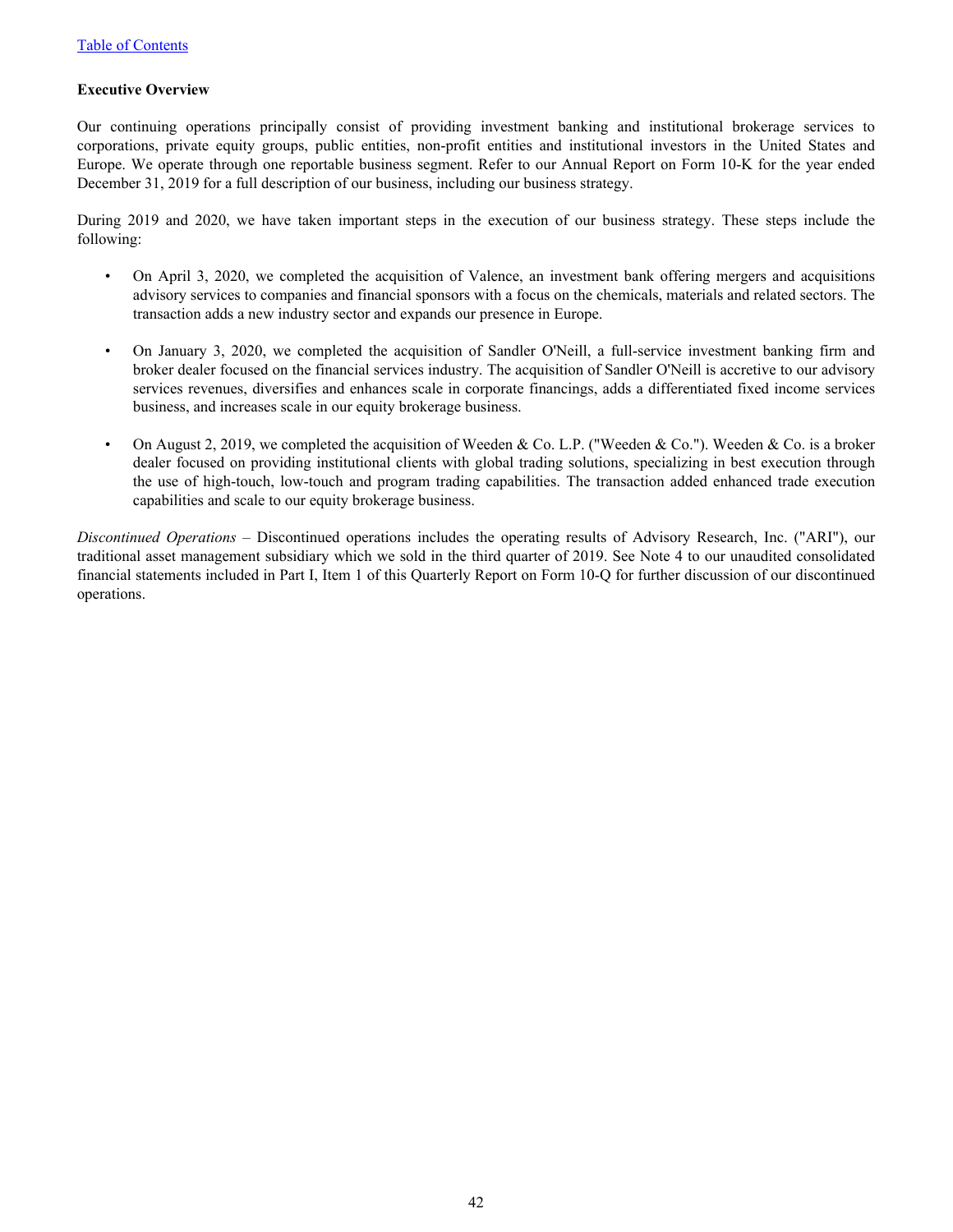**Executive Overview**

Our continuing operations principally consist of providing investment banking and institutional brokerage services to corporations, private equity groups, public entities, non-profit entities and institutional investors in the United States and Europe. We operate through one reportable business segment. Refer to our Annual Report on Form 10-K for the year ended December 31, 2019 for a full description of our business, including our business strategy.

During 2019 and 2020, we have taken important steps in the execution of our business strategy. These steps include the following:

- On April 3, 2020, we completed the acquisition of Valence, an investment bank offering mergers and acquisitions advisory services to companies and financial sponsors with a focus on the chemicals, materials and related sectors. The transaction adds a new industry sector and expands our presence in Europe.
- On January 3, 2020, we completed the acquisition of Sandler O'Neill, a full-service investment banking firm and broker dealer focused on the financial services industry. The acquisition of Sandler O'Neill is accretive to our advisory services revenues, diversifies and enhances scale in corporate financings, adds a differentiated fixed income services business, and increases scale in our equity brokerage business.
- On August 2, 2019, we completed the acquisition of Weeden & Co. L.P. ("Weeden & Co."). Weeden & Co. is a broker dealer focused on providing institutional clients with global trading solutions, specializing in best execution through the use of high-touch, low-touch and program trading capabilities. The transaction added enhanced trade execution capabilities and scale to our equity brokerage business.

*Discontinued Operations* – Discontinued operations includes the operating results of Advisory Research, Inc. ("ARI"), our traditional asset management subsidiary which we sold in the third quarter of 2019. See Note 4 to our unaudited consolidated financial statements included in Part I, Item 1 of this Quarterly Report on Form 10-Q for further discussion of our discontinued operations.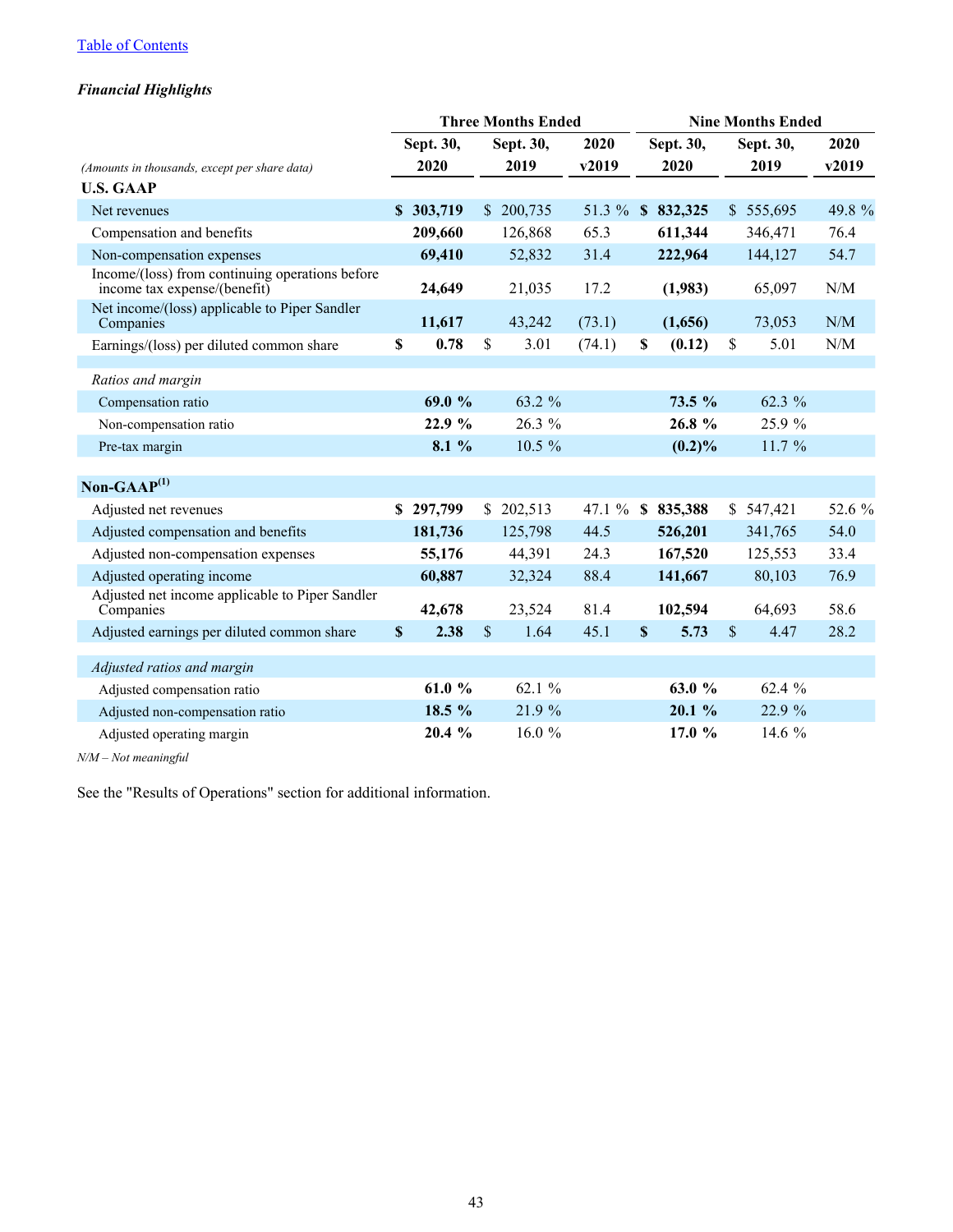[Table of Contents](#)

***Financial Highlights***

| *(Amounts in thousands, except per share data)* | Three Months Ended | | | Nine Months Ended | | |
|---|---|---|---|---|---|---|
| | **Sept. 30, 2020** | **Sept. 30, 2019** | **2020 v2019** | **Sept. 30, 2020** | **Sept. 30, 2019** | **2020 v2019** |
| **U.S. GAAP** | | | | | | |
| Net revenues | **$ 303,719** | $ 200,735 | 51.3 % | **$ 832,325** | $ 555,695 | 49.8 % |
| Compensation and benefits | **209,660** | 126,868 | 65.3 | **611,344** | 346,471 | 76.4 |
| Non-compensation expenses | **69,410** | 52,832 | 31.4 | **222,964** | 144,127 | 54.7 |
| Income/(loss) from continuing operations before income tax expense/(benefit) | **24,649** | 21,035 | 17.2 | **(1,983)** | 65,097 | N/M |
| Net income/(loss) applicable to Piper Sandler Companies | **11,617** | 43,242 | (73.1) | **(1,656)** | 73,053 | N/M |
| Earnings/(loss) per diluted common share | **$ 0.78** | $ 3.01 | (74.1) | **$ (0.12)** | $ 5.01 | N/M |
| | | | | | | |
| *Ratios and margin* | | | | | | |
| Compensation ratio | **69.0 %** | 63.2 % | | **73.5 %** | 62.3 % | |
| Non-compensation ratio | **22.9 %** | 26.3 % | | **26.8 %** | 25.9 % | |
| Pre-tax margin | **8.1 %** | 10.5 % | | **(0.2)%** | 11.7 % | |
| | | | | | | |
| **Non-GAAP[1]** | | | | | | |
| Adjusted net revenues | **$ 297,799** | $ 202,513 | 47.1 % | **$ 835,388** | $ 547,421 | 52.6 % |
| Adjusted compensation and benefits | **181,736** | 125,798 | 44.5 | **526,201** | 341,765 | 54.0 |
| Adjusted non-compensation expenses | **55,176** | 44,391 | 24.3 | **167,520** | 125,553 | 33.4 |
| Adjusted operating income | **60,887** | 32,324 | 88.4 | **141,667** | 80,103 | 76.9 |
| Adjusted net income applicable to Piper Sandler Companies | **42,678** | 23,524 | 81.4 | **102,594** | 64,693 | 58.6 |
| Adjusted earnings per diluted common share | **$ 2.38** | $ 1.64 | 45.1 | **$ 5.73** | $ 4.47 | 28.2 |
| | | | | | | |
| *Adjusted ratios and margin* | | | | | | |
| Adjusted compensation ratio | **61.0 %** | 62.1 % | | **63.0 %** | 62.4 % | |
| Adjusted non-compensation ratio | **18.5 %** | 21.9 % | | **20.1 %** | 22.9 % | |
| Adjusted operating margin | **20.4 %** | 16.0 % | | **17.0 %** | 14.6 % | |

*N/M – Not meaningful*

See the "Results of Operations" section for additional information.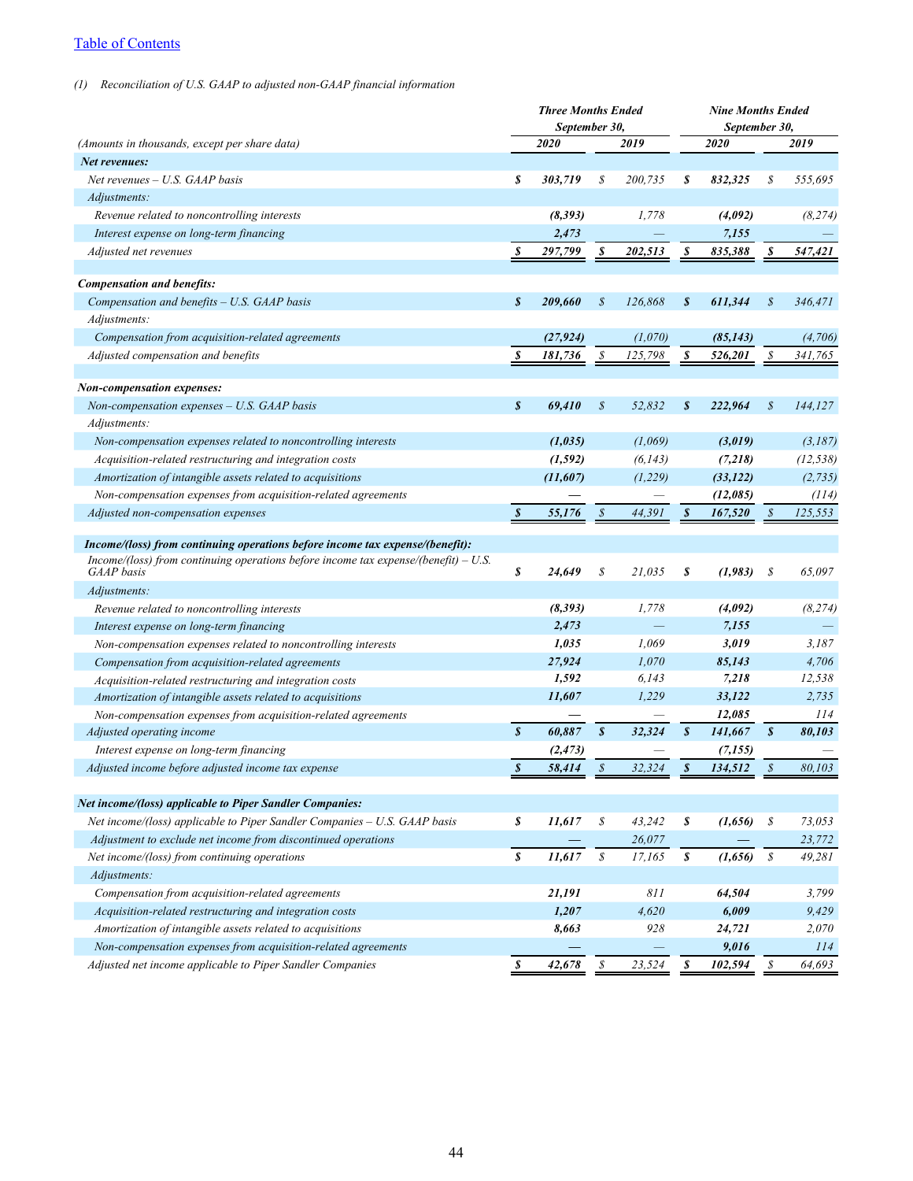[Table of Contents](#)

*(1) Reconciliation of U.S. GAAP to adjusted non-GAAP financial information*

| *(Amounts in thousands, except per share data)* | *Three Months Ended September 30,* | | *Nine Months Ended September 30,* | |
|---|---|---|---|---|
| | ***2020*** | ***2019*** | ***2020*** | ***2019*** |
| ***Net revenues:*** | | | | |
| *Net revenues – U.S. GAAP basis* | ***$ 303,719*** | *$ 200,735* | ***$ 832,325*** | *$ 555,695* |
| *Adjustments:* | | | | |
| *Revenue related to noncontrolling interests* | ***(8,393)*** | *1,778* | ***(4,092)*** | *(8,274)* |
| *Interest expense on long-term financing* | ***2,473*** | *—* | ***7,155*** | *—* |
| *Adjusted net revenues* | ***$ 297,799*** | ***$ 202,513*** | ***$ 835,388*** | ***$ 547,421*** |
| | | | | |
| ***Compensation and benefits:*** | | | | |
| *Compensation and benefits – U.S. GAAP basis* | ***$ 209,660*** | *$ 126,868* | ***$ 611,344*** | *$ 346,471* |
| *Adjustments:* | | | | |
| *Compensation from acquisition-related agreements* | ***(27,924)*** | *(1,070)* | ***(85,143)*** | *(4,706)* |
| *Adjusted compensation and benefits* | ***$ 181,736*** | *$ 125,798* | ***$ 526,201*** | *$ 341,765* |
| | | | | |
| ***Non-compensation expenses:*** | | | | |
| *Non-compensation expenses – U.S. GAAP basis* | ***$ 69,410*** | *$ 52,832* | ***$ 222,964*** | *$ 144,127* |
| *Adjustments:* | | | | |
| *Non-compensation expenses related to noncontrolling interests* | ***(1,035)*** | *(1,069)* | ***(3,019)*** | *(3,187)* |
| *Acquisition-related restructuring and integration costs* | ***(1,592)*** | *(6,143)* | ***(7,218)*** | *(12,538)* |
| *Amortization of intangible assets related to acquisitions* | ***(11,607)*** | *(1,229)* | ***(33,122)*** | *(2,735)* |
| *Non-compensation expenses from acquisition-related agreements* | ***—*** | *—* | ***(12,085)*** | *(114)* |
| *Adjusted non-compensation expenses* | ***$ 55,176*** | *$ 44,391* | ***$ 167,520*** | *$ 125,553* |
| | | | | |
| ***Income/(loss) from continuing operations before income tax expense/(benefit):*** | | | | |
| *Income/(loss) from continuing operations before income tax expense/(benefit) – U.S. GAAP basis* | ***$ 24,649*** | *$ 21,035* | ***$ (1,983)*** | *$ 65,097* |
| *Adjustments:* | | | | |
| *Revenue related to noncontrolling interests* | ***(8,393)*** | *1,778* | ***(4,092)*** | *(8,274)* |
| *Interest expense on long-term financing* | ***2,473*** | *—* | ***7,155*** | *—* |
| *Non-compensation expenses related to noncontrolling interests* | ***1,035*** | *1,069* | ***3,019*** | *3,187* |
| *Compensation from acquisition-related agreements* | ***27,924*** | *1,070* | ***85,143*** | *4,706* |
| *Acquisition-related restructuring and integration costs* | ***1,592*** | *6,143* | ***7,218*** | *12,538* |
| *Amortization of intangible assets related to acquisitions* | ***11,607*** | *1,229* | ***33,122*** | *2,735* |
| *Non-compensation expenses from acquisition-related agreements* | ***—*** | *—* | ***12,085*** | *114* |
| *Adjusted operating income* | ***$ 60,887*** | ***$ 32,324*** | ***$ 141,667*** | ***$ 80,103*** |
| *Interest expense on long-term financing* | ***(2,473)*** | *—* | ***(7,155)*** | *—* |
| *Adjusted income before adjusted income tax expense* | ***$ 58,414*** | *$ 32,324* | ***$ 134,512*** | *$ 80,103* |
| | | | | |
| ***Net income/(loss) applicable to Piper Sandler Companies:*** | | | | |
| *Net income/(loss) applicable to Piper Sandler Companies – U.S. GAAP basis* | ***$ 11,617*** | *$ 43,242* | ***$ (1,656)*** | *$ 73,053* |
| *Adjustment to exclude net income from discontinued operations* | ***—*** | *26,077* | ***—*** | *23,772* |
| *Net income/(loss) from continuing operations* | ***$ 11,617*** | *$ 17,165* | ***$ (1,656)*** | *$ 49,281* |
| *Adjustments:* | | | | |
| *Compensation from acquisition-related agreements* | ***21,191*** | *811* | ***64,504*** | *3,799* |
| *Acquisition-related restructuring and integration costs* | ***1,207*** | *4,620* | ***6,009*** | *9,429* |
| *Amortization of intangible assets related to acquisitions* | ***8,663*** | *928* | ***24,721*** | *2,070* |
| *Non-compensation expenses from acquisition-related agreements* | ***—*** | *—* | ***9,016*** | *114* |
| *Adjusted net income applicable to Piper Sandler Companies* | ***$ 42,678*** | *$ 23,524* | ***$ 102,594*** | *$ 64,693* |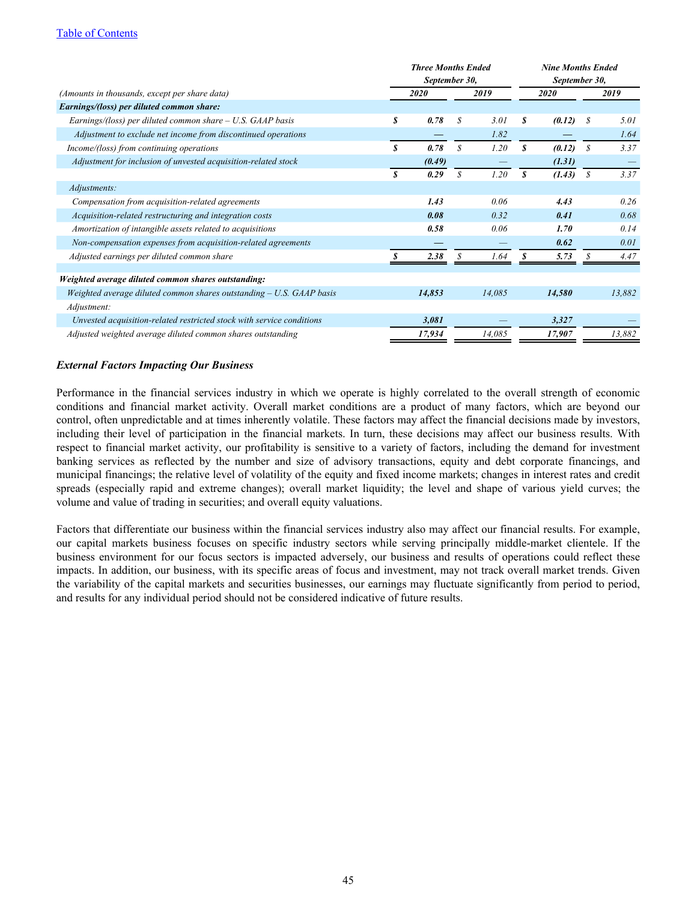[Table of Contents](#)

| (Amounts in thousands, except per share data) | Three Months Ended September 30, 2020 | Three Months Ended September 30, 2019 | Nine Months Ended September 30, 2020 | Nine Months Ended September 30, 2019 |
|---|---|---|---|---|
| ***Earnings/(loss) per diluted common share:*** | | | | |
| *Earnings/(loss) per diluted common share – U.S. GAAP basis* | **$ 0.78** | $ 3.01 | **$ (0.12)** | $ 5.01 |
| *Adjustment to exclude net income from discontinued operations* | **—** | 1.82 | **—** | 1.64 |
| *Income/(loss) from continuing operations* | **$ 0.78** | $ 1.20 | **$ (0.12)** | $ 3.37 |
| *Adjustment for inclusion of unvested acquisition-related stock* | **(0.49)** | — | **(1.31)** | — |
| | **$ 0.29** | $ 1.20 | **$ (1.43)** | $ 3.37 |
| *Adjustments:* | | | | |
| *Compensation from acquisition-related agreements* | **1.43** | 0.06 | **4.43** | 0.26 |
| *Acquisition-related restructuring and integration costs* | **0.08** | 0.32 | **0.41** | 0.68 |
| *Amortization of intangible assets related to acquisitions* | **0.58** | 0.06 | **1.70** | 0.14 |
| *Non-compensation expenses from acquisition-related agreements* | **—** | — | **0.62** | 0.01 |
| *Adjusted earnings per diluted common share* | **$ 2.38** | $ 1.64 | **$ 5.73** | $ 4.47 |
| | | | | |
| ***Weighted average diluted common shares outstanding:*** | | | | |
| *Weighted average diluted common shares outstanding – U.S. GAAP basis* | **14,853** | 14,085 | **14,580** | 13,882 |
| *Adjustment:* | | | | |
| *Unvested acquisition-related restricted stock with service conditions* | **3,081** | — | **3,327** | — |
| *Adjusted weighted average diluted common shares outstanding* | **17,934** | 14,085 | **17,907** | 13,882 |

### *External Factors Impacting Our Business*

Performance in the financial services industry in which we operate is highly correlated to the overall strength of economic conditions and financial market activity. Overall market conditions are a product of many factors, which are beyond our control, often unpredictable and at times inherently volatile. These factors may affect the financial decisions made by investors, including their level of participation in the financial markets. In turn, these decisions may affect our business results. With respect to financial market activity, our profitability is sensitive to a variety of factors, including the demand for investment banking services as reflected by the number and size of advisory transactions, equity and debt corporate financings, and municipal financings; the relative level of volatility of the equity and fixed income markets; changes in interest rates and credit spreads (especially rapid and extreme changes); overall market liquidity; the level and shape of various yield curves; the volume and value of trading in securities; and overall equity valuations.

Factors that differentiate our business within the financial services industry also may affect our financial results. For example, our capital markets business focuses on specific industry sectors while serving principally middle-market clientele. If the business environment for our focus sectors is impacted adversely, our business and results of operations could reflect these impacts. In addition, our business, with its specific areas of focus and investment, may not track overall market trends. Given the variability of the capital markets and securities businesses, our earnings may fluctuate significantly from period to period, and results for any individual period should not be considered indicative of future results.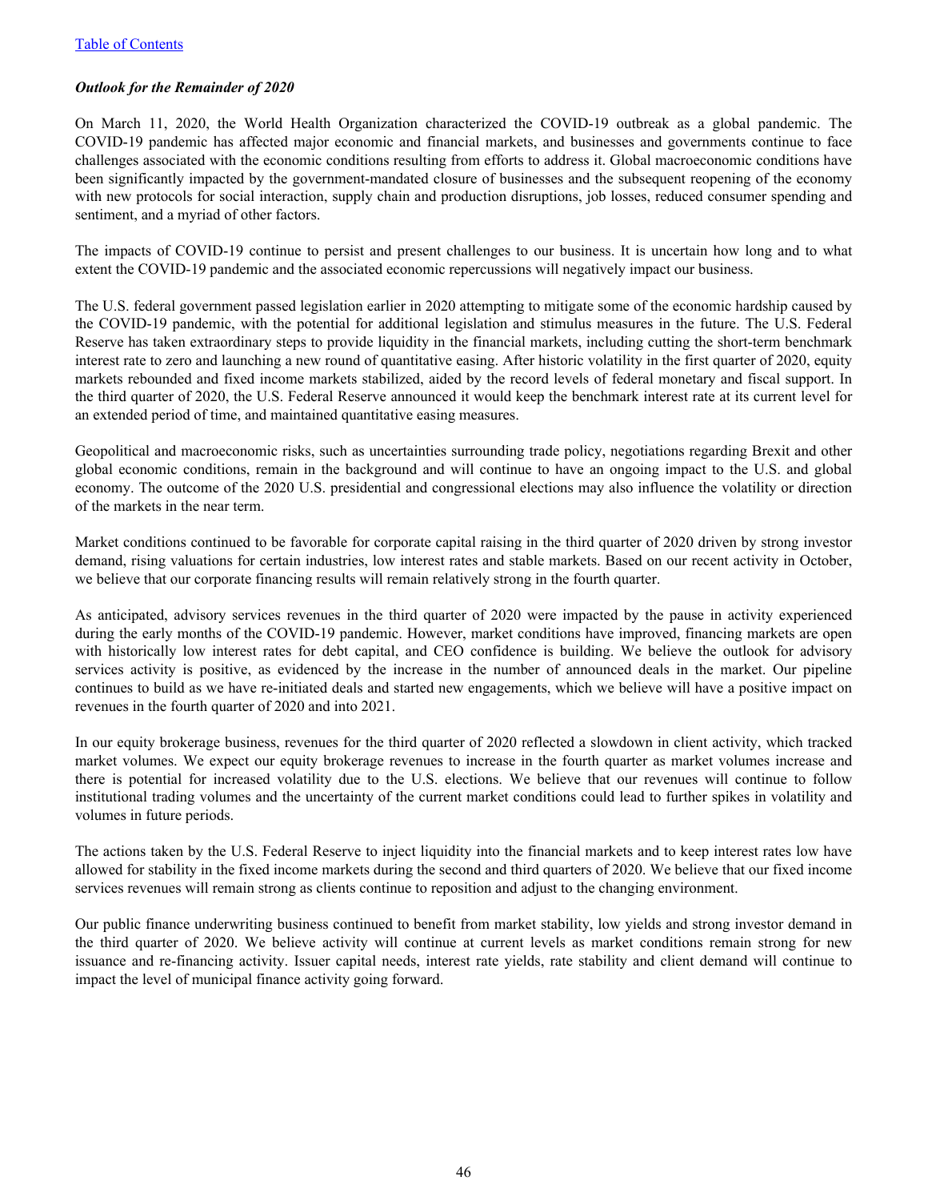### *Outlook for the Remainder of 2020*

On March 11, 2020, the World Health Organization characterized the COVID-19 outbreak as a global pandemic. The COVID-19 pandemic has affected major economic and financial markets, and businesses and governments continue to face challenges associated with the economic conditions resulting from efforts to address it. Global macroeconomic conditions have been significantly impacted by the government-mandated closure of businesses and the subsequent reopening of the economy with new protocols for social interaction, supply chain and production disruptions, job losses, reduced consumer spending and sentiment, and a myriad of other factors.

The impacts of COVID-19 continue to persist and present challenges to our business. It is uncertain how long and to what extent the COVID-19 pandemic and the associated economic repercussions will negatively impact our business.

The U.S. federal government passed legislation earlier in 2020 attempting to mitigate some of the economic hardship caused by the COVID-19 pandemic, with the potential for additional legislation and stimulus measures in the future. The U.S. Federal Reserve has taken extraordinary steps to provide liquidity in the financial markets, including cutting the short-term benchmark interest rate to zero and launching a new round of quantitative easing. After historic volatility in the first quarter of 2020, equity markets rebounded and fixed income markets stabilized, aided by the record levels of federal monetary and fiscal support. In the third quarter of 2020, the U.S. Federal Reserve announced it would keep the benchmark interest rate at its current level for an extended period of time, and maintained quantitative easing measures.

Geopolitical and macroeconomic risks, such as uncertainties surrounding trade policy, negotiations regarding Brexit and other global economic conditions, remain in the background and will continue to have an ongoing impact to the U.S. and global economy. The outcome of the 2020 U.S. presidential and congressional elections may also influence the volatility or direction of the markets in the near term.

Market conditions continued to be favorable for corporate capital raising in the third quarter of 2020 driven by strong investor demand, rising valuations for certain industries, low interest rates and stable markets. Based on our recent activity in October, we believe that our corporate financing results will remain relatively strong in the fourth quarter.

As anticipated, advisory services revenues in the third quarter of 2020 were impacted by the pause in activity experienced during the early months of the COVID-19 pandemic. However, market conditions have improved, financing markets are open with historically low interest rates for debt capital, and CEO confidence is building. We believe the outlook for advisory services activity is positive, as evidenced by the increase in the number of announced deals in the market. Our pipeline continues to build as we have re-initiated deals and started new engagements, which we believe will have a positive impact on revenues in the fourth quarter of 2020 and into 2021.

In our equity brokerage business, revenues for the third quarter of 2020 reflected a slowdown in client activity, which tracked market volumes. We expect our equity brokerage revenues to increase in the fourth quarter as market volumes increase and there is potential for increased volatility due to the U.S. elections. We believe that our revenues will continue to follow institutional trading volumes and the uncertainty of the current market conditions could lead to further spikes in volatility and volumes in future periods.

The actions taken by the U.S. Federal Reserve to inject liquidity into the financial markets and to keep interest rates low have allowed for stability in the fixed income markets during the second and third quarters of 2020. We believe that our fixed income services revenues will remain strong as clients continue to reposition and adjust to the changing environment.

Our public finance underwriting business continued to benefit from market stability, low yields and strong investor demand in the third quarter of 2020. We believe activity will continue at current levels as market conditions remain strong for new issuance and re-financing activity. Issuer capital needs, interest rate yields, rate stability and client demand will continue to impact the level of municipal finance activity going forward.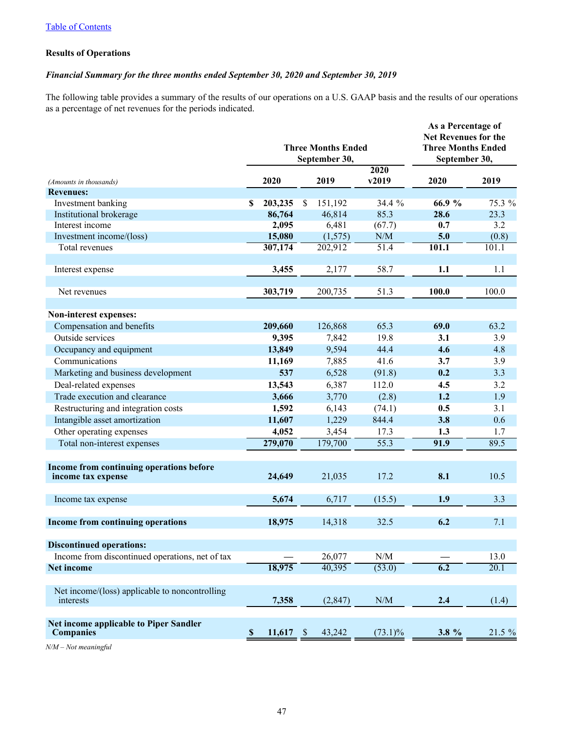[Table of Contents](#)

### Results of Operations

***Financial Summary for the three months ended September 30, 2020 and September 30, 2019***

The following table provides a summary of the results of our operations on a U.S. GAAP basis and the results of our operations as a percentage of net revenues for the periods indicated.

| *(Amounts in thousands)* | Three Months Ended September 30, 2020 | Three Months Ended September 30, 2019 | 2020 v2019 | As a Percentage of Net Revenues for the Three Months Ended September 30, 2020 | As a Percentage of Net Revenues for the Three Months Ended September 30, 2019 |
|---|---|---|---|---|---|
| **Revenues:** | | | | | |
| Investment banking | **$ 203,235** | $ 151,192 | 34.4 % | **66.9 %** | 75.3 % |
| Institutional brokerage | **86,764** | 46,814 | 85.3 | **28.6** | 23.3 |
| Interest income | **2,095** | 6,481 | (67.7) | **0.7** | 3.2 |
| Investment income/(loss) | **15,080** | (1,575) | N/M | **5.0** | (0.8) |
| Total revenues | **307,174** | 202,912 | 51.4 | **101.1** | 101.1 |
| Interest expense | **3,455** | 2,177 | 58.7 | **1.1** | 1.1 |
| Net revenues | **303,719** | 200,735 | 51.3 | **100.0** | 100.0 |
| **Non-interest expenses:** | | | | | |
| Compensation and benefits | **209,660** | 126,868 | 65.3 | **69.0** | 63.2 |
| Outside services | **9,395** | 7,842 | 19.8 | **3.1** | 3.9 |
| Occupancy and equipment | **13,849** | 9,594 | 44.4 | **4.6** | 4.8 |
| Communications | **11,169** | 7,885 | 41.6 | **3.7** | 3.9 |
| Marketing and business development | **537** | 6,528 | (91.8) | **0.2** | 3.3 |
| Deal-related expenses | **13,543** | 6,387 | 112.0 | **4.5** | 3.2 |
| Trade execution and clearance | **3,666** | 3,770 | (2.8) | **1.2** | 1.9 |
| Restructuring and integration costs | **1,592** | 6,143 | (74.1) | **0.5** | 3.1 |
| Intangible asset amortization | **11,607** | 1,229 | 844.4 | **3.8** | 0.6 |
| Other operating expenses | **4,052** | 3,454 | 17.3 | **1.3** | 1.7 |
| Total non-interest expenses | **279,070** | 179,700 | 55.3 | **91.9** | 89.5 |
| **Income from continuing operations before income tax expense** | **24,649** | 21,035 | 17.2 | **8.1** | 10.5 |
| Income tax expense | **5,674** | 6,717 | (15.5) | **1.9** | 3.3 |
| **Income from continuing operations** | **18,975** | 14,318 | 32.5 | **6.2** | 7.1 |
| **Discontinued operations:** | | | | | |
| Income from discontinued operations, net of tax | **—** | 26,077 | N/M | **—** | 13.0 |
| **Net income** | **18,975** | 40,395 | (53.0) | **6.2** | 20.1 |
| Net income/(loss) applicable to noncontrolling interests | **7,358** | (2,847) | N/M | **2.4** | (1.4) |
| **Net income applicable to Piper Sandler Companies** | **$ 11,617** | $ 43,242 | (73.1)% | **3.8 %** | 21.5 % |

*N/M – Not meaningful*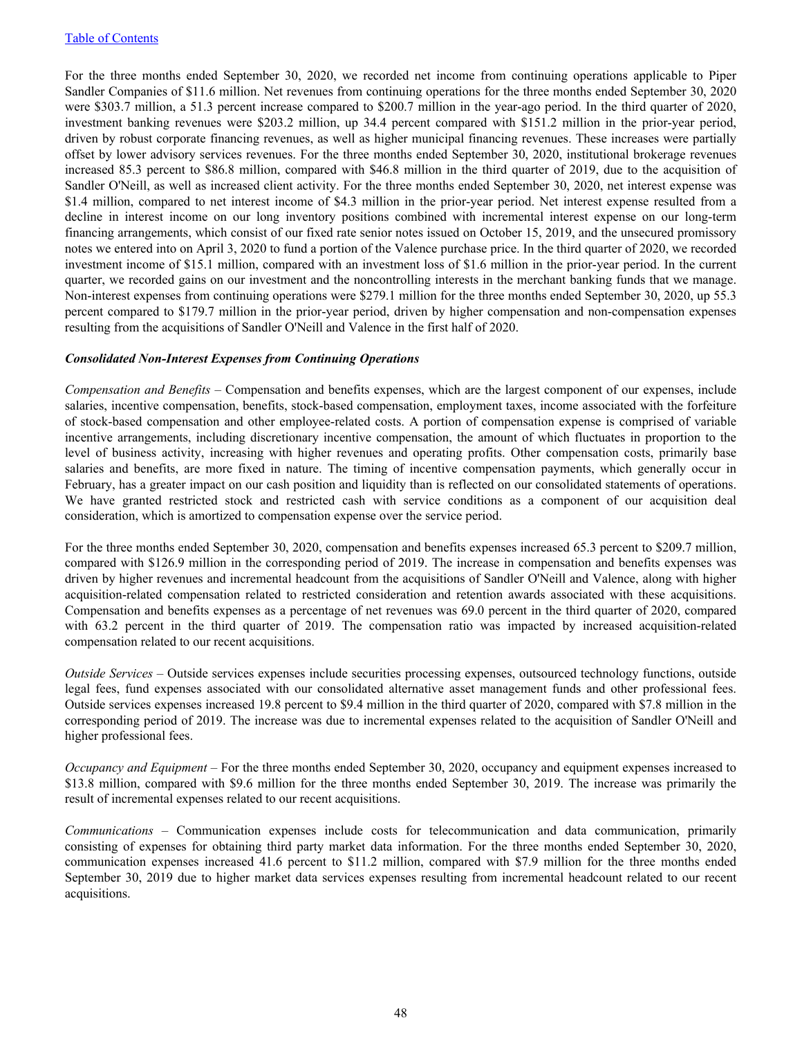For the three months ended September 30, 2020, we recorded net income from continuing operations applicable to Piper Sandler Companies of $11.6 million. Net revenues from continuing operations for the three months ended September 30, 2020 were $303.7 million, a 51.3 percent increase compared to $200.7 million in the year-ago period. In the third quarter of 2020, investment banking revenues were $203.2 million, up 34.4 percent compared with $151.2 million in the prior-year period, driven by robust corporate financing revenues, as well as higher municipal financing revenues. These increases were partially offset by lower advisory services revenues. For the three months ended September 30, 2020, institutional brokerage revenues increased 85.3 percent to $86.8 million, compared with $46.8 million in the third quarter of 2019, due to the acquisition of Sandler O'Neill, as well as increased client activity. For the three months ended September 30, 2020, net interest expense was $1.4 million, compared to net interest income of $4.3 million in the prior-year period. Net interest expense resulted from a decline in interest income on our long inventory positions combined with incremental interest expense on our long-term financing arrangements, which consist of our fixed rate senior notes issued on October 15, 2019, and the unsecured promissory notes we entered into on April 3, 2020 to fund a portion of the Valence purchase price. In the third quarter of 2020, we recorded investment income of $15.1 million, compared with an investment loss of $1.6 million in the prior-year period. In the current quarter, we recorded gains on our investment and the noncontrolling interests in the merchant banking funds that we manage. Non-interest expenses from continuing operations were $279.1 million for the three months ended September 30, 2020, up 55.3 percent compared to $179.7 million in the prior-year period, driven by higher compensation and non-compensation expenses resulting from the acquisitions of Sandler O'Neill and Valence in the first half of 2020.

***Consolidated Non-Interest Expenses from Continuing Operations***

*Compensation and Benefits* – Compensation and benefits expenses, which are the largest component of our expenses, include salaries, incentive compensation, benefits, stock-based compensation, employment taxes, income associated with the forfeiture of stock-based compensation and other employee-related costs. A portion of compensation expense is comprised of variable incentive arrangements, including discretionary incentive compensation, the amount of which fluctuates in proportion to the level of business activity, increasing with higher revenues and operating profits. Other compensation costs, primarily base salaries and benefits, are more fixed in nature. The timing of incentive compensation payments, which generally occur in February, has a greater impact on our cash position and liquidity than is reflected on our consolidated statements of operations. We have granted restricted stock and restricted cash with service conditions as a component of our acquisition deal consideration, which is amortized to compensation expense over the service period.

For the three months ended September 30, 2020, compensation and benefits expenses increased 65.3 percent to $209.7 million, compared with $126.9 million in the corresponding period of 2019. The increase in compensation and benefits expenses was driven by higher revenues and incremental headcount from the acquisitions of Sandler O'Neill and Valence, along with higher acquisition-related compensation related to restricted consideration and retention awards associated with these acquisitions. Compensation and benefits expenses as a percentage of net revenues was 69.0 percent in the third quarter of 2020, compared with 63.2 percent in the third quarter of 2019. The compensation ratio was impacted by increased acquisition-related compensation related to our recent acquisitions.

*Outside Services* – Outside services expenses include securities processing expenses, outsourced technology functions, outside legal fees, fund expenses associated with our consolidated alternative asset management funds and other professional fees. Outside services expenses increased 19.8 percent to $9.4 million in the third quarter of 2020, compared with $7.8 million in the corresponding period of 2019. The increase was due to incremental expenses related to the acquisition of Sandler O'Neill and higher professional fees.

*Occupancy and Equipment* – For the three months ended September 30, 2020, occupancy and equipment expenses increased to $13.8 million, compared with $9.6 million for the three months ended September 30, 2019. The increase was primarily the result of incremental expenses related to our recent acquisitions.

*Communications* – Communication expenses include costs for telecommunication and data communication, primarily consisting of expenses for obtaining third party market data information. For the three months ended September 30, 2020, communication expenses increased 41.6 percent to $11.2 million, compared with $7.9 million for the three months ended September 30, 2019 due to higher market data services expenses resulting from incremental headcount related to our recent acquisitions.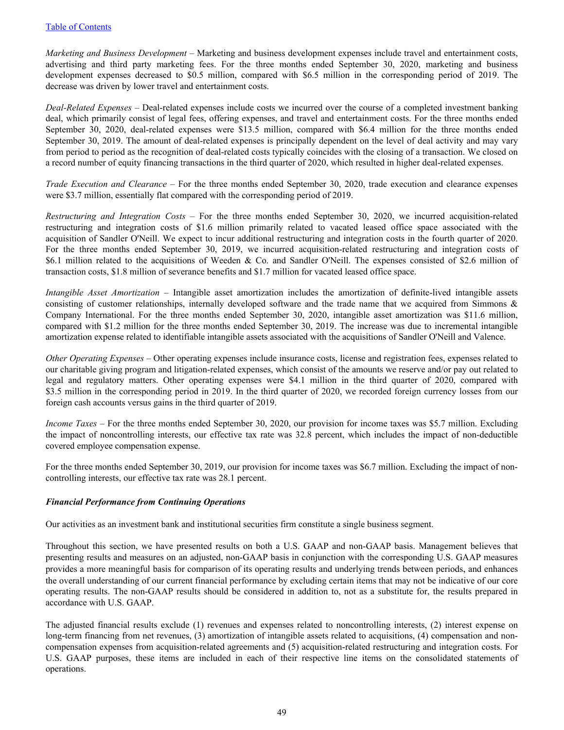*Marketing and Business Development* – Marketing and business development expenses include travel and entertainment costs, advertising and third party marketing fees. For the three months ended September 30, 2020, marketing and business development expenses decreased to $0.5 million, compared with $6.5 million in the corresponding period of 2019. The decrease was driven by lower travel and entertainment costs.

*Deal-Related Expenses* – Deal-related expenses include costs we incurred over the course of a completed investment banking deal, which primarily consist of legal fees, offering expenses, and travel and entertainment costs. For the three months ended September 30, 2020, deal-related expenses were $13.5 million, compared with $6.4 million for the three months ended September 30, 2019. The amount of deal-related expenses is principally dependent on the level of deal activity and may vary from period to period as the recognition of deal-related costs typically coincides with the closing of a transaction. We closed on a record number of equity financing transactions in the third quarter of 2020, which resulted in higher deal-related expenses.

*Trade Execution and Clearance* – For the three months ended September 30, 2020, trade execution and clearance expenses were $3.7 million, essentially flat compared with the corresponding period of 2019.

*Restructuring and Integration Costs* – For the three months ended September 30, 2020, we incurred acquisition-related restructuring and integration costs of $1.6 million primarily related to vacated leased office space associated with the acquisition of Sandler O'Neill. We expect to incur additional restructuring and integration costs in the fourth quarter of 2020. For the three months ended September 30, 2019, we incurred acquisition-related restructuring and integration costs of $6.1 million related to the acquisitions of Weeden & Co. and Sandler O'Neill. The expenses consisted of $2.6 million of transaction costs, $1.8 million of severance benefits and $1.7 million for vacated leased office space.

*Intangible Asset Amortization* – Intangible asset amortization includes the amortization of definite-lived intangible assets consisting of customer relationships, internally developed software and the trade name that we acquired from Simmons & Company International. For the three months ended September 30, 2020, intangible asset amortization was $11.6 million, compared with $1.2 million for the three months ended September 30, 2019. The increase was due to incremental intangible amortization expense related to identifiable intangible assets associated with the acquisitions of Sandler O'Neill and Valence.

*Other Operating Expenses* – Other operating expenses include insurance costs, license and registration fees, expenses related to our charitable giving program and litigation-related expenses, which consist of the amounts we reserve and/or pay out related to legal and regulatory matters. Other operating expenses were $4.1 million in the third quarter of 2020, compared with $3.5 million in the corresponding period in 2019. In the third quarter of 2020, we recorded foreign currency losses from our foreign cash accounts versus gains in the third quarter of 2019.

*Income Taxes* – For the three months ended September 30, 2020, our provision for income taxes was $5.7 million. Excluding the impact of noncontrolling interests, our effective tax rate was 32.8 percent, which includes the impact of non-deductible covered employee compensation expense.

For the three months ended September 30, 2019, our provision for income taxes was $6.7 million. Excluding the impact of non-controlling interests, our effective tax rate was 28.1 percent.

***Financial Performance from Continuing Operations***

Our activities as an investment bank and institutional securities firm constitute a single business segment.

Throughout this section, we have presented results on both a U.S. GAAP and non-GAAP basis. Management believes that presenting results and measures on an adjusted, non-GAAP basis in conjunction with the corresponding U.S. GAAP measures provides a more meaningful basis for comparison of its operating results and underlying trends between periods, and enhances the overall understanding of our current financial performance by excluding certain items that may not be indicative of our core operating results. The non-GAAP results should be considered in addition to, not as a substitute for, the results prepared in accordance with U.S. GAAP.

The adjusted financial results exclude (1) revenues and expenses related to noncontrolling interests, (2) interest expense on long-term financing from net revenues, (3) amortization of intangible assets related to acquisitions, (4) compensation and non-compensation expenses from acquisition-related agreements and (5) acquisition-related restructuring and integration costs. For U.S. GAAP purposes, these items are included in each of their respective line items on the consolidated statements of operations.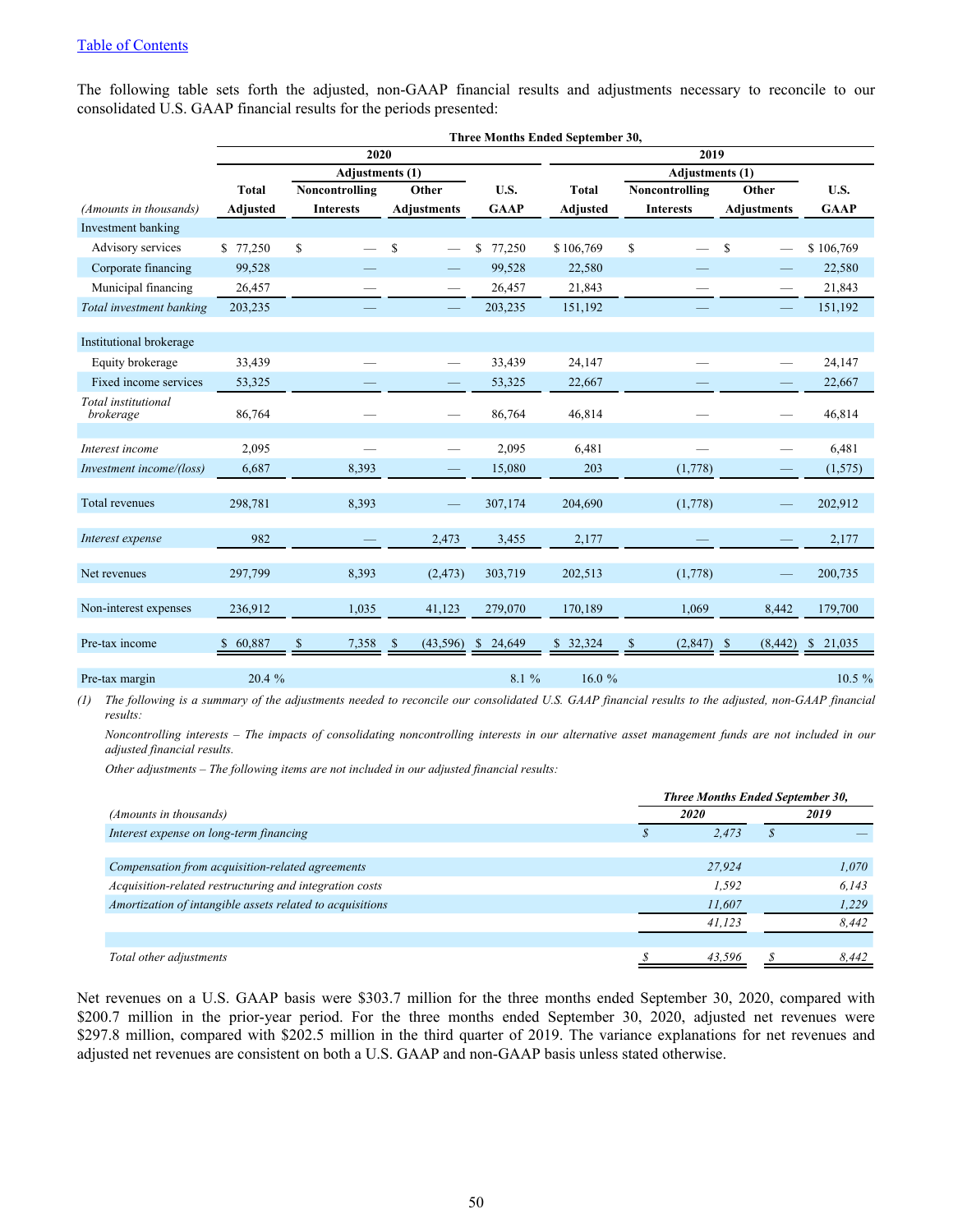[Table of Contents]

The following table sets forth the adjusted, non-GAAP financial results and adjustments necessary to reconcile to our consolidated U.S. GAAP financial results for the periods presented:

| | Three Months Ended September 30, | | | | | | | |
|---|---|---|---|---|---|---|---|---|
| | 2020 | | | | 2019 | | | |
| | | Adjustments (1) | | | | Adjustments (1) | | |
| *(Amounts in thousands)* | Total Adjusted | Noncontrolling Interests | Other Adjustments | U.S. GAAP | Total Adjusted | Noncontrolling Interests | Other Adjustments | U.S. GAAP |
| Investment banking | | | | | | | | |
| Advisory services | $ 77,250 | $ — | $ — | $ 77,250 | $ 106,769 | $ — | $ — | $ 106,769 |
| Corporate financing | 99,528 | — | — | 99,528 | 22,580 | — | — | 22,580 |
| Municipal financing | 26,457 | — | — | 26,457 | 21,843 | — | — | 21,843 |
| *Total investment banking* | 203,235 | — | — | 203,235 | 151,192 | — | — | 151,192 |
| Institutional brokerage | | | | | | | | |
| Equity brokerage | 33,439 | — | — | 33,439 | 24,147 | — | — | 24,147 |
| Fixed income services | 53,325 | — | — | 53,325 | 22,667 | — | — | 22,667 |
| *Total institutional brokerage* | 86,764 | — | — | 86,764 | 46,814 | — | — | 46,814 |
| *Interest income* | 2,095 | — | — | 2,095 | 6,481 | — | — | 6,481 |
| *Investment income/(loss)* | 6,687 | 8,393 | — | 15,080 | 203 | (1,778) | — | (1,575) |
| Total revenues | 298,781 | 8,393 | — | 307,174 | 204,690 | (1,778) | — | 202,912 |
| *Interest expense* | 982 | — | 2,473 | 3,455 | 2,177 | — | — | 2,177 |
| Net revenues | 297,799 | 8,393 | (2,473) | 303,719 | 202,513 | (1,778) | — | 200,735 |
| Non-interest expenses | 236,912 | 1,035 | 41,123 | 279,070 | 170,189 | 1,069 | 8,442 | 179,700 |
| Pre-tax income | $ 60,887 | $ 7,358 | $ (43,596) | $ 24,649 | $ 32,324 | $ (2,847) | $ (8,442) | $ 21,035 |
| Pre-tax margin | 20.4 % | | | 8.1 % | 16.0 % | | | 10.5 % |

*(1) The following is a summary of the adjustments needed to reconcile our consolidated U.S. GAAP financial results to the adjusted, non-GAAP financial results:*

*Noncontrolling interests – The impacts of consolidating noncontrolling interests in our alternative asset management funds are not included in our adjusted financial results.*

*Other adjustments – The following items are not included in our adjusted financial results:*

| | *Three Months Ended September 30,* | |
|---|---|---|
| *(Amounts in thousands)* | *2020* | *2019* |
| *Interest expense on long-term financing* | *$ 2,473* | *$ —* |
| *Compensation from acquisition-related agreements* | *27,924* | *1,070* |
| *Acquisition-related restructuring and integration costs* | *1,592* | *6,143* |
| *Amortization of intangible assets related to acquisitions* | *11,607* | *1,229* |
| | *41,123* | *8,442* |
| *Total other adjustments* | *$ 43,596* | *$ 8,442* |

Net revenues on a U.S. GAAP basis were $303.7 million for the three months ended September 30, 2020, compared with $200.7 million in the prior-year period. For the three months ended September 30, 2020, adjusted net revenues were $297.8 million, compared with $202.5 million in the third quarter of 2019. The variance explanations for net revenues and adjusted net revenues are consistent on both a U.S. GAAP and non-GAAP basis unless stated otherwise.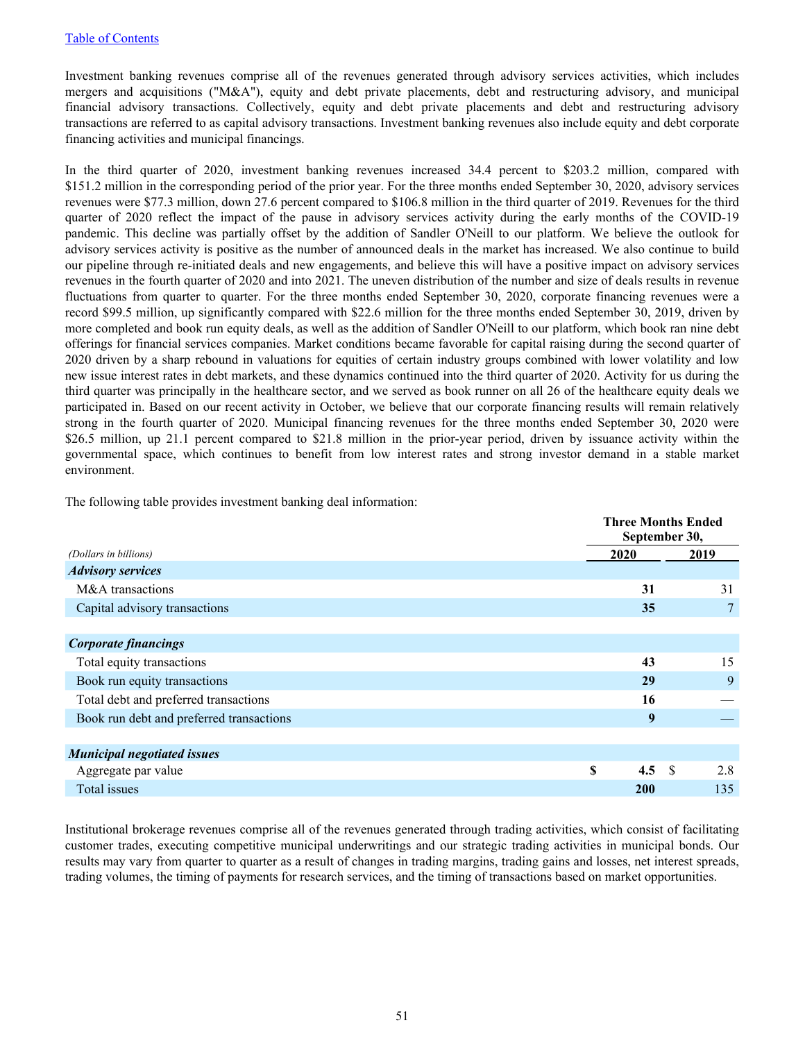Investment banking revenues comprise all of the revenues generated through advisory services activities, which includes mergers and acquisitions ("M&A"), equity and debt private placements, debt and restructuring advisory, and municipal financial advisory transactions. Collectively, equity and debt private placements and debt and restructuring advisory transactions are referred to as capital advisory transactions. Investment banking revenues also include equity and debt corporate financing activities and municipal financings.

In the third quarter of 2020, investment banking revenues increased 34.4 percent to $203.2 million, compared with $151.2 million in the corresponding period of the prior year. For the three months ended September 30, 2020, advisory services revenues were $77.3 million, down 27.6 percent compared to $106.8 million in the third quarter of 2019. Revenues for the third quarter of 2020 reflect the impact of the pause in advisory services activity during the early months of the COVID-19 pandemic. This decline was partially offset by the addition of Sandler O'Neill to our platform. We believe the outlook for advisory services activity is positive as the number of announced deals in the market has increased. We also continue to build our pipeline through re-initiated deals and new engagements, and believe this will have a positive impact on advisory services revenues in the fourth quarter of 2020 and into 2021. The uneven distribution of the number and size of deals results in revenue fluctuations from quarter to quarter. For the three months ended September 30, 2020, corporate financing revenues were a record $99.5 million, up significantly compared with $22.6 million for the three months ended September 30, 2019, driven by more completed and book run equity deals, as well as the addition of Sandler O'Neill to our platform, which book ran nine debt offerings for financial services companies. Market conditions became favorable for capital raising during the second quarter of 2020 driven by a sharp rebound in valuations for equities of certain industry groups combined with lower volatility and low new issue interest rates in debt markets, and these dynamics continued into the third quarter of 2020. Activity for us during the third quarter was principally in the healthcare sector, and we served as book runner on all 26 of the healthcare equity deals we participated in. Based on our recent activity in October, we believe that our corporate financing results will remain relatively strong in the fourth quarter of 2020. Municipal financing revenues for the three months ended September 30, 2020 were $26.5 million, up 21.1 percent compared to $21.8 million in the prior-year period, driven by issuance activity within the governmental space, which continues to benefit from low interest rates and strong investor demand in a stable market environment.

The following table provides investment banking deal information:

| | Three Months Ended September 30, | |
|---|---|---|
| *(Dollars in billions)* | **2020** | **2019** |
| ***Advisory services*** | | |
| M&A transactions | **31** | 31 |
| Capital advisory transactions | **35** | 7 |
| ***Corporate financings*** | | |
| Total equity transactions | **43** | 15 |
| Book run equity transactions | **29** | 9 |
| Total debt and preferred transactions | **16** | — |
| Book run debt and preferred transactions | **9** | — |
| ***Municipal negotiated issues*** | | |
| Aggregate par value | **$ 4.5** | $ 2.8 |
| Total issues | **200** | 135 |

Institutional brokerage revenues comprise all of the revenues generated through trading activities, which consist of facilitating customer trades, executing competitive municipal underwritings and our strategic trading activities in municipal bonds. Our results may vary from quarter to quarter as a result of changes in trading margins, trading gains and losses, net interest spreads, trading volumes, the timing of payments for research services, and the timing of transactions based on market opportunities.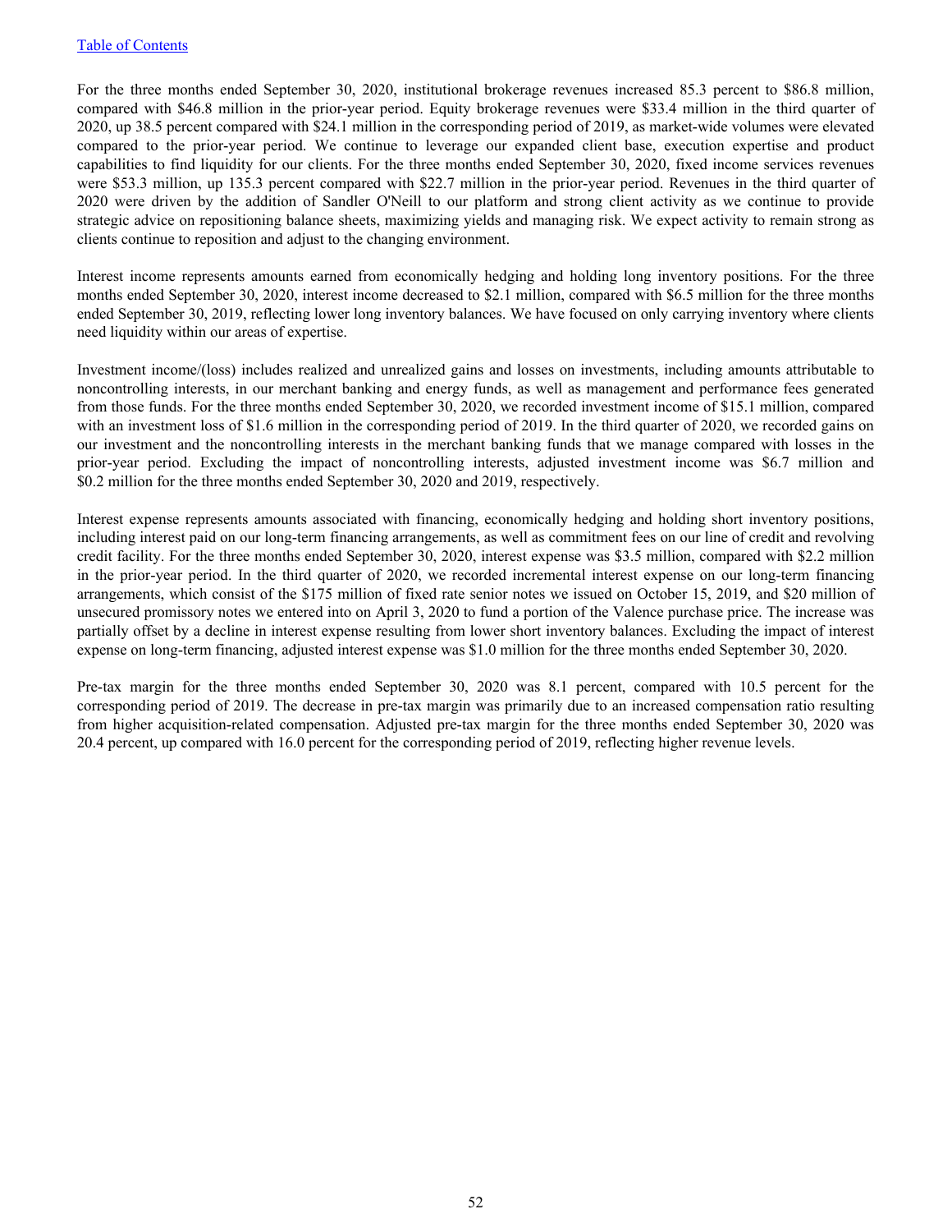For the three months ended September 30, 2020, institutional brokerage revenues increased 85.3 percent to $86.8 million, compared with $46.8 million in the prior-year period. Equity brokerage revenues were $33.4 million in the third quarter of 2020, up 38.5 percent compared with $24.1 million in the corresponding period of 2019, as market-wide volumes were elevated compared to the prior-year period. We continue to leverage our expanded client base, execution expertise and product capabilities to find liquidity for our clients. For the three months ended September 30, 2020, fixed income services revenues were $53.3 million, up 135.3 percent compared with $22.7 million in the prior-year period. Revenues in the third quarter of 2020 were driven by the addition of Sandler O'Neill to our platform and strong client activity as we continue to provide strategic advice on repositioning balance sheets, maximizing yields and managing risk. We expect activity to remain strong as clients continue to reposition and adjust to the changing environment.

Interest income represents amounts earned from economically hedging and holding long inventory positions. For the three months ended September 30, 2020, interest income decreased to $2.1 million, compared with $6.5 million for the three months ended September 30, 2019, reflecting lower long inventory balances. We have focused on only carrying inventory where clients need liquidity within our areas of expertise.

Investment income/(loss) includes realized and unrealized gains and losses on investments, including amounts attributable to noncontrolling interests, in our merchant banking and energy funds, as well as management and performance fees generated from those funds. For the three months ended September 30, 2020, we recorded investment income of $15.1 million, compared with an investment loss of $1.6 million in the corresponding period of 2019. In the third quarter of 2020, we recorded gains on our investment and the noncontrolling interests in the merchant banking funds that we manage compared with losses in the prior-year period. Excluding the impact of noncontrolling interests, adjusted investment income was $6.7 million and $0.2 million for the three months ended September 30, 2020 and 2019, respectively.

Interest expense represents amounts associated with financing, economically hedging and holding short inventory positions, including interest paid on our long-term financing arrangements, as well as commitment fees on our line of credit and revolving credit facility. For the three months ended September 30, 2020, interest expense was $3.5 million, compared with $2.2 million in the prior-year period. In the third quarter of 2020, we recorded incremental interest expense on our long-term financing arrangements, which consist of the $175 million of fixed rate senior notes we issued on October 15, 2019, and $20 million of unsecured promissory notes we entered into on April 3, 2020 to fund a portion of the Valence purchase price. The increase was partially offset by a decline in interest expense resulting from lower short inventory balances. Excluding the impact of interest expense on long-term financing, adjusted interest expense was $1.0 million for the three months ended September 30, 2020.

Pre-tax margin for the three months ended September 30, 2020 was 8.1 percent, compared with 10.5 percent for the corresponding period of 2019. The decrease in pre-tax margin was primarily due to an increased compensation ratio resulting from higher acquisition-related compensation. Adjusted pre-tax margin for the three months ended September 30, 2020 was 20.4 percent, up compared with 16.0 percent for the corresponding period of 2019, reflecting higher revenue levels.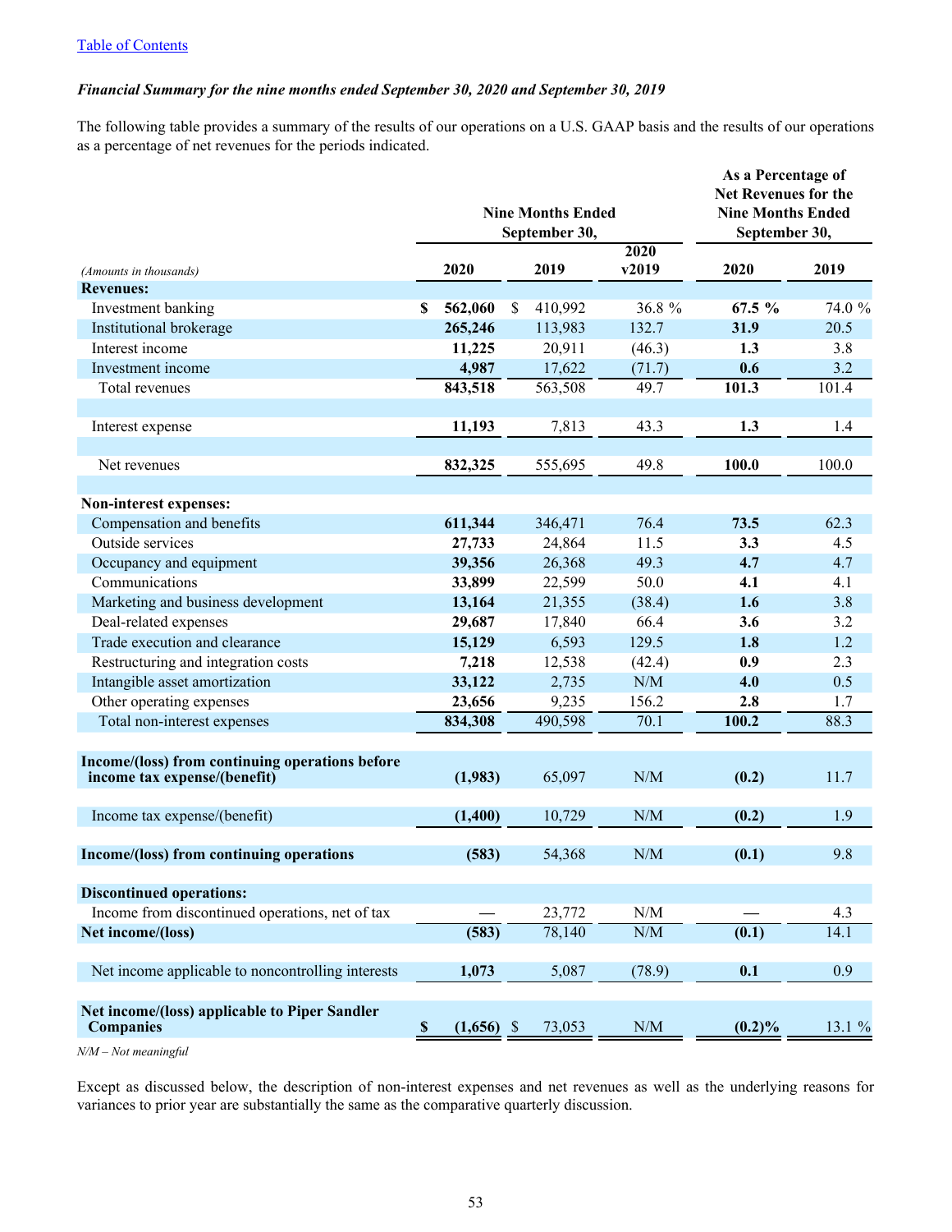[Table of Contents](#)

***Financial Summary for the nine months ended September 30, 2020 and September 30, 2019***

The following table provides a summary of the results of our operations on a U.S. GAAP basis and the results of our operations as a percentage of net revenues for the periods indicated.

| *(Amounts in thousands)* | Nine Months Ended September 30, 2020 | Nine Months Ended September 30, 2019 | 2020 v2019 | As a Percentage of Net Revenues for the Nine Months Ended September 30, 2020 | As a Percentage of Net Revenues for the Nine Months Ended September 30, 2019 |
|---|---|---|---|---|---|
| **Revenues:** | | | | | |
| Investment banking | **$ 562,060** | $ 410,992 | 36.8 % | **67.5 %** | 74.0 % |
| Institutional brokerage | **265,246** | 113,983 | 132.7 | **31.9** | 20.5 |
| Interest income | **11,225** | 20,911 | (46.3) | **1.3** | 3.8 |
| Investment income | **4,987** | 17,622 | (71.7) | **0.6** | 3.2 |
| Total revenues | **843,518** | 563,508 | 49.7 | **101.3** | 101.4 |
| | | | | | |
| Interest expense | **11,193** | 7,813 | 43.3 | **1.3** | 1.4 |
| | | | | | |
| Net revenues | **832,325** | 555,695 | 49.8 | **100.0** | 100.0 |
| | | | | | |
| **Non-interest expenses:** | | | | | |
| Compensation and benefits | **611,344** | 346,471 | 76.4 | **73.5** | 62.3 |
| Outside services | **27,733** | 24,864 | 11.5 | **3.3** | 4.5 |
| Occupancy and equipment | **39,356** | 26,368 | 49.3 | **4.7** | 4.7 |
| Communications | **33,899** | 22,599 | 50.0 | **4.1** | 4.1 |
| Marketing and business development | **13,164** | 21,355 | (38.4) | **1.6** | 3.8 |
| Deal-related expenses | **29,687** | 17,840 | 66.4 | **3.6** | 3.2 |
| Trade execution and clearance | **15,129** | 6,593 | 129.5 | **1.8** | 1.2 |
| Restructuring and integration costs | **7,218** | 12,538 | (42.4) | **0.9** | 2.3 |
| Intangible asset amortization | **33,122** | 2,735 | N/M | **4.0** | 0.5 |
| Other operating expenses | **23,656** | 9,235 | 156.2 | **2.8** | 1.7 |
| Total non-interest expenses | **834,308** | 490,598 | 70.1 | **100.2** | 88.3 |
| | | | | | |
| **Income/(loss) from continuing operations before income tax expense/(benefit)** | **(1,983)** | 65,097 | N/M | **(0.2)** | 11.7 |
| | | | | | |
| Income tax expense/(benefit) | **(1,400)** | 10,729 | N/M | **(0.2)** | 1.9 |
| | | | | | |
| **Income/(loss) from continuing operations** | **(583)** | 54,368 | N/M | **(0.1)** | 9.8 |
| | | | | | |
| **Discontinued operations:** | | | | | |
| Income from discontinued operations, net of tax | **—** | 23,772 | N/M | **—** | 4.3 |
| **Net income/(loss)** | **(583)** | 78,140 | N/M | **(0.1)** | 14.1 |
| | | | | | |
| Net income applicable to noncontrolling interests | **1,073** | 5,087 | (78.9) | **0.1** | 0.9 |
| | | | | | |
| **Net income/(loss) applicable to Piper Sandler Companies** | **$ (1,656)** | $ 73,053 | N/M | **(0.2)%** | 13.1 % |

*N/M – Not meaningful*

Except as discussed below, the description of non-interest expenses and net revenues as well as the underlying reasons for variances to prior year are substantially the same as the comparative quarterly discussion.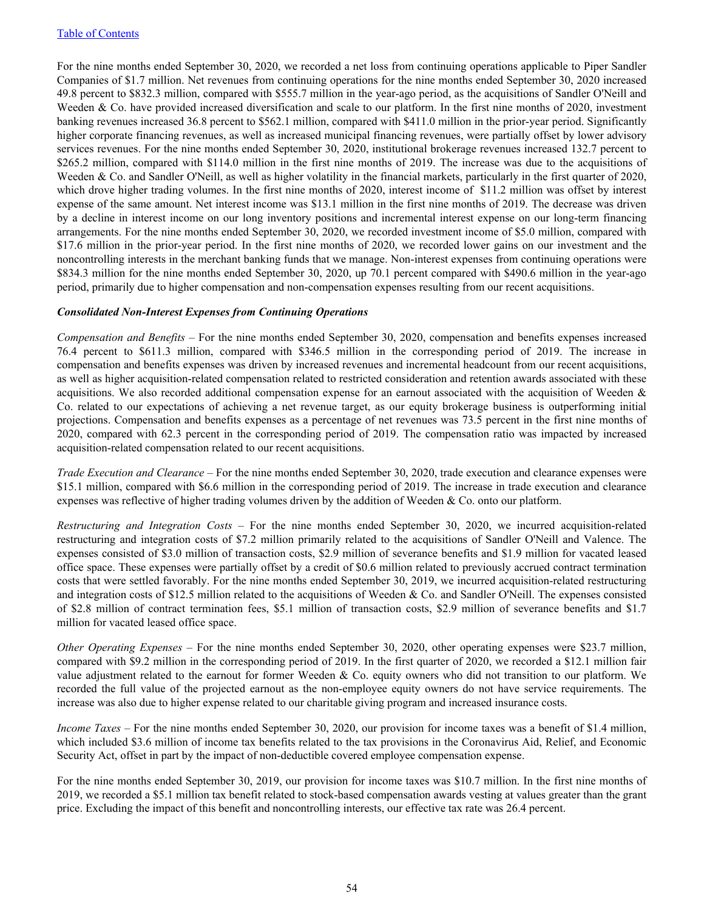[Table of Contents](#)

For the nine months ended September 30, 2020, we recorded a net loss from continuing operations applicable to Piper Sandler Companies of $1.7 million. Net revenues from continuing operations for the nine months ended September 30, 2020 increased 49.8 percent to $832.3 million, compared with $555.7 million in the year-ago period, as the acquisitions of Sandler O'Neill and Weeden & Co. have provided increased diversification and scale to our platform. In the first nine months of 2020, investment banking revenues increased 36.8 percent to $562.1 million, compared with $411.0 million in the prior-year period. Significantly higher corporate financing revenues, as well as increased municipal financing revenues, were partially offset by lower advisory services revenues. For the nine months ended September 30, 2020, institutional brokerage revenues increased 132.7 percent to $265.2 million, compared with $114.0 million in the first nine months of 2019. The increase was due to the acquisitions of Weeden & Co. and Sandler O'Neill, as well as higher volatility in the financial markets, particularly in the first quarter of 2020, which drove higher trading volumes. In the first nine months of 2020, interest income of $11.2 million was offset by interest expense of the same amount. Net interest income was $13.1 million in the first nine months of 2019. The decrease was driven by a decline in interest income on our long inventory positions and incremental interest expense on our long-term financing arrangements. For the nine months ended September 30, 2020, we recorded investment income of $5.0 million, compared with $17.6 million in the prior-year period. In the first nine months of 2020, we recorded lower gains on our investment and the noncontrolling interests in the merchant banking funds that we manage. Non-interest expenses from continuing operations were $834.3 million for the nine months ended September 30, 2020, up 70.1 percent compared with $490.6 million in the year-ago period, primarily due to higher compensation and non-compensation expenses resulting from our recent acquisitions.

***Consolidated Non-Interest Expenses from Continuing Operations***

*Compensation and Benefits* – For the nine months ended September 30, 2020, compensation and benefits expenses increased 76.4 percent to $611.3 million, compared with $346.5 million in the corresponding period of 2019. The increase in compensation and benefits expenses was driven by increased revenues and incremental headcount from our recent acquisitions, as well as higher acquisition-related compensation related to restricted consideration and retention awards associated with these acquisitions. We also recorded additional compensation expense for an earnout associated with the acquisition of Weeden & Co. related to our expectations of achieving a net revenue target, as our equity brokerage business is outperforming initial projections. Compensation and benefits expenses as a percentage of net revenues was 73.5 percent in the first nine months of 2020, compared with 62.3 percent in the corresponding period of 2019. The compensation ratio was impacted by increased acquisition-related compensation related to our recent acquisitions.

*Trade Execution and Clearance* – For the nine months ended September 30, 2020, trade execution and clearance expenses were $15.1 million, compared with $6.6 million in the corresponding period of 2019. The increase in trade execution and clearance expenses was reflective of higher trading volumes driven by the addition of Weeden & Co. onto our platform.

*Restructuring and Integration Costs* – For the nine months ended September 30, 2020, we incurred acquisition-related restructuring and integration costs of $7.2 million primarily related to the acquisitions of Sandler O'Neill and Valence. The expenses consisted of $3.0 million of transaction costs, $2.9 million of severance benefits and $1.9 million for vacated leased office space. These expenses were partially offset by a credit of $0.6 million related to previously accrued contract termination costs that were settled favorably. For the nine months ended September 30, 2019, we incurred acquisition-related restructuring and integration costs of $12.5 million related to the acquisitions of Weeden & Co. and Sandler O'Neill. The expenses consisted of $2.8 million of contract termination fees, $5.1 million of transaction costs, $2.9 million of severance benefits and $1.7 million for vacated leased office space.

*Other Operating Expenses* – For the nine months ended September 30, 2020, other operating expenses were $23.7 million, compared with $9.2 million in the corresponding period of 2019. In the first quarter of 2020, we recorded a $12.1 million fair value adjustment related to the earnout for former Weeden & Co. equity owners who did not transition to our platform. We recorded the full value of the projected earnout as the non-employee equity owners do not have service requirements. The increase was also due to higher expense related to our charitable giving program and increased insurance costs.

*Income Taxes* – For the nine months ended September 30, 2020, our provision for income taxes was a benefit of $1.4 million, which included $3.6 million of income tax benefits related to the tax provisions in the Coronavirus Aid, Relief, and Economic Security Act, offset in part by the impact of non-deductible covered employee compensation expense.

For the nine months ended September 30, 2019, our provision for income taxes was $10.7 million. In the first nine months of 2019, we recorded a $5.1 million tax benefit related to stock-based compensation awards vesting at values greater than the grant price. Excluding the impact of this benefit and noncontrolling interests, our effective tax rate was 26.4 percent.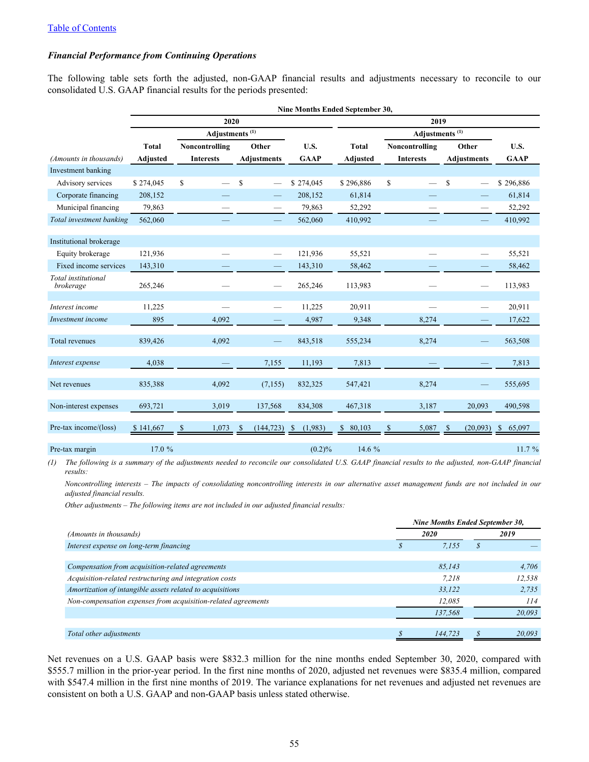[Table of Contents](#)

### *Financial Performance from Continuing Operations*

The following table sets forth the adjusted, non-GAAP financial results and adjustments necessary to reconcile to our consolidated U.S. GAAP financial results for the periods presented:

| | Nine Months Ended September 30, | | | | | | | |
|---|---|---|---|---|---|---|---|---|
| | 2020 | | | | 2019 | | | |
| | | Adjustments [(1)] | | | | Adjustments [(1)] | | |
| *(Amounts in thousands)* | Total Adjusted | Noncontrolling Interests | Other Adjustments | U.S. GAAP | Total Adjusted | Noncontrolling Interests | Other Adjustments | U.S. GAAP |
| Investment banking | | | | | | | | |
| Advisory services | $ 274,045 | $ — | $ — | $ 274,045 | $ 296,886 | $ — | $ — | $ 296,886 |
| Corporate financing | 208,152 | — | — | 208,152 | 61,814 | — | — | 61,814 |
| Municipal financing | 79,863 | — | — | 79,863 | 52,292 | — | — | 52,292 |
| *Total investment banking* | 562,060 | — | — | 562,060 | 410,992 | — | — | 410,992 |
| Institutional brokerage | | | | | | | | |
| Equity brokerage | 121,936 | — | — | 121,936 | 55,521 | — | — | 55,521 |
| Fixed income services | 143,310 | — | — | 143,310 | 58,462 | — | — | 58,462 |
| *Total institutional brokerage* | 265,246 | — | — | 265,246 | 113,983 | — | — | 113,983 |
| *Interest income* | 11,225 | — | — | 11,225 | 20,911 | — | — | 20,911 |
| *Investment income* | 895 | 4,092 | — | 4,987 | 9,348 | 8,274 | — | 17,622 |
| Total revenues | 839,426 | 4,092 | — | 843,518 | 555,234 | 8,274 | — | 563,508 |
| *Interest expense* | 4,038 | — | 7,155 | 11,193 | 7,813 | — | — | 7,813 |
| Net revenues | 835,388 | 4,092 | (7,155) | 832,325 | 547,421 | 8,274 | — | 555,695 |
| Non-interest expenses | 693,721 | 3,019 | 137,568 | 834,308 | 467,318 | 3,187 | 20,093 | 490,598 |
| Pre-tax income/(loss) | $ 141,667 | $ 1,073 | $ (144,723) | $ (1,983) | $ 80,103 | $ 5,087 | $ (20,093) | $ 65,097 |
| Pre-tax margin | 17.0 % | | | (0.2)% | 14.6 % | | | 11.7 % |

(1) *The following is a summary of the adjustments needed to reconcile our consolidated U.S. GAAP financial results to the adjusted, non-GAAP financial results:*

*Noncontrolling interests – The impacts of consolidating noncontrolling interests in our alternative asset management funds are not included in our adjusted financial results.*

*Other adjustments – The following items are not included in our adjusted financial results:*

| | *Nine Months Ended September 30,* | |
|---|---|---|
| *(Amounts in thousands)* | *2020* | *2019* |
| *Interest expense on long-term financing* | *$ 7,155* | *$ —* |
| *Compensation from acquisition-related agreements* | *85,143* | *4,706* |
| *Acquisition-related restructuring and integration costs* | *7,218* | *12,538* |
| *Amortization of intangible assets related to acquisitions* | *33,122* | *2,735* |
| *Non-compensation expenses from acquisition-related agreements* | *12,085* | *114* |
| | *137,568* | *20,093* |
| *Total other adjustments* | *$ 144,723* | *$ 20,093* |

Net revenues on a U.S. GAAP basis were $832.3 million for the nine months ended September 30, 2020, compared with $555.7 million in the prior-year period. In the first nine months of 2020, adjusted net revenues were $835.4 million, compared with $547.4 million in the first nine months of 2019. The variance explanations for net revenues and adjusted net revenues are consistent on both a U.S. GAAP and non-GAAP basis unless stated otherwise.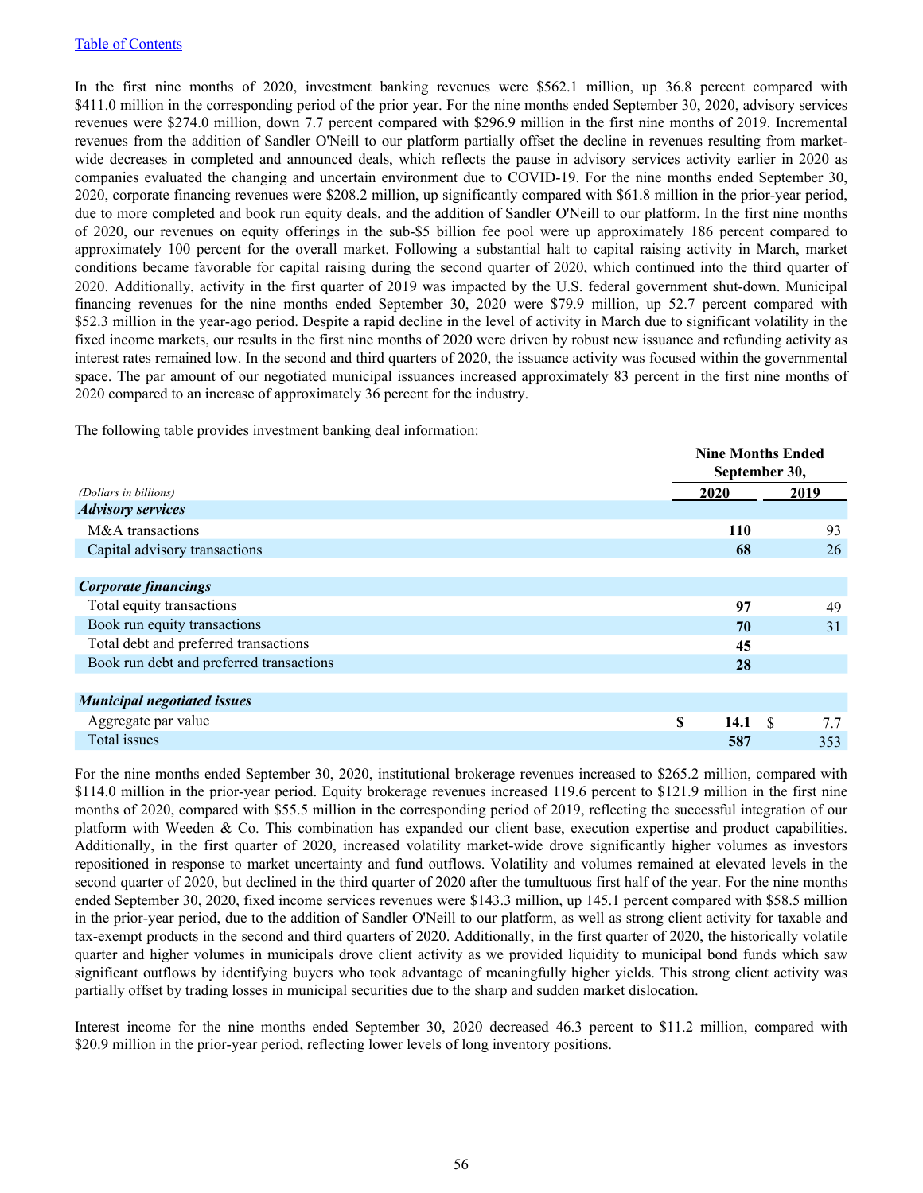[Table of Contents](#)

In the first nine months of 2020, investment banking revenues were $562.1 million, up 36.8 percent compared with $411.0 million in the corresponding period of the prior year. For the nine months ended September 30, 2020, advisory services revenues were $274.0 million, down 7.7 percent compared with $296.9 million in the first nine months of 2019. Incremental revenues from the addition of Sandler O'Neill to our platform partially offset the decline in revenues resulting from market-wide decreases in completed and announced deals, which reflects the pause in advisory services activity earlier in 2020 as companies evaluated the changing and uncertain environment due to COVID-19. For the nine months ended September 30, 2020, corporate financing revenues were $208.2 million, up significantly compared with $61.8 million in the prior-year period, due to more completed and book run equity deals, and the addition of Sandler O'Neill to our platform. In the first nine months of 2020, our revenues on equity offerings in the sub-$5 billion fee pool were up approximately 186 percent compared to approximately 100 percent for the overall market. Following a substantial halt to capital raising activity in March, market conditions became favorable for capital raising during the second quarter of 2020, which continued into the third quarter of 2020. Additionally, activity in the first quarter of 2019 was impacted by the U.S. federal government shut-down. Municipal financing revenues for the nine months ended September 30, 2020 were $79.9 million, up 52.7 percent compared with $52.3 million in the year-ago period. Despite a rapid decline in the level of activity in March due to significant volatility in the fixed income markets, our results in the first nine months of 2020 were driven by robust new issuance and refunding activity as interest rates remained low. In the second and third quarters of 2020, the issuance activity was focused within the governmental space. The par amount of our negotiated municipal issuances increased approximately 83 percent in the first nine months of 2020 compared to an increase of approximately 36 percent for the industry.

The following table provides investment banking deal information:

| *(Dollars in billions)* | Nine Months Ended September 30, 2020 | 2019 |
|---|---|---|
| ***Advisory services*** | | |
| M&A transactions | **110** | 93 |
| Capital advisory transactions | **68** | 26 |
| ***Corporate financings*** | | |
| Total equity transactions | **97** | 49 |
| Book run equity transactions | **70** | 31 |
| Total debt and preferred transactions | **45** | — |
| Book run debt and preferred transactions | **28** | — |
| ***Municipal negotiated issues*** | | |
| Aggregate par value | **$ 14.1** | $ 7.7 |
| Total issues | **587** | 353 |

For the nine months ended September 30, 2020, institutional brokerage revenues increased to $265.2 million, compared with $114.0 million in the prior-year period. Equity brokerage revenues increased 119.6 percent to $121.9 million in the first nine months of 2020, compared with $55.5 million in the corresponding period of 2019, reflecting the successful integration of our platform with Weeden & Co. This combination has expanded our client base, execution expertise and product capabilities. Additionally, in the first quarter of 2020, increased volatility market-wide drove significantly higher volumes as investors repositioned in response to market uncertainty and fund outflows. Volatility and volumes remained at elevated levels in the second quarter of 2020, but declined in the third quarter of 2020 after the tumultuous first half of the year. For the nine months ended September 30, 2020, fixed income services revenues were $143.3 million, up 145.1 percent compared with $58.5 million in the prior-year period, due to the addition of Sandler O'Neill to our platform, as well as strong client activity for taxable and tax-exempt products in the second and third quarters of 2020. Additionally, in the first quarter of 2020, the historically volatile quarter and higher volumes in municipals drove client activity as we provided liquidity to municipal bond funds which saw significant outflows by identifying buyers who took advantage of meaningfully higher yields. This strong client activity was partially offset by trading losses in municipal securities due to the sharp and sudden market dislocation.

Interest income for the nine months ended September 30, 2020 decreased 46.3 percent to $11.2 million, compared with $20.9 million in the prior-year period, reflecting lower levels of long inventory positions.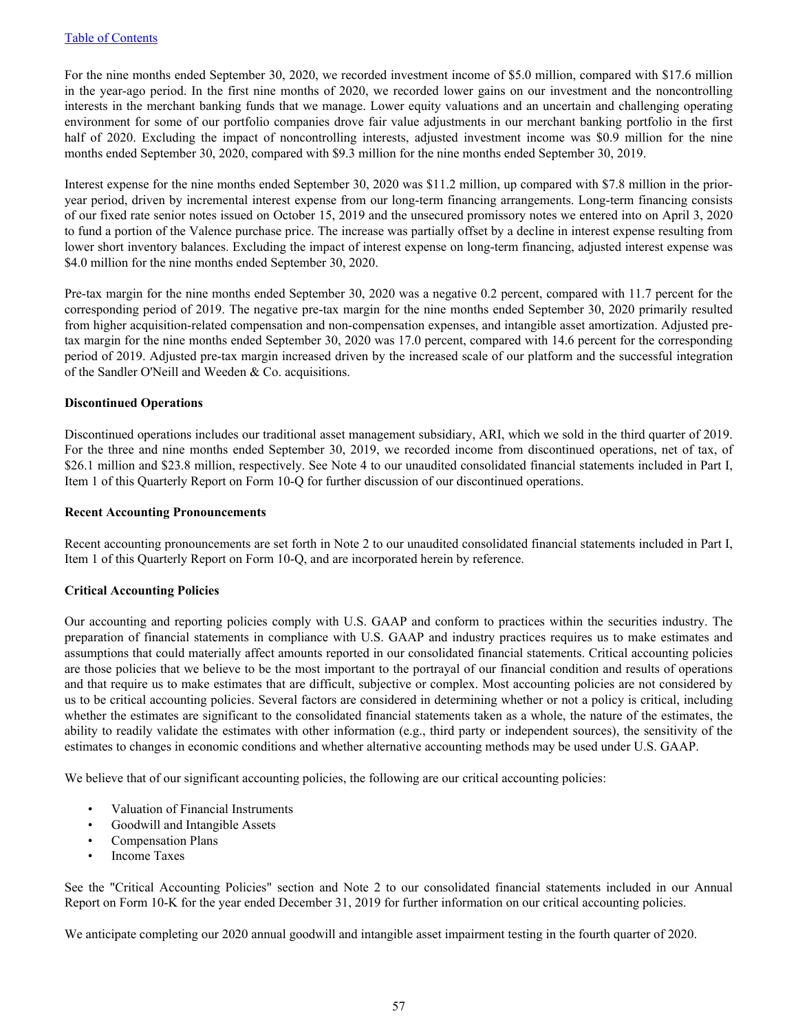For the nine months ended September 30, 2020, we recorded investment income of $5.0 million, compared with $17.6 million in the year-ago period. In the first nine months of 2020, we recorded lower gains on our investment and the noncontrolling interests in the merchant banking funds that we manage. Lower equity valuations and an uncertain and challenging operating environment for some of our portfolio companies drove fair value adjustments in our merchant banking portfolio in the first half of 2020. Excluding the impact of noncontrolling interests, adjusted investment income was $0.9 million for the nine months ended September 30, 2020, compared with $9.3 million for the nine months ended September 30, 2019.

Interest expense for the nine months ended September 30, 2020 was $11.2 million, up compared with $7.8 million in the prior-year period, driven by incremental interest expense from our long-term financing arrangements. Long-term financing consists of our fixed rate senior notes issued on October 15, 2019 and the unsecured promissory notes we entered into on April 3, 2020 to fund a portion of the Valence purchase price. The increase was partially offset by a decline in interest expense resulting from lower short inventory balances. Excluding the impact of interest expense on long-term financing, adjusted interest expense was $4.0 million for the nine months ended September 30, 2020.

Pre-tax margin for the nine months ended September 30, 2020 was a negative 0.2 percent, compared with 11.7 percent for the corresponding period of 2019. The negative pre-tax margin for the nine months ended September 30, 2020 primarily resulted from higher acquisition-related compensation and non-compensation expenses, and intangible asset amortization. Adjusted pre-tax margin for the nine months ended September 30, 2020 was 17.0 percent, compared with 14.6 percent for the corresponding period of 2019. Adjusted pre-tax margin increased driven by the increased scale of our platform and the successful integration of the Sandler O'Neill and Weeden & Co. acquisitions.

**Discontinued Operations**

Discontinued operations includes our traditional asset management subsidiary, ARI, which we sold in the third quarter of 2019. For the three and nine months ended September 30, 2019, we recorded income from discontinued operations, net of tax, of $26.1 million and $23.8 million, respectively. See Note 4 to our unaudited consolidated financial statements included in Part I, Item 1 of this Quarterly Report on Form 10-Q for further discussion of our discontinued operations.

**Recent Accounting Pronouncements**

Recent accounting pronouncements are set forth in Note 2 to our unaudited consolidated financial statements included in Part I, Item 1 of this Quarterly Report on Form 10-Q, and are incorporated herein by reference.

**Critical Accounting Policies**

Our accounting and reporting policies comply with U.S. GAAP and conform to practices within the securities industry. The preparation of financial statements in compliance with U.S. GAAP and industry practices requires us to make estimates and assumptions that could materially affect amounts reported in our consolidated financial statements. Critical accounting policies are those policies that we believe to be the most important to the portrayal of our financial condition and results of operations and that require us to make estimates that are difficult, subjective or complex. Most accounting policies are not considered by us to be critical accounting policies. Several factors are considered in determining whether or not a policy is critical, including whether the estimates are significant to the consolidated financial statements taken as a whole, the nature of the estimates, the ability to readily validate the estimates with other information (e.g., third party or independent sources), the sensitivity of the estimates to changes in economic conditions and whether alternative accounting methods may be used under U.S. GAAP.

We believe that of our significant accounting policies, the following are our critical accounting policies:

- Valuation of Financial Instruments
- Goodwill and Intangible Assets
- Compensation Plans
- Income Taxes

See the "Critical Accounting Policies" section and Note 2 to our consolidated financial statements included in our Annual Report on Form 10-K for the year ended December 31, 2019 for further information on our critical accounting policies.

We anticipate completing our 2020 annual goodwill and intangible asset impairment testing in the fourth quarter of 2020.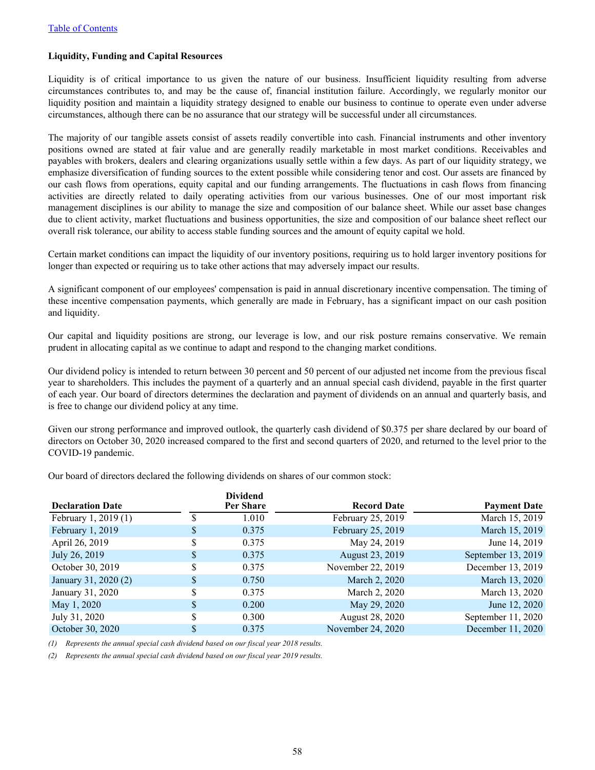**Liquidity, Funding and Capital Resources**

Liquidity is of critical importance to us given the nature of our business. Insufficient liquidity resulting from adverse circumstances contributes to, and may be the cause of, financial institution failure. Accordingly, we regularly monitor our liquidity position and maintain a liquidity strategy designed to enable our business to continue to operate even under adverse circumstances, although there can be no assurance that our strategy will be successful under all circumstances.

The majority of our tangible assets consist of assets readily convertible into cash. Financial instruments and other inventory positions owned are stated at fair value and are generally readily marketable in most market conditions. Receivables and payables with brokers, dealers and clearing organizations usually settle within a few days. As part of our liquidity strategy, we emphasize diversification of funding sources to the extent possible while considering tenor and cost. Our assets are financed by our cash flows from operations, equity capital and our funding arrangements. The fluctuations in cash flows from financing activities are directly related to daily operating activities from our various businesses. One of our most important risk management disciplines is our ability to manage the size and composition of our balance sheet. While our asset base changes due to client activity, market fluctuations and business opportunities, the size and composition of our balance sheet reflect our overall risk tolerance, our ability to access stable funding sources and the amount of equity capital we hold.

Certain market conditions can impact the liquidity of our inventory positions, requiring us to hold larger inventory positions for longer than expected or requiring us to take other actions that may adversely impact our results.

A significant component of our employees' compensation is paid in annual discretionary incentive compensation. The timing of these incentive compensation payments, which generally are made in February, has a significant impact on our cash position and liquidity.

Our capital and liquidity positions are strong, our leverage is low, and our risk posture remains conservative. We remain prudent in allocating capital as we continue to adapt and respond to the changing market conditions.

Our dividend policy is intended to return between 30 percent and 50 percent of our adjusted net income from the previous fiscal year to shareholders. This includes the payment of a quarterly and an annual special cash dividend, payable in the first quarter of each year. Our board of directors determines the declaration and payment of dividends on an annual and quarterly basis, and is free to change our dividend policy at any time.

Given our strong performance and improved outlook, the quarterly cash dividend of $0.375 per share declared by our board of directors on October 30, 2020 increased compared to the first and second quarters of 2020, and returned to the level prior to the COVID-19 pandemic.

Our board of directors declared the following dividends on shares of our common stock:

| Declaration Date | Dividend Per Share | Record Date | Payment Date |
|---|---|---|---|
| February 1, 2019 (1) | $ 1.010 | February 25, 2019 | March 15, 2019 |
| February 1, 2019 | $ 0.375 | February 25, 2019 | March 15, 2019 |
| April 26, 2019 | $ 0.375 | May 24, 2019 | June 14, 2019 |
| July 26, 2019 | $ 0.375 | August 23, 2019 | September 13, 2019 |
| October 30, 2019 | $ 0.375 | November 22, 2019 | December 13, 2019 |
| January 31, 2020 (2) | $ 0.750 | March 2, 2020 | March 13, 2020 |
| January 31, 2020 | $ 0.375 | March 2, 2020 | March 13, 2020 |
| May 1, 2020 | $ 0.200 | May 29, 2020 | June 12, 2020 |
| July 31, 2020 | $ 0.300 | August 28, 2020 | September 11, 2020 |
| October 30, 2020 | $ 0.375 | November 24, 2020 | December 11, 2020 |

*(1) Represents the annual special cash dividend based on our fiscal year 2018 results.*

*(2) Represents the annual special cash dividend based on our fiscal year 2019 results.*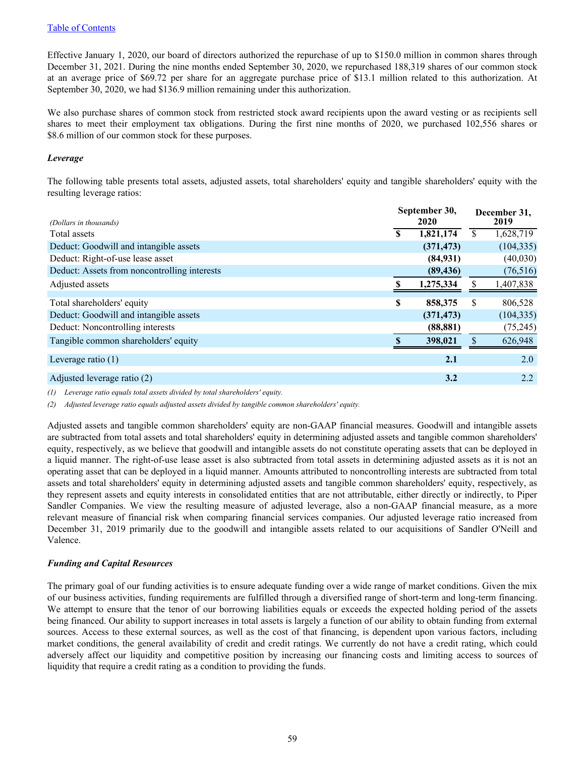Table of Contents

Effective January 1, 2020, our board of directors authorized the repurchase of up to $150.0 million in common shares through December 31, 2021. During the nine months ended September 30, 2020, we repurchased 188,319 shares of our common stock at an average price of $69.72 per share for an aggregate purchase price of $13.1 million related to this authorization. At September 30, 2020, we had $136.9 million remaining under this authorization.

We also purchase shares of common stock from restricted stock award recipients upon the award vesting or as recipients sell shares to meet their employment tax obligations. During the first nine months of 2020, we purchased 102,556 shares or $8.6 million of our common stock for these purposes.

### *Leverage*

The following table presents total assets, adjusted assets, total shareholders' equity and tangible shareholders' equity with the resulting leverage ratios:

| *(Dollars in thousands)* | September 30, 2020 | December 31, 2019 |
|---|---|---|
| Total assets | **$ 1,821,174** | $ 1,628,719 |
| Deduct: Goodwill and intangible assets | **(371,473)** | (104,335) |
| Deduct: Right-of-use lease asset | **(84,931)** | (40,030) |
| Deduct: Assets from noncontrolling interests | **(89,436)** | (76,516) |
| Adjusted assets | **$ 1,275,334** | $ 1,407,838 |
| | | |
| Total shareholders' equity | **$ 858,375** | $ 806,528 |
| Deduct: Goodwill and intangible assets | **(371,473)** | (104,335) |
| Deduct: Noncontrolling interests | **(88,881)** | (75,245) |
| Tangible common shareholders' equity | **$ 398,021** | $ 626,948 |
| Leverage ratio (1) | **2.1** | 2.0 |
| Adjusted leverage ratio (2) | **3.2** | 2.2 |

*(1) Leverage ratio equals total assets divided by total shareholders' equity.*

*(2) Adjusted leverage ratio equals adjusted assets divided by tangible common shareholders' equity.*

Adjusted assets and tangible common shareholders' equity are non-GAAP financial measures. Goodwill and intangible assets are subtracted from total assets and total shareholders' equity in determining adjusted assets and tangible common shareholders' equity, respectively, as we believe that goodwill and intangible assets do not constitute operating assets that can be deployed in a liquid manner. The right-of-use lease asset is also subtracted from total assets in determining adjusted assets as it is not an operating asset that can be deployed in a liquid manner. Amounts attributed to noncontrolling interests are subtracted from total assets and total shareholders' equity in determining adjusted assets and tangible common shareholders' equity, respectively, as they represent assets and equity interests in consolidated entities that are not attributable, either directly or indirectly, to Piper Sandler Companies. We view the resulting measure of adjusted leverage, also a non-GAAP financial measure, as a more relevant measure of financial risk when comparing financial services companies. Our adjusted leverage ratio increased from December 31, 2019 primarily due to the goodwill and intangible assets related to our acquisitions of Sandler O'Neill and Valence.

### *Funding and Capital Resources*

The primary goal of our funding activities is to ensure adequate funding over a wide range of market conditions. Given the mix of our business activities, funding requirements are fulfilled through a diversified range of short-term and long-term financing. We attempt to ensure that the tenor of our borrowing liabilities equals or exceeds the expected holding period of the assets being financed. Our ability to support increases in total assets is largely a function of our ability to obtain funding from external sources. Access to these external sources, as well as the cost of that financing, is dependent upon various factors, including market conditions, the general availability of credit and credit ratings. We currently do not have a credit rating, which could adversely affect our liquidity and competitive position by increasing our financing costs and limiting access to sources of liquidity that require a credit rating as a condition to providing the funds.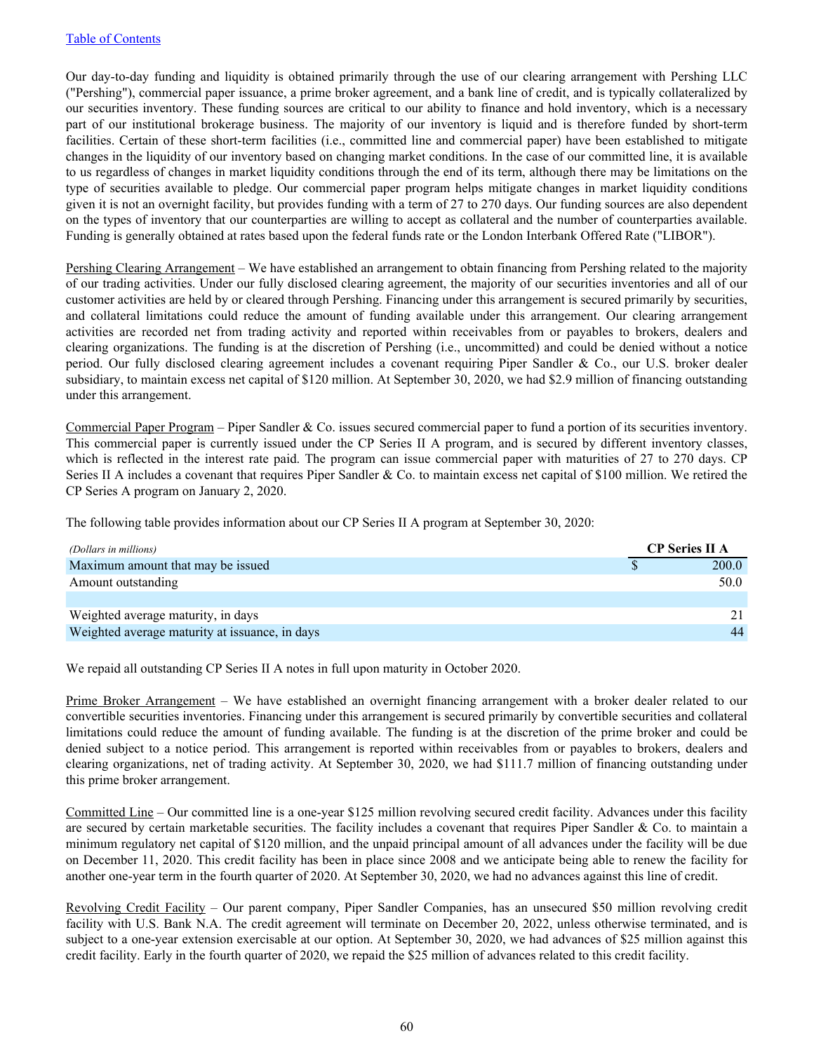Our day-to-day funding and liquidity is obtained primarily through the use of our clearing arrangement with Pershing LLC ("Pershing"), commercial paper issuance, a prime broker agreement, and a bank line of credit, and is typically collateralized by our securities inventory. These funding sources are critical to our ability to finance and hold inventory, which is a necessary part of our institutional brokerage business. The majority of our inventory is liquid and is therefore funded by short-term facilities. Certain of these short-term facilities (i.e., committed line and commercial paper) have been established to mitigate changes in the liquidity of our inventory based on changing market conditions. In the case of our committed line, it is available to us regardless of changes in market liquidity conditions through the end of its term, although there may be limitations on the type of securities available to pledge. Our commercial paper program helps mitigate changes in market liquidity conditions given it is not an overnight facility, but provides funding with a term of 27 to 270 days. Our funding sources are also dependent on the types of inventory that our counterparties are willing to accept as collateral and the number of counterparties available. Funding is generally obtained at rates based upon the federal funds rate or the London Interbank Offered Rate ("LIBOR").

Pershing Clearing Arrangement – We have established an arrangement to obtain financing from Pershing related to the majority of our trading activities. Under our fully disclosed clearing agreement, the majority of our securities inventories and all of our customer activities are held by or cleared through Pershing. Financing under this arrangement is secured primarily by securities, and collateral limitations could reduce the amount of funding available under this arrangement. Our clearing arrangement activities are recorded net from trading activity and reported within receivables from or payables to brokers, dealers and clearing organizations. The funding is at the discretion of Pershing (i.e., uncommitted) and could be denied without a notice period. Our fully disclosed clearing agreement includes a covenant requiring Piper Sandler & Co., our U.S. broker dealer subsidiary, to maintain excess net capital of $120 million. At September 30, 2020, we had $2.9 million of financing outstanding under this arrangement.

Commercial Paper Program – Piper Sandler & Co. issues secured commercial paper to fund a portion of its securities inventory. This commercial paper is currently issued under the CP Series II A program, and is secured by different inventory classes, which is reflected in the interest rate paid. The program can issue commercial paper with maturities of 27 to 270 days. CP Series II A includes a covenant that requires Piper Sandler & Co. to maintain excess net capital of $100 million. We retired the CP Series A program on January 2, 2020.

The following table provides information about our CP Series II A program at September 30, 2020:

| *(Dollars in millions)* | CP Series II A |
|---|---|
| Maximum amount that may be issued | $ 200.0 |
| Amount outstanding | 50.0 |
| | |
| Weighted average maturity, in days | 21 |
| Weighted average maturity at issuance, in days | 44 |

We repaid all outstanding CP Series II A notes in full upon maturity in October 2020.

Prime Broker Arrangement – We have established an overnight financing arrangement with a broker dealer related to our convertible securities inventories. Financing under this arrangement is secured primarily by convertible securities and collateral limitations could reduce the amount of funding available. The funding is at the discretion of the prime broker and could be denied subject to a notice period. This arrangement is reported within receivables from or payables to brokers, dealers and clearing organizations, net of trading activity. At September 30, 2020, we had $111.7 million of financing outstanding under this prime broker arrangement.

Committed Line – Our committed line is a one-year $125 million revolving secured credit facility. Advances under this facility are secured by certain marketable securities. The facility includes a covenant that requires Piper Sandler & Co. to maintain a minimum regulatory net capital of $120 million, and the unpaid principal amount of all advances under the facility will be due on December 11, 2020. This credit facility has been in place since 2008 and we anticipate being able to renew the facility for another one-year term in the fourth quarter of 2020. At September 30, 2020, we had no advances against this line of credit.

Revolving Credit Facility – Our parent company, Piper Sandler Companies, has an unsecured $50 million revolving credit facility with U.S. Bank N.A. The credit agreement will terminate on December 20, 2022, unless otherwise terminated, and is subject to a one-year extension exercisable at our option. At September 30, 2020, we had advances of $25 million against this credit facility. Early in the fourth quarter of 2020, we repaid the $25 million of advances related to this credit facility.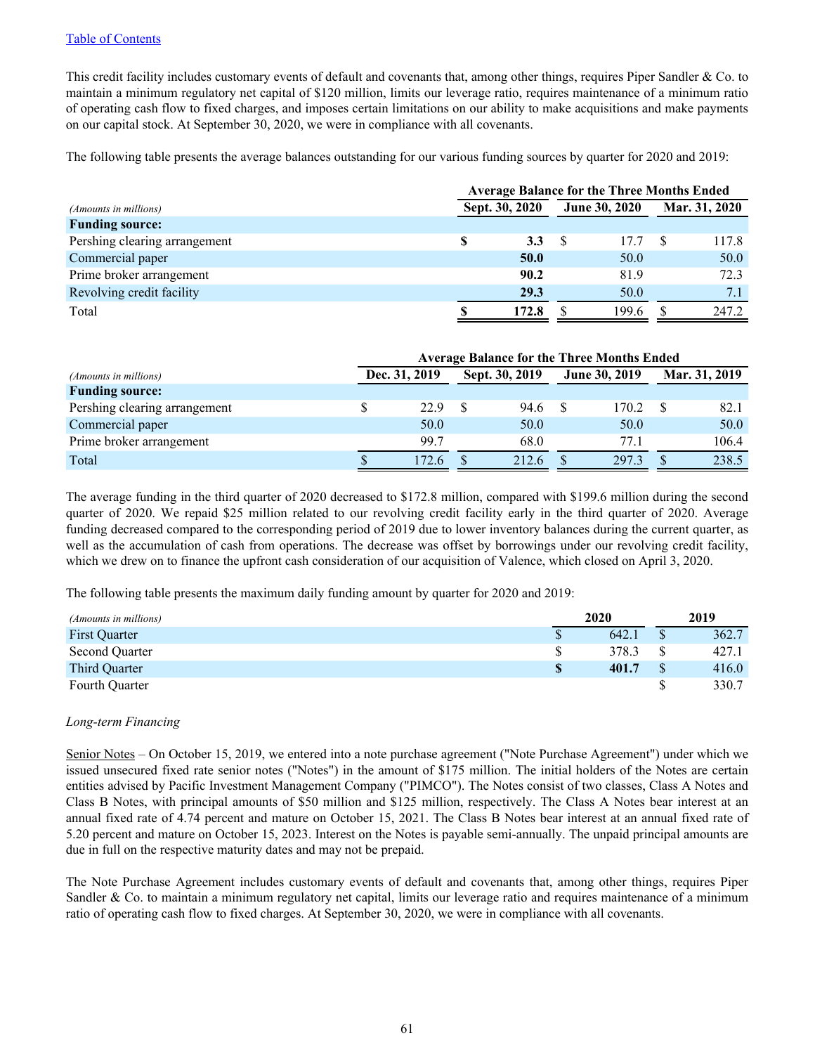This credit facility includes customary events of default and covenants that, among other things, requires Piper Sandler & Co. to maintain a minimum regulatory net capital of $120 million, limits our leverage ratio, requires maintenance of a minimum ratio of operating cash flow to fixed charges, and imposes certain limitations on our ability to make acquisitions and make payments on our capital stock. At September 30, 2020, we were in compliance with all covenants.

The following table presents the average balances outstanding for our various funding sources by quarter for 2020 and 2019:

| | Average Balance for the Three Months Ended | | |
|---|---|---|---|
| *(Amounts in millions)* | **Sept. 30, 2020** | **June 30, 2020** | **Mar. 31, 2020** |
| **Funding source:** | | | |
| Pershing clearing arrangement | **$ 3.3** | $ 17.7 | $ 117.8 |
| Commercial paper | **50.0** | 50.0 | 50.0 |
| Prime broker arrangement | **90.2** | 81.9 | 72.3 |
| Revolving credit facility | **29.3** | 50.0 | 7.1 |
| Total | **$ 172.8** | $ 199.6 | $ 247.2 |

| | Average Balance for the Three Months Ended | | | |
|---|---|---|---|---|
| *(Amounts in millions)* | **Dec. 31, 2019** | **Sept. 30, 2019** | **June 30, 2019** | **Mar. 31, 2019** |
| **Funding source:** | | | | |
| Pershing clearing arrangement | $ 22.9 | $ 94.6 | $ 170.2 | $ 82.1 |
| Commercial paper | 50.0 | 50.0 | 50.0 | 50.0 |
| Prime broker arrangement | 99.7 | 68.0 | 77.1 | 106.4 |
| Total | $ 172.6 | $ 212.6 | $ 297.3 | $ 238.5 |

The average funding in the third quarter of 2020 decreased to $172.8 million, compared with $199.6 million during the second quarter of 2020. We repaid $25 million related to our revolving credit facility early in the third quarter of 2020. Average funding decreased compared to the corresponding period of 2019 due to lower inventory balances during the current quarter, as well as the accumulation of cash from operations. The decrease was offset by borrowings under our revolving credit facility, which we drew on to finance the upfront cash consideration of our acquisition of Valence, which closed on April 3, 2020.

The following table presents the maximum daily funding amount by quarter for 2020 and 2019:

| *(Amounts in millions)* | **2020** | **2019** |
|---|---|---|
| First Quarter | $ 642.1 | $ 362.7 |
| Second Quarter | $ 378.3 | $ 427.1 |
| Third Quarter | **$ 401.7** | $ 416.0 |
| Fourth Quarter | | $ 330.7 |

*Long-term Financing*

Senior Notes – On October 15, 2019, we entered into a note purchase agreement ("Note Purchase Agreement") under which we issued unsecured fixed rate senior notes ("Notes") in the amount of $175 million. The initial holders of the Notes are certain entities advised by Pacific Investment Management Company ("PIMCO"). The Notes consist of two classes, Class A Notes and Class B Notes, with principal amounts of $50 million and $125 million, respectively. The Class A Notes bear interest at an annual fixed rate of 4.74 percent and mature on October 15, 2021. The Class B Notes bear interest at an annual fixed rate of 5.20 percent and mature on October 15, 2023. Interest on the Notes is payable semi-annually. The unpaid principal amounts are due in full on the respective maturity dates and may not be prepaid.

The Note Purchase Agreement includes customary events of default and covenants that, among other things, requires Piper Sandler & Co. to maintain a minimum regulatory net capital, limits our leverage ratio and requires maintenance of a minimum ratio of operating cash flow to fixed charges. At September 30, 2020, we were in compliance with all covenants.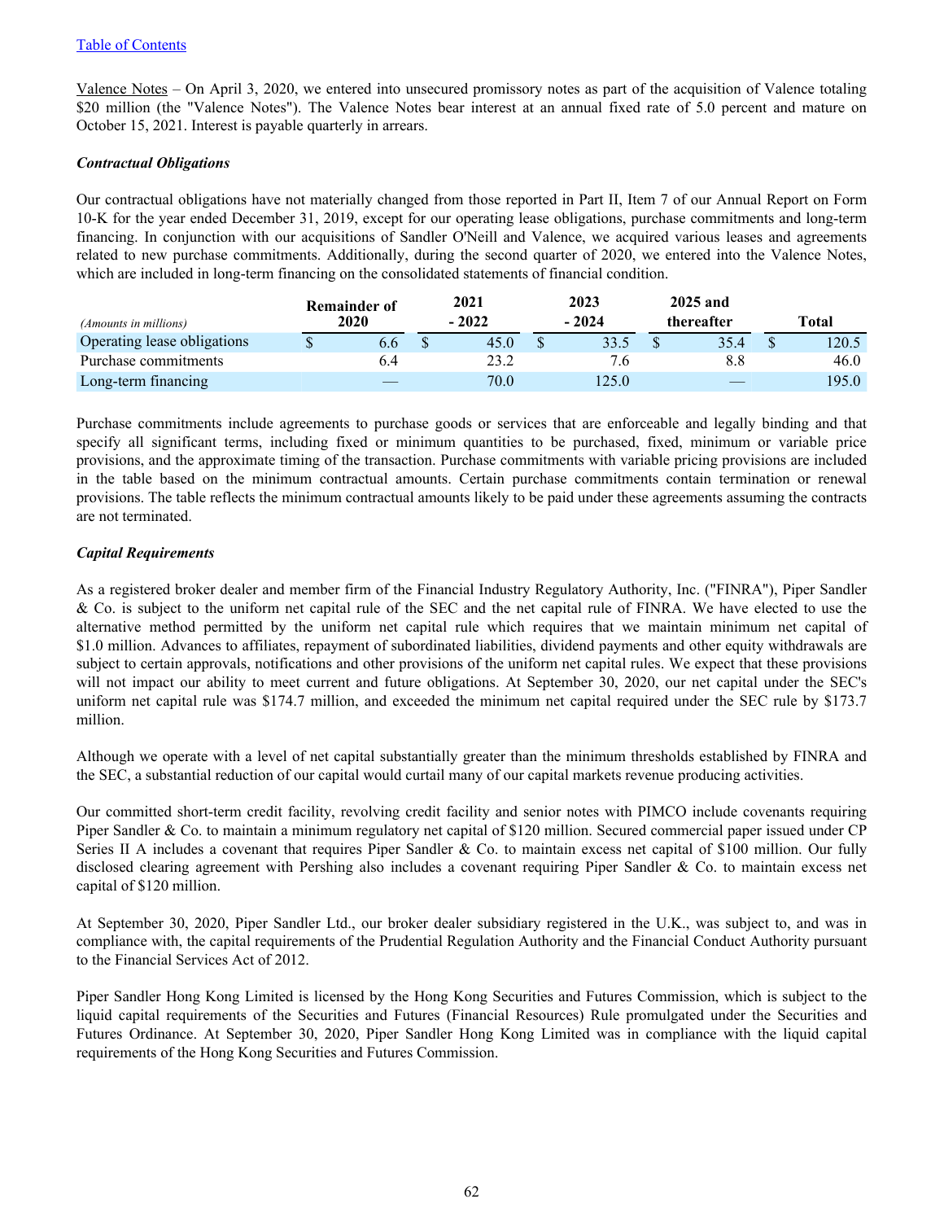[Table of Contents](#)

Valence Notes – On April 3, 2020, we entered into unsecured promissory notes as part of the acquisition of Valence totaling $20 million (the "Valence Notes"). The Valence Notes bear interest at an annual fixed rate of 5.0 percent and mature on October 15, 2021. Interest is payable quarterly in arrears.

***Contractual Obligations***

Our contractual obligations have not materially changed from those reported in Part II, Item 7 of our Annual Report on Form 10-K for the year ended December 31, 2019, except for our operating lease obligations, purchase commitments and long-term financing. In conjunction with our acquisitions of Sandler O'Neill and Valence, we acquired various leases and agreements related to new purchase commitments. Additionally, during the second quarter of 2020, we entered into the Valence Notes, which are included in long-term financing on the consolidated statements of financial condition.

| *(Amounts in millions)* | Remainder of 2020 | 2021 - 2022 | 2023 - 2024 | 2025 and thereafter | Total |
|---|---|---|---|---|---|
| Operating lease obligations | $ 6.6 | $ 45.0 | $ 33.5 | $ 35.4 | $ 120.5 |
| Purchase commitments | 6.4 | 23.2 | 7.6 | 8.8 | 46.0 |
| Long-term financing | — | 70.0 | 125.0 | — | 195.0 |

Purchase commitments include agreements to purchase goods or services that are enforceable and legally binding and that specify all significant terms, including fixed or minimum quantities to be purchased, fixed, minimum or variable price provisions, and the approximate timing of the transaction. Purchase commitments with variable pricing provisions are included in the table based on the minimum contractual amounts. Certain purchase commitments contain termination or renewal provisions. The table reflects the minimum contractual amounts likely to be paid under these agreements assuming the contracts are not terminated.

***Capital Requirements***

As a registered broker dealer and member firm of the Financial Industry Regulatory Authority, Inc. ("FINRA"), Piper Sandler & Co. is subject to the uniform net capital rule of the SEC and the net capital rule of FINRA. We have elected to use the alternative method permitted by the uniform net capital rule which requires that we maintain minimum net capital of $1.0 million. Advances to affiliates, repayment of subordinated liabilities, dividend payments and other equity withdrawals are subject to certain approvals, notifications and other provisions of the uniform net capital rules. We expect that these provisions will not impact our ability to meet current and future obligations. At September 30, 2020, our net capital under the SEC's uniform net capital rule was $174.7 million, and exceeded the minimum net capital required under the SEC rule by $173.7 million.

Although we operate with a level of net capital substantially greater than the minimum thresholds established by FINRA and the SEC, a substantial reduction of our capital would curtail many of our capital markets revenue producing activities.

Our committed short-term credit facility, revolving credit facility and senior notes with PIMCO include covenants requiring Piper Sandler & Co. to maintain a minimum regulatory net capital of $120 million. Secured commercial paper issued under CP Series II A includes a covenant that requires Piper Sandler & Co. to maintain excess net capital of $100 million. Our fully disclosed clearing agreement with Pershing also includes a covenant requiring Piper Sandler & Co. to maintain excess net capital of $120 million.

At September 30, 2020, Piper Sandler Ltd., our broker dealer subsidiary registered in the U.K., was subject to, and was in compliance with, the capital requirements of the Prudential Regulation Authority and the Financial Conduct Authority pursuant to the Financial Services Act of 2012.

Piper Sandler Hong Kong Limited is licensed by the Hong Kong Securities and Futures Commission, which is subject to the liquid capital requirements of the Securities and Futures (Financial Resources) Rule promulgated under the Securities and Futures Ordinance. At September 30, 2020, Piper Sandler Hong Kong Limited was in compliance with the liquid capital requirements of the Hong Kong Securities and Futures Commission.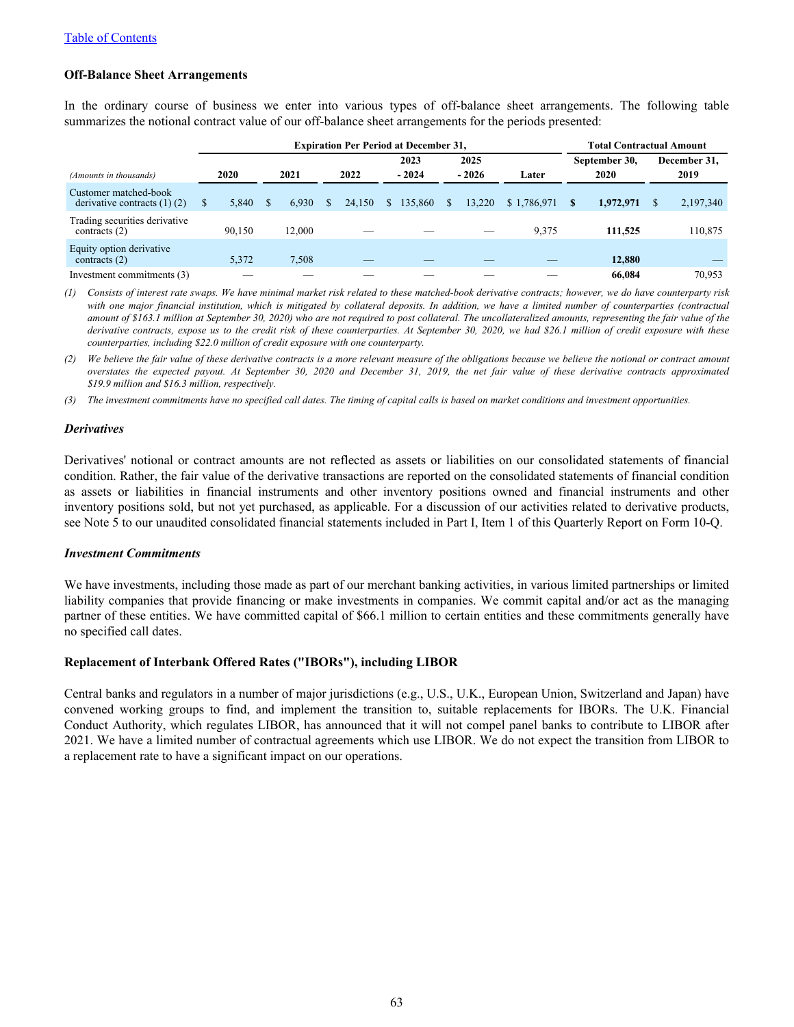[Table of Contents](#)

**Off-Balance Sheet Arrangements**

In the ordinary course of business we enter into various types of off-balance sheet arrangements. The following table summarizes the notional contract value of our off-balance sheet arrangements for the periods presented:

| | Expiration Per Period at December 31, | | | | | | Total Contractual Amount | |
|---|---|---|---|---|---|---|---|---|
| *(Amounts in thousands)* | 2020 | 2021 | 2022 | 2023 - 2024 | 2025 - 2026 | Later | September 30, 2020 | December 31, 2019 |
| Customer matched-book derivative contracts (1) (2) | $ 5,840 | $ 6,930 | $ 24,150 | $ 135,860 | $ 13,220 | $ 1,786,971 | **$ 1,972,971** | $ 2,197,340 |
| Trading securities derivative contracts (2) | 90,150 | 12,000 | — | — | — | 9,375 | **111,525** | 110,875 |
| Equity option derivative contracts (2) | 5,372 | 7,508 | — | — | — | — | **12,880** | — |
| Investment commitments (3) | — | — | — | — | — | — | **66,084** | 70,953 |

*(1) Consists of interest rate swaps. We have minimal market risk related to these matched-book derivative contracts; however, we do have counterparty risk with one major financial institution, which is mitigated by collateral deposits. In addition, we have a limited number of counterparties (contractual amount of $163.1 million at September 30, 2020) who are not required to post collateral. The uncollateralized amounts, representing the fair value of the derivative contracts, expose us to the credit risk of these counterparties. At September 30, 2020, we had $26.1 million of credit exposure with these counterparties, including $22.0 million of credit exposure with one counterparty.*

*(2) We believe the fair value of these derivative contracts is a more relevant measure of the obligations because we believe the notional or contract amount overstates the expected payout. At September 30, 2020 and December 31, 2019, the net fair value of these derivative contracts approximated $19.9 million and $16.3 million, respectively.*

*(3) The investment commitments have no specified call dates. The timing of capital calls is based on market conditions and investment opportunities.*

***Derivatives***

Derivatives' notional or contract amounts are not reflected as assets or liabilities on our consolidated statements of financial condition. Rather, the fair value of the derivative transactions are reported on the consolidated statements of financial condition as assets or liabilities in financial instruments and other inventory positions owned and financial instruments and other inventory positions sold, but not yet purchased, as applicable. For a discussion of our activities related to derivative products, see Note 5 to our unaudited consolidated financial statements included in Part I, Item 1 of this Quarterly Report on Form 10-Q.

***Investment Commitments***

We have investments, including those made as part of our merchant banking activities, in various limited partnerships or limited liability companies that provide financing or make investments in companies. We commit capital and/or act as the managing partner of these entities. We have committed capital of $66.1 million to certain entities and these commitments generally have no specified call dates.

**Replacement of Interbank Offered Rates ("IBORs"), including LIBOR**

Central banks and regulators in a number of major jurisdictions (e.g., U.S., U.K., European Union, Switzerland and Japan) have convened working groups to find, and implement the transition to, suitable replacements for IBORs. The U.K. Financial Conduct Authority, which regulates LIBOR, has announced that it will not compel panel banks to contribute to LIBOR after 2021. We have a limited number of contractual agreements which use LIBOR. We do not expect the transition from LIBOR to a replacement rate to have a significant impact on our operations.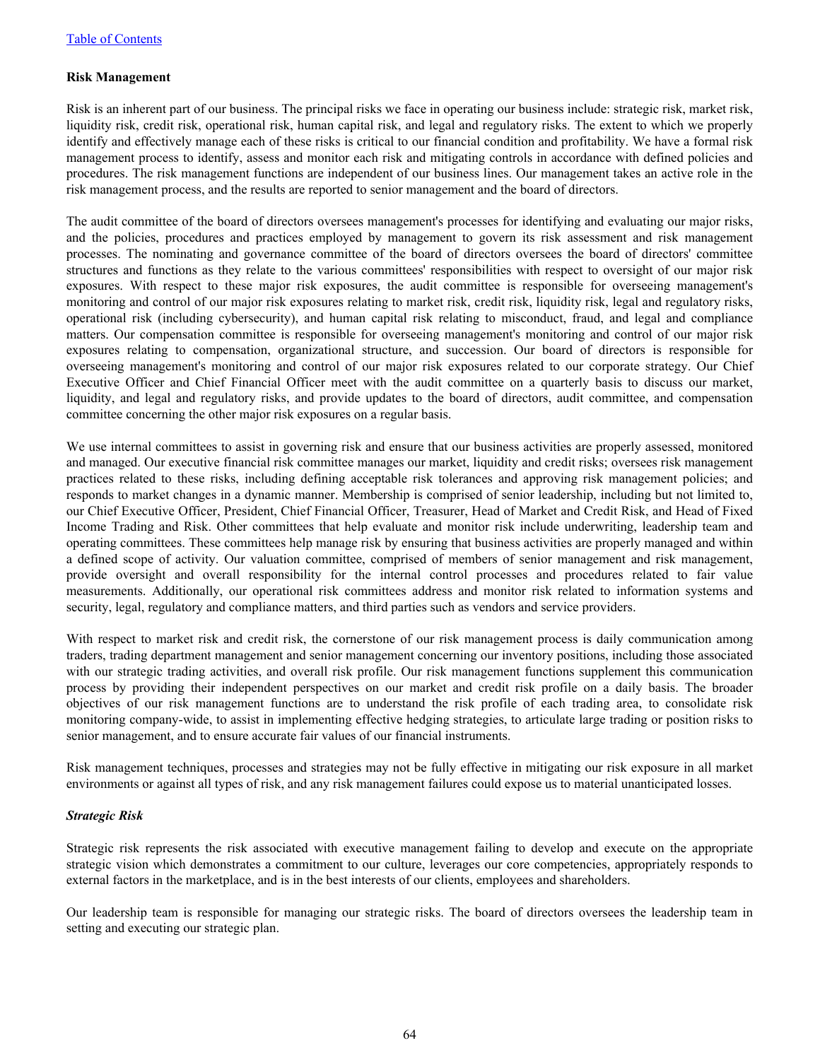## Risk Management

Risk is an inherent part of our business. The principal risks we face in operating our business include: strategic risk, market risk, liquidity risk, credit risk, operational risk, human capital risk, and legal and regulatory risks. The extent to which we properly identify and effectively manage each of these risks is critical to our financial condition and profitability. We have a formal risk management process to identify, assess and monitor each risk and mitigating controls in accordance with defined policies and procedures. The risk management functions are independent of our business lines. Our management takes an active role in the risk management process, and the results are reported to senior management and the board of directors.

The audit committee of the board of directors oversees management's processes for identifying and evaluating our major risks, and the policies, procedures and practices employed by management to govern its risk assessment and risk management processes. The nominating and governance committee of the board of directors oversees the board of directors' committee structures and functions as they relate to the various committees' responsibilities with respect to oversight of our major risk exposures. With respect to these major risk exposures, the audit committee is responsible for overseeing management's monitoring and control of our major risk exposures relating to market risk, credit risk, liquidity risk, legal and regulatory risks, operational risk (including cybersecurity), and human capital risk relating to misconduct, fraud, and legal and compliance matters. Our compensation committee is responsible for overseeing management's monitoring and control of our major risk exposures relating to compensation, organizational structure, and succession. Our board of directors is responsible for overseeing management's monitoring and control of our major risk exposures related to our corporate strategy. Our Chief Executive Officer and Chief Financial Officer meet with the audit committee on a quarterly basis to discuss our market, liquidity, and legal and regulatory risks, and provide updates to the board of directors, audit committee, and compensation committee concerning the other major risk exposures on a regular basis.

We use internal committees to assist in governing risk and ensure that our business activities are properly assessed, monitored and managed. Our executive financial risk committee manages our market, liquidity and credit risks; oversees risk management practices related to these risks, including defining acceptable risk tolerances and approving risk management policies; and responds to market changes in a dynamic manner. Membership is comprised of senior leadership, including but not limited to, our Chief Executive Officer, President, Chief Financial Officer, Treasurer, Head of Market and Credit Risk, and Head of Fixed Income Trading and Risk. Other committees that help evaluate and monitor risk include underwriting, leadership team and operating committees. These committees help manage risk by ensuring that business activities are properly managed and within a defined scope of activity. Our valuation committee, comprised of members of senior management and risk management, provide oversight and overall responsibility for the internal control processes and procedures related to fair value measurements. Additionally, our operational risk committees address and monitor risk related to information systems and security, legal, regulatory and compliance matters, and third parties such as vendors and service providers.

With respect to market risk and credit risk, the cornerstone of our risk management process is daily communication among traders, trading department management and senior management concerning our inventory positions, including those associated with our strategic trading activities, and overall risk profile. Our risk management functions supplement this communication process by providing their independent perspectives on our market and credit risk profile on a daily basis. The broader objectives of our risk management functions are to understand the risk profile of each trading area, to consolidate risk monitoring company-wide, to assist in implementing effective hedging strategies, to articulate large trading or position risks to senior management, and to ensure accurate fair values of our financial instruments.

Risk management techniques, processes and strategies may not be fully effective in mitigating our risk exposure in all market environments or against all types of risk, and any risk management failures could expose us to material unanticipated losses.

### *Strategic Risk*

Strategic risk represents the risk associated with executive management failing to develop and execute on the appropriate strategic vision which demonstrates a commitment to our culture, leverages our core competencies, appropriately responds to external factors in the marketplace, and is in the best interests of our clients, employees and shareholders.

Our leadership team is responsible for managing our strategic risks. The board of directors oversees the leadership team in setting and executing our strategic plan.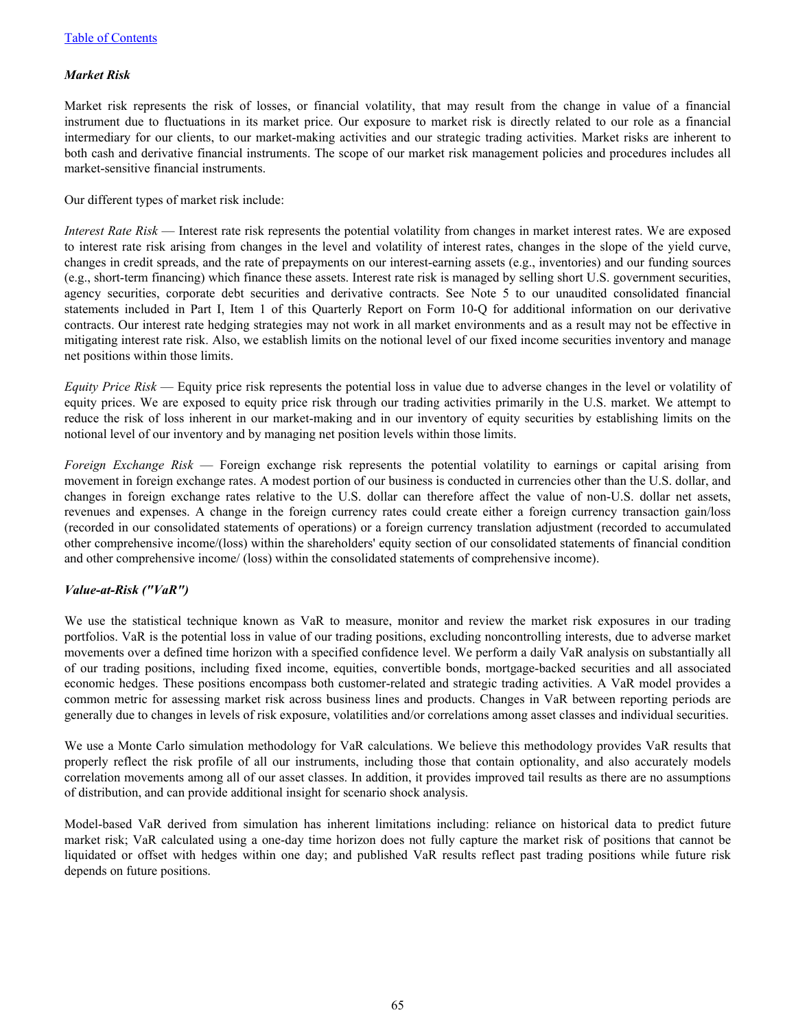[Table of Contents](#)

### *Market Risk*

Market risk represents the risk of losses, or financial volatility, that may result from the change in value of a financial instrument due to fluctuations in its market price. Our exposure to market risk is directly related to our role as a financial intermediary for our clients, to our market-making activities and our strategic trading activities. Market risks are inherent to both cash and derivative financial instruments. The scope of our market risk management policies and procedures includes all market-sensitive financial instruments.

Our different types of market risk include:

*Interest Rate Risk* — Interest rate risk represents the potential volatility from changes in market interest rates. We are exposed to interest rate risk arising from changes in the level and volatility of interest rates, changes in the slope of the yield curve, changes in credit spreads, and the rate of prepayments on our interest-earning assets (e.g., inventories) and our funding sources (e.g., short-term financing) which finance these assets. Interest rate risk is managed by selling short U.S. government securities, agency securities, corporate debt securities and derivative contracts. See Note 5 to our unaudited consolidated financial statements included in Part I, Item 1 of this Quarterly Report on Form 10-Q for additional information on our derivative contracts. Our interest rate hedging strategies may not work in all market environments and as a result may not be effective in mitigating interest rate risk. Also, we establish limits on the notional level of our fixed income securities inventory and manage net positions within those limits.

*Equity Price Risk* — Equity price risk represents the potential loss in value due to adverse changes in the level or volatility of equity prices. We are exposed to equity price risk through our trading activities primarily in the U.S. market. We attempt to reduce the risk of loss inherent in our market-making and in our inventory of equity securities by establishing limits on the notional level of our inventory and by managing net position levels within those limits.

*Foreign Exchange Risk* — Foreign exchange risk represents the potential volatility to earnings or capital arising from movement in foreign exchange rates. A modest portion of our business is conducted in currencies other than the U.S. dollar, and changes in foreign exchange rates relative to the U.S. dollar can therefore affect the value of non-U.S. dollar net assets, revenues and expenses. A change in the foreign currency rates could create either a foreign currency transaction gain/loss (recorded in our consolidated statements of operations) or a foreign currency translation adjustment (recorded to accumulated other comprehensive income/(loss) within the shareholders' equity section of our consolidated statements of financial condition and other comprehensive income/ (loss) within the consolidated statements of comprehensive income).

### *Value-at-Risk ("VaR")*

We use the statistical technique known as VaR to measure, monitor and review the market risk exposures in our trading portfolios. VaR is the potential loss in value of our trading positions, excluding noncontrolling interests, due to adverse market movements over a defined time horizon with a specified confidence level. We perform a daily VaR analysis on substantially all of our trading positions, including fixed income, equities, convertible bonds, mortgage-backed securities and all associated economic hedges. These positions encompass both customer-related and strategic trading activities. A VaR model provides a common metric for assessing market risk across business lines and products. Changes in VaR between reporting periods are generally due to changes in levels of risk exposure, volatilities and/or correlations among asset classes and individual securities.

We use a Monte Carlo simulation methodology for VaR calculations. We believe this methodology provides VaR results that properly reflect the risk profile of all our instruments, including those that contain optionality, and also accurately models correlation movements among all of our asset classes. In addition, it provides improved tail results as there are no assumptions of distribution, and can provide additional insight for scenario shock analysis.

Model-based VaR derived from simulation has inherent limitations including: reliance on historical data to predict future market risk; VaR calculated using a one-day time horizon does not fully capture the market risk of positions that cannot be liquidated or offset with hedges within one day; and published VaR results reflect past trading positions while future risk depends on future positions.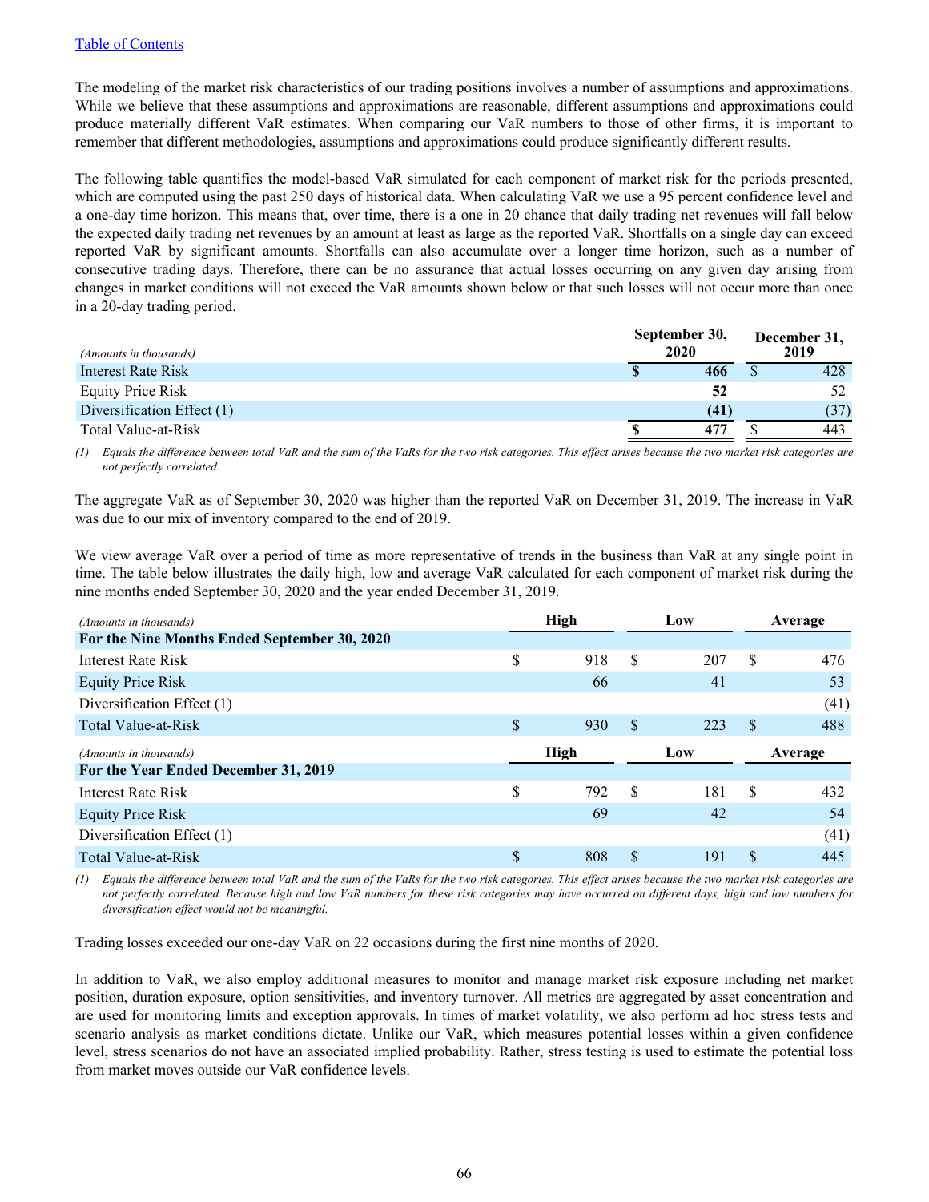[Table of Contents](#)

The modeling of the market risk characteristics of our trading positions involves a number of assumptions and approximations. While we believe that these assumptions and approximations are reasonable, different assumptions and approximations could produce materially different VaR estimates. When comparing our VaR numbers to those of other firms, it is important to remember that different methodologies, assumptions and approximations could produce significantly different results.

The following table quantifies the model-based VaR simulated for each component of market risk for the periods presented, which are computed using the past 250 days of historical data. When calculating VaR we use a 95 percent confidence level and a one-day time horizon. This means that, over time, there is a one in 20 chance that daily trading net revenues will fall below the expected daily trading net revenues by an amount at least as large as the reported VaR. Shortfalls on a single day can exceed reported VaR by significant amounts. Shortfalls can also accumulate over a longer time horizon, such as a number of consecutive trading days. Therefore, there can be no assurance that actual losses occurring on any given day arising from changes in market conditions will not exceed the VaR amounts shown below or that such losses will not occur more than once in a 20-day trading period.

| *(Amounts in thousands)* | September 30, 2020 | December 31, 2019 |
|---|---|---|
| Interest Rate Risk | **$ 466** | $ 428 |
| Equity Price Risk | **52** | 52 |
| Diversification Effect (1) | **(41)** | (37) |
| Total Value-at-Risk | **$ 477** | $ 443 |

*(1) Equals the difference between total VaR and the sum of the VaRs for the two risk categories. This effect arises because the two market risk categories are not perfectly correlated.*

The aggregate VaR as of September 30, 2020 was higher than the reported VaR on December 31, 2019. The increase in VaR was due to our mix of inventory compared to the end of 2019.

We view average VaR over a period of time as more representative of trends in the business than VaR at any single point in time. The table below illustrates the daily high, low and average VaR calculated for each component of market risk during the nine months ended September 30, 2020 and the year ended December 31, 2019.

| *(Amounts in thousands)* | High | Low | Average |
|---|---|---|---|
| **For the Nine Months Ended September 30, 2020** | | | |
| Interest Rate Risk | $ 918 | $ 207 | $ 476 |
| Equity Price Risk | 66 | 41 | 53 |
| Diversification Effect (1) | | | (41) |
| Total Value-at-Risk | $ 930 | $ 223 | $ 488 |

| *(Amounts in thousands)* | High | Low | Average |
|---|---|---|---|
| **For the Year Ended December 31, 2019** | | | |
| Interest Rate Risk | $ 792 | $ 181 | $ 432 |
| Equity Price Risk | 69 | 42 | 54 |
| Diversification Effect (1) | | | (41) |
| Total Value-at-Risk | $ 808 | $ 191 | $ 445 |

*(1) Equals the difference between total VaR and the sum of the VaRs for the two risk categories. This effect arises because the two market risk categories are not perfectly correlated. Because high and low VaR numbers for these risk categories may have occurred on different days, high and low numbers for diversification effect would not be meaningful.*

Trading losses exceeded our one-day VaR on 22 occasions during the first nine months of 2020.

In addition to VaR, we also employ additional measures to monitor and manage market risk exposure including net market position, duration exposure, option sensitivities, and inventory turnover. All metrics are aggregated by asset concentration and are used for monitoring limits and exception approvals. In times of market volatility, we also perform ad hoc stress tests and scenario analysis as market conditions dictate. Unlike our VaR, which measures potential losses within a given confidence level, stress scenarios do not have an associated implied probability. Rather, stress testing is used to estimate the potential loss from market moves outside our VaR confidence levels.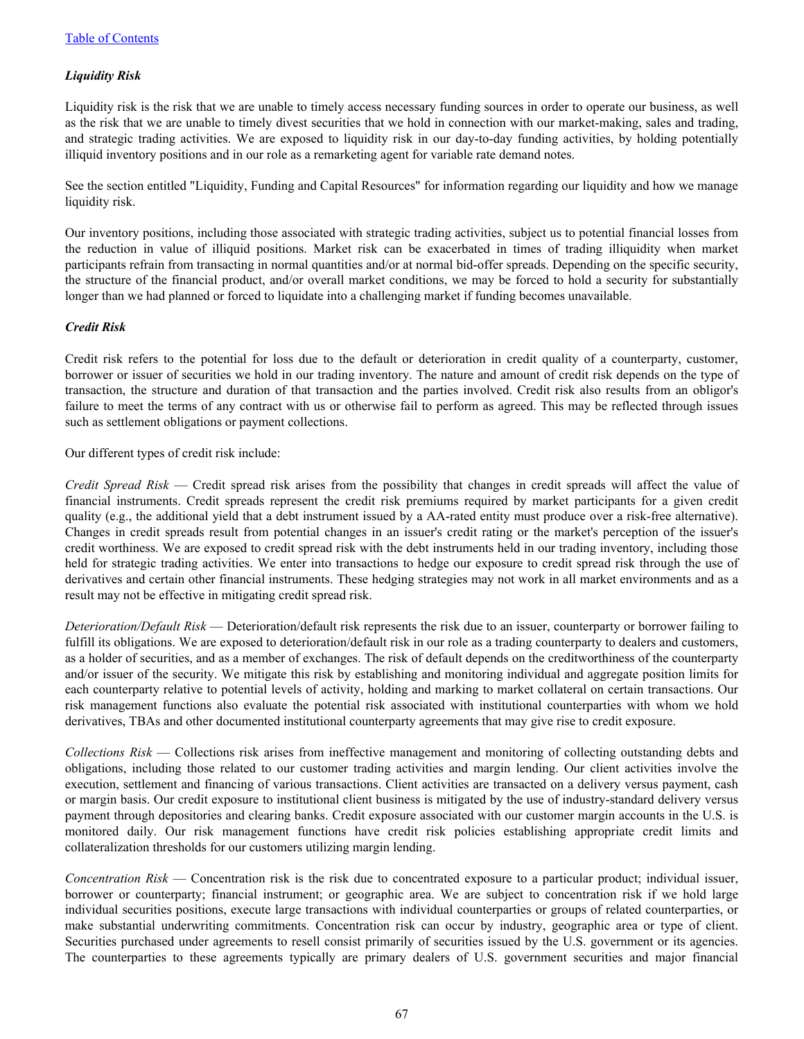### *Liquidity Risk*

Liquidity risk is the risk that we are unable to timely access necessary funding sources in order to operate our business, as well as the risk that we are unable to timely divest securities that we hold in connection with our market-making, sales and trading, and strategic trading activities. We are exposed to liquidity risk in our day-to-day funding activities, by holding potentially illiquid inventory positions and in our role as a remarketing agent for variable rate demand notes.

See the section entitled "Liquidity, Funding and Capital Resources" for information regarding our liquidity and how we manage liquidity risk.

Our inventory positions, including those associated with strategic trading activities, subject us to potential financial losses from the reduction in value of illiquid positions. Market risk can be exacerbated in times of trading illiquidity when market participants refrain from transacting in normal quantities and/or at normal bid-offer spreads. Depending on the specific security, the structure of the financial product, and/or overall market conditions, we may be forced to hold a security for substantially longer than we had planned or forced to liquidate into a challenging market if funding becomes unavailable.

### *Credit Risk*

Credit risk refers to the potential for loss due to the default or deterioration in credit quality of a counterparty, customer, borrower or issuer of securities we hold in our trading inventory. The nature and amount of credit risk depends on the type of transaction, the structure and duration of that transaction and the parties involved. Credit risk also results from an obligor's failure to meet the terms of any contract with us or otherwise fail to perform as agreed. This may be reflected through issues such as settlement obligations or payment collections.

Our different types of credit risk include:

*Credit Spread Risk* — Credit spread risk arises from the possibility that changes in credit spreads will affect the value of financial instruments. Credit spreads represent the credit risk premiums required by market participants for a given credit quality (e.g., the additional yield that a debt instrument issued by a AA-rated entity must produce over a risk-free alternative). Changes in credit spreads result from potential changes in an issuer's credit rating or the market's perception of the issuer's credit worthiness. We are exposed to credit spread risk with the debt instruments held in our trading inventory, including those held for strategic trading activities. We enter into transactions to hedge our exposure to credit spread risk through the use of derivatives and certain other financial instruments. These hedging strategies may not work in all market environments and as a result may not be effective in mitigating credit spread risk.

*Deterioration/Default Risk* — Deterioration/default risk represents the risk due to an issuer, counterparty or borrower failing to fulfill its obligations. We are exposed to deterioration/default risk in our role as a trading counterparty to dealers and customers, as a holder of securities, and as a member of exchanges. The risk of default depends on the creditworthiness of the counterparty and/or issuer of the security. We mitigate this risk by establishing and monitoring individual and aggregate position limits for each counterparty relative to potential levels of activity, holding and marking to market collateral on certain transactions. Our risk management functions also evaluate the potential risk associated with institutional counterparties with whom we hold derivatives, TBAs and other documented institutional counterparty agreements that may give rise to credit exposure.

*Collections Risk* — Collections risk arises from ineffective management and monitoring of collecting outstanding debts and obligations, including those related to our customer trading activities and margin lending. Our client activities involve the execution, settlement and financing of various transactions. Client activities are transacted on a delivery versus payment, cash or margin basis. Our credit exposure to institutional client business is mitigated by the use of industry-standard delivery versus payment through depositories and clearing banks. Credit exposure associated with our customer margin accounts in the U.S. is monitored daily. Our risk management functions have credit risk policies establishing appropriate credit limits and collateralization thresholds for our customers utilizing margin lending.

*Concentration Risk* — Concentration risk is the risk due to concentrated exposure to a particular product; individual issuer, borrower or counterparty; financial instrument; or geographic area. We are subject to concentration risk if we hold large individual securities positions, execute large transactions with individual counterparties or groups of related counterparties, or make substantial underwriting commitments. Concentration risk can occur by industry, geographic area or type of client. Securities purchased under agreements to resell consist primarily of securities issued by the U.S. government or its agencies. The counterparties to these agreements typically are primary dealers of U.S. government securities and major financial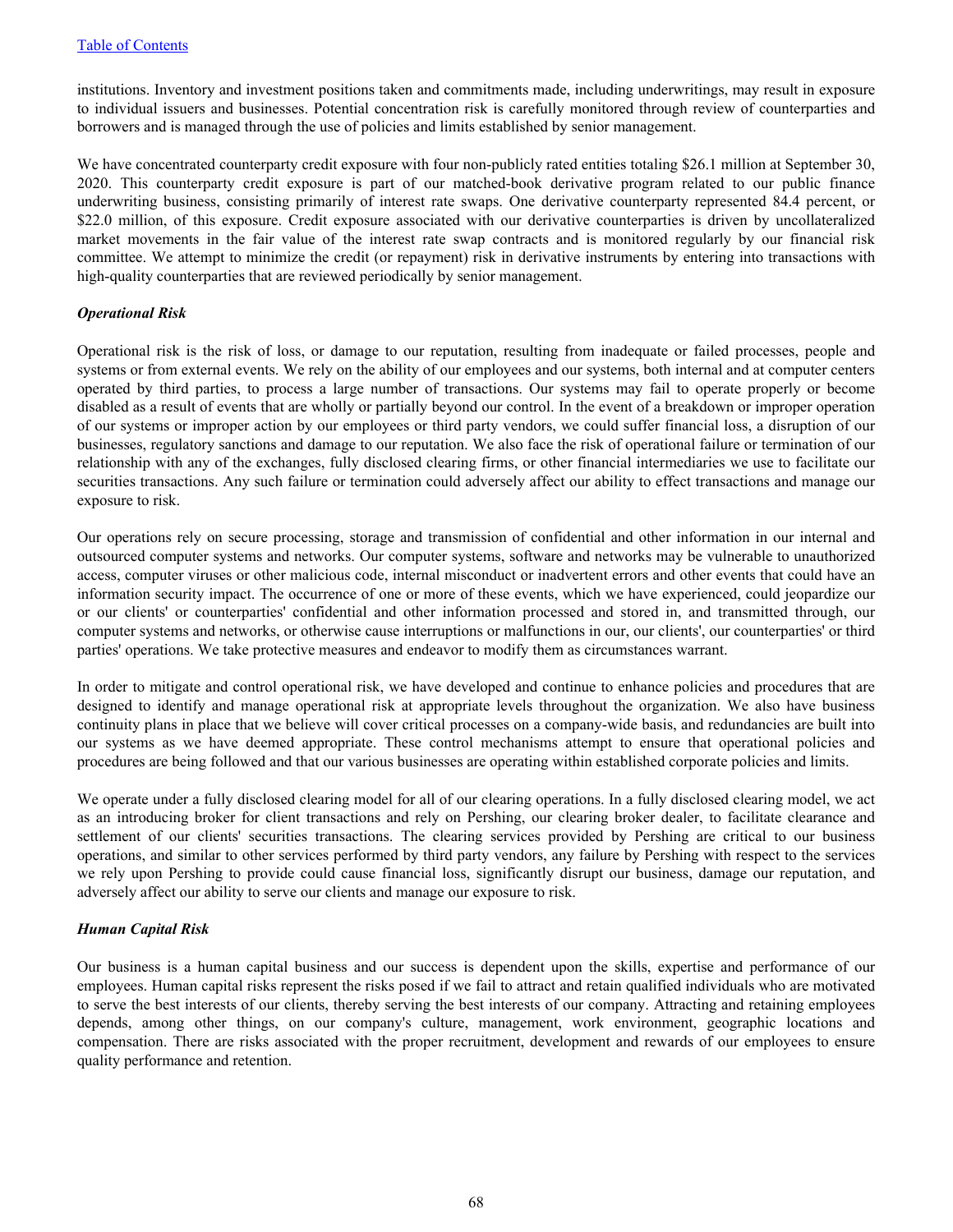institutions. Inventory and investment positions taken and commitments made, including underwritings, may result in exposure to individual issuers and businesses. Potential concentration risk is carefully monitored through review of counterparties and borrowers and is managed through the use of policies and limits established by senior management.

We have concentrated counterparty credit exposure with four non-publicly rated entities totaling $26.1 million at September 30, 2020. This counterparty credit exposure is part of our matched-book derivative program related to our public finance underwriting business, consisting primarily of interest rate swaps. One derivative counterparty represented 84.4 percent, or $22.0 million, of this exposure. Credit exposure associated with our derivative counterparties is driven by uncollateralized market movements in the fair value of the interest rate swap contracts and is monitored regularly by our financial risk committee. We attempt to minimize the credit (or repayment) risk in derivative instruments by entering into transactions with high-quality counterparties that are reviewed periodically by senior management.

***Operational Risk***

Operational risk is the risk of loss, or damage to our reputation, resulting from inadequate or failed processes, people and systems or from external events. We rely on the ability of our employees and our systems, both internal and at computer centers operated by third parties, to process a large number of transactions. Our systems may fail to operate properly or become disabled as a result of events that are wholly or partially beyond our control. In the event of a breakdown or improper operation of our systems or improper action by our employees or third party vendors, we could suffer financial loss, a disruption of our businesses, regulatory sanctions and damage to our reputation. We also face the risk of operational failure or termination of our relationship with any of the exchanges, fully disclosed clearing firms, or other financial intermediaries we use to facilitate our securities transactions. Any such failure or termination could adversely affect our ability to effect transactions and manage our exposure to risk.

Our operations rely on secure processing, storage and transmission of confidential and other information in our internal and outsourced computer systems and networks. Our computer systems, software and networks may be vulnerable to unauthorized access, computer viruses or other malicious code, internal misconduct or inadvertent errors and other events that could have an information security impact. The occurrence of one or more of these events, which we have experienced, could jeopardize our or our clients' or counterparties' confidential and other information processed and stored in, and transmitted through, our computer systems and networks, or otherwise cause interruptions or malfunctions in our, our clients', our counterparties' or third parties' operations. We take protective measures and endeavor to modify them as circumstances warrant.

In order to mitigate and control operational risk, we have developed and continue to enhance policies and procedures that are designed to identify and manage operational risk at appropriate levels throughout the organization. We also have business continuity plans in place that we believe will cover critical processes on a company-wide basis, and redundancies are built into our systems as we have deemed appropriate. These control mechanisms attempt to ensure that operational policies and procedures are being followed and that our various businesses are operating within established corporate policies and limits.

We operate under a fully disclosed clearing model for all of our clearing operations. In a fully disclosed clearing model, we act as an introducing broker for client transactions and rely on Pershing, our clearing broker dealer, to facilitate clearance and settlement of our clients' securities transactions. The clearing services provided by Pershing are critical to our business operations, and similar to other services performed by third party vendors, any failure by Pershing with respect to the services we rely upon Pershing to provide could cause financial loss, significantly disrupt our business, damage our reputation, and adversely affect our ability to serve our clients and manage our exposure to risk.

***Human Capital Risk***

Our business is a human capital business and our success is dependent upon the skills, expertise and performance of our employees. Human capital risks represent the risks posed if we fail to attract and retain qualified individuals who are motivated to serve the best interests of our clients, thereby serving the best interests of our company. Attracting and retaining employees depends, among other things, on our company's culture, management, work environment, geographic locations and compensation. There are risks associated with the proper recruitment, development and rewards of our employees to ensure quality performance and retention.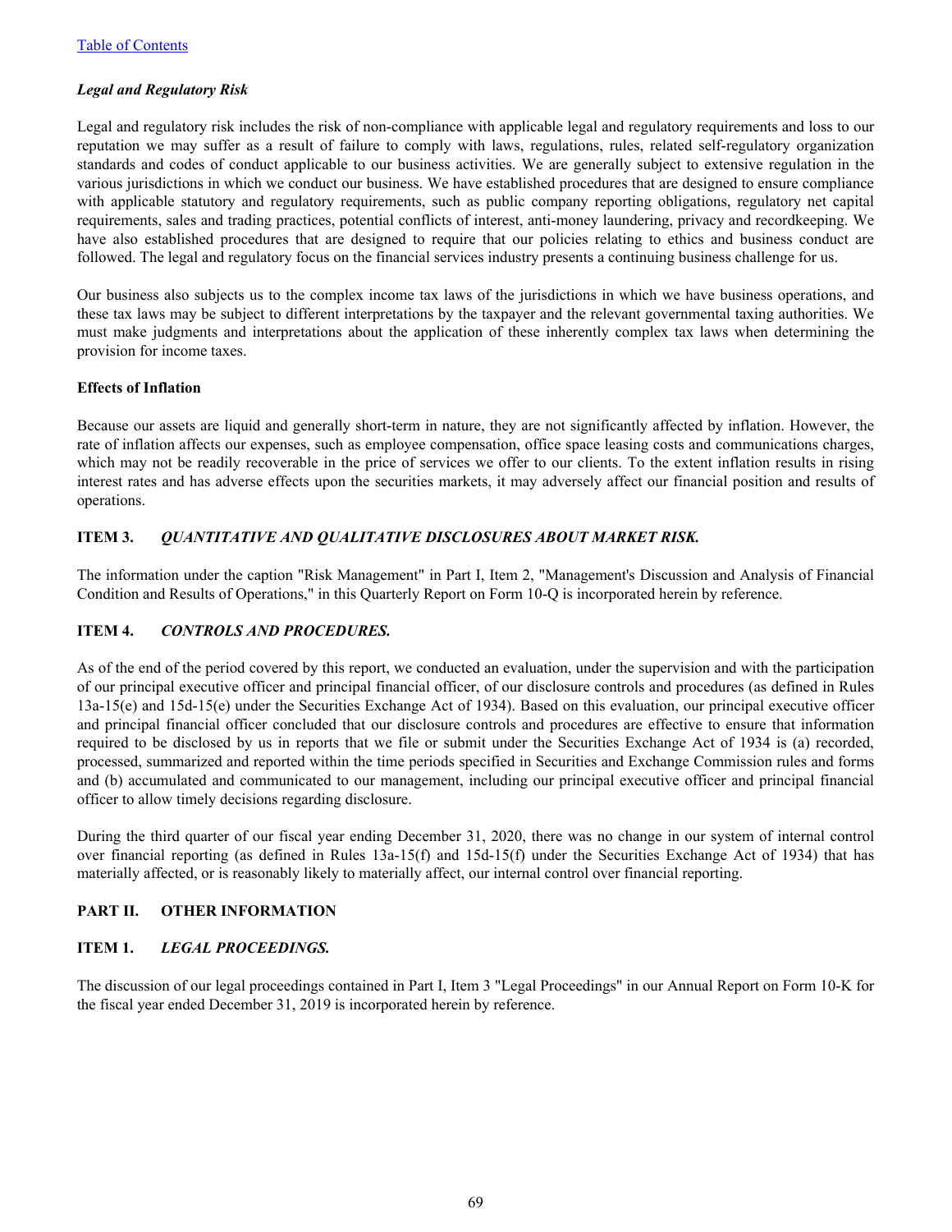[Table of Contents]

***Legal and Regulatory Risk***

Legal and regulatory risk includes the risk of non-compliance with applicable legal and regulatory requirements and loss to our reputation we may suffer as a result of failure to comply with laws, regulations, rules, related self-regulatory organization standards and codes of conduct applicable to our business activities. We are generally subject to extensive regulation in the various jurisdictions in which we conduct our business. We have established procedures that are designed to ensure compliance with applicable statutory and regulatory requirements, such as public company reporting obligations, regulatory net capital requirements, sales and trading practices, potential conflicts of interest, anti-money laundering, privacy and recordkeeping. We have also established procedures that are designed to require that our policies relating to ethics and business conduct are followed. The legal and regulatory focus on the financial services industry presents a continuing business challenge for us.

Our business also subjects us to the complex income tax laws of the jurisdictions in which we have business operations, and these tax laws may be subject to different interpretations by the taxpayer and the relevant governmental taxing authorities. We must make judgments and interpretations about the application of these inherently complex tax laws when determining the provision for income taxes.

**Effects of Inflation**

Because our assets are liquid and generally short-term in nature, they are not significantly affected by inflation. However, the rate of inflation affects our expenses, such as employee compensation, office space leasing costs and communications charges, which may not be readily recoverable in the price of services we offer to our clients. To the extent inflation results in rising interest rates and has adverse effects upon the securities markets, it may adversely affect our financial position and results of operations.

## ITEM 3. *QUANTITATIVE AND QUALITATIVE DISCLOSURES ABOUT MARKET RISK.*

The information under the caption "Risk Management" in Part I, Item 2, "Management's Discussion and Analysis of Financial Condition and Results of Operations," in this Quarterly Report on Form 10-Q is incorporated herein by reference.

## ITEM 4. *CONTROLS AND PROCEDURES.*

As of the end of the period covered by this report, we conducted an evaluation, under the supervision and with the participation of our principal executive officer and principal financial officer, of our disclosure controls and procedures (as defined in Rules 13a-15(e) and 15d-15(e) under the Securities Exchange Act of 1934). Based on this evaluation, our principal executive officer and principal financial officer concluded that our disclosure controls and procedures are effective to ensure that information required to be disclosed by us in reports that we file or submit under the Securities Exchange Act of 1934 is (a) recorded, processed, summarized and reported within the time periods specified in Securities and Exchange Commission rules and forms and (b) accumulated and communicated to our management, including our principal executive officer and principal financial officer to allow timely decisions regarding disclosure.

During the third quarter of our fiscal year ending December 31, 2020, there was no change in our system of internal control over financial reporting (as defined in Rules 13a-15(f) and 15d-15(f) under the Securities Exchange Act of 1934) that has materially affected, or is reasonably likely to materially affect, our internal control over financial reporting.

# PART II. OTHER INFORMATION

## ITEM 1. *LEGAL PROCEEDINGS.*

The discussion of our legal proceedings contained in Part I, Item 3 "Legal Proceedings" in our Annual Report on Form 10-K for the fiscal year ended December 31, 2019 is incorporated herein by reference.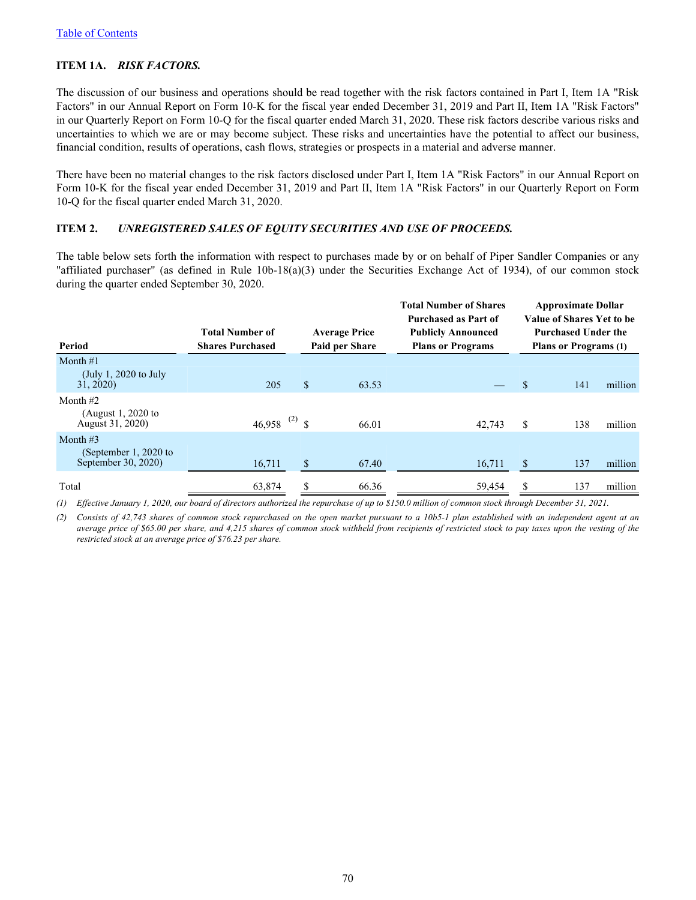[Table of Contents]

### ITEM 1A. *RISK FACTORS.*

The discussion of our business and operations should be read together with the risk factors contained in Part I, Item 1A "Risk Factors" in our Annual Report on Form 10-K for the fiscal year ended December 31, 2019 and Part II, Item 1A "Risk Factors" in our Quarterly Report on Form 10-Q for the fiscal quarter ended March 31, 2020. These risk factors describe various risks and uncertainties to which we are or may become subject. These risks and uncertainties have the potential to affect our business, financial condition, results of operations, cash flows, strategies or prospects in a material and adverse manner.

There have been no material changes to the risk factors disclosed under Part I, Item 1A "Risk Factors" in our Annual Report on Form 10-K for the fiscal year ended December 31, 2019 and Part II, Item 1A "Risk Factors" in our Quarterly Report on Form 10-Q for the fiscal quarter ended March 31, 2020.

### ITEM 2. *UNREGISTERED SALES OF EQUITY SECURITIES AND USE OF PROCEEDS.*

The table below sets forth the information with respect to purchases made by or on behalf of Piper Sandler Companies or any "affiliated purchaser" (as defined in Rule 10b-18(a)(3) under the Securities Exchange Act of 1934), of our common stock during the quarter ended September 30, 2020.

| Period | Total Number of Shares Purchased | Average Price Paid per Share | Total Number of Shares Purchased as Part of Publicly Announced Plans or Programs | Approximate Dollar Value of Shares Yet to be Purchased Under the Plans or Programs (1) |
|---|---|---|---|---|
| Month #1 (July 1, 2020 to July 31, 2020) | 205 | $ 63.53 | — | $ 141 million |
| Month #2 (August 1, 2020 to August 31, 2020) | 46,958 (2) | $ 66.01 | 42,743 | $ 138 million |
| Month #3 (September 1, 2020 to September 30, 2020) | 16,711 | $ 67.40 | 16,711 | $ 137 million |
| Total | 63,874 | $ 66.36 | 59,454 | $ 137 million |

(1) *Effective January 1, 2020, our board of directors authorized the repurchase of up to $150.0 million of common stock through December 31, 2021.*

(2) *Consists of 42,743 shares of common stock repurchased on the open market pursuant to a 10b5-1 plan established with an independent agent at an average price of $65.00 per share, and 4,215 shares of common stock withheld from recipients of restricted stock to pay taxes upon the vesting of the restricted stock at an average price of $76.23 per share.*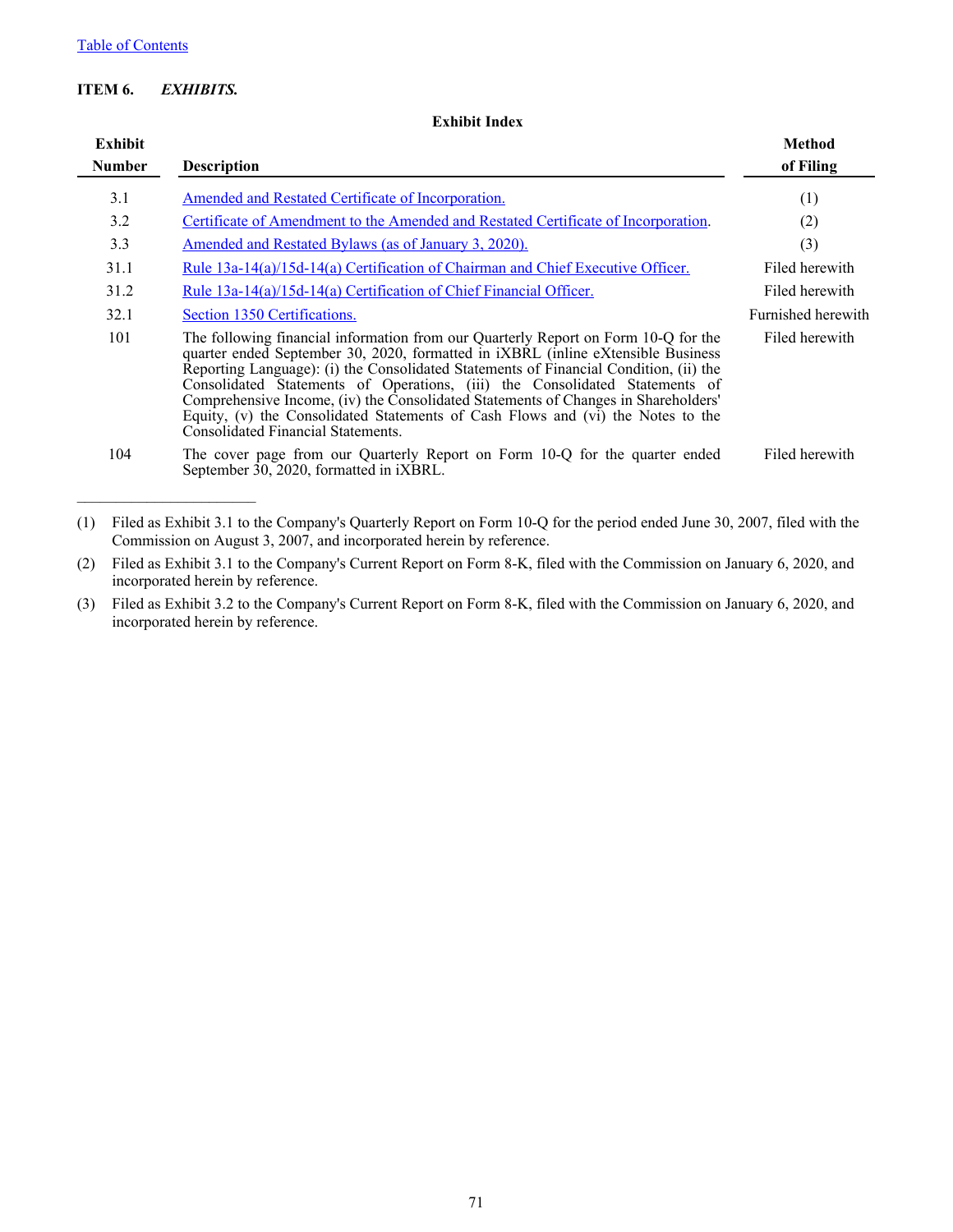Table of Contents

**ITEM 6.** ***EXHIBITS.***

**Exhibit Index**

| Exhibit Number | Description | Method of Filing |
|---|---|---|
| 3.1 | Amended and Restated Certificate of Incorporation. | (1) |
| 3.2 | Certificate of Amendment to the Amended and Restated Certificate of Incorporation. | (2) |
| 3.3 | Amended and Restated Bylaws (as of January 3, 2020). | (3) |
| 31.1 | Rule 13a-14(a)/15d-14(a) Certification of Chairman and Chief Executive Officer. | Filed herewith |
| 31.2 | Rule 13a-14(a)/15d-14(a) Certification of Chief Financial Officer. | Filed herewith |
| 32.1 | Section 1350 Certifications. | Furnished herewith |
| 101 | The following financial information from our Quarterly Report on Form 10-Q for the quarter ended September 30, 2020, formatted in iXBRL (inline eXtensible Business Reporting Language): (i) the Consolidated Statements of Financial Condition, (ii) the Consolidated Statements of Operations, (iii) the Consolidated Statements of Comprehensive Income, (iv) the Consolidated Statements of Changes in Shareholders' Equity, (v) the Consolidated Statements of Cash Flows and (vi) the Notes to the Consolidated Financial Statements. | Filed herewith |
| 104 | The cover page from our Quarterly Report on Form 10-Q for the quarter ended September 30, 2020, formatted in iXBRL. | Filed herewith |

---

(1) Filed as Exhibit 3.1 to the Company's Quarterly Report on Form 10-Q for the period ended June 30, 2007, filed with the Commission on August 3, 2007, and incorporated herein by reference.

(2) Filed as Exhibit 3.1 to the Company's Current Report on Form 8-K, filed with the Commission on January 6, 2020, and incorporated herein by reference.

(3) Filed as Exhibit 3.2 to the Company's Current Report on Form 8-K, filed with the Commission on January 6, 2020, and incorporated herein by reference.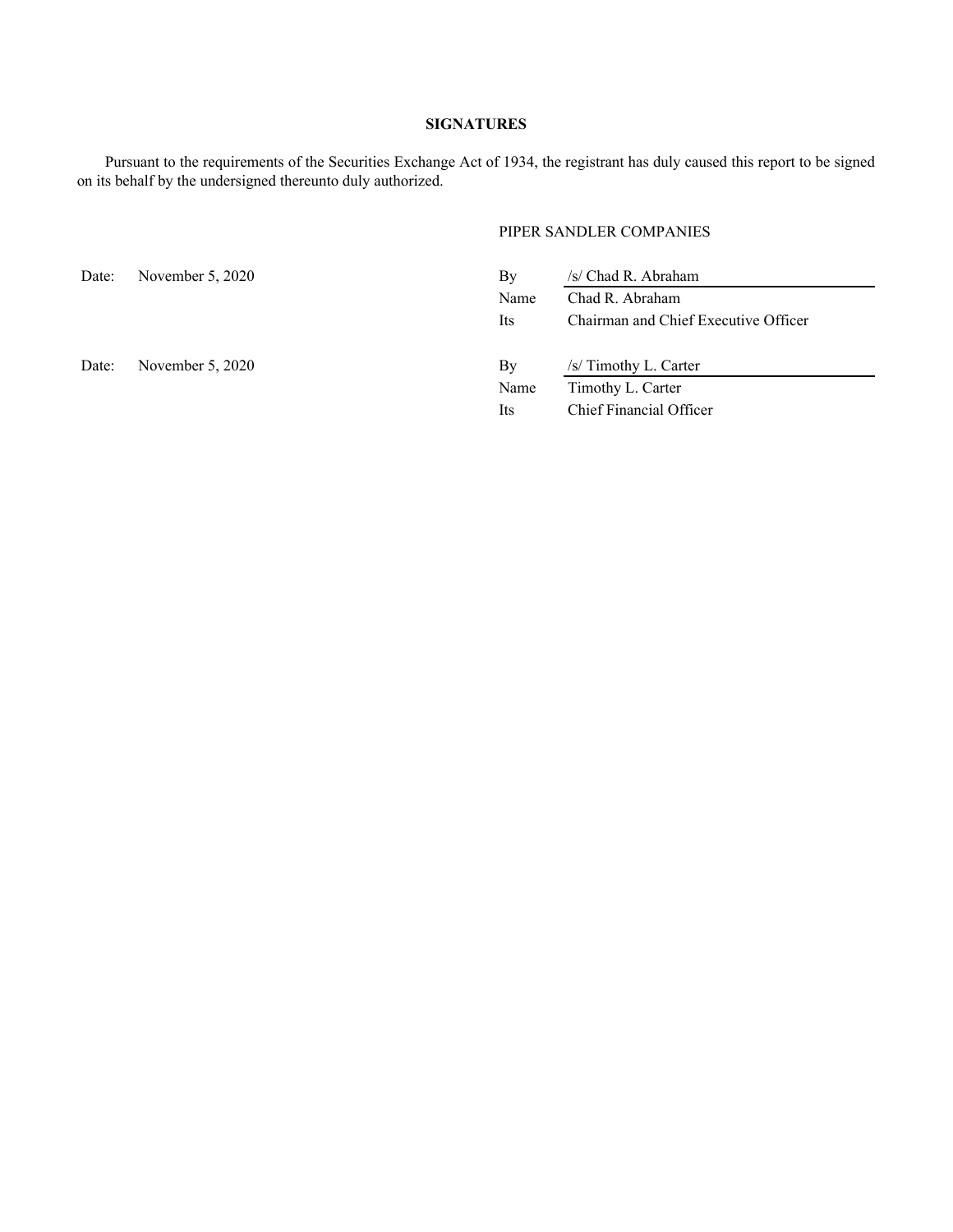**SIGNATURES**

Pursuant to the requirements of the Securities Exchange Act of 1934, the registrant has duly caused this report to be signed on its behalf by the undersigned thereunto duly authorized.

PIPER SANDLER COMPANIES

| | | | |
|---|---|---|---|
| Date: | November 5, 2020 | By | /s/ Chad R. Abraham |
| | | Name | Chad R. Abraham |
| | | Its | Chairman and Chief Executive Officer |
| Date: | November 5, 2020 | By | /s/ Timothy L. Carter |
| | | Name | Timothy L. Carter |
| | | Its | Chief Financial Officer |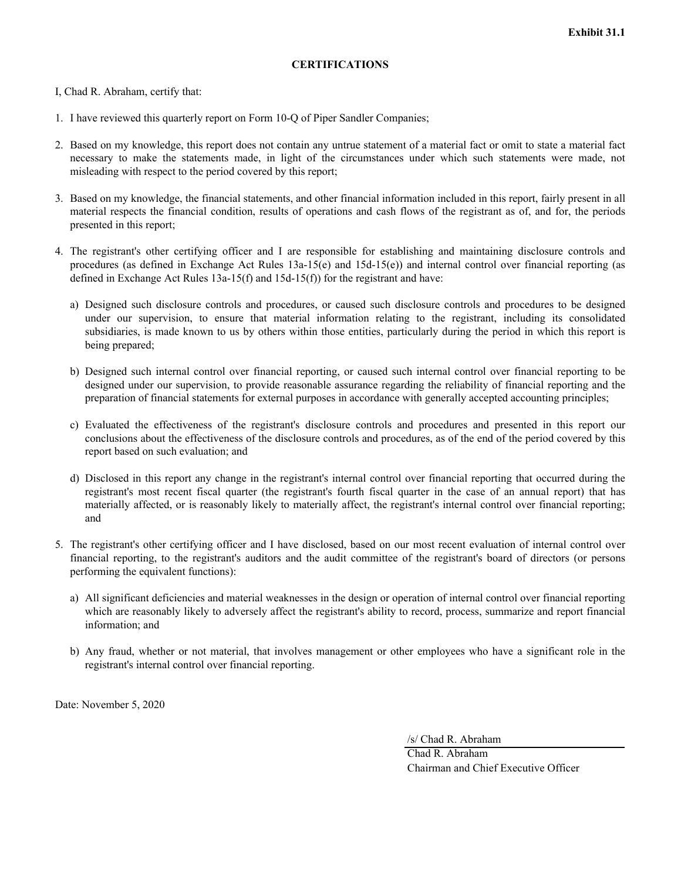**Exhibit 31.1**

**CERTIFICATIONS**

I, Chad R. Abraham, certify that:

1. I have reviewed this quarterly report on Form 10-Q of Piper Sandler Companies;
2. Based on my knowledge, this report does not contain any untrue statement of a material fact or omit to state a material fact necessary to make the statements made, in light of the circumstances under which such statements were made, not misleading with respect to the period covered by this report;
3. Based on my knowledge, the financial statements, and other financial information included in this report, fairly present in all material respects the financial condition, results of operations and cash flows of the registrant as of, and for, the periods presented in this report;
4. The registrant's other certifying officer and I are responsible for establishing and maintaining disclosure controls and procedures (as defined in Exchange Act Rules 13a-15(e) and 15d-15(e)) and internal control over financial reporting (as defined in Exchange Act Rules 13a-15(f) and 15d-15(f)) for the registrant and have:
   a) Designed such disclosure controls and procedures, or caused such disclosure controls and procedures to be designed under our supervision, to ensure that material information relating to the registrant, including its consolidated subsidiaries, is made known to us by others within those entities, particularly during the period in which this report is being prepared;
   b) Designed such internal control over financial reporting, or caused such internal control over financial reporting to be designed under our supervision, to provide reasonable assurance regarding the reliability of financial reporting and the preparation of financial statements for external purposes in accordance with generally accepted accounting principles;
   c) Evaluated the effectiveness of the registrant's disclosure controls and procedures and presented in this report our conclusions about the effectiveness of the disclosure controls and procedures, as of the end of the period covered by this report based on such evaluation; and
   d) Disclosed in this report any change in the registrant's internal control over financial reporting that occurred during the registrant's most recent fiscal quarter (the registrant's fourth fiscal quarter in the case of an annual report) that has materially affected, or is reasonably likely to materially affect, the registrant's internal control over financial reporting; and
5. The registrant's other certifying officer and I have disclosed, based on our most recent evaluation of internal control over financial reporting, to the registrant's auditors and the audit committee of the registrant's board of directors (or persons performing the equivalent functions):
   a) All significant deficiencies and material weaknesses in the design or operation of internal control over financial reporting which are reasonably likely to adversely affect the registrant's ability to record, process, summarize and report financial information; and
   b) Any fraud, whether or not material, that involves management or other employees who have a significant role in the registrant's internal control over financial reporting.

Date: November 5, 2020

/s/ Chad R. Abraham
Chad R. Abraham
Chairman and Chief Executive Officer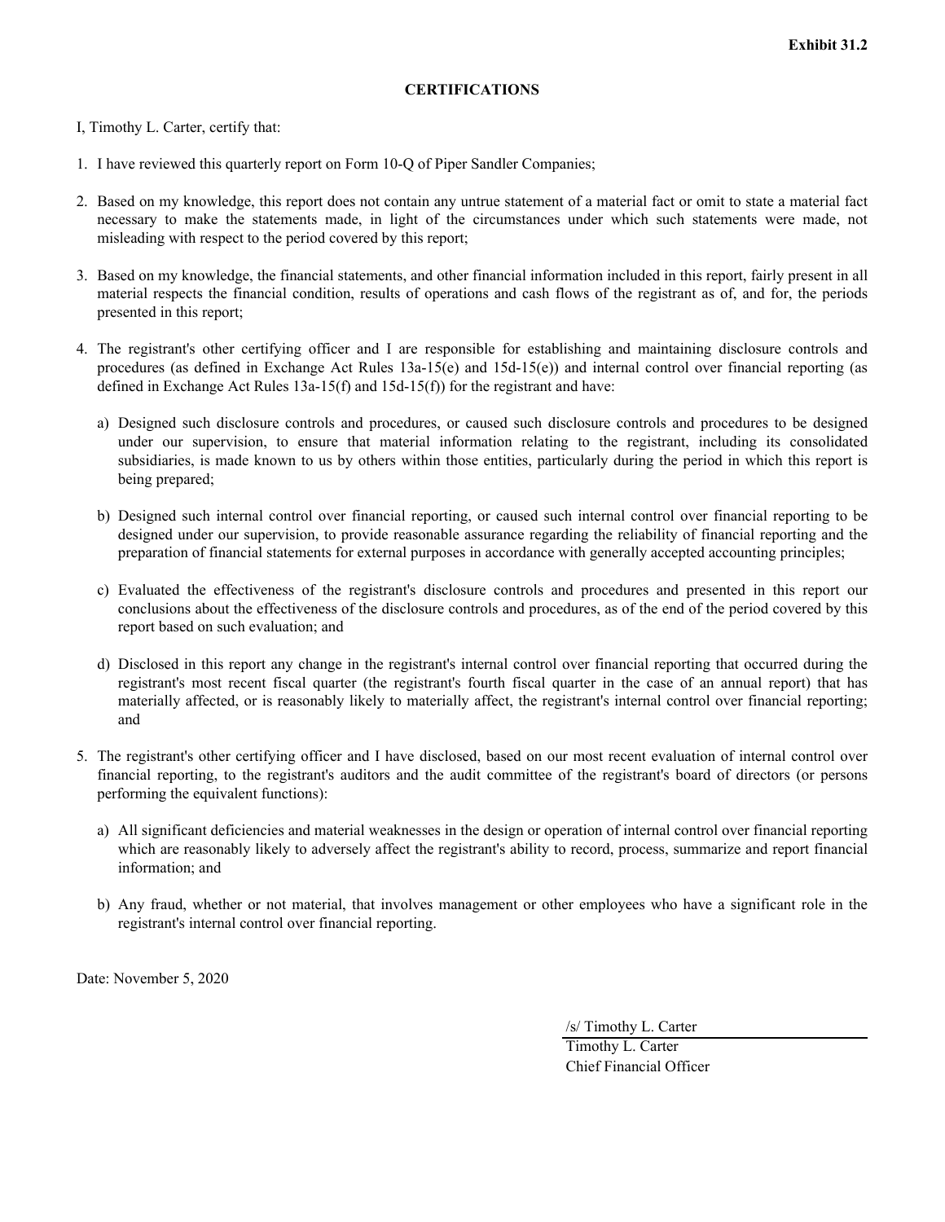**Exhibit 31.2**

**CERTIFICATIONS**

I, Timothy L. Carter, certify that:

1. I have reviewed this quarterly report on Form 10-Q of Piper Sandler Companies;

2. Based on my knowledge, this report does not contain any untrue statement of a material fact or omit to state a material fact necessary to make the statements made, in light of the circumstances under which such statements were made, not misleading with respect to the period covered by this report;

3. Based on my knowledge, the financial statements, and other financial information included in this report, fairly present in all material respects the financial condition, results of operations and cash flows of the registrant as of, and for, the periods presented in this report;

4. The registrant's other certifying officer and I are responsible for establishing and maintaining disclosure controls and procedures (as defined in Exchange Act Rules 13a-15(e) and 15d-15(e)) and internal control over financial reporting (as defined in Exchange Act Rules 13a-15(f) and 15d-15(f)) for the registrant and have:

   a) Designed such disclosure controls and procedures, or caused such disclosure controls and procedures to be designed under our supervision, to ensure that material information relating to the registrant, including its consolidated subsidiaries, is made known to us by others within those entities, particularly during the period in which this report is being prepared;

   b) Designed such internal control over financial reporting, or caused such internal control over financial reporting to be designed under our supervision, to provide reasonable assurance regarding the reliability of financial reporting and the preparation of financial statements for external purposes in accordance with generally accepted accounting principles;

   c) Evaluated the effectiveness of the registrant's disclosure controls and procedures and presented in this report our conclusions about the effectiveness of the disclosure controls and procedures, as of the end of the period covered by this report based on such evaluation; and

   d) Disclosed in this report any change in the registrant's internal control over financial reporting that occurred during the registrant's most recent fiscal quarter (the registrant's fourth fiscal quarter in the case of an annual report) that has materially affected, or is reasonably likely to materially affect, the registrant's internal control over financial reporting; and

5. The registrant's other certifying officer and I have disclosed, based on our most recent evaluation of internal control over financial reporting, to the registrant's auditors and the audit committee of the registrant's board of directors (or persons performing the equivalent functions):

   a) All significant deficiencies and material weaknesses in the design or operation of internal control over financial reporting which are reasonably likely to adversely affect the registrant's ability to record, process, summarize and report financial information; and

   b) Any fraud, whether or not material, that involves management or other employees who have a significant role in the registrant's internal control over financial reporting.

Date: November 5, 2020

/s/ Timothy L. Carter

Timothy L. Carter
Chief Financial Officer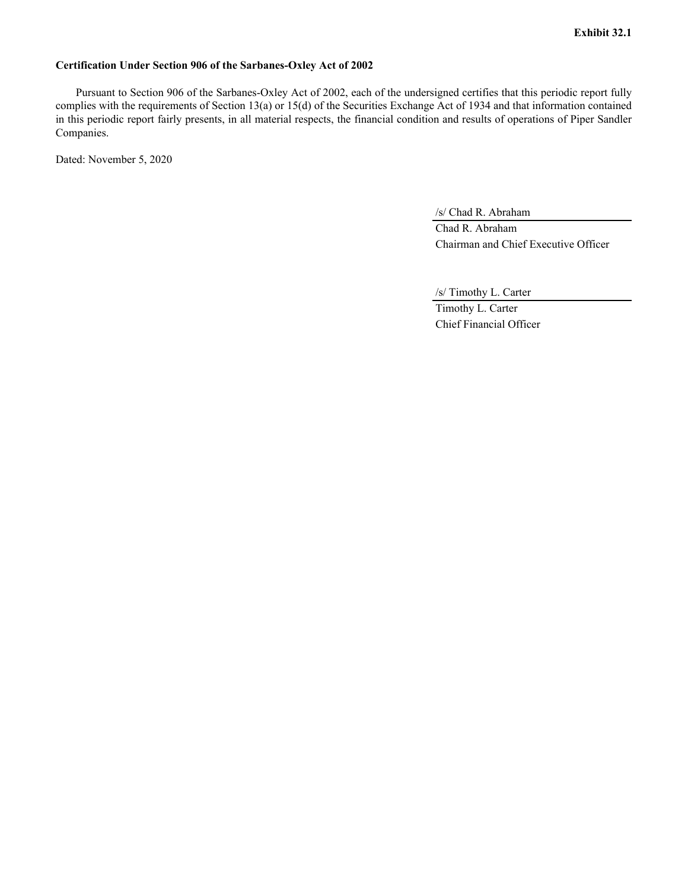**Exhibit 32.1**

**Certification Under Section 906 of the Sarbanes-Oxley Act of 2002**

Pursuant to Section 906 of the Sarbanes-Oxley Act of 2002, each of the undersigned certifies that this periodic report fully complies with the requirements of Section 13(a) or 15(d) of the Securities Exchange Act of 1934 and that information contained in this periodic report fairly presents, in all material respects, the financial condition and results of operations of Piper Sandler Companies.

Dated: November 5, 2020

/s/ Chad R. Abraham

Chad R. Abraham
Chairman and Chief Executive Officer

/s/ Timothy L. Carter

Timothy L. Carter
Chief Financial Officer